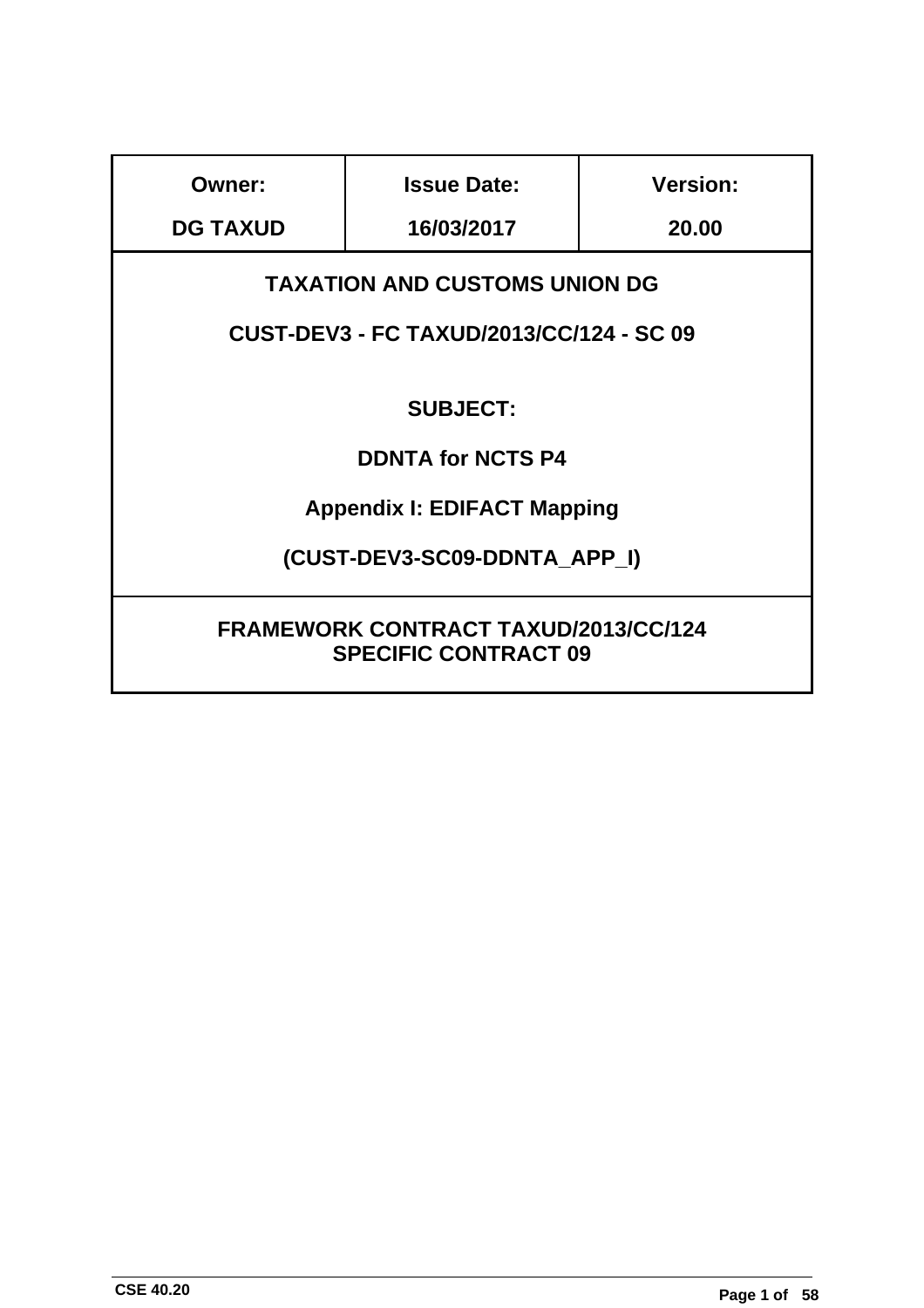| Owner: | Issue Date: | Version: |
|---|---|---|
| **DG TAXUD** | **16/03/2017** | **20.00** |

**TAXATION AND CUSTOMS UNION DG**

**CUST-DEV3 - FC TAXUD/2013/CC/124 - SC 09**

**SUBJECT:**

# DDNTA for NCTS P4

## Appendix I: EDIFACT Mapping

**(CUST-DEV3-SC09-DDNTA_APP_I)**

**FRAMEWORK CONTRACT TAXUD/2013/CC/124**
**SPECIFIC CONTRACT 09**

CSE 40.20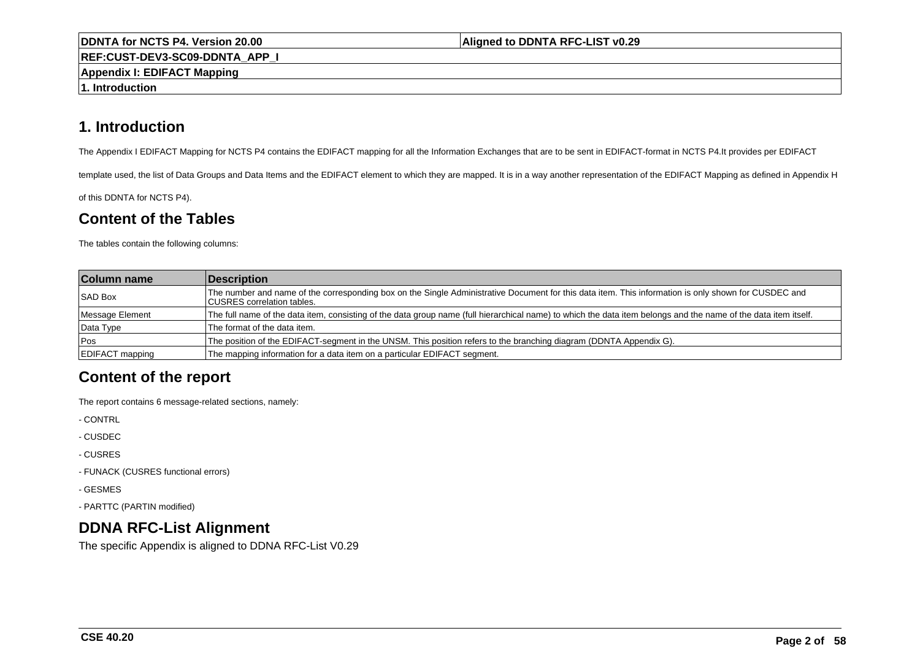# 1. Introduction

The Appendix I EDIFACT Mapping for NCTS P4 contains the EDIFACT mapping for all the Information Exchanges that are to be sent in EDIFACT-format in NCTS P4.It provides per EDIFACT template used, the list of Data Groups and Data Items and the EDIFACT element to which they are mapped. It is in a way another representation of the EDIFACT Mapping as defined in Appendix H of this DDNTA for NCTS P4).

## Content of the Tables

The tables contain the following columns:

| Column name | Description |
|---|---|
| SAD Box | The number and name of the corresponding box on the Single Administrative Document for this data item. This information is only shown for CUSDEC and CUSRES correlation tables. |
| Message Element | The full name of the data item, consisting of the data group name (full hierarchical name) to which the data item belongs and the name of the data item itself. |
| Data Type | The format of the data item. |
| Pos | The position of the EDIFACT-segment in the UNSM. This position refers to the branching diagram (DDNTA Appendix G). |
| EDIFACT mapping | The mapping information for a data item on a particular EDIFACT segment. |

## Content of the report

The report contains 6 message-related sections, namely:

- CONTRL
- CUSDEC
- CUSRES
- FUNACK (CUSRES functional errors)
- GESMES
- PARTTC (PARTIN modified)

## DDNA RFC-List Alignment

The specific Appendix is aligned to DDNA RFC-List V0.29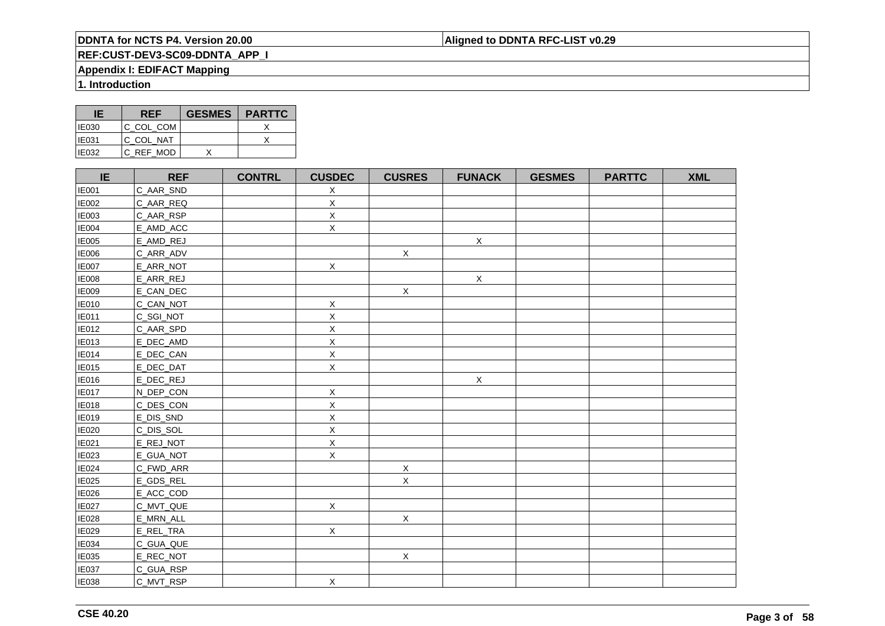## 1. Introduction

| IE | REF | GESMES | PARTTC |
|---|---|---|---|
| IE030 | C_COL_COM | | X |
| IE031 | C_COL_NAT | | X |
| IE032 | C_REF_MOD | X | |

| IE | REF | CONTRL | CUSDEC | CUSRES | FUNACK | GESMES | PARTTC | XML |
|---|---|---|---|---|---|---|---|---|
| IE001 | C_AAR_SND | | X | | | | | |
| IE002 | C_AAR_REQ | | X | | | | | |
| IE003 | C_AAR_RSP | | X | | | | | |
| IE004 | E_AMD_ACC | | X | | | | | |
| IE005 | E_AMD_REJ | | | | X | | | |
| IE006 | C_ARR_ADV | | | X | | | | |
| IE007 | E_ARR_NOT | | X | | | | | |
| IE008 | E_ARR_REJ | | | | X | | | |
| IE009 | E_CAN_DEC | | | X | | | | |
| IE010 | C_CAN_NOT | | X | | | | | |
| IE011 | C_SGI_NOT | | X | | | | | |
| IE012 | C_AAR_SPD | | X | | | | | |
| IE013 | E_DEC_AMD | | X | | | | | |
| IE014 | E_DEC_CAN | | X | | | | | |
| IE015 | E_DEC_DAT | | X | | | | | |
| IE016 | E_DEC_REJ | | | | X | | | |
| IE017 | N_DEP_CON | | X | | | | | |
| IE018 | C_DES_CON | | X | | | | | |
| IE019 | E_DIS_SND | | X | | | | | |
| IE020 | C_DIS_SOL | | X | | | | | |
| IE021 | E_REJ_NOT | | X | | | | | |
| IE023 | E_GUA_NOT | | X | | | | | |
| IE024 | C_FWD_ARR | | | X | | | | |
| IE025 | E_GDS_REL | | | X | | | | |
| IE026 | E_ACC_COD | | | | | | | |
| IE027 | C_MVT_QUE | | X | | | | | |
| IE028 | E_MRN_ALL | | | X | | | | |
| IE029 | E_REL_TRA | | X | | | | | |
| IE034 | C_GUA_QUE | | | | | | | |
| IE035 | E_REC_NOT | | | X | | | | |
| IE037 | C_GUA_RSP | | | | | | | |
| IE038 | C_MVT_RSP | | X | | | | | |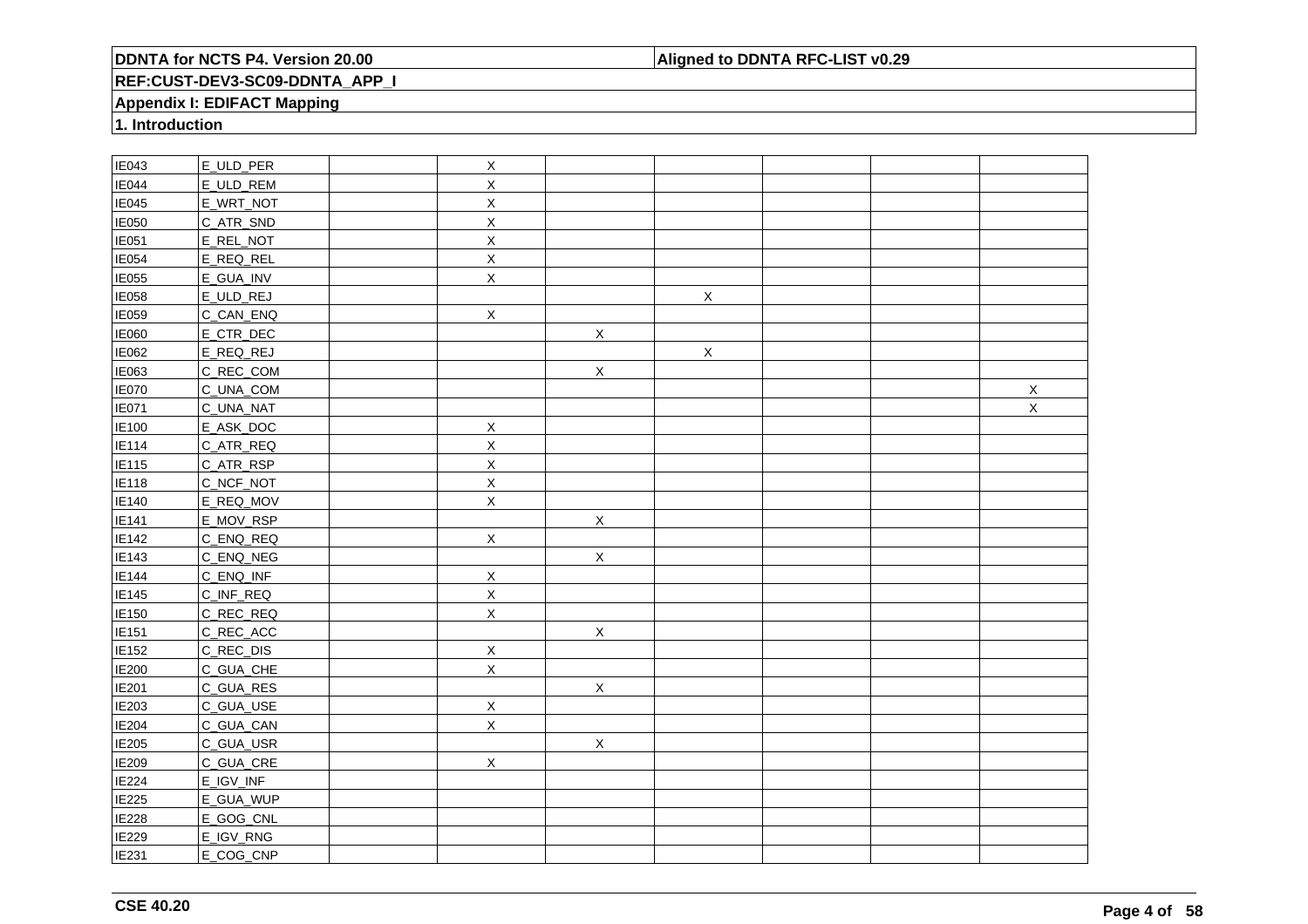| | | | | | | | | |
|---|---|---|---|---|---|---|---|---|
| IE043 | E_ULD_PER | | X | | | | | |
| IE044 | E_ULD_REM | | X | | | | | |
| IE045 | E_WRT_NOT | | X | | | | | |
| IE050 | C_ATR_SND | | X | | | | | |
| IE051 | E_REL_NOT | | X | | | | | |
| IE054 | E_REQ_REL | | X | | | | | |
| IE055 | E_GUA_INV | | X | | | | | |
| IE058 | E_ULD_REJ | | | | X | | | |
| IE059 | C_CAN_ENQ | | X | | | | | |
| IE060 | E_CTR_DEC | | | X | | | | |
| IE062 | E_REQ_REJ | | | | X | | | |
| IE063 | C_REC_COM | | | X | | | | |
| IE070 | C_UNA_COM | | | | | | | X |
| IE071 | C_UNA_NAT | | | | | | | X |
| IE100 | E_ASK_DOC | | X | | | | | |
| IE114 | C_ATR_REQ | | X | | | | | |
| IE115 | C_ATR_RSP | | X | | | | | |
| IE118 | C_NCF_NOT | | X | | | | | |
| IE140 | E_REQ_MOV | | X | | | | | |
| IE141 | E_MOV_RSP | | | X | | | | |
| IE142 | C_ENQ_REQ | | X | | | | | |
| IE143 | C_ENQ_NEG | | | X | | | | |
| IE144 | C_ENQ_INF | | X | | | | | |
| IE145 | C_INF_REQ | | X | | | | | |
| IE150 | C_REC_REQ | | X | | | | | |
| IE151 | C_REC_ACC | | | X | | | | |
| IE152 | C_REC_DIS | | X | | | | | |
| IE200 | C_GUA_CHE | | X | | | | | |
| IE201 | C_GUA_RES | | | X | | | | |
| IE203 | C_GUA_USE | | X | | | | | |
| IE204 | C_GUA_CAN | | X | | | | | |
| IE205 | C_GUA_USR | | | X | | | | |
| IE209 | C_GUA_CRE | | X | | | | | |
| IE224 | E_IGV_INF | | | | | | | |
| IE225 | E_GUA_WUP | | | | | | | |
| IE228 | E_GOG_CNL | | | | | | | |
| IE229 | E_IGV_RNG | | | | | | | |
| IE231 | E_COG_CNP | | | | | | | |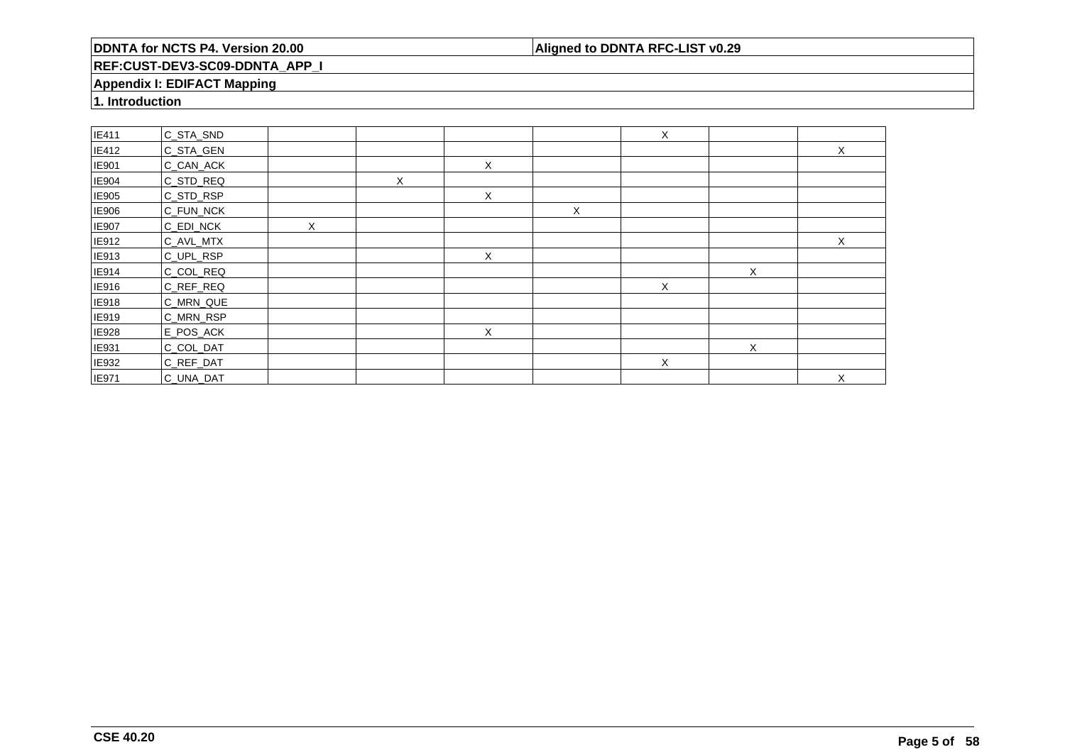| | | | | | | | | |
|---|---|---|---|---|---|---|---|---|
| IE411 | C_STA_SND | | | | | X | | |
| IE412 | C_STA_GEN | | | | | | | X |
| IE901 | C_CAN_ACK | | | X | | | | |
| IE904 | C_STD_REQ | | X | | | | | |
| IE905 | C_STD_RSP | | | X | | | | |
| IE906 | C_FUN_NCK | | | | X | | | |
| IE907 | C_EDI_NCK | X | | | | | | |
| IE912 | C_AVL_MTX | | | | | | | X |
| IE913 | C_UPL_RSP | | | X | | | | |
| IE914 | C_COL_REQ | | | | | | X | |
| IE916 | C_REF_REQ | | | | | X | | |
| IE918 | C_MRN_QUE | | | | | | | |
| IE919 | C_MRN_RSP | | | | | | | |
| IE928 | E_POS_ACK | | | X | | | | |
| IE931 | C_COL_DAT | | | | | | X | |
| IE932 | C_REF_DAT | | | | | X | | |
| IE971 | C_UNA_DAT | | | | | | | X |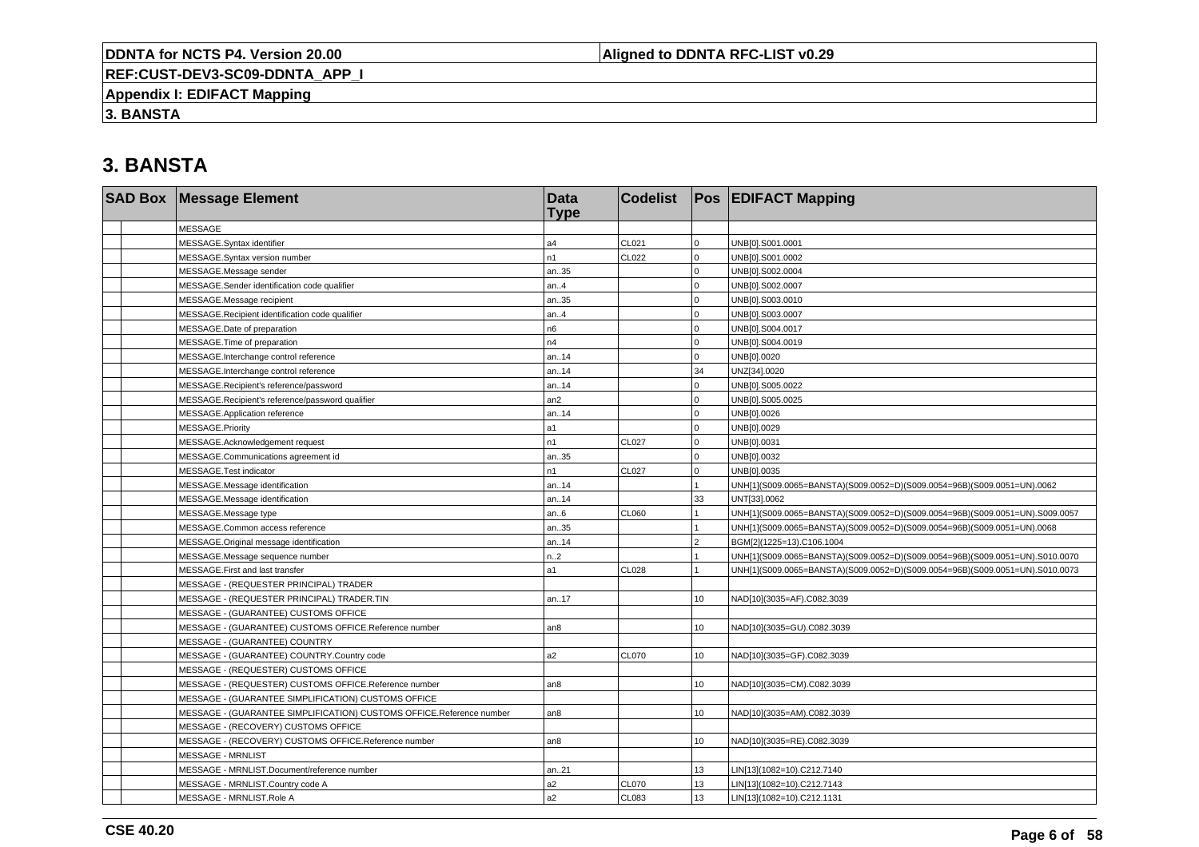# 3. BANSTA

| SAD Box | Message Element | Data Type | Codelist | Pos | EDIFACT Mapping |
|---|---|---|---|---|---|
| | MESSAGE | | | | |
| | MESSAGE.Syntax identifier | a4 | CL021 | 0 | UNB[0].S001.0001 |
| | MESSAGE.Syntax version number | n1 | CL022 | 0 | UNB[0].S001.0002 |
| | MESSAGE.Message sender | an..35 | | 0 | UNB[0].S002.0004 |
| | MESSAGE.Sender identification code qualifier | an..4 | | 0 | UNB[0].S002.0007 |
| | MESSAGE.Message recipient | an..35 | | 0 | UNB[0].S003.0010 |
| | MESSAGE.Recipient identification code qualifier | an..4 | | 0 | UNB[0].S003.0007 |
| | MESSAGE.Date of preparation | n6 | | 0 | UNB[0].S004.0017 |
| | MESSAGE.Time of preparation | n4 | | 0 | UNB[0].S004.0019 |
| | MESSAGE.Interchange control reference | an..14 | | 0 | UNB[0].0020 |
| | MESSAGE.Interchange control reference | an..14 | | 34 | UNZ[34].0020 |
| | MESSAGE.Recipient's reference/password | an..14 | | 0 | UNB[0].S005.0022 |
| | MESSAGE.Recipient's reference/password qualifier | an2 | | 0 | UNB[0].S005.0025 |
| | MESSAGE.Application reference | an..14 | | 0 | UNB[0].0026 |
| | MESSAGE.Priority | a1 | | 0 | UNB[0].0029 |
| | MESSAGE.Acknowledgement request | n1 | CL027 | 0 | UNB[0].0031 |
| | MESSAGE.Communications agreement id | an..35 | | 0 | UNB[0].0032 |
| | MESSAGE.Test indicator | n1 | CL027 | 0 | UNB[0].0035 |
| | MESSAGE.Message identification | an..14 | | 1 | UNH[1](S009.0065=BANSTA)(S009.0052=D)(S009.0054=96B)(S009.0051=UN).0062 |
| | MESSAGE.Message identification | an..14 | | 33 | UNT[33].0062 |
| | MESSAGE.Message type | an..6 | CL060 | 1 | UNH[1](S009.0065=BANSTA)(S009.0052=D)(S009.0054=96B)(S009.0051=UN).S009.0057 |
| | MESSAGE.Common access reference | an..35 | | 1 | UNH[1](S009.0065=BANSTA)(S009.0052=D)(S009.0054=96B)(S009.0051=UN).0068 |
| | MESSAGE.Original message identification | an..14 | | 2 | BGM[2](1225=13).C106.1004 |
| | MESSAGE.Message sequence number | n..2 | | 1 | UNH[1](S009.0065=BANSTA)(S009.0052=D)(S009.0054=96B)(S009.0051=UN).S010.0070 |
| | MESSAGE.First and last transfer | a1 | CL028 | 1 | UNH[1](S009.0065=BANSTA)(S009.0052=D)(S009.0054=96B)(S009.0051=UN).S010.0073 |
| | MESSAGE - (REQUESTER PRINCIPAL) TRADER | | | | |
| | MESSAGE - (REQUESTER PRINCIPAL) TRADER.TIN | an..17 | | 10 | NAD[10](3035=AF).C082.3039 |
| | MESSAGE - (GUARANTEE) CUSTOMS OFFICE | | | | |
| | MESSAGE - (GUARANTEE) CUSTOMS OFFICE.Reference number | an8 | | 10 | NAD[10](3035=GU).C082.3039 |
| | MESSAGE - (GUARANTEE) COUNTRY | | | | |
| | MESSAGE - (GUARANTEE) COUNTRY.Country code | a2 | CL070 | 10 | NAD[10](3035=GF).C082.3039 |
| | MESSAGE - (REQUESTER) CUSTOMS OFFICE | | | | |
| | MESSAGE - (REQUESTER) CUSTOMS OFFICE.Reference number | an8 | | 10 | NAD[10](3035=CM).C082.3039 |
| | MESSAGE - (GUARANTEE SIMPLIFICATION) CUSTOMS OFFICE | | | | |
| | MESSAGE - (GUARANTEE SIMPLIFICATION) CUSTOMS OFFICE.Reference number | an8 | | 10 | NAD[10](3035=AM).C082.3039 |
| | MESSAGE - (RECOVERY) CUSTOMS OFFICE | | | | |
| | MESSAGE - (RECOVERY) CUSTOMS OFFICE.Reference number | an8 | | 10 | NAD[10](3035=RE).C082.3039 |
| | MESSAGE - MRNLIST | | | | |
| | MESSAGE - MRNLIST.Document/reference number | an..21 | | 13 | LIN[13](1082=10).C212.7140 |
| | MESSAGE - MRNLIST.Country code A | a2 | CL070 | 13 | LIN[13](1082=10).C212.7143 |
| | MESSAGE - MRNLIST.Role A | a2 | CL083 | 13 | LIN[13](1082=10).C212.1131 |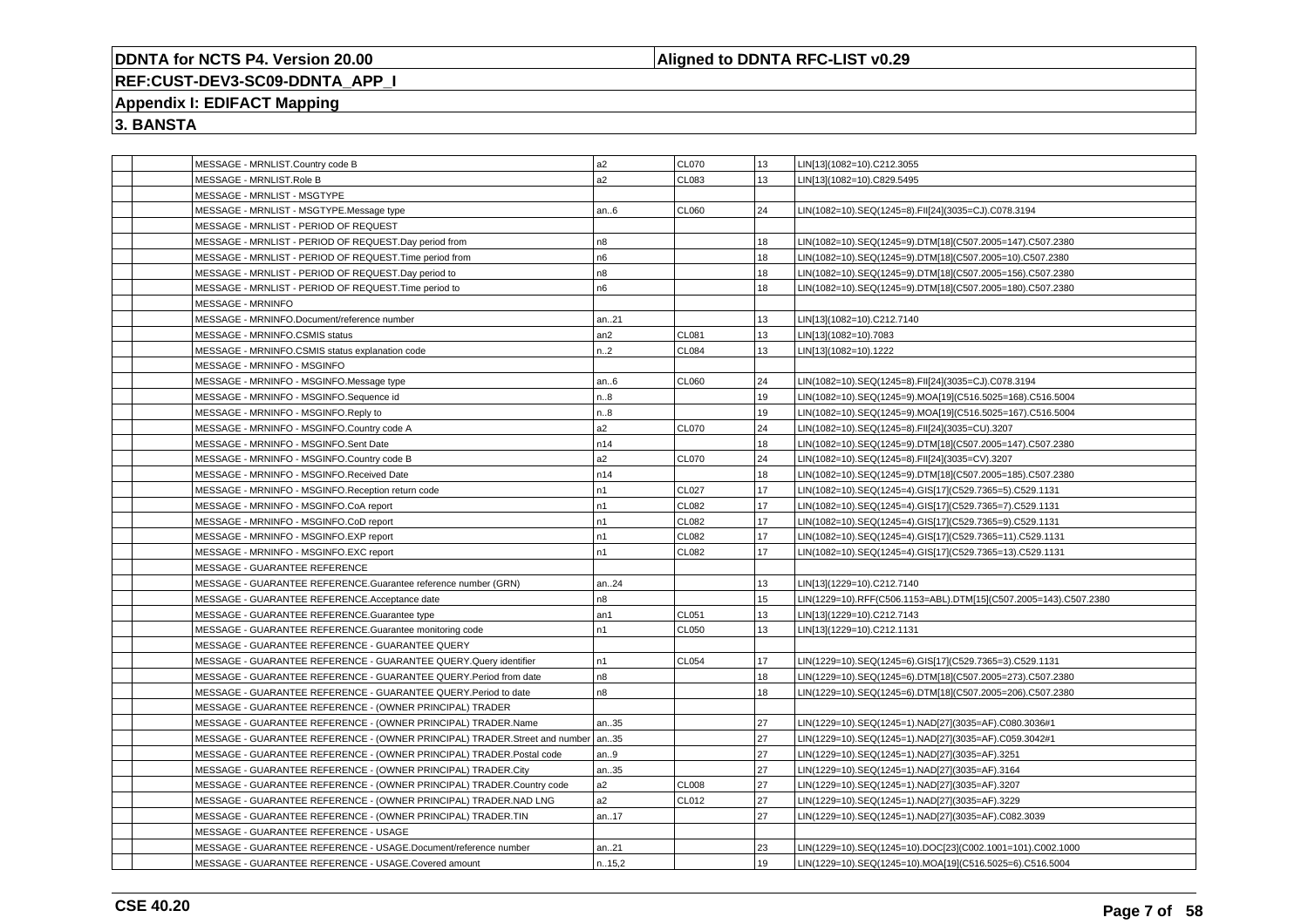**DDNTA for NCTS P4. Version 20.00** | **Aligned to DDNTA RFC-LIST v0.29**

**REF:CUST-DEV3-SC09-DDNTA_APP_I**

**Appendix I: EDIFACT Mapping**

**3. BANSTA**

| | | | | | | |
|---|---|---|---|---|---|---|
| | | MESSAGE - MRNLIST.Country code B | a2 | CL070 | 13 | LIN[13](1082=10).C212.3055 |
| | | MESSAGE - MRNLIST.Role B | a2 | CL083 | 13 | LIN[13](1082=10).C829.5495 |
| | | MESSAGE - MRNLIST - MSGTYPE | | | | |
| | | MESSAGE - MRNLIST - MSGTYPE.Message type | an..6 | CL060 | 24 | LIN(1082=10).SEQ(1245=8).FII[24](3035=CJ).C078.3194 |
| | | MESSAGE - MRNLIST - PERIOD OF REQUEST | | | | |
| | | MESSAGE - MRNLIST - PERIOD OF REQUEST.Day period from | n8 | | 18 | LIN(1082=10).SEQ(1245=9).DTM[18](C507.2005=147).C507.2380 |
| | | MESSAGE - MRNLIST - PERIOD OF REQUEST.Time period from | n6 | | 18 | LIN(1082=10).SEQ(1245=9).DTM[18](C507.2005=10).C507.2380 |
| | | MESSAGE - MRNLIST - PERIOD OF REQUEST.Day period to | n8 | | 18 | LIN(1082=10).SEQ(1245=9).DTM[18](C507.2005=156).C507.2380 |
| | | MESSAGE - MRNLIST - PERIOD OF REQUEST.Time period to | n6 | | 18 | LIN(1082=10).SEQ(1245=9).DTM[18](C507.2005=180).C507.2380 |
| | | MESSAGE - MRNINFO | | | | |
| | | MESSAGE - MRNINFO.Document/reference number | an..21 | | 13 | LIN[13](1082=10).C212.7140 |
| | | MESSAGE - MRNINFO.CSMIS status | an2 | CL081 | 13 | LIN[13](1082=10).7083 |
| | | MESSAGE - MRNINFO.CSMIS status explanation code | n..2 | CL084 | 13 | LIN[13](1082=10).1222 |
| | | MESSAGE - MRNINFO - MSGINFO | | | | |
| | | MESSAGE - MRNINFO - MSGINFO.Message type | an..6 | CL060 | 24 | LIN(1082=10).SEQ(1245=8).FII[24](3035=CJ).C078.3194 |
| | | MESSAGE - MRNINFO - MSGINFO.Sequence id | n..8 | | 19 | LIN(1082=10).SEQ(1245=9).MOA[19](C516.5025=168).C516.5004 |
| | | MESSAGE - MRNINFO - MSGINFO.Reply to | n..8 | | 19 | LIN(1082=10).SEQ(1245=9).MOA[19](C516.5025=167).C516.5004 |
| | | MESSAGE - MRNINFO - MSGINFO.Country code A | a2 | CL070 | 24 | LIN(1082=10).SEQ(1245=8).FII[24](3035=CU).3207 |
| | | MESSAGE - MRNINFO - MSGINFO.Sent Date | n14 | | 18 | LIN(1082=10).SEQ(1245=9).DTM[18](C507.2005=147).C507.2380 |
| | | MESSAGE - MRNINFO - MSGINFO.Country code B | a2 | CL070 | 24 | LIN(1082=10).SEQ(1245=8).FII[24](3035=CV).3207 |
| | | MESSAGE - MRNINFO - MSGINFO.Received Date | n14 | | 18 | LIN(1082=10).SEQ(1245=9).DTM[18](C507.2005=185).C507.2380 |
| | | MESSAGE - MRNINFO - MSGINFO.Reception return code | n1 | CL027 | 17 | LIN(1082=10).SEQ(1245=4).GIS[17](C529.7365=5).C529.1131 |
| | | MESSAGE - MRNINFO - MSGINFO.CoA report | n1 | CL082 | 17 | LIN(1082=10).SEQ(1245=4).GIS[17](C529.7365=7).C529.1131 |
| | | MESSAGE - MRNINFO - MSGINFO.CoD report | n1 | CL082 | 17 | LIN(1082=10).SEQ(1245=4).GIS[17](C529.7365=9).C529.1131 |
| | | MESSAGE - MRNINFO - MSGINFO.EXP report | n1 | CL082 | 17 | LIN(1082=10).SEQ(1245=4).GIS[17](C529.7365=11).C529.1131 |
| | | MESSAGE - MRNINFO - MSGINFO.EXC report | n1 | CL082 | 17 | LIN(1082=10).SEQ(1245=4).GIS[17](C529.7365=13).C529.1131 |
| | | MESSAGE - GUARANTEE REFERENCE | | | | |
| | | MESSAGE - GUARANTEE REFERENCE.Guarantee reference number (GRN) | an..24 | | 13 | LIN[13](1229=10).C212.7140 |
| | | MESSAGE - GUARANTEE REFERENCE.Acceptance date | n8 | | 15 | LIN(1229=10).RFF(C506.1153=ABL).DTM[15](C507.2005=143).C507.2380 |
| | | MESSAGE - GUARANTEE REFERENCE.Guarantee type | an1 | CL051 | 13 | LIN[13](1229=10).C212.7143 |
| | | MESSAGE - GUARANTEE REFERENCE.Guarantee monitoring code | n1 | CL050 | 13 | LIN[13](1229=10).C212.1131 |
| | | MESSAGE - GUARANTEE REFERENCE - GUARANTEE QUERY | | | | |
| | | MESSAGE - GUARANTEE REFERENCE - GUARANTEE QUERY.Query identifier | n1 | CL054 | 17 | LIN(1229=10).SEQ(1245=6).GIS[17](C529.7365=3).C529.1131 |
| | | MESSAGE - GUARANTEE REFERENCE - GUARANTEE QUERY.Period from date | n8 | | 18 | LIN(1229=10).SEQ(1245=6).DTM[18](C507.2005=273).C507.2380 |
| | | MESSAGE - GUARANTEE REFERENCE - GUARANTEE QUERY.Period to date | n8 | | 18 | LIN(1229=10).SEQ(1245=6).DTM[18](C507.2005=206).C507.2380 |
| | | MESSAGE - GUARANTEE REFERENCE - (OWNER PRINCIPAL) TRADER | | | | |
| | | MESSAGE - GUARANTEE REFERENCE - (OWNER PRINCIPAL) TRADER.Name | an..35 | | 27 | LIN(1229=10).SEQ(1245=1).NAD[27](3035=AF).C080.3036#1 |
| | | MESSAGE - GUARANTEE REFERENCE - (OWNER PRINCIPAL) TRADER.Street and number | an..35 | | 27 | LIN(1229=10).SEQ(1245=1).NAD[27](3035=AF).C059.3042#1 |
| | | MESSAGE - GUARANTEE REFERENCE - (OWNER PRINCIPAL) TRADER.Postal code | an..9 | | 27 | LIN(1229=10).SEQ(1245=1).NAD[27](3035=AF).3251 |
| | | MESSAGE - GUARANTEE REFERENCE - (OWNER PRINCIPAL) TRADER.City | an..35 | | 27 | LIN(1229=10).SEQ(1245=1).NAD[27](3035=AF).3164 |
| | | MESSAGE - GUARANTEE REFERENCE - (OWNER PRINCIPAL) TRADER.Country code | a2 | CL008 | 27 | LIN(1229=10).SEQ(1245=1).NAD[27](3035=AF).3207 |
| | | MESSAGE - GUARANTEE REFERENCE - (OWNER PRINCIPAL) TRADER.NAD LNG | a2 | CL012 | 27 | LIN(1229=10).SEQ(1245=1).NAD[27](3035=AF).3229 |
| | | MESSAGE - GUARANTEE REFERENCE - (OWNER PRINCIPAL) TRADER.TIN | an..17 | | 27 | LIN(1229=10).SEQ(1245=1).NAD[27](3035=AF).C082.3039 |
| | | MESSAGE - GUARANTEE REFERENCE - USAGE | | | | |
| | | MESSAGE - GUARANTEE REFERENCE - USAGE.Document/reference number | an..21 | | 23 | LIN(1229=10).SEQ(1245=10).DOC[23](C002.1001=101).C002.1000 |
| | | MESSAGE - GUARANTEE REFERENCE - USAGE.Covered amount | n..15,2 | | 19 | LIN(1229=10).SEQ(1245=10).MOA[19](C516.5025=6).C516.5004 |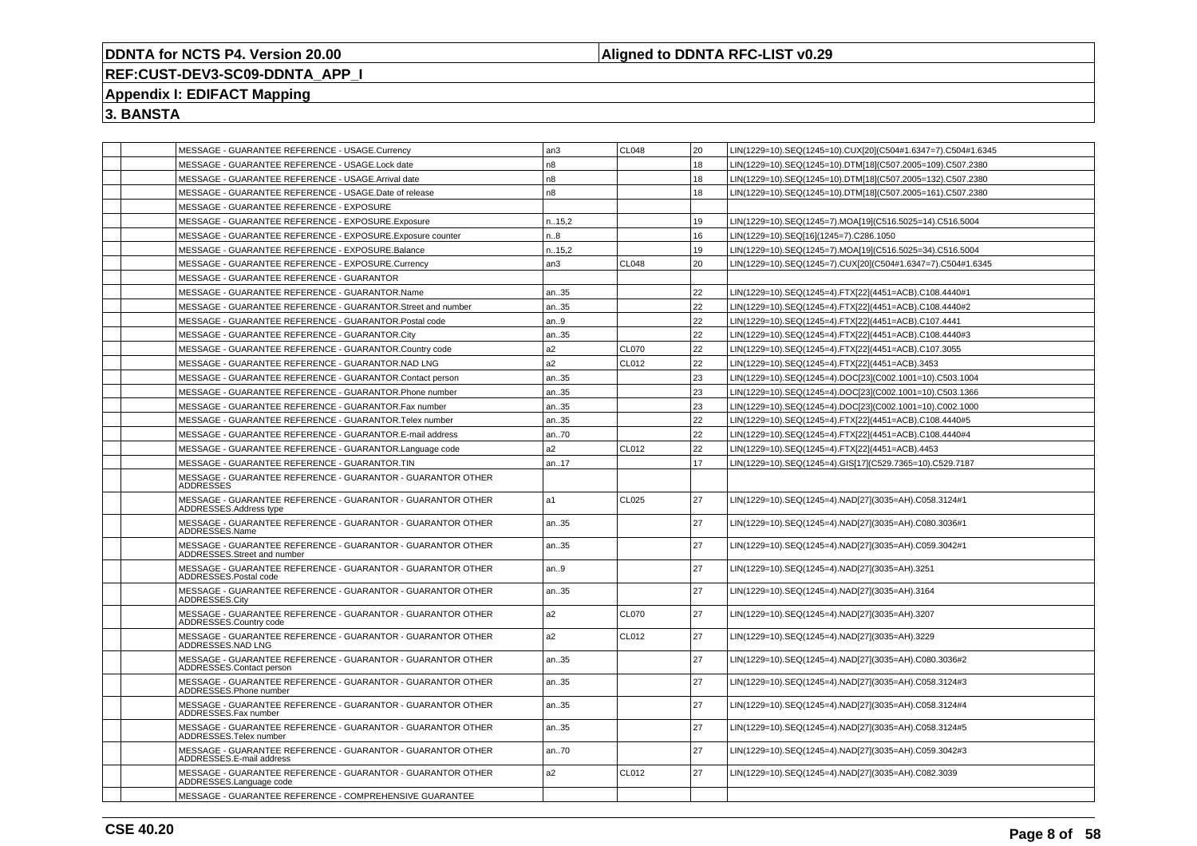## 3. BANSTA

| | | | | | | |
|---|---|---|---|---|---|---|
| | | MESSAGE - GUARANTEE REFERENCE - USAGE.Currency | an3 | CL048 | 20 | LIN(1229=10).SEQ(1245=10).CUX[20](C504#1.6347=7).C504#1.6345 |
| | | MESSAGE - GUARANTEE REFERENCE - USAGE.Lock date | n8 | | 18 | LIN(1229=10).SEQ(1245=10).DTM[18](C507.2005=109).C507.2380 |
| | | MESSAGE - GUARANTEE REFERENCE - USAGE.Arrival date | n8 | | 18 | LIN(1229=10).SEQ(1245=10).DTM[18](C507.2005=132).C507.2380 |
| | | MESSAGE - GUARANTEE REFERENCE - USAGE.Date of release | n8 | | 18 | LIN(1229=10).SEQ(1245=10).DTM[18](C507.2005=161).C507.2380 |
| | | MESSAGE - GUARANTEE REFERENCE - EXPOSURE | | | | |
| | | MESSAGE - GUARANTEE REFERENCE - EXPOSURE.Exposure | n..15,2 | | 19 | LIN(1229=10).SEQ(1245=7).MOA[19](C516.5025=14).C516.5004 |
| | | MESSAGE - GUARANTEE REFERENCE - EXPOSURE.Exposure counter | n..8 | | 16 | LIN(1229=10).SEQ[16](1245=7).C286.1050 |
| | | MESSAGE - GUARANTEE REFERENCE - EXPOSURE.Balance | n..15,2 | | 19 | LIN(1229=10).SEQ(1245=7).MOA[19](C516.5025=34).C516.5004 |
| | | MESSAGE - GUARANTEE REFERENCE - EXPOSURE.Currency | an3 | CL048 | 20 | LIN(1229=10).SEQ(1245=7).CUX[20](C504#1.6347=7).C504#1.6345 |
| | | MESSAGE - GUARANTEE REFERENCE - GUARANTOR | | | | |
| | | MESSAGE - GUARANTEE REFERENCE - GUARANTOR.Name | an..35 | | 22 | LIN(1229=10).SEQ(1245=4).FTX[22](4451=ACB).C108.4440#1 |
| | | MESSAGE - GUARANTEE REFERENCE - GUARANTOR.Street and number | an..35 | | 22 | LIN(1229=10).SEQ(1245=4).FTX[22](4451=ACB).C108.4440#2 |
| | | MESSAGE - GUARANTEE REFERENCE - GUARANTOR.Postal code | an..9 | | 22 | LIN(1229=10).SEQ(1245=4).FTX[22](4451=ACB).C107.4441 |
| | | MESSAGE - GUARANTEE REFERENCE - GUARANTOR.City | an..35 | | 22 | LIN(1229=10).SEQ(1245=4).FTX[22](4451=ACB).C108.4440#3 |
| | | MESSAGE - GUARANTEE REFERENCE - GUARANTOR.Country code | a2 | CL070 | 22 | LIN(1229=10).SEQ(1245=4).FTX[22](4451=ACB).C107.3055 |
| | | MESSAGE - GUARANTEE REFERENCE - GUARANTOR.NAD LNG | a2 | CL012 | 22 | LIN(1229=10).SEQ(1245=4).FTX[22](4451=ACB).3453 |
| | | MESSAGE - GUARANTEE REFERENCE - GUARANTOR.Contact person | an..35 | | 23 | LIN(1229=10).SEQ(1245=4).DOC[23](C002.1001=10).C503.1004 |
| | | MESSAGE - GUARANTEE REFERENCE - GUARANTOR.Phone number | an..35 | | 23 | LIN(1229=10).SEQ(1245=4).DOC[23](C002.1001=10).C503.1366 |
| | | MESSAGE - GUARANTEE REFERENCE - GUARANTOR.Fax number | an..35 | | 23 | LIN(1229=10).SEQ(1245=4).DOC[23](C002.1001=10).C002.1000 |
| | | MESSAGE - GUARANTEE REFERENCE - GUARANTOR.Telex number | an..35 | | 22 | LIN(1229=10).SEQ(1245=4).FTX[22](4451=ACB).C108.4440#5 |
| | | MESSAGE - GUARANTEE REFERENCE - GUARANTOR.E-mail address | an..70 | | 22 | LIN(1229=10).SEQ(1245=4).FTX[22](4451=ACB).C108.4440#4 |
| | | MESSAGE - GUARANTEE REFERENCE - GUARANTOR.Language code | a2 | CL012 | 22 | LIN(1229=10).SEQ(1245=4).FTX[22](4451=ACB).4453 |
| | | MESSAGE - GUARANTEE REFERENCE - GUARANTOR.TIN | an..17 | | 17 | LIN(1229=10).SEQ(1245=4).GIS[17](C529.7365=10).C529.7187 |
| | | MESSAGE - GUARANTEE REFERENCE - GUARANTOR - GUARANTOR OTHER ADDRESSES | | | | |
| | | MESSAGE - GUARANTEE REFERENCE - GUARANTOR - GUARANTOR OTHER ADDRESSES.Address type | a1 | CL025 | 27 | LIN(1229=10).SEQ(1245=4).NAD[27](3035=AH).C058.3124#1 |
| | | MESSAGE - GUARANTEE REFERENCE - GUARANTOR - GUARANTOR OTHER ADDRESSES.Name | an..35 | | 27 | LIN(1229=10).SEQ(1245=4).NAD[27](3035=AH).C080.3036#1 |
| | | MESSAGE - GUARANTEE REFERENCE - GUARANTOR - GUARANTOR OTHER ADDRESSES.Street and number | an..35 | | 27 | LIN(1229=10).SEQ(1245=4).NAD[27](3035=AH).C059.3042#1 |
| | | MESSAGE - GUARANTEE REFERENCE - GUARANTOR - GUARANTOR OTHER ADDRESSES.Postal code | an..9 | | 27 | LIN(1229=10).SEQ(1245=4).NAD[27](3035=AH).3251 |
| | | MESSAGE - GUARANTEE REFERENCE - GUARANTOR - GUARANTOR OTHER ADDRESSES.City | an..35 | | 27 | LIN(1229=10).SEQ(1245=4).NAD[27](3035=AH).3164 |
| | | MESSAGE - GUARANTEE REFERENCE - GUARANTOR - GUARANTOR OTHER ADDRESSES.Country code | a2 | CL070 | 27 | LIN(1229=10).SEQ(1245=4).NAD[27](3035=AH).3207 |
| | | MESSAGE - GUARANTEE REFERENCE - GUARANTOR - GUARANTOR OTHER ADDRESSES.NAD LNG | a2 | CL012 | 27 | LIN(1229=10).SEQ(1245=4).NAD[27](3035=AH).3229 |
| | | MESSAGE - GUARANTEE REFERENCE - GUARANTOR - GUARANTOR OTHER ADDRESSES.Contact person | an..35 | | 27 | LIN(1229=10).SEQ(1245=4).NAD[27](3035=AH).C080.3036#2 |
| | | MESSAGE - GUARANTEE REFERENCE - GUARANTOR - GUARANTOR OTHER ADDRESSES.Phone number | an..35 | | 27 | LIN(1229=10).SEQ(1245=4).NAD[27](3035=AH).C058.3124#3 |
| | | MESSAGE - GUARANTEE REFERENCE - GUARANTOR - GUARANTOR OTHER ADDRESSES.Fax number | an..35 | | 27 | LIN(1229=10).SEQ(1245=4).NAD[27](3035=AH).C058.3124#4 |
| | | MESSAGE - GUARANTEE REFERENCE - GUARANTOR - GUARANTOR OTHER ADDRESSES.Telex number | an..35 | | 27 | LIN(1229=10).SEQ(1245=4).NAD[27](3035=AH).C058.3124#5 |
| | | MESSAGE - GUARANTEE REFERENCE - GUARANTOR - GUARANTOR OTHER ADDRESSES.E-mail address | an..70 | | 27 | LIN(1229=10).SEQ(1245=4).NAD[27](3035=AH).C059.3042#3 |
| | | MESSAGE - GUARANTEE REFERENCE - GUARANTOR - GUARANTOR OTHER ADDRESSES.Language code | a2 | CL012 | 27 | LIN(1229=10).SEQ(1245=4).NAD[27](3035=AH).C082.3039 |
| | | MESSAGE - GUARANTEE REFERENCE - COMPREHENSIVE GUARANTEE | | | | |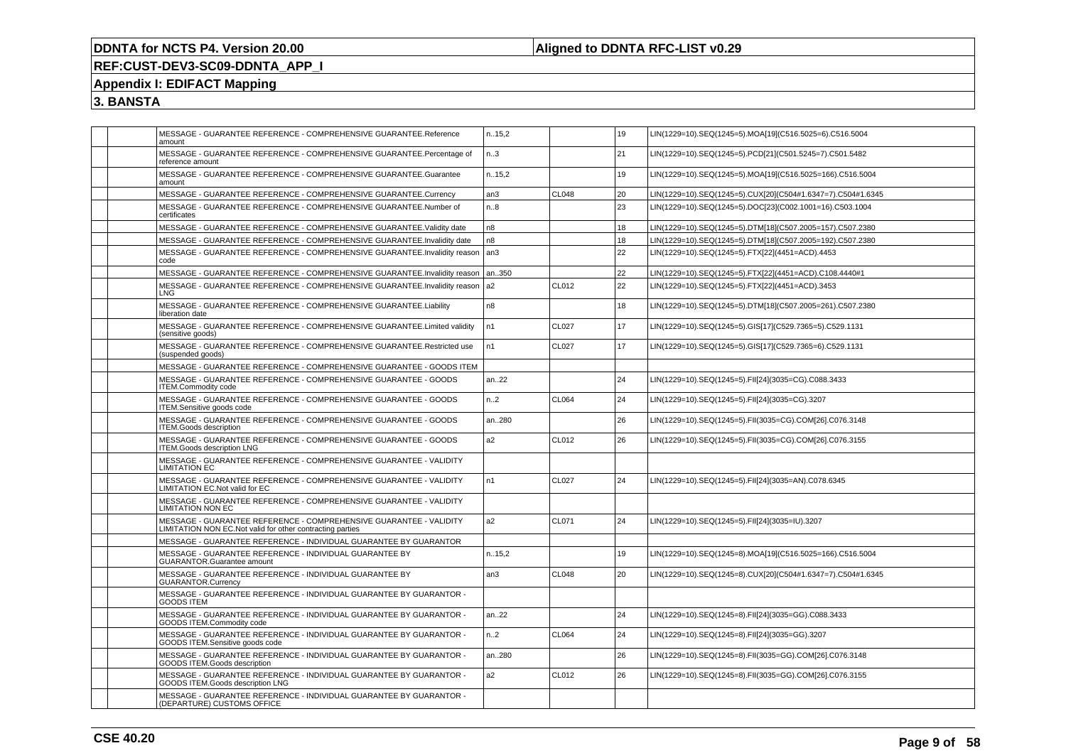## 3. BANSTA

| | | | | | | |
|---|---|---|---|---|---|---|
| | | MESSAGE - GUARANTEE REFERENCE - COMPREHENSIVE GUARANTEE.Reference amount | n..15,2 | | 19 | LIN(1229=10).SEQ(1245=5).MOA[19](C516.5025=6).C516.5004 |
| | | MESSAGE - GUARANTEE REFERENCE - COMPREHENSIVE GUARANTEE.Percentage of reference amount | n..3 | | 21 | LIN(1229=10).SEQ(1245=5).PCD[21](C501.5245=7).C501.5482 |
| | | MESSAGE - GUARANTEE REFERENCE - COMPREHENSIVE GUARANTEE.Guarantee amount | n..15,2 | | 19 | LIN(1229=10).SEQ(1245=5).MOA[19](C516.5025=166).C516.5004 |
| | | MESSAGE - GUARANTEE REFERENCE - COMPREHENSIVE GUARANTEE.Currency | an3 | CL048 | 20 | LIN(1229=10).SEQ(1245=5).CUX[20](C504#1.6347=7).C504#1.6345 |
| | | MESSAGE - GUARANTEE REFERENCE - COMPREHENSIVE GUARANTEE.Number of certificates | n..8 | | 23 | LIN(1229=10).SEQ(1245=5).DOC[23](C002.1001=16).C503.1004 |
| | | MESSAGE - GUARANTEE REFERENCE - COMPREHENSIVE GUARANTEE.Validity date | n8 | | 18 | LIN(1229=10).SEQ(1245=5).DTM[18](C507.2005=157).C507.2380 |
| | | MESSAGE - GUARANTEE REFERENCE - COMPREHENSIVE GUARANTEE.Invalidity date | n8 | | 18 | LIN(1229=10).SEQ(1245=5).DTM[18](C507.2005=192).C507.2380 |
| | | MESSAGE - GUARANTEE REFERENCE - COMPREHENSIVE GUARANTEE.Invalidity reason code | an3 | | 22 | LIN(1229=10).SEQ(1245=5).FTX[22](4451=ACD).4453 |
| | | MESSAGE - GUARANTEE REFERENCE - COMPREHENSIVE GUARANTEE.Invalidity reason | an..350 | | 22 | LIN(1229=10).SEQ(1245=5).FTX[22](4451=ACD).C108.4440#1 |
| | | MESSAGE - GUARANTEE REFERENCE - COMPREHENSIVE GUARANTEE.Invalidity reason LNG | a2 | CL012 | 22 | LIN(1229=10).SEQ(1245=5).FTX[22](4451=ACD).3453 |
| | | MESSAGE - GUARANTEE REFERENCE - COMPREHENSIVE GUARANTEE.Liability liberation date | n8 | | 18 | LIN(1229=10).SEQ(1245=5).DTM[18](C507.2005=261).C507.2380 |
| | | MESSAGE - GUARANTEE REFERENCE - COMPREHENSIVE GUARANTEE.Limited validity (sensitive goods) | n1 | CL027 | 17 | LIN(1229=10).SEQ(1245=5).GIS[17](C529.7365=5).C529.1131 |
| | | MESSAGE - GUARANTEE REFERENCE - COMPREHENSIVE GUARANTEE.Restricted use (suspended goods) | n1 | CL027 | 17 | LIN(1229=10).SEQ(1245=5).GIS[17](C529.7365=6).C529.1131 |
| | | MESSAGE - GUARANTEE REFERENCE - COMPREHENSIVE GUARANTEE - GOODS ITEM | | | | |
| | | MESSAGE - GUARANTEE REFERENCE - COMPREHENSIVE GUARANTEE - GOODS ITEM.Commodity code | an..22 | | 24 | LIN(1229=10).SEQ(1245=5).FII[24](3035=CG).C088.3433 |
| | | MESSAGE - GUARANTEE REFERENCE - COMPREHENSIVE GUARANTEE - GOODS ITEM.Sensitive goods code | n..2 | CL064 | 24 | LIN(1229=10).SEQ(1245=5).FII[24](3035=CG).3207 |
| | | MESSAGE - GUARANTEE REFERENCE - COMPREHENSIVE GUARANTEE - GOODS ITEM.Goods description | an..280 | | 26 | LIN(1229=10).SEQ(1245=5).FII(3035=CG).COM[26].C076.3148 |
| | | MESSAGE - GUARANTEE REFERENCE - COMPREHENSIVE GUARANTEE - GOODS ITEM.Goods description LNG | a2 | CL012 | 26 | LIN(1229=10).SEQ(1245=5).FII(3035=CG).COM[26].C076.3155 |
| | | MESSAGE - GUARANTEE REFERENCE - COMPREHENSIVE GUARANTEE - VALIDITY LIMITATION EC | | | | |
| | | MESSAGE - GUARANTEE REFERENCE - COMPREHENSIVE GUARANTEE - VALIDITY LIMITATION EC.Not valid for EC | n1 | CL027 | 24 | LIN(1229=10).SEQ(1245=5).FII[24](3035=AN).C078.6345 |
| | | MESSAGE - GUARANTEE REFERENCE - COMPREHENSIVE GUARANTEE - VALIDITY LIMITATION NON EC | | | | |
| | | MESSAGE - GUARANTEE REFERENCE - COMPREHENSIVE GUARANTEE - VALIDITY LIMITATION NON EC.Not valid for other contracting parties | a2 | CL071 | 24 | LIN(1229=10).SEQ(1245=5).FII[24](3035=IU).3207 |
| | | MESSAGE - GUARANTEE REFERENCE - INDIVIDUAL GUARANTEE BY GUARANTOR | | | | |
| | | MESSAGE - GUARANTEE REFERENCE - INDIVIDUAL GUARANTEE BY GUARANTOR.Guarantee amount | n..15,2 | | 19 | LIN(1229=10).SEQ(1245=8).MOA[19](C516.5025=166).C516.5004 |
| | | MESSAGE - GUARANTEE REFERENCE - INDIVIDUAL GUARANTEE BY GUARANTOR.Currency | an3 | CL048 | 20 | LIN(1229=10).SEQ(1245=8).CUX[20](C504#1.6347=7).C504#1.6345 |
| | | MESSAGE - GUARANTEE REFERENCE - INDIVIDUAL GUARANTEE BY GUARANTOR - GOODS ITEM | | | | |
| | | MESSAGE - GUARANTEE REFERENCE - INDIVIDUAL GUARANTEE BY GUARANTOR - GOODS ITEM.Commodity code | an..22 | | 24 | LIN(1229=10).SEQ(1245=8).FII[24](3035=GG).C088.3433 |
| | | MESSAGE - GUARANTEE REFERENCE - INDIVIDUAL GUARANTEE BY GUARANTOR - GOODS ITEM.Sensitive goods code | n..2 | CL064 | 24 | LIN(1229=10).SEQ(1245=8).FII[24](3035=GG).3207 |
| | | MESSAGE - GUARANTEE REFERENCE - INDIVIDUAL GUARANTEE BY GUARANTOR - GOODS ITEM.Goods description | an..280 | | 26 | LIN(1229=10).SEQ(1245=8).FII(3035=GG).COM[26].C076.3148 |
| | | MESSAGE - GUARANTEE REFERENCE - INDIVIDUAL GUARANTEE BY GUARANTOR - GOODS ITEM.Goods description LNG | a2 | CL012 | 26 | LIN(1229=10).SEQ(1245=8).FII(3035=GG).COM[26].C076.3155 |
| | | MESSAGE - GUARANTEE REFERENCE - INDIVIDUAL GUARANTEE BY GUARANTOR - (DEPARTURE) CUSTOMS OFFICE | | | | |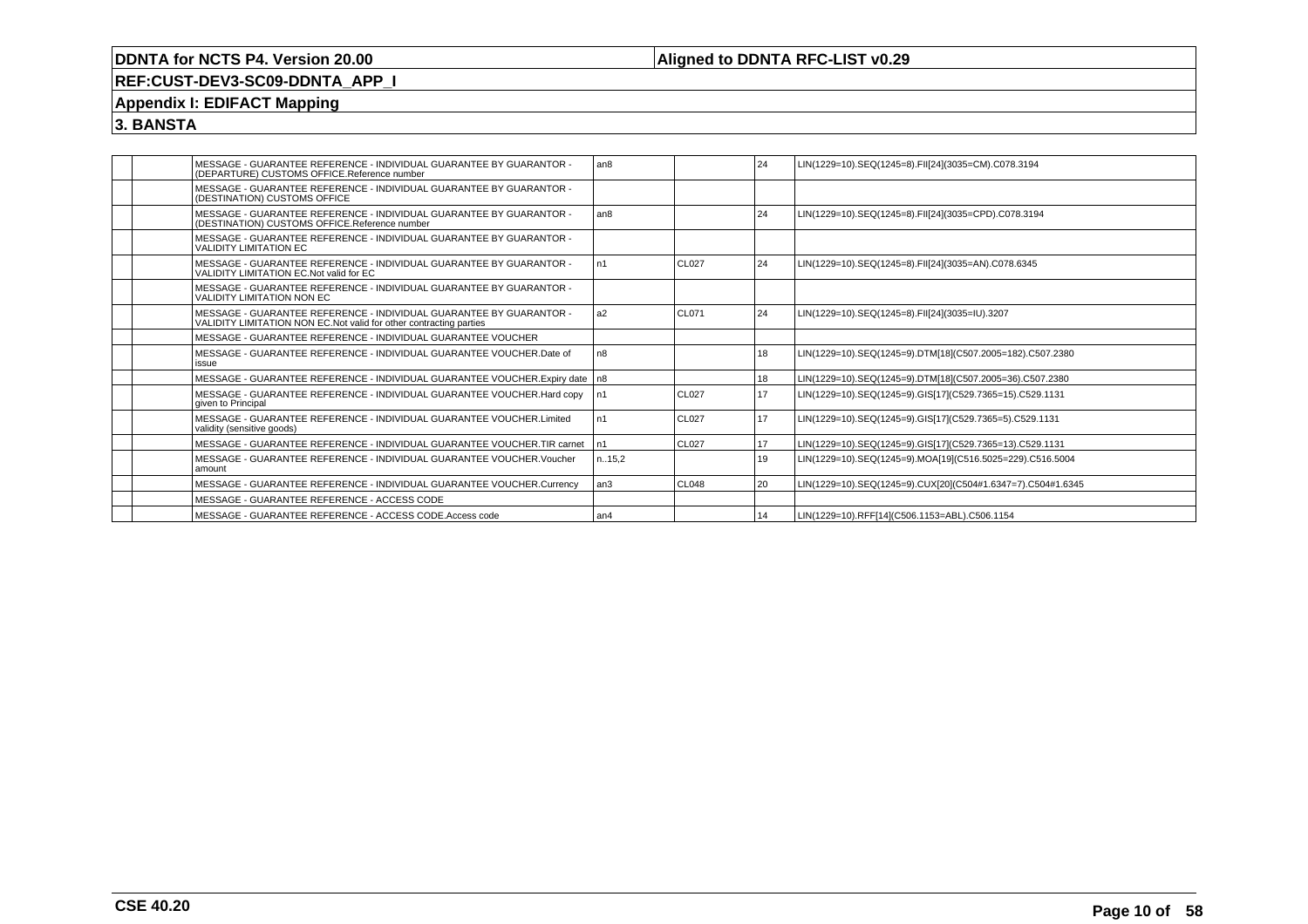| | | | | | | |
|---|---|---|---|---|---|---|
| | | MESSAGE - GUARANTEE REFERENCE - INDIVIDUAL GUARANTEE BY GUARANTOR - (DEPARTURE) CUSTOMS OFFICE.Reference number | an8 | | 24 | LIN(1229=10).SEQ(1245=8).FII[24](3035=CM).C078.3194 |
| | | MESSAGE - GUARANTEE REFERENCE - INDIVIDUAL GUARANTEE BY GUARANTOR - (DESTINATION) CUSTOMS OFFICE | | | | |
| | | MESSAGE - GUARANTEE REFERENCE - INDIVIDUAL GUARANTEE BY GUARANTOR - (DESTINATION) CUSTOMS OFFICE.Reference number | an8 | | 24 | LIN(1229=10).SEQ(1245=8).FII[24](3035=CPD).C078.3194 |
| | | MESSAGE - GUARANTEE REFERENCE - INDIVIDUAL GUARANTEE BY GUARANTOR - VALIDITY LIMITATION EC | | | | |
| | | MESSAGE - GUARANTEE REFERENCE - INDIVIDUAL GUARANTEE BY GUARANTOR - VALIDITY LIMITATION EC.Not valid for EC | n1 | CL027 | 24 | LIN(1229=10).SEQ(1245=8).FII[24](3035=AN).C078.6345 |
| | | MESSAGE - GUARANTEE REFERENCE - INDIVIDUAL GUARANTEE BY GUARANTOR - VALIDITY LIMITATION NON EC | | | | |
| | | MESSAGE - GUARANTEE REFERENCE - INDIVIDUAL GUARANTEE BY GUARANTOR - VALIDITY LIMITATION NON EC.Not valid for other contracting parties | a2 | CL071 | 24 | LIN(1229=10).SEQ(1245=8).FII[24](3035=IU).3207 |
| | | MESSAGE - GUARANTEE REFERENCE - INDIVIDUAL GUARANTEE VOUCHER | | | | |
| | | MESSAGE - GUARANTEE REFERENCE - INDIVIDUAL GUARANTEE VOUCHER.Date of issue | n8 | | 18 | LIN(1229=10).SEQ(1245=9).DTM[18](C507.2005=182).C507.2380 |
| | | MESSAGE - GUARANTEE REFERENCE - INDIVIDUAL GUARANTEE VOUCHER.Expiry date | n8 | | 18 | LIN(1229=10).SEQ(1245=9).DTM[18](C507.2005=36).C507.2380 |
| | | MESSAGE - GUARANTEE REFERENCE - INDIVIDUAL GUARANTEE VOUCHER.Hard copy given to Principal | n1 | CL027 | 17 | LIN(1229=10).SEQ(1245=9).GIS[17](C529.7365=15).C529.1131 |
| | | MESSAGE - GUARANTEE REFERENCE - INDIVIDUAL GUARANTEE VOUCHER.Limited validity (sensitive goods) | n1 | CL027 | 17 | LIN(1229=10).SEQ(1245=9).GIS[17](C529.7365=5).C529.1131 |
| | | MESSAGE - GUARANTEE REFERENCE - INDIVIDUAL GUARANTEE VOUCHER.TIR carnet | n1 | CL027 | 17 | LIN(1229=10).SEQ(1245=9).GIS[17](C529.7365=13).C529.1131 |
| | | MESSAGE - GUARANTEE REFERENCE - INDIVIDUAL GUARANTEE VOUCHER.Voucher amount | n..15,2 | | 19 | LIN(1229=10).SEQ(1245=9).MOA[19](C516.5025=229).C516.5004 |
| | | MESSAGE - GUARANTEE REFERENCE - INDIVIDUAL GUARANTEE VOUCHER.Currency | an3 | CL048 | 20 | LIN(1229=10).SEQ(1245=9).CUX[20](C504#1.6347=7).C504#1.6345 |
| | | MESSAGE - GUARANTEE REFERENCE - ACCESS CODE | | | | |
| | | MESSAGE - GUARANTEE REFERENCE - ACCESS CODE.Access code | an4 | | 14 | LIN(1229=10).RFF[14](C506.1153=ABL).C506.1154 |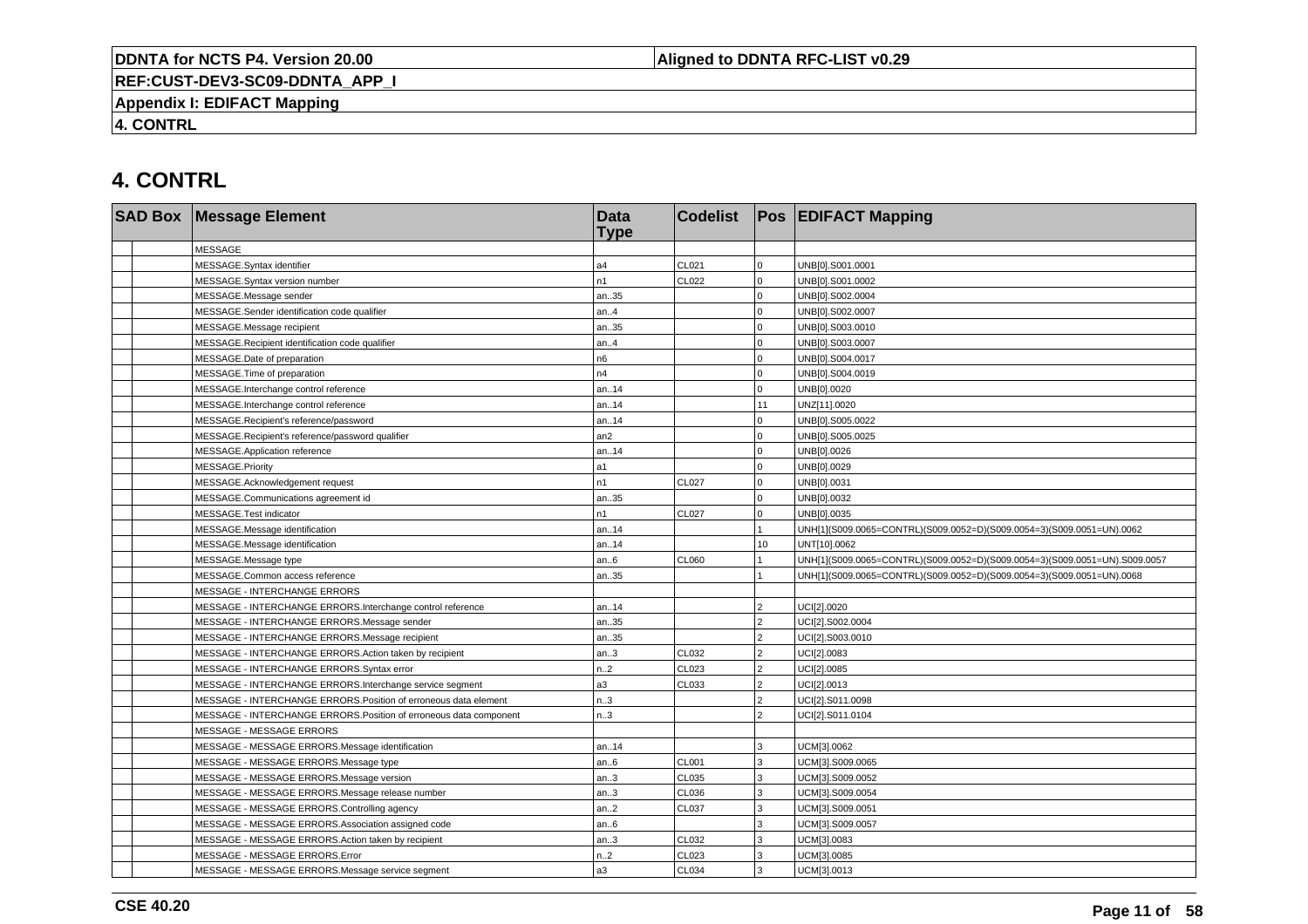# 4. CONTRL

| SAD Box | | Message Element | Data Type | Codelist | Pos | EDIFACT Mapping |
|---|---|---|---|---|---|---|
| | | MESSAGE | | | | |
| | | MESSAGE.Syntax identifier | a4 | CL021 | 0 | UNB[0].S001.0001 |
| | | MESSAGE.Syntax version number | n1 | CL022 | 0 | UNB[0].S001.0002 |
| | | MESSAGE.Message sender | an..35 | | 0 | UNB[0].S002.0004 |
| | | MESSAGE.Sender identification code qualifier | an..4 | | 0 | UNB[0].S002.0007 |
| | | MESSAGE.Message recipient | an..35 | | 0 | UNB[0].S003.0010 |
| | | MESSAGE.Recipient identification code qualifier | an..4 | | 0 | UNB[0].S003.0007 |
| | | MESSAGE.Date of preparation | n6 | | 0 | UNB[0].S004.0017 |
| | | MESSAGE.Time of preparation | n4 | | 0 | UNB[0].S004.0019 |
| | | MESSAGE.Interchange control reference | an..14 | | 0 | UNB[0].0020 |
| | | MESSAGE.Interchange control reference | an..14 | | 11 | UNZ[11].0020 |
| | | MESSAGE.Recipient's reference/password | an..14 | | 0 | UNB[0].S005.0022 |
| | | MESSAGE.Recipient's reference/password qualifier | an2 | | 0 | UNB[0].S005.0025 |
| | | MESSAGE.Application reference | an..14 | | 0 | UNB[0].0026 |
| | | MESSAGE.Priority | a1 | | 0 | UNB[0].0029 |
| | | MESSAGE.Acknowledgement request | n1 | CL027 | 0 | UNB[0].0031 |
| | | MESSAGE.Communications agreement id | an..35 | | 0 | UNB[0].0032 |
| | | MESSAGE.Test indicator | n1 | CL027 | 0 | UNB[0].0035 |
| | | MESSAGE.Message identification | an..14 | | 1 | UNH[1](S009.0065=CONTRL)(S009.0052=D)(S009.0054=3)(S009.0051=UN).0062 |
| | | MESSAGE.Message identification | an..14 | | 10 | UNT[10].0062 |
| | | MESSAGE.Message type | an..6 | CL060 | 1 | UNH[1](S009.0065=CONTRL)(S009.0052=D)(S009.0054=3)(S009.0051=UN).S009.0057 |
| | | MESSAGE.Common access reference | an..35 | | 1 | UNH[1](S009.0065=CONTRL)(S009.0052=D)(S009.0054=3)(S009.0051=UN).0068 |
| | | MESSAGE - INTERCHANGE ERRORS | | | | |
| | | MESSAGE - INTERCHANGE ERRORS.Interchange control reference | an..14 | | 2 | UCI[2].0020 |
| | | MESSAGE - INTERCHANGE ERRORS.Message sender | an..35 | | 2 | UCI[2].S002.0004 |
| | | MESSAGE - INTERCHANGE ERRORS.Message recipient | an..35 | | 2 | UCI[2].S003.0010 |
| | | MESSAGE - INTERCHANGE ERRORS.Action taken by recipient | an..3 | CL032 | 2 | UCI[2].0083 |
| | | MESSAGE - INTERCHANGE ERRORS.Syntax error | n..2 | CL023 | 2 | UCI[2].0085 |
| | | MESSAGE - INTERCHANGE ERRORS.Interchange service segment | a3 | CL033 | 2 | UCI[2].0013 |
| | | MESSAGE - INTERCHANGE ERRORS.Position of erroneous data element | n..3 | | 2 | UCI[2].S011.0098 |
| | | MESSAGE - INTERCHANGE ERRORS.Position of erroneous data component | n..3 | | 2 | UCI[2].S011.0104 |
| | | MESSAGE - MESSAGE ERRORS | | | | |
| | | MESSAGE - MESSAGE ERRORS.Message identification | an..14 | | 3 | UCM[3].0062 |
| | | MESSAGE - MESSAGE ERRORS.Message type | an..6 | CL001 | 3 | UCM[3].S009.0065 |
| | | MESSAGE - MESSAGE ERRORS.Message version | an..3 | CL035 | 3 | UCM[3].S009.0052 |
| | | MESSAGE - MESSAGE ERRORS.Message release number | an..3 | CL036 | 3 | UCM[3].S009.0054 |
| | | MESSAGE - MESSAGE ERRORS.Controlling agency | an..2 | CL037 | 3 | UCM[3].S009.0051 |
| | | MESSAGE - MESSAGE ERRORS.Association assigned code | an..6 | | 3 | UCM[3].S009.0057 |
| | | MESSAGE - MESSAGE ERRORS.Action taken by recipient | an..3 | CL032 | 3 | UCM[3].0083 |
| | | MESSAGE - MESSAGE ERRORS.Error | n..2 | CL023 | 3 | UCM[3].0085 |
| | | MESSAGE - MESSAGE ERRORS.Message service segment | a3 | CL034 | 3 | UCM[3].0013 |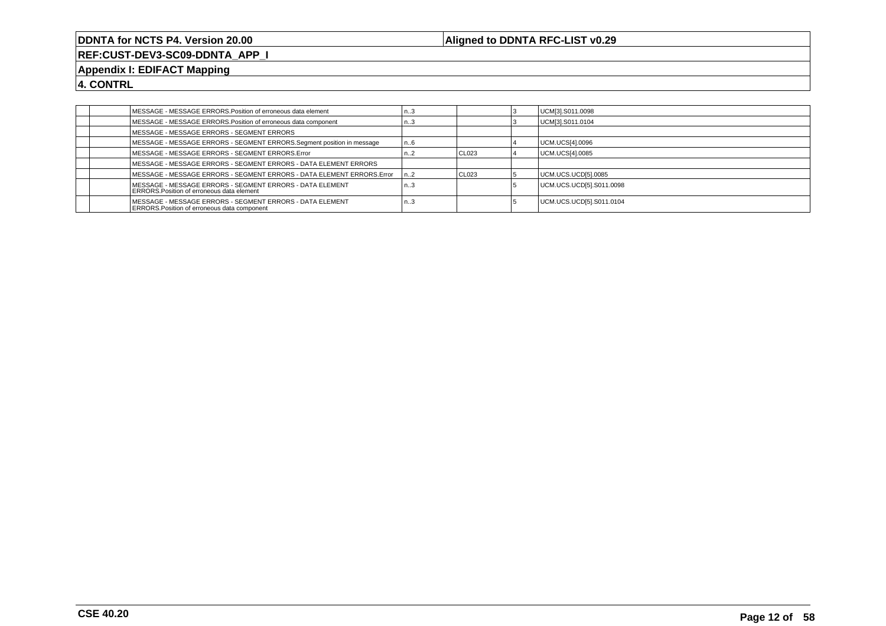**DDNTA for NCTS P4. Version 20.00** | **Aligned to DDNTA RFC-LIST v0.29**

**REF:CUST-DEV3-SC09-DDNTA_APP_I**

**Appendix I: EDIFACT Mapping**

**4. CONTRL**

| | | | | | | |
|---|---|---|---|---|---|---|
| | | MESSAGE - MESSAGE ERRORS.Position of erroneous data element | n..3 | | 3 | UCM[3].S011.0098 |
| | | MESSAGE - MESSAGE ERRORS.Position of erroneous data component | n..3 | | 3 | UCM[3].S011.0104 |
| | | MESSAGE - MESSAGE ERRORS - SEGMENT ERRORS | | | | |
| | | MESSAGE - MESSAGE ERRORS - SEGMENT ERRORS.Segment position in message | n..6 | | 4 | UCM.UCS[4].0096 |
| | | MESSAGE - MESSAGE ERRORS - SEGMENT ERRORS.Error | n..2 | CL023 | 4 | UCM.UCS[4].0085 |
| | | MESSAGE - MESSAGE ERRORS - SEGMENT ERRORS - DATA ELEMENT ERRORS | | | | |
| | | MESSAGE - MESSAGE ERRORS - SEGMENT ERRORS - DATA ELEMENT ERRORS.Error | n..2 | CL023 | 5 | UCM.UCS.UCD[5].0085 |
| | | MESSAGE - MESSAGE ERRORS - SEGMENT ERRORS - DATA ELEMENT ERRORS.Position of erroneous data element | n..3 | | 5 | UCM.UCS.UCD[5].S011.0098 |
| | | MESSAGE - MESSAGE ERRORS - SEGMENT ERRORS - DATA ELEMENT ERRORS.Position of erroneous data component | n..3 | | 5 | UCM.UCS.UCD[5].S011.0104 |

CSE 40.20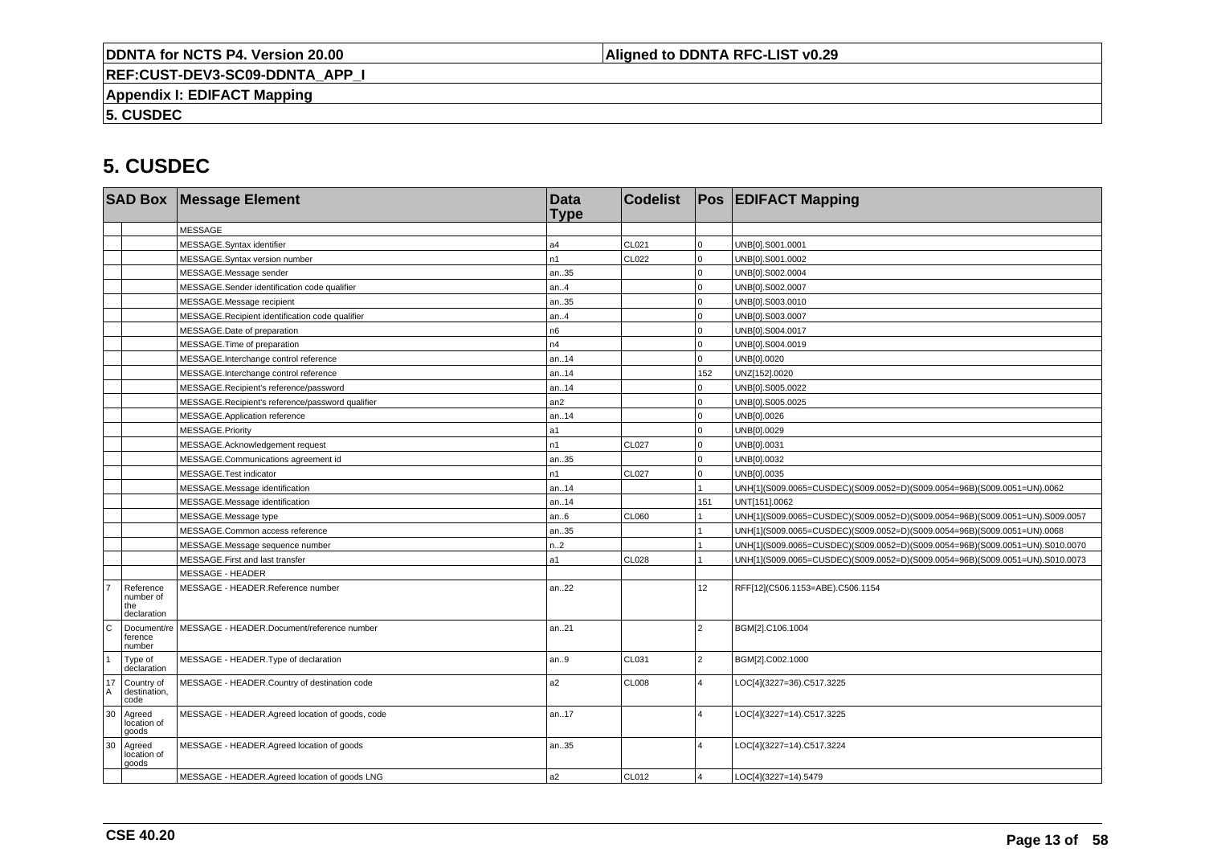# 5. CUSDEC

| SAD Box | | Message Element | Data Type | Codelist | Pos | EDIFACT Mapping |
|---|---|---|---|---|---|---|
| | | MESSAGE | | | | |
| | | MESSAGE.Syntax identifier | a4 | CL021 | 0 | UNB[0].S001.0001 |
| | | MESSAGE.Syntax version number | n1 | CL022 | 0 | UNB[0].S001.0002 |
| | | MESSAGE.Message sender | an..35 | | 0 | UNB[0].S002.0004 |
| | | MESSAGE.Sender identification code qualifier | an..4 | | 0 | UNB[0].S002.0007 |
| | | MESSAGE.Message recipient | an..35 | | 0 | UNB[0].S003.0010 |
| | | MESSAGE.Recipient identification code qualifier | an..4 | | 0 | UNB[0].S003.0007 |
| | | MESSAGE.Date of preparation | n6 | | 0 | UNB[0].S004.0017 |
| | | MESSAGE.Time of preparation | n4 | | 0 | UNB[0].S004.0019 |
| | | MESSAGE.Interchange control reference | an..14 | | 0 | UNB[0].0020 |
| | | MESSAGE.Interchange control reference | an..14 | | 152 | UNZ[152].0020 |
| | | MESSAGE.Recipient's reference/password | an..14 | | 0 | UNB[0].S005.0022 |
| | | MESSAGE.Recipient's reference/password qualifier | an2 | | 0 | UNB[0].S005.0025 |
| | | MESSAGE.Application reference | an..14 | | 0 | UNB[0].0026 |
| | | MESSAGE.Priority | a1 | | 0 | UNB[0].0029 |
| | | MESSAGE.Acknowledgement request | n1 | CL027 | 0 | UNB[0].0031 |
| | | MESSAGE.Communications agreement id | an..35 | | 0 | UNB[0].0032 |
| | | MESSAGE.Test indicator | n1 | CL027 | 0 | UNB[0].0035 |
| | | MESSAGE.Message identification | an..14 | | 1 | UNH[1](S009.0065=CUSDEC)(S009.0052=D)(S009.0054=96B)(S009.0051=UN).0062 |
| | | MESSAGE.Message identification | an..14 | | 151 | UNT[151].0062 |
| | | MESSAGE.Message type | an..6 | CL060 | 1 | UNH[1](S009.0065=CUSDEC)(S009.0052=D)(S009.0054=96B)(S009.0051=UN).S009.0057 |
| | | MESSAGE.Common access reference | an..35 | | 1 | UNH[1](S009.0065=CUSDEC)(S009.0052=D)(S009.0054=96B)(S009.0051=UN).0068 |
| | | MESSAGE.Message sequence number | n..2 | | 1 | UNH[1](S009.0065=CUSDEC)(S009.0052=D)(S009.0054=96B)(S009.0051=UN).S010.0070 |
| | | MESSAGE.First and last transfer | a1 | CL028 | 1 | UNH[1](S009.0065=CUSDEC)(S009.0052=D)(S009.0054=96B)(S009.0051=UN).S010.0073 |
| | | MESSAGE - HEADER | | | | |
| 7 | Reference number of the declaration | MESSAGE - HEADER.Reference number | an..22 | | 12 | RFF[12](C506.1153=ABE).C506.1154 |
| C | Document/reference number | MESSAGE - HEADER.Document/reference number | an..21 | | 2 | BGM[2].C106.1004 |
| 1 | Type of declaration | MESSAGE - HEADER.Type of declaration | an..9 | CL031 | 2 | BGM[2].C002.1000 |
| 17 A | Country of destination, code | MESSAGE - HEADER.Country of destination code | a2 | CL008 | 4 | LOC[4](3227=36).C517.3225 |
| 30 | Agreed location of goods | MESSAGE - HEADER.Agreed location of goods, code | an..17 | | 4 | LOC[4](3227=14).C517.3225 |
| 30 | Agreed location of goods | MESSAGE - HEADER.Agreed location of goods | an..35 | | 4 | LOC[4](3227=14).C517.3224 |
| | | MESSAGE - HEADER.Agreed location of goods LNG | a2 | CL012 | 4 | LOC[4](3227=14).5479 |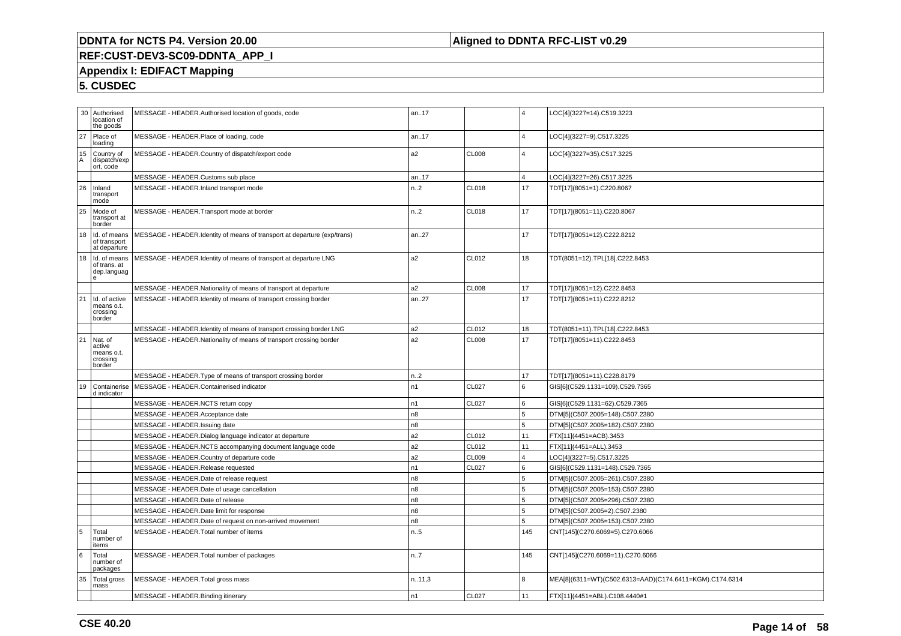## 5. CUSDEC

| | | | | | | |
|---|---|---|---|---|---|---|
| 30 | Authorised location of the goods | MESSAGE - HEADER.Authorised location of goods, code | an..17 | | 4 | LOC[4](3227=14).C519.3223 |
| 27 | Place of loading | MESSAGE - HEADER.Place of loading, code | an..17 | | 4 | LOC[4](3227=9).C517.3225 |
| 15 A | Country of dispatch/export, code | MESSAGE - HEADER.Country of dispatch/export code | a2 | CL008 | 4 | LOC[4](3227=35).C517.3225 |
| | | MESSAGE - HEADER.Customs sub place | an..17 | | 4 | LOC[4](3227=26).C517.3225 |
| 26 | Inland transport mode | MESSAGE - HEADER.Inland transport mode | n..2 | CL018 | 17 | TDT[17](8051=1).C220.8067 |
| 25 | Mode of transport at border | MESSAGE - HEADER.Transport mode at border | n..2 | CL018 | 17 | TDT[17](8051=11).C220.8067 |
| 18 | Id. of means of transport at departure | MESSAGE - HEADER.Identity of means of transport at departure (exp/trans) | an..27 | | 17 | TDT[17](8051=12).C222.8212 |
| 18 | Id. of means of trans. at dep.language | MESSAGE - HEADER.Identity of means of transport at departure LNG | a2 | CL012 | 18 | TDT(8051=12).TPL[18].C222.8453 |
| | | MESSAGE - HEADER.Nationality of means of transport at departure | a2 | CL008 | 17 | TDT[17](8051=12).C222.8453 |
| 21 | Id. of active means o.t. crossing border | MESSAGE - HEADER.Identity of means of transport crossing border | an..27 | | 17 | TDT[17](8051=11).C222.8212 |
| | | MESSAGE - HEADER.Identity of means of transport crossing border LNG | a2 | CL012 | 18 | TDT(8051=11).TPL[18].C222.8453 |
| 21 | Nat. of active means o.t. crossing border | MESSAGE - HEADER.Nationality of means of transport crossing border | a2 | CL008 | 17 | TDT[17](8051=11).C222.8453 |
| | | MESSAGE - HEADER.Type of means of transport crossing border | n..2 | | 17 | TDT[17](8051=11).C228.8179 |
| 19 | Containerised indicator | MESSAGE - HEADER.Containerised indicator | n1 | CL027 | 6 | GIS[6](C529.1131=109).C529.7365 |
| | | MESSAGE - HEADER.NCTS return copy | n1 | CL027 | 6 | GIS[6](C529.1131=62).C529.7365 |
| | | MESSAGE - HEADER.Acceptance date | n8 | | 5 | DTM[5](C507.2005=148).C507.2380 |
| | | MESSAGE - HEADER.Issuing date | n8 | | 5 | DTM[5](C507.2005=182).C507.2380 |
| | | MESSAGE - HEADER.Dialog language indicator at departure | a2 | CL012 | 11 | FTX[11](4451=ACB).3453 |
| | | MESSAGE - HEADER.NCTS accompanying document language code | a2 | CL012 | 11 | FTX[11](4451=ALL).3453 |
| | | MESSAGE - HEADER.Country of departure code | a2 | CL009 | 4 | LOC[4](3227=5).C517.3225 |
| | | MESSAGE - HEADER.Release requested | n1 | CL027 | 6 | GIS[6](C529.1131=148).C529.7365 |
| | | MESSAGE - HEADER.Date of release request | n8 | | 5 | DTM[5](C507.2005=261).C507.2380 |
| | | MESSAGE - HEADER.Date of usage cancellation | n8 | | 5 | DTM[5](C507.2005=153).C507.2380 |
| | | MESSAGE - HEADER.Date of release | n8 | | 5 | DTM[5](C507.2005=296).C507.2380 |
| | | MESSAGE - HEADER.Date limit for response | n8 | | 5 | DTM[5](C507.2005=2).C507.2380 |
| | | MESSAGE - HEADER.Date of request on non-arrived movement | n8 | | 5 | DTM[5](C507.2005=153).C507.2380 |
| 5 | Total number of items | MESSAGE - HEADER.Total number of items | n..5 | | 145 | CNT[145](C270.6069=5).C270.6066 |
| 6 | Total number of packages | MESSAGE - HEADER.Total number of packages | n..7 | | 145 | CNT[145](C270.6069=11).C270.6066 |
| 35 | Total gross mass | MESSAGE - HEADER.Total gross mass | n..11,3 | | 8 | MEA[8](6311=WT)(C502.6313=AAD)(C174.6411=KGM).C174.6314 |
| | | MESSAGE - HEADER.Binding itinerary | n1 | CL027 | 11 | FTX[11](4451=ABL).C108.4440#1 |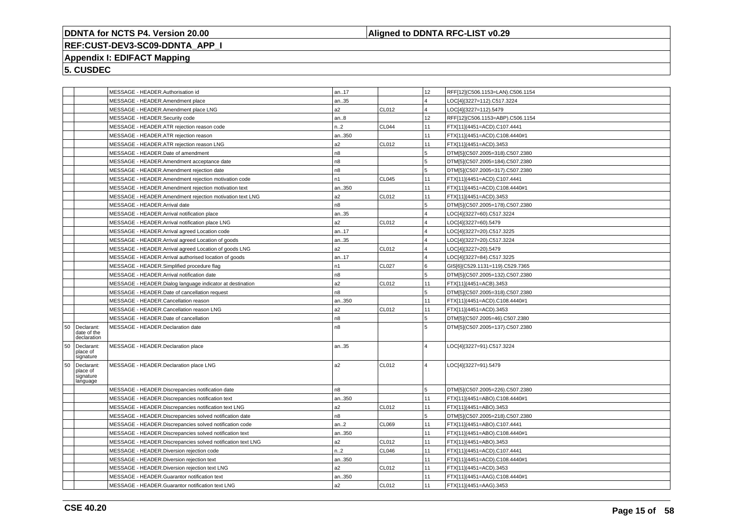**DDNTA for NCTS P4. Version 20.00** | **Aligned to DDNTA RFC-LIST v0.29**

**REF:CUST-DEV3-SC09-DDNTA_APP_I**

**Appendix I: EDIFACT Mapping**

**5. CUSDEC**

| | | | | | | |
|---|---|---|---|---|---|---|
| | | MESSAGE - HEADER.Authorisation id | an..17 | | 12 | RFF[12](C506.1153=LAN).C506.1154 |
| | | MESSAGE - HEADER.Amendment place | an..35 | | 4 | LOC[4](3227=112).C517.3224 |
| | | MESSAGE - HEADER.Amendment place LNG | a2 | CL012 | 4 | LOC[4](3227=112).5479 |
| | | MESSAGE - HEADER.Security code | an..8 | | 12 | RFF[12](C506.1153=ABP).C506.1154 |
| | | MESSAGE - HEADER.ATR rejection reason code | n..2 | CL044 | 11 | FTX[11](4451=ACD).C107.4441 |
| | | MESSAGE - HEADER.ATR rejection reason | an..350 | | 11 | FTX[11](4451=ACD).C108.4440#1 |
| | | MESSAGE - HEADER.ATR rejection reason LNG | a2 | CL012 | 11 | FTX[11](4451=ACD).3453 |
| | | MESSAGE - HEADER.Date of amendment | n8 | | 5 | DTM[5](C507.2005=318).C507.2380 |
| | | MESSAGE - HEADER.Amendment acceptance date | n8 | | 5 | DTM[5](C507.2005=184).C507.2380 |
| | | MESSAGE - HEADER.Amendment rejection date | n8 | | 5 | DTM[5](C507.2005=317).C507.2380 |
| | | MESSAGE - HEADER.Amendment rejection motivation code | n1 | CL045 | 11 | FTX[11](4451=ACD).C107.4441 |
| | | MESSAGE - HEADER.Amendment rejection motivation text | an..350 | | 11 | FTX[11](4451=ACD).C108.4440#1 |
| | | MESSAGE - HEADER.Amendment rejection motivation text LNG | a2 | CL012 | 11 | FTX[11](4451=ACD).3453 |
| | | MESSAGE - HEADER.Arrival date | n8 | | 5 | DTM[5](C507.2005=178).C507.2380 |
| | | MESSAGE - HEADER.Arrival notification place | an..35 | | 4 | LOC[4](3227=60).C517.3224 |
| | | MESSAGE - HEADER.Arrival notification place LNG | a2 | CL012 | 4 | LOC[4](3227=60).5479 |
| | | MESSAGE - HEADER.Arrival agreed Location code | an..17 | | 4 | LOC[4](3227=20).C517.3225 |
| | | MESSAGE - HEADER.Arrival agreed Location of goods | an..35 | | 4 | LOC[4](3227=20).C517.3224 |
| | | MESSAGE - HEADER.Arrival agreed Location of goods LNG | a2 | CL012 | 4 | LOC[4](3227=20).5479 |
| | | MESSAGE - HEADER.Arrival authorised location of goods | an..17 | | 4 | LOC[4](3227=84).C517.3225 |
| | | MESSAGE - HEADER.Simplified procedure flag | n1 | CL027 | 6 | GIS[6](C529.1131=119).C529.7365 |
| | | MESSAGE - HEADER.Arrival notification date | n8 | | 5 | DTM[5](C507.2005=132).C507.2380 |
| | | MESSAGE - HEADER.Dialog language indicator at destination | a2 | CL012 | 11 | FTX[11](4451=ACB).3453 |
| | | MESSAGE - HEADER.Date of cancellation request | n8 | | 5 | DTM[5](C507.2005=318).C507.2380 |
| | | MESSAGE - HEADER.Cancellation reason | an..350 | | 11 | FTX[11](4451=ACD).C108.4440#1 |
| | | MESSAGE - HEADER.Cancellation reason LNG | a2 | CL012 | 11 | FTX[11](4451=ACD).3453 |
| | | MESSAGE - HEADER.Date of cancellation | n8 | | 5 | DTM[5](C507.2005=46).C507.2380 |
| 50 | Declarant: date of the declaration | MESSAGE - HEADER.Declaration date | n8 | | 5 | DTM[5](C507.2005=137).C507.2380 |
| 50 | Declarant: place of signature | MESSAGE - HEADER.Declaration place | an..35 | | 4 | LOC[4](3227=91).C517.3224 |
| 50 | Declarant: place of signature language | MESSAGE - HEADER.Declaration place LNG | a2 | CL012 | 4 | LOC[4](3227=91).5479 |
| | | MESSAGE - HEADER.Discrepancies notification date | n8 | | 5 | DTM[5](C507.2005=226).C507.2380 |
| | | MESSAGE - HEADER.Discrepancies notification text | an..350 | | 11 | FTX[11](4451=ABO).C108.4440#1 |
| | | MESSAGE - HEADER.Discrepancies notification text LNG | a2 | CL012 | 11 | FTX[11](4451=ABO).3453 |
| | | MESSAGE - HEADER.Discrepancies solved notification date | n8 | | 5 | DTM[5](C507.2005=218).C507.2380 |
| | | MESSAGE - HEADER.Discrepancies solved notification code | an..2 | CL069 | 11 | FTX[11](4451=ABO).C107.4441 |
| | | MESSAGE - HEADER.Discrepancies solved notification text | an..350 | | 11 | FTX[11](4451=ABO).C108.4440#1 |
| | | MESSAGE - HEADER.Discrepancies solved notification text LNG | a2 | CL012 | 11 | FTX[11](4451=ABO).3453 |
| | | MESSAGE - HEADER.Diversion rejection code | n..2 | CL046 | 11 | FTX[11](4451=ACD).C107.4441 |
| | | MESSAGE - HEADER.Diversion rejection text | an..350 | | 11 | FTX[11](4451=ACD).C108.4440#1 |
| | | MESSAGE - HEADER.Diversion rejection text LNG | a2 | CL012 | 11 | FTX[11](4451=ACD).3453 |
| | | MESSAGE - HEADER.Guarantor notification text | an..350 | | 11 | FTX[11](4451=AAG).C108.4440#1 |
| | | MESSAGE - HEADER.Guarantor notification text LNG | a2 | CL012 | 11 | FTX[11](4451=AAG).3453 |

**CSE 40.20**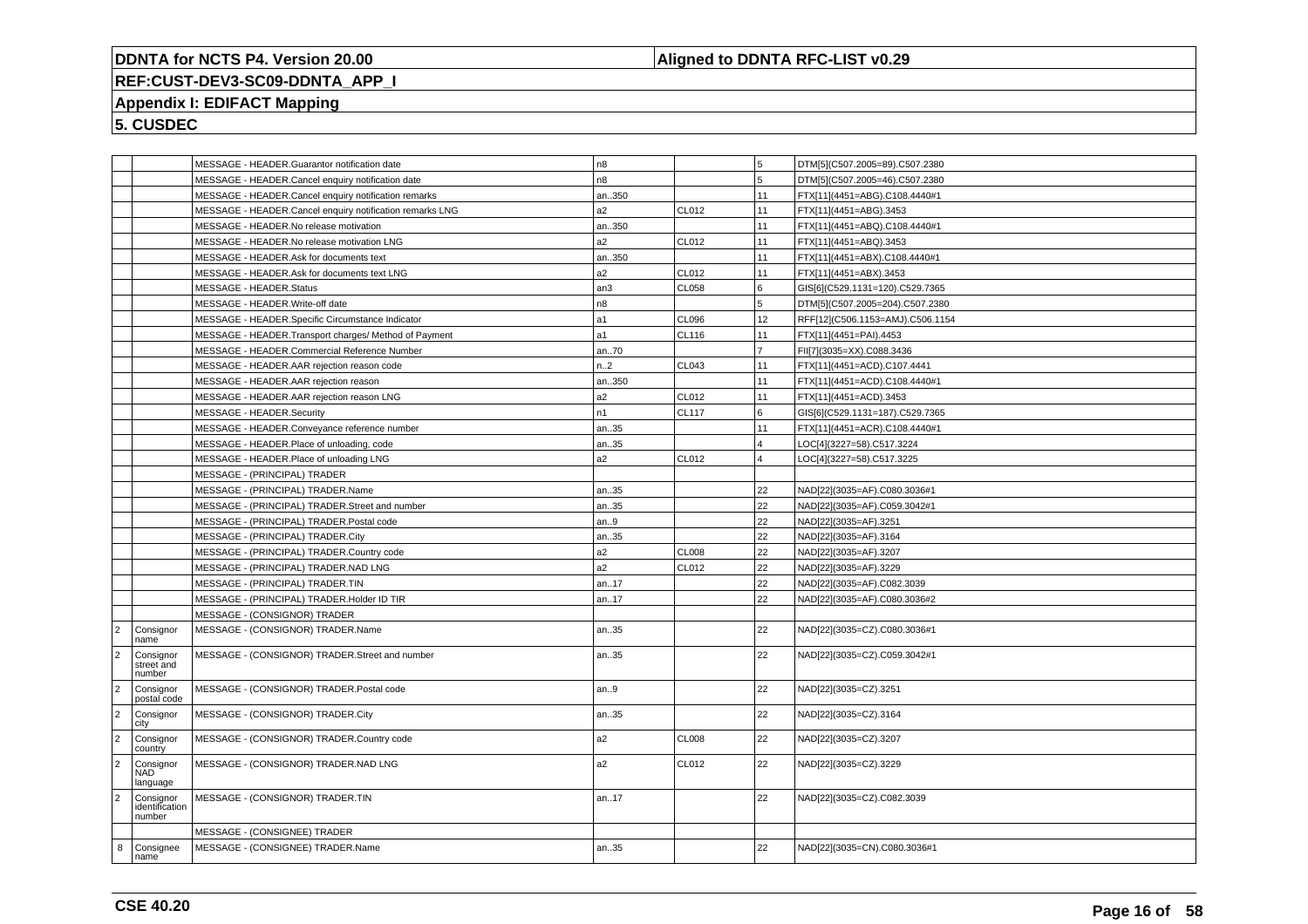| | | | | | | |
|---|---|---|---|---|---|---|
| | | MESSAGE - HEADER.Guarantor notification date | n8 | | 5 | DTM[5](C507.2005=89).C507.2380 |
| | | MESSAGE - HEADER.Cancel enquiry notification date | n8 | | 5 | DTM[5](C507.2005=46).C507.2380 |
| | | MESSAGE - HEADER.Cancel enquiry notification remarks | an..350 | | 11 | FTX[11](4451=ABG).C108.4440#1 |
| | | MESSAGE - HEADER.Cancel enquiry notification remarks LNG | a2 | CL012 | 11 | FTX[11](4451=ABG).3453 |
| | | MESSAGE - HEADER.No release motivation | an..350 | | 11 | FTX[11](4451=ABQ).C108.4440#1 |
| | | MESSAGE - HEADER.No release motivation LNG | a2 | CL012 | 11 | FTX[11](4451=ABQ).3453 |
| | | MESSAGE - HEADER.Ask for documents text | an..350 | | 11 | FTX[11](4451=ABX).C108.4440#1 |
| | | MESSAGE - HEADER.Ask for documents text LNG | a2 | CL012 | 11 | FTX[11](4451=ABX).3453 |
| | | MESSAGE - HEADER.Status | an3 | CL058 | 6 | GIS[6](C529.1131=120).C529.7365 |
| | | MESSAGE - HEADER.Write-off date | n8 | | 5 | DTM[5](C507.2005=204).C507.2380 |
| | | MESSAGE - HEADER.Specific Circumstance Indicator | a1 | CL096 | 12 | RFF[12](C506.1153=AMJ).C506.1154 |
| | | MESSAGE - HEADER.Transport charges/ Method of Payment | a1 | CL116 | 11 | FTX[11](4451=PAI).4440 |
| | | MESSAGE - HEADER.Commercial Reference Number | an..70 | | 7 | FII[7](3035=XX).C088.3436 |
| | | MESSAGE - HEADER.AAR rejection reason code | n..2 | CL043 | 11 | FTX[11](4451=ACD).C107.4441 |
| | | MESSAGE - HEADER.AAR rejection reason | an..350 | | 11 | FTX[11](4451=ACD).C108.4440#1 |
| | | MESSAGE - HEADER.AAR rejection reason LNG | a2 | CL012 | 11 | FTX[11](4451=ACD).3453 |
| | | MESSAGE - HEADER.Security | n1 | CL117 | 6 | GIS[6](C529.1131=187).C529.7365 |
| | | MESSAGE - HEADER.Conveyance reference number | an..35 | | 11 | FTX[11](4451=ACR).C108.4440#1 |
| | | MESSAGE - HEADER.Place of unloading, code | an..35 | | 4 | LOC[4](3227=58).C517.3224 |
| | | MESSAGE - HEADER.Place of unloading LNG | a2 | CL012 | 4 | LOC[4](3227=58).C517.3225 |
| | | MESSAGE - (PRINCIPAL) TRADER | | | | |
| | | MESSAGE - (PRINCIPAL) TRADER.Name | an..35 | | 22 | NAD[22](3035=AF).C080.3036#1 |
| | | MESSAGE - (PRINCIPAL) TRADER.Street and number | an..35 | | 22 | NAD[22](3035=AF).C059.3042#1 |
| | | MESSAGE - (PRINCIPAL) TRADER.Postal code | an..9 | | 22 | NAD[22](3035=AF).3251 |
| | | MESSAGE - (PRINCIPAL) TRADER.City | an..35 | | 22 | NAD[22](3035=AF).3164 |
| | | MESSAGE - (PRINCIPAL) TRADER.Country code | a2 | CL008 | 22 | NAD[22](3035=AF).3207 |
| | | MESSAGE - (PRINCIPAL) TRADER.NAD LNG | a2 | CL012 | 22 | NAD[22](3035=AF).3229 |
| | | MESSAGE - (PRINCIPAL) TRADER.TIN | an..17 | | 22 | NAD[22](3035=AF).C082.3039 |
| | | MESSAGE - (PRINCIPAL) TRADER.Holder ID TIR | an..17 | | 22 | NAD[22](3035=AF).C080.3036#2 |
| | | MESSAGE - (CONSIGNOR) TRADER | | | | |
| 2 | Consignor name | MESSAGE - (CONSIGNOR) TRADER.Name | an..35 | | 22 | NAD[22](3035=CZ).C080.3036#1 |
| 2 | Consignor street and number | MESSAGE - (CONSIGNOR) TRADER.Street and number | an..35 | | 22 | NAD[22](3035=CZ).C059.3042#1 |
| 2 | Consignor postal code | MESSAGE - (CONSIGNOR) TRADER.Postal code | an..9 | | 22 | NAD[22](3035=CZ).3251 |
| 2 | Consignor city | MESSAGE - (CONSIGNOR) TRADER.City | an..35 | | 22 | NAD[22](3035=CZ).3164 |
| 2 | Consignor country | MESSAGE - (CONSIGNOR) TRADER.Country code | a2 | CL008 | 22 | NAD[22](3035=CZ).3207 |
| 2 | Consignor NAD language | MESSAGE - (CONSIGNOR) TRADER.NAD LNG | a2 | CL012 | 22 | NAD[22](3035=CZ).3229 |
| 2 | Consignor identification number | MESSAGE - (CONSIGNOR) TRADER.TIN | an..17 | | 22 | NAD[22](3035=CZ).C082.3039 |
| | | MESSAGE - (CONSIGNEE) TRADER | | | | |
| 8 | Consignee name | MESSAGE - (CONSIGNEE) TRADER.Name | an..35 | | 22 | NAD[22](3035=CN).C080.3036#1 |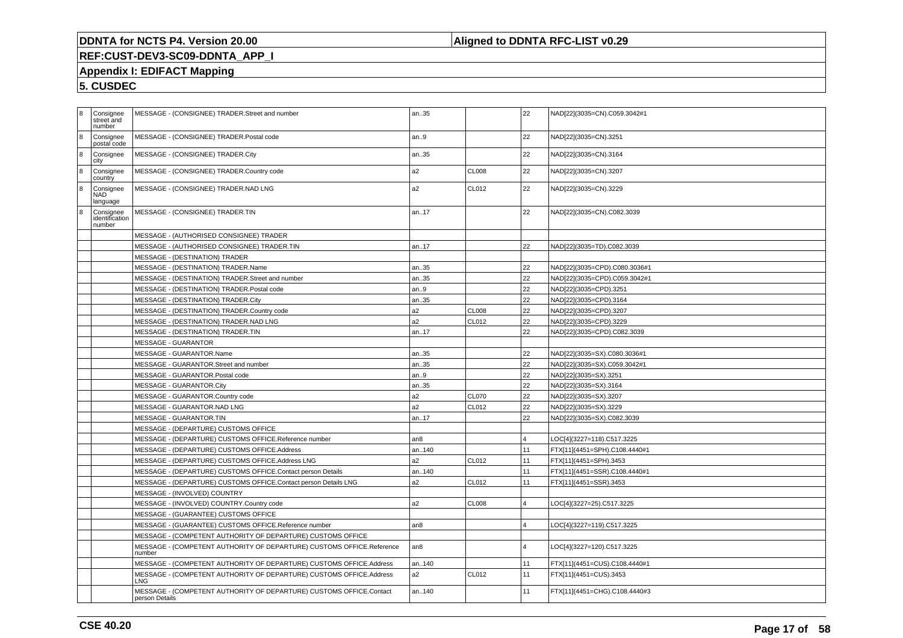| | | | | | | |
|---|---|---|---|---|---|---|
| 8 | Consignee street and number | MESSAGE - (CONSIGNEE) TRADER.Street and number | an..35 | | 22 | NAD[22](3035=CN).C059.3042#1 |
| 8 | Consignee postal code | MESSAGE - (CONSIGNEE) TRADER.Postal code | an..9 | | 22 | NAD[22](3035=CN).3251 |
| 8 | Consignee city | MESSAGE - (CONSIGNEE) TRADER.City | an..35 | | 22 | NAD[22](3035=CN).3164 |
| 8 | Consignee country | MESSAGE - (CONSIGNEE) TRADER.Country code | a2 | CL008 | 22 | NAD[22](3035=CN).3207 |
| 8 | Consignee NAD language | MESSAGE - (CONSIGNEE) TRADER.NAD LNG | a2 | CL012 | 22 | NAD[22](3035=CN).3229 |
| 8 | Consignee identification number | MESSAGE - (CONSIGNEE) TRADER.TIN | an..17 | | 22 | NAD[22](3035=CN).C082.3039 |
| | | MESSAGE - (AUTHORISED CONSIGNEE) TRADER | | | | |
| | | MESSAGE - (AUTHORISED CONSIGNEE) TRADER.TIN | an..17 | | 22 | NAD[22](3035=TD).C082.3039 |
| | | MESSAGE - (DESTINATION) TRADER | | | | |
| | | MESSAGE - (DESTINATION) TRADER.Name | an..35 | | 22 | NAD[22](3035=CPD).C080.3036#1 |
| | | MESSAGE - (DESTINATION) TRADER.Street and number | an..35 | | 22 | NAD[22](3035=CPD).C059.3042#1 |
| | | MESSAGE - (DESTINATION) TRADER.Postal code | an..9 | | 22 | NAD[22](3035=CPD).3251 |
| | | MESSAGE - (DESTINATION) TRADER.City | an..35 | | 22 | NAD[22](3035=CPD).3164 |
| | | MESSAGE - (DESTINATION) TRADER.Country code | a2 | CL008 | 22 | NAD[22](3035=CPD).3207 |
| | | MESSAGE - (DESTINATION) TRADER.NAD LNG | a2 | CL012 | 22 | NAD[22](3035=CPD).3229 |
| | | MESSAGE - (DESTINATION) TRADER.TIN | an..17 | | 22 | NAD[22](3035=CPD).C082.3039 |
| | | MESSAGE - GUARANTOR | | | | |
| | | MESSAGE - GUARANTOR.Name | an..35 | | 22 | NAD[22](3035=SX).C080.3036#1 |
| | | MESSAGE - GUARANTOR.Street and number | an..35 | | 22 | NAD[22](3035=SX).C059.3042#1 |
| | | MESSAGE - GUARANTOR.Postal code | an..9 | | 22 | NAD[22](3035=SX).3251 |
| | | MESSAGE - GUARANTOR.City | an..35 | | 22 | NAD[22](3035=SX).3164 |
| | | MESSAGE - GUARANTOR.Country code | a2 | CL070 | 22 | NAD[22](3035=SX).3207 |
| | | MESSAGE - GUARANTOR.NAD LNG | a2 | CL012 | 22 | NAD[22](3035=SX).3229 |
| | | MESSAGE - GUARANTOR.TIN | an..17 | | 22 | NAD[22](3035=SX).C082.3039 |
| | | MESSAGE - (DEPARTURE) CUSTOMS OFFICE | | | | |
| | | MESSAGE - (DEPARTURE) CUSTOMS OFFICE.Reference number | an8 | | 4 | LOC[4](3227=118).C517.3225 |
| | | MESSAGE - (DEPARTURE) CUSTOMS OFFICE.Address | an..140 | | 11 | FTX[11](4451=SPH).C108.4440#1 |
| | | MESSAGE - (DEPARTURE) CUSTOMS OFFICE.Address LNG | a2 | CL012 | 11 | FTX[11](4451=SPH).3453 |
| | | MESSAGE - (DEPARTURE) CUSTOMS OFFICE.Contact person Details | an..140 | | 11 | FTX[11](4451=SSR).C108.4440#1 |
| | | MESSAGE - (DEPARTURE) CUSTOMS OFFICE.Contact person Details LNG | a2 | CL012 | 11 | FTX[11](4451=SSR).3453 |
| | | MESSAGE - (INVOLVED) COUNTRY | | | | |
| | | MESSAGE - (INVOLVED) COUNTRY.Country code | a2 | CL008 | 4 | LOC[4](3227=25).C517.3225 |
| | | MESSAGE - (GUARANTEE) CUSTOMS OFFICE | | | | |
| | | MESSAGE - (GUARANTEE) CUSTOMS OFFICE.Reference number | an8 | | 4 | LOC[4](3227=119).C517.3225 |
| | | MESSAGE - (COMPETENT AUTHORITY OF DEPARTURE) CUSTOMS OFFICE | | | | |
| | | MESSAGE - (COMPETENT AUTHORITY OF DEPARTURE) CUSTOMS OFFICE.Reference number | an8 | | 4 | LOC[4](3227=120).C517.3225 |
| | | MESSAGE - (COMPETENT AUTHORITY OF DEPARTURE) CUSTOMS OFFICE.Address | an..140 | | 11 | FTX[11](4451=CUS).C108.4440#1 |
| | | MESSAGE - (COMPETENT AUTHORITY OF DEPARTURE) CUSTOMS OFFICE.Address LNG | a2 | CL012 | 11 | FTX[11](4451=CUS).3453 |
| | | MESSAGE - (COMPETENT AUTHORITY OF DEPARTURE) CUSTOMS OFFICE.Contact person Details | an..140 | | 11 | FTX[11](4451=CHG).C108.4440#3 |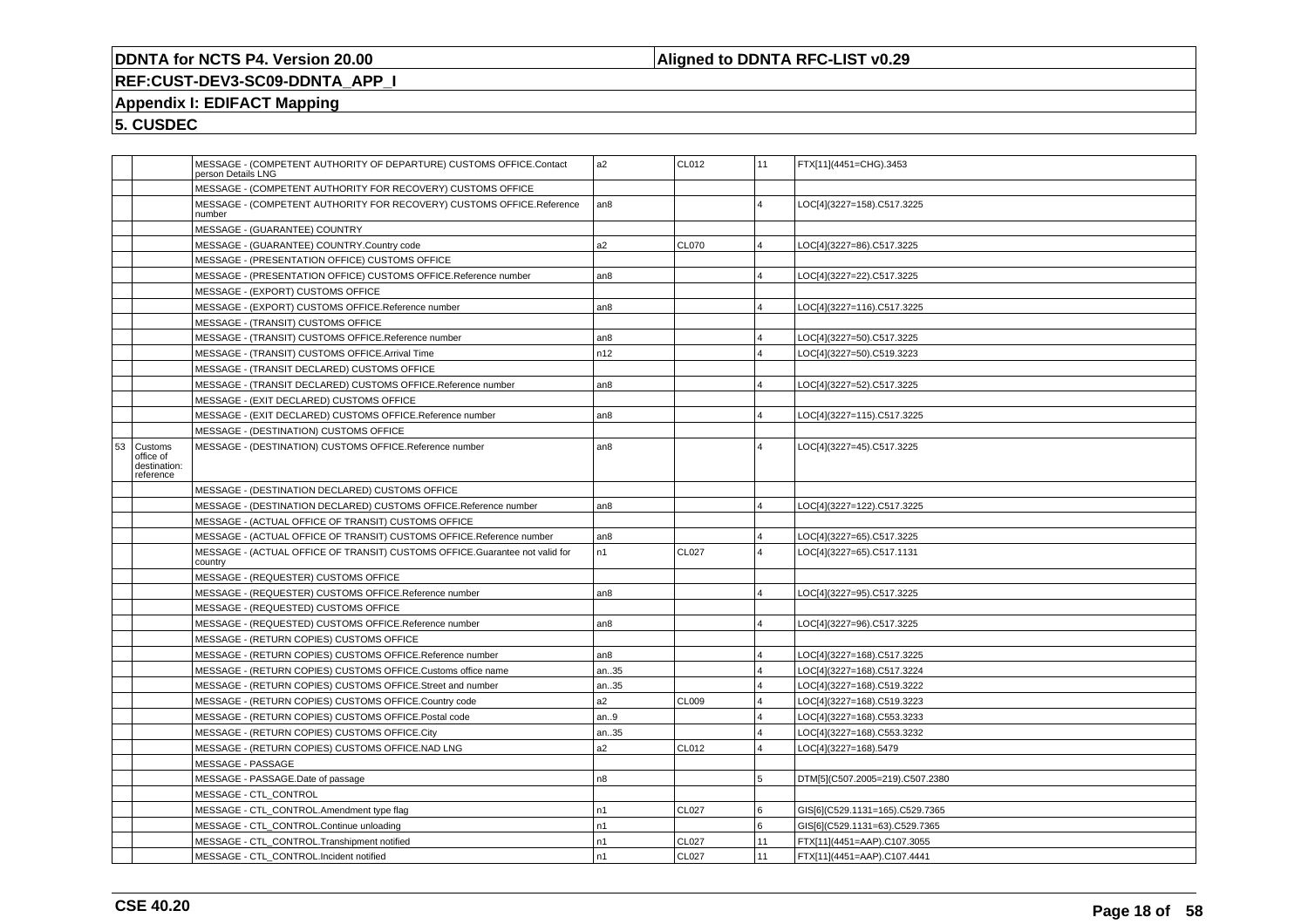| | | | | | | |
|---|---|---|---|---|---|---|
| | | MESSAGE - (COMPETENT AUTHORITY OF DEPARTURE) CUSTOMS OFFICE.Contact person Details LNG | a2 | CL012 | 11 | FTX[11](4451=CHG).3453 |
| | | MESSAGE - (COMPETENT AUTHORITY FOR RECOVERY) CUSTOMS OFFICE | | | | |
| | | MESSAGE - (COMPETENT AUTHORITY FOR RECOVERY) CUSTOMS OFFICE.Reference number | an8 | | 4 | LOC[4](3227=158).C517.3225 |
| | | MESSAGE - (GUARANTEE) COUNTRY | | | | |
| | | MESSAGE - (GUARANTEE) COUNTRY.Country code | a2 | CL070 | 4 | LOC[4](3227=86).C517.3225 |
| | | MESSAGE - (PRESENTATION OFFICE) CUSTOMS OFFICE | | | | |
| | | MESSAGE - (PRESENTATION OFFICE) CUSTOMS OFFICE.Reference number | an8 | | 4 | LOC[4](3227=22).C517.3225 |
| | | MESSAGE - (EXPORT) CUSTOMS OFFICE | | | | |
| | | MESSAGE - (EXPORT) CUSTOMS OFFICE.Reference number | an8 | | 4 | LOC[4](3227=116).C517.3225 |
| | | MESSAGE - (TRANSIT) CUSTOMS OFFICE | | | | |
| | | MESSAGE - (TRANSIT) CUSTOMS OFFICE.Reference number | an8 | | 4 | LOC[4](3227=50).C517.3225 |
| | | MESSAGE - (TRANSIT) CUSTOMS OFFICE.Arrival Time | n12 | | 4 | LOC[4](3227=50).C519.3223 |
| | | MESSAGE - (TRANSIT DECLARED) CUSTOMS OFFICE | | | | |
| | | MESSAGE - (TRANSIT DECLARED) CUSTOMS OFFICE.Reference number | an8 | | 4 | LOC[4](3227=52).C517.3225 |
| | | MESSAGE - (EXIT DECLARED) CUSTOMS OFFICE | | | | |
| | | MESSAGE - (EXIT DECLARED) CUSTOMS OFFICE.Reference number | an8 | | 4 | LOC[4](3227=115).C517.3225 |
| | | MESSAGE - (DESTINATION) CUSTOMS OFFICE | | | | |
| 53 | Customs office of destination: reference | MESSAGE - (DESTINATION) CUSTOMS OFFICE.Reference number | an8 | | 4 | LOC[4](3227=45).C517.3225 |
| | | MESSAGE - (DESTINATION DECLARED) CUSTOMS OFFICE | | | | |
| | | MESSAGE - (DESTINATION DECLARED) CUSTOMS OFFICE.Reference number | an8 | | 4 | LOC[4](3227=122).C517.3225 |
| | | MESSAGE - (ACTUAL OFFICE OF TRANSIT) CUSTOMS OFFICE | | | | |
| | | MESSAGE - (ACTUAL OFFICE OF TRANSIT) CUSTOMS OFFICE.Reference number | an8 | | 4 | LOC[4](3227=65).C517.3225 |
| | | MESSAGE - (ACTUAL OFFICE OF TRANSIT) CUSTOMS OFFICE.Guarantee not valid for country | n1 | CL027 | 4 | LOC[4](3227=65).C517.1131 |
| | | MESSAGE - (REQUESTER) CUSTOMS OFFICE | | | | |
| | | MESSAGE - (REQUESTER) CUSTOMS OFFICE.Reference number | an8 | | 4 | LOC[4](3227=95).C517.3225 |
| | | MESSAGE - (REQUESTED) CUSTOMS OFFICE | | | | |
| | | MESSAGE - (REQUESTED) CUSTOMS OFFICE.Reference number | an8 | | 4 | LOC[4](3227=96).C517.3225 |
| | | MESSAGE - (RETURN COPIES) CUSTOMS OFFICE | | | | |
| | | MESSAGE - (RETURN COPIES) CUSTOMS OFFICE.Reference number | an8 | | 4 | LOC[4](3227=168).C517.3225 |
| | | MESSAGE - (RETURN COPIES) CUSTOMS OFFICE.Customs office name | an..35 | | 4 | LOC[4](3227=168).C517.3224 |
| | | MESSAGE - (RETURN COPIES) CUSTOMS OFFICE.Street and number | an..35 | | 4 | LOC[4](3227=168).C519.3222 |
| | | MESSAGE - (RETURN COPIES) CUSTOMS OFFICE.Country code | a2 | CL009 | 4 | LOC[4](3227=168).C519.3223 |
| | | MESSAGE - (RETURN COPIES) CUSTOMS OFFICE.Postal code | an..9 | | 4 | LOC[4](3227=168).C553.3233 |
| | | MESSAGE - (RETURN COPIES) CUSTOMS OFFICE.City | an..35 | | 4 | LOC[4](3227=168).C553.3232 |
| | | MESSAGE - (RETURN COPIES) CUSTOMS OFFICE.NAD LNG | a2 | CL012 | 4 | LOC[4](3227=168).5479 |
| | | MESSAGE - PASSAGE | | | | |
| | | MESSAGE - PASSAGE.Date of passage | n8 | | 5 | DTM[5](C507.2005=219).C507.2380 |
| | | MESSAGE - CTL_CONTROL | | | | |
| | | MESSAGE - CTL_CONTROL.Amendment type flag | n1 | CL027 | 6 | GIS[6](C529.1131=165).C529.7365 |
| | | MESSAGE - CTL_CONTROL.Continue unloading | n1 | | 6 | GIS[6](C529.1131=63).C529.7365 |
| | | MESSAGE - CTL_CONTROL.Transhipment notified | n1 | CL027 | 11 | FTX[11](4451=AAP).C107.3055 |
| | | MESSAGE - CTL_CONTROL.Incident notified | n1 | CL027 | 11 | FTX[11](4451=AAP).C107.4441 |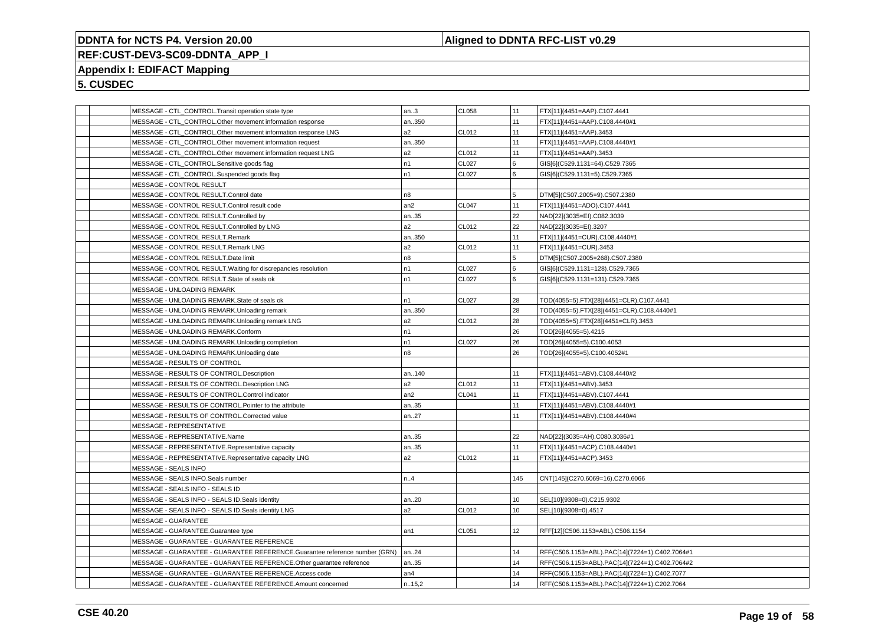**DDNTA for NCTS P4. Version 20.00** | **Aligned to DDNTA RFC-LIST v0.29**

**REF:CUST-DEV3-SC09-DDNTA_APP_I**

**Appendix I: EDIFACT Mapping**

**5. CUSDEC**

| | | | | | | |
|---|---|---|---|---|---|---|
| | | MESSAGE - CTL_CONTROL.Transit operation state type | an..3 | CL058 | 11 | FTX[11](4451=AAP).C107.4441 |
| | | MESSAGE - CTL_CONTROL.Other movement information response | an..350 | | 11 | FTX[11](4451=AAP).C108.4440#1 |
| | | MESSAGE - CTL_CONTROL.Other movement information response LNG | a2 | CL012 | 11 | FTX[11](4451=AAP).3453 |
| | | MESSAGE - CTL_CONTROL.Other movement information request | an..350 | | 11 | FTX[11](4451=AAP).C108.4440#1 |
| | | MESSAGE - CTL_CONTROL.Other movement information request LNG | a2 | CL012 | 11 | FTX[11](4451=AAP).3453 |
| | | MESSAGE - CTL_CONTROL.Sensitive goods flag | n1 | CL027 | 6 | GIS[6](C529.1131=64).C529.7365 |
| | | MESSAGE - CTL_CONTROL.Suspended goods flag | n1 | CL027 | 6 | GIS[6](C529.1131=5).C529.7365 |
| | | MESSAGE - CONTROL RESULT | | | | |
| | | MESSAGE - CONTROL RESULT.Control date | n8 | | 5 | DTM[5](C507.2005=9).C507.2380 |
| | | MESSAGE - CONTROL RESULT.Control result code | an2 | CL047 | 11 | FTX[11](4451=ADO).C107.4441 |
| | | MESSAGE - CONTROL RESULT.Controlled by | an..35 | | 22 | NAD[22](3035=EI).C082.3039 |
| | | MESSAGE - CONTROL RESULT.Controlled by LNG | a2 | CL012 | 22 | NAD[22](3035=EI).3207 |
| | | MESSAGE - CONTROL RESULT.Remark | an..350 | | 11 | FTX[11](4451=CUR).C108.4440#1 |
| | | MESSAGE - CONTROL RESULT.Remark LNG | a2 | CL012 | 11 | FTX[11](4451=CUR).3453 |
| | | MESSAGE - CONTROL RESULT.Date limit | n8 | | 5 | DTM[5](C507.2005=268).C507.2380 |
| | | MESSAGE - CONTROL RESULT.Waiting for discrepancies resolution | n1 | CL027 | 6 | GIS[6](C529.1131=128).C529.7365 |
| | | MESSAGE - CONTROL RESULT.State of seals ok | n1 | CL027 | 6 | GIS[6](C529.1131=131).C529.7365 |
| | | MESSAGE - UNLOADING REMARK | | | | |
| | | MESSAGE - UNLOADING REMARK.State of seals ok | n1 | CL027 | 28 | TOD(4055=5).FTX[28](4451=CLR).C107.4441 |
| | | MESSAGE - UNLOADING REMARK.Unloading remark | an..350 | | 28 | TOD(4055=5).FTX[28](4451=CLR).C108.4440#1 |
| | | MESSAGE - UNLOADING REMARK.Unloading remark LNG | a2 | CL012 | 28 | TOD(4055=5).FTX[28](4451=CLR).3453 |
| | | MESSAGE - UNLOADING REMARK.Conform | n1 | | 26 | TOD[26](4055=5).4215 |
| | | MESSAGE - UNLOADING REMARK.Unloading completion | n1 | CL027 | 26 | TOD[26](4055=5).C100.4053 |
| | | MESSAGE - UNLOADING REMARK.Unloading date | n8 | | 26 | TOD[26](4055=5).C100.4052#1 |
| | | MESSAGE - RESULTS OF CONTROL | | | | |
| | | MESSAGE - RESULTS OF CONTROL.Description | an..140 | | 11 | FTX[11](4451=ABV).C108.4440#2 |
| | | MESSAGE - RESULTS OF CONTROL.Description LNG | a2 | CL012 | 11 | FTX[11](4451=ABV).3453 |
| | | MESSAGE - RESULTS OF CONTROL.Control indicator | an2 | CL041 | 11 | FTX[11](4451=ABV).C107.4441 |
| | | MESSAGE - RESULTS OF CONTROL.Pointer to the attribute | an..35 | | 11 | FTX[11](4451=ABV).C108.4440#1 |
| | | MESSAGE - RESULTS OF CONTROL.Corrected value | an..27 | | 11 | FTX[11](4451=ABV).C108.4440#4 |
| | | MESSAGE - REPRESENTATIVE | | | | |
| | | MESSAGE - REPRESENTATIVE.Name | an..35 | | 22 | NAD[22](3035=AH).C080.3036#1 |
| | | MESSAGE - REPRESENTATIVE.Representative capacity | an..35 | | 11 | FTX[11](4451=ACP).C108.4440#1 |
| | | MESSAGE - REPRESENTATIVE.Representative capacity LNG | a2 | CL012 | 11 | FTX[11](4451=ACP).3453 |
| | | MESSAGE - SEALS INFO | | | | |
| | | MESSAGE - SEALS INFO.Seals number | n..4 | | 145 | CNT[145](C270.6069=16).C270.6066 |
| | | MESSAGE - SEALS INFO - SEALS ID | | | | |
| | | MESSAGE - SEALS INFO - SEALS ID.Seals identity | an..20 | | 10 | SEL[10](9308=0).C215.9302 |
| | | MESSAGE - SEALS INFO - SEALS ID.Seals identity LNG | a2 | CL012 | 10 | SEL[10](9308=0).4517 |
| | | MESSAGE - GUARANTEE | | | | |
| | | MESSAGE - GUARANTEE.Guarantee type | an1 | CL051 | 12 | RFF[12](C506.1153=ABL).C506.1154 |
| | | MESSAGE - GUARANTEE - GUARANTEE REFERENCE | | | | |
| | | MESSAGE - GUARANTEE - GUARANTEE REFERENCE.Guarantee reference number (GRN) | an..24 | | 14 | RFF(C506.1153=ABL).PAC[14](7224=1).C402.7064#1 |
| | | MESSAGE - GUARANTEE - GUARANTEE REFERENCE.Other guarantee reference | an..35 | | 14 | RFF(C506.1153=ABL).PAC[14](7224=1).C402.7064#2 |
| | | MESSAGE - GUARANTEE - GUARANTEE REFERENCE.Access code | an4 | | 14 | RFF(C506.1153=ABL).PAC[14](7224=1).C402.7077 |
| | | MESSAGE - GUARANTEE - GUARANTEE REFERENCE.Amount concerned | n..15,2 | | 14 | RFF(C506.1153=ABL).PAC[14](7224=1).C202.7064 |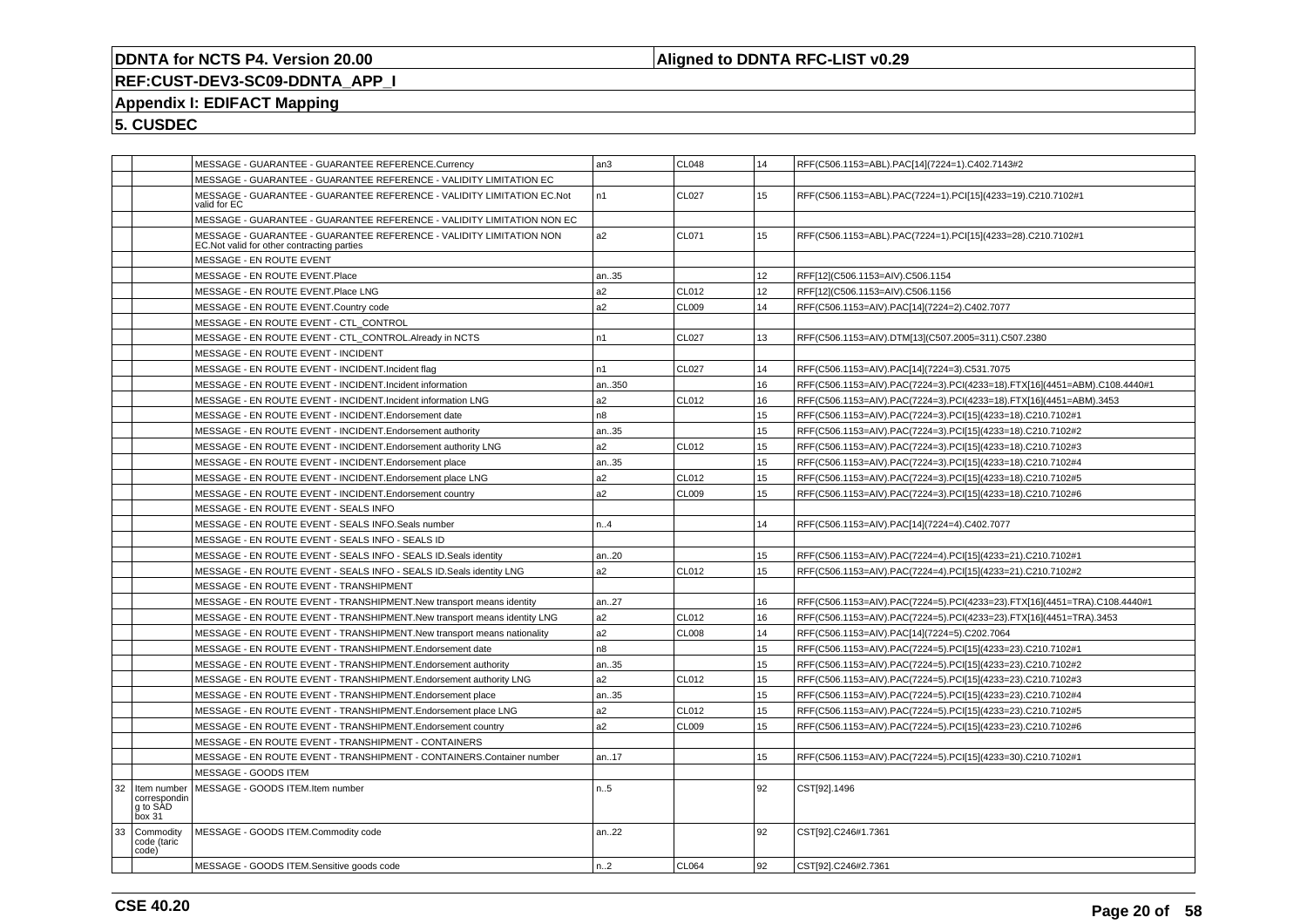| | | | | | | |
|---|---|---|---|---|---|---|
| | | MESSAGE - GUARANTEE - GUARANTEE REFERENCE.Currency | an3 | CL048 | 14 | RFF(C506.1153=ABL).PAC[14](7224=1).C402.7143#2 |
| | | MESSAGE - GUARANTEE - GUARANTEE REFERENCE - VALIDITY LIMITATION EC | | | | |
| | | MESSAGE - GUARANTEE - GUARANTEE REFERENCE - VALIDITY LIMITATION EC.Not valid for EC | n1 | CL027 | 15 | RFF(C506.1153=ABL).PAC(7224=1).PCI[15](4233=19).C210.7102#1 |
| | | MESSAGE - GUARANTEE - GUARANTEE REFERENCE - VALIDITY LIMITATION NON EC | | | | |
| | | MESSAGE - GUARANTEE - GUARANTEE REFERENCE - VALIDITY LIMITATION NON EC.Not valid for other contracting parties | a2 | CL071 | 15 | RFF(C506.1153=ABL).PAC(7224=1).PCI[15](4233=28).C210.7102#1 |
| | | MESSAGE - EN ROUTE EVENT | | | | |
| | | MESSAGE - EN ROUTE EVENT.Place | an..35 | | 12 | RFF[12](C506.1153=AIV).C506.1154 |
| | | MESSAGE - EN ROUTE EVENT.Place LNG | a2 | CL012 | 12 | RFF[12](C506.1153=AIV).C506.1156 |
| | | MESSAGE - EN ROUTE EVENT.Country code | a2 | CL009 | 14 | RFF(C506.1153=AIV).PAC[14](7224=2).C402.7077 |
| | | MESSAGE - EN ROUTE EVENT - CTL_CONTROL | | | | |
| | | MESSAGE - EN ROUTE EVENT - CTL_CONTROL.Already in NCTS | n1 | CL027 | 13 | RFF(C506.1153=AIV).DTM[13](C507.2005=311).C507.2380 |
| | | MESSAGE - EN ROUTE EVENT - INCIDENT | | | | |
| | | MESSAGE - EN ROUTE EVENT - INCIDENT.Incident flag | n1 | CL027 | 14 | RFF(C506.1153=AIV).PAC[14](7224=3).C531.7075 |
| | | MESSAGE - EN ROUTE EVENT - INCIDENT.Incident information | an..350 | | 16 | RFF(C506.1153=AIV).PAC(7224=3).PCI(4233=18).FTX[16](4451=ABM).C108.4440#1 |
| | | MESSAGE - EN ROUTE EVENT - INCIDENT.Incident information LNG | a2 | CL012 | 16 | RFF(C506.1153=AIV).PAC(7224=3).PCI(4233=18).FTX[16](4451=ABM).3453 |
| | | MESSAGE - EN ROUTE EVENT - INCIDENT.Endorsement date | n8 | | 15 | RFF(C506.1153=AIV).PAC(7224=3).PCI[15](4233=18).C210.7102#1 |
| | | MESSAGE - EN ROUTE EVENT - INCIDENT.Endorsement authority | an..35 | | 15 | RFF(C506.1153=AIV).PAC(7224=3).PCI[15](4233=18).C210.7102#2 |
| | | MESSAGE - EN ROUTE EVENT - INCIDENT.Endorsement authority LNG | a2 | CL012 | 15 | RFF(C506.1153=AIV).PAC(7224=3).PCI[15](4233=18).C210.7102#3 |
| | | MESSAGE - EN ROUTE EVENT - INCIDENT.Endorsement place | an..35 | | 15 | RFF(C506.1153=AIV).PAC(7224=3).PCI[15](4233=18).C210.7102#4 |
| | | MESSAGE - EN ROUTE EVENT - INCIDENT.Endorsement place LNG | a2 | CL012 | 15 | RFF(C506.1153=AIV).PAC(7224=3).PCI[15](4233=18).C210.7102#5 |
| | | MESSAGE - EN ROUTE EVENT - INCIDENT.Endorsement country | a2 | CL009 | 15 | RFF(C506.1153=AIV).PAC(7224=3).PCI[15](4233=18).C210.7102#6 |
| | | MESSAGE - EN ROUTE EVENT - SEALS INFO | | | | |
| | | MESSAGE - EN ROUTE EVENT - SEALS INFO.Seals number | n..4 | | 14 | RFF(C506.1153=AIV).PAC[14](7224=4).C402.7077 |
| | | MESSAGE - EN ROUTE EVENT - SEALS INFO - SEALS ID | | | | |
| | | MESSAGE - EN ROUTE EVENT - SEALS INFO - SEALS ID.Seals identity | an..20 | | 15 | RFF(C506.1153=AIV).PAC(7224=4).PCI[15](4233=21).C210.7102#1 |
| | | MESSAGE - EN ROUTE EVENT - SEALS INFO - SEALS ID.Seals identity LNG | a2 | CL012 | 15 | RFF(C506.1153=AIV).PAC(7224=4).PCI[15](4233=21).C210.7102#2 |
| | | MESSAGE - EN ROUTE EVENT - TRANSHIPMENT | | | | |
| | | MESSAGE - EN ROUTE EVENT - TRANSHIPMENT.New transport means identity | an..27 | | 16 | RFF(C506.1153=AIV).PAC(7224=5).PCI(4233=23).FTX[16](4451=TRA).C108.4440#1 |
| | | MESSAGE - EN ROUTE EVENT - TRANSHIPMENT.New transport means identity LNG | a2 | CL012 | 16 | RFF(C506.1153=AIV).PAC(7224=5).PCI(4233=23).FTX[16](4451=TRA).3453 |
| | | MESSAGE - EN ROUTE EVENT - TRANSHIPMENT.New transport means nationality | a2 | CL008 | 14 | RFF(C506.1153=AIV).PAC[14](7224=5).C202.7064 |
| | | MESSAGE - EN ROUTE EVENT - TRANSHIPMENT.Endorsement date | n8 | | 15 | RFF(C506.1153=AIV).PAC(7224=5).PCI[15](4233=23).C210.7102#1 |
| | | MESSAGE - EN ROUTE EVENT - TRANSHIPMENT.Endorsement authority | an..35 | | 15 | RFF(C506.1153=AIV).PAC(7224=5).PCI[15](4233=23).C210.7102#2 |
| | | MESSAGE - EN ROUTE EVENT - TRANSHIPMENT.Endorsement authority LNG | a2 | CL012 | 15 | RFF(C506.1153=AIV).PAC(7224=5).PCI[15](4233=23).C210.7102#3 |
| | | MESSAGE - EN ROUTE EVENT - TRANSHIPMENT.Endorsement place | an..35 | | 15 | RFF(C506.1153=AIV).PAC(7224=5).PCI[15](4233=23).C210.7102#4 |
| | | MESSAGE - EN ROUTE EVENT - TRANSHIPMENT.Endorsement place LNG | a2 | CL012 | 15 | RFF(C506.1153=AIV).PAC(7224=5).PCI[15](4233=23).C210.7102#5 |
| | | MESSAGE - EN ROUTE EVENT - TRANSHIPMENT.Endorsement country | a2 | CL009 | 15 | RFF(C506.1153=AIV).PAC(7224=5).PCI[15](4233=23).C210.7102#6 |
| | | MESSAGE - EN ROUTE EVENT - TRANSHIPMENT - CONTAINERS | | | | |
| | | MESSAGE - EN ROUTE EVENT - TRANSHIPMENT - CONTAINERS.Container number | an..17 | | 15 | RFF(C506.1153=AIV).PAC(7224=5).PCI[15](4233=30).C210.7102#1 |
| | | MESSAGE - GOODS ITEM | | | | |
| 32 | Item number corresponding to SAD box 31 | MESSAGE - GOODS ITEM.Item number | n..5 | | 92 | CST[92].1496 |
| 33 | Commodity code (taric code) | MESSAGE - GOODS ITEM.Commodity code | an..22 | | 92 | CST[92].C246#1.7361 |
| | | MESSAGE - GOODS ITEM.Sensitive goods code | n..2 | CL064 | 92 | CST[92].C246#2.7361 |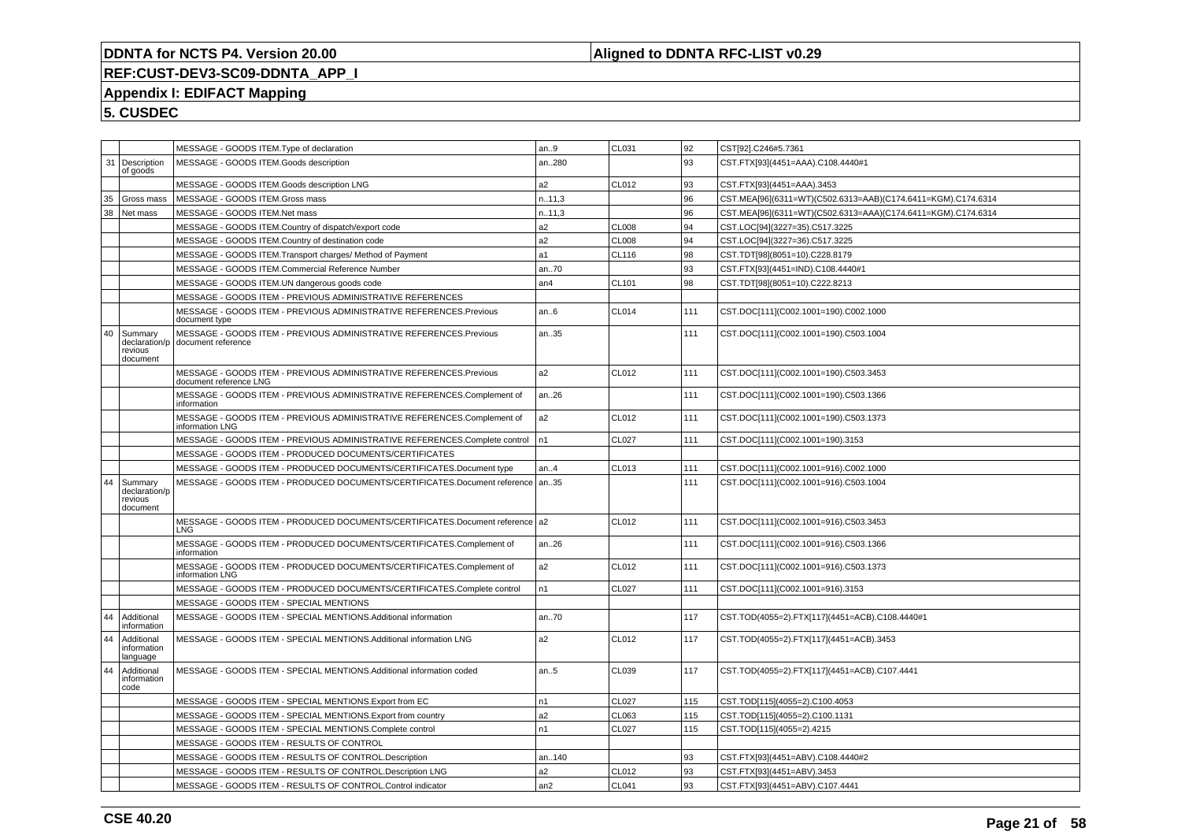| | | | | | | |
|---|---|---|---|---|---|---|
| | | MESSAGE - GOODS ITEM.Type of declaration | an..9 | CL031 | 92 | CST[92].C246#5.7361 |
| 31 | Description of goods | MESSAGE - GOODS ITEM.Goods description | an..280 | | 93 | CST.FTX[93](4451=AAA).C108.4440#1 |
| | | MESSAGE - GOODS ITEM.Goods description LNG | a2 | CL012 | 93 | CST.FTX[93](4451=AAA).3453 |
| 35 | Gross mass | MESSAGE - GOODS ITEM.Gross mass | n..11,3 | | 96 | CST.MEA[96](6311=WT)(C502.6313=AAB)(C174.6411=KGM).C174.6314 |
| 38 | Net mass | MESSAGE - GOODS ITEM.Net mass | n..11,3 | | 96 | CST.MEA[96](6311=WT)(C502.6313=AAA)(C174.6411=KGM).C174.6314 |
| | | MESSAGE - GOODS ITEM.Country of dispatch/export code | a2 | CL008 | 94 | CST.LOC[94](3227=35).C517.3225 |
| | | MESSAGE - GOODS ITEM.Country of destination code | a2 | CL008 | 94 | CST.LOC[94](3227=36).C517.3225 |
| | | MESSAGE - GOODS ITEM.Transport charges/ Method of Payment | a1 | CL116 | 98 | CST.TDT[98](8051=10).C228.8179 |
| | | MESSAGE - GOODS ITEM.Commercial Reference Number | an..70 | | 93 | CST.FTX[93](4451=IND).C108.4440#1 |
| | | MESSAGE - GOODS ITEM.UN dangerous goods code | an4 | CL101 | 98 | CST.TDT[98](8051=10).C222.8213 |
| | | MESSAGE - GOODS ITEM - PREVIOUS ADMINISTRATIVE REFERENCES | | | | |
| | | MESSAGE - GOODS ITEM - PREVIOUS ADMINISTRATIVE REFERENCES.Previous document type | an..6 | CL014 | 111 | CST.DOC[111](C002.1001=190).C002.1000 |
| 40 | Summary declaration/p revious document | MESSAGE - GOODS ITEM - PREVIOUS ADMINISTRATIVE REFERENCES.Previous document reference | an..35 | | 111 | CST.DOC[111](C002.1001=190).C503.1004 |
| | | MESSAGE - GOODS ITEM - PREVIOUS ADMINISTRATIVE REFERENCES.Previous document reference LNG | a2 | CL012 | 111 | CST.DOC[111](C002.1001=190).C503.3453 |
| | | MESSAGE - GOODS ITEM - PREVIOUS ADMINISTRATIVE REFERENCES.Complement of information | an..26 | | 111 | CST.DOC[111](C002.1001=190).C503.1366 |
| | | MESSAGE - GOODS ITEM - PREVIOUS ADMINISTRATIVE REFERENCES.Complement of information LNG | a2 | CL012 | 111 | CST.DOC[111](C002.1001=190).C503.1373 |
| | | MESSAGE - GOODS ITEM - PREVIOUS ADMINISTRATIVE REFERENCES.Complete control | n1 | CL027 | 111 | CST.DOC[111](C002.1001=190).3153 |
| | | MESSAGE - GOODS ITEM - PRODUCED DOCUMENTS/CERTIFICATES | | | | |
| | | MESSAGE - GOODS ITEM - PRODUCED DOCUMENTS/CERTIFICATES.Document type | an..4 | CL013 | 111 | CST.DOC[111](C002.1001=916).C002.1000 |
| 44 | Summary declaration/p revious document | MESSAGE - GOODS ITEM - PRODUCED DOCUMENTS/CERTIFICATES.Document reference | an..35 | | 111 | CST.DOC[111](C002.1001=916).C503.1004 |
| | | MESSAGE - GOODS ITEM - PRODUCED DOCUMENTS/CERTIFICATES.Document reference LNG | a2 | CL012 | 111 | CST.DOC[111](C002.1001=916).C503.3453 |
| | | MESSAGE - GOODS ITEM - PRODUCED DOCUMENTS/CERTIFICATES.Complement of information | an..26 | | 111 | CST.DOC[111](C002.1001=916).C503.1366 |
| | | MESSAGE - GOODS ITEM - PRODUCED DOCUMENTS/CERTIFICATES.Complement of information LNG | a2 | CL012 | 111 | CST.DOC[111](C002.1001=916).C503.1373 |
| | | MESSAGE - GOODS ITEM - PRODUCED DOCUMENTS/CERTIFICATES.Complete control | n1 | CL027 | 111 | CST.DOC[111](C002.1001=916).3153 |
| | | MESSAGE - GOODS ITEM - SPECIAL MENTIONS | | | | |
| 44 | Additional information | MESSAGE - GOODS ITEM - SPECIAL MENTIONS.Additional information | an..70 | | 117 | CST.TOD(4055=2).FTX[117](4451=ACB).C108.4440#1 |
| 44 | Additional information language | MESSAGE - GOODS ITEM - SPECIAL MENTIONS.Additional information LNG | a2 | CL012 | 117 | CST.TOD(4055=2).FTX[117](4451=ACB).3453 |
| 44 | Additional information code | MESSAGE - GOODS ITEM - SPECIAL MENTIONS.Additional information coded | an..5 | CL039 | 117 | CST.TOD(4055=2).FTX[117](4451=ACB).C107.4441 |
| | | MESSAGE - GOODS ITEM - SPECIAL MENTIONS.Export from EC | n1 | CL027 | 115 | CST.TOD[115](4055=2).C100.4053 |
| | | MESSAGE - GOODS ITEM - SPECIAL MENTIONS.Export from country | a2 | CL063 | 115 | CST.TOD[115](4055=2).C100.1131 |
| | | MESSAGE - GOODS ITEM - SPECIAL MENTIONS.Complete control | n1 | CL027 | 115 | CST.TOD[115](4055=2).4215 |
| | | MESSAGE - GOODS ITEM - RESULTS OF CONTROL | | | | |
| | | MESSAGE - GOODS ITEM - RESULTS OF CONTROL.Description | an..140 | | 93 | CST.FTX[93](4451=ABV).C108.4440#2 |
| | | MESSAGE - GOODS ITEM - RESULTS OF CONTROL.Description LNG | a2 | CL012 | 93 | CST.FTX[93](4451=ABV).3453 |
| | | MESSAGE - GOODS ITEM - RESULTS OF CONTROL.Control indicator | an2 | CL041 | 93 | CST.FTX[93](4451=ABV).C107.4441 |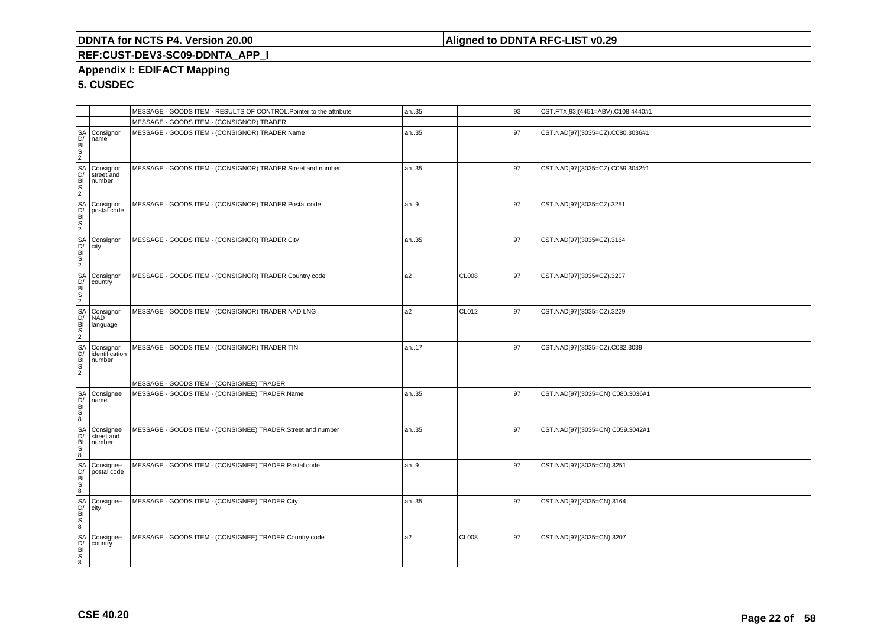**DDNTA for NCTS P4. Version 20.00** | **Aligned to DDNTA RFC-LIST v0.29**

**REF:CUST-DEV3-SC09-DDNTA_APP_I**

**Appendix I: EDIFACT Mapping**

**5. CUSDEC**

| | | | | | | |
|---|---|---|---|---|---|---|
| | | MESSAGE - GOODS ITEM - RESULTS OF CONTROL.Pointer to the attribute | an..35 | | 93 | CST.FTX[93](4451=ABV).C108.4440#1 |
| | | MESSAGE - GOODS ITEM - (CONSIGNOR) TRADER | | | | |
| SAD/BIS 2 | Consignor name | MESSAGE - GOODS ITEM - (CONSIGNOR) TRADER.Name | an..35 | | 97 | CST.NAD[97](3035=CZ).C080.3036#1 |
| SAD/BIS 2 | Consignor street and number | MESSAGE - GOODS ITEM - (CONSIGNOR) TRADER.Street and number | an..35 | | 97 | CST.NAD[97](3035=CZ).C059.3042#1 |
| SAD/BIS 2 | Consignor postal code | MESSAGE - GOODS ITEM - (CONSIGNOR) TRADER.Postal code | an..9 | | 97 | CST.NAD[97](3035=CZ).3251 |
| SAD/BIS 2 | Consignor city | MESSAGE - GOODS ITEM - (CONSIGNOR) TRADER.City | an..35 | | 97 | CST.NAD[97](3035=CZ).3164 |
| SAD/BIS 2 | Consignor country | MESSAGE - GOODS ITEM - (CONSIGNOR) TRADER.Country code | a2 | CL008 | 97 | CST.NAD[97](3035=CZ).3207 |
| SAD/BIS 2 | Consignor NAD language | MESSAGE - GOODS ITEM - (CONSIGNOR) TRADER.NAD LNG | a2 | CL012 | 97 | CST.NAD[97](3035=CZ).3229 |
| SAD/BIS 2 | Consignor identification number | MESSAGE - GOODS ITEM - (CONSIGNOR) TRADER.TIN | an..17 | | 97 | CST.NAD[97](3035=CZ).C082.3039 |
| | | MESSAGE - GOODS ITEM - (CONSIGNEE) TRADER | | | | |
| SAD/BIS 8 | Consignee name | MESSAGE - GOODS ITEM - (CONSIGNEE) TRADER.Name | an..35 | | 97 | CST.NAD[97](3035=CN).C080.3036#1 |
| SAD/BIS 8 | Consignee street and number | MESSAGE - GOODS ITEM - (CONSIGNEE) TRADER.Street and number | an..35 | | 97 | CST.NAD[97](3035=CN).C059.3042#1 |
| SAD/BIS 8 | Consignee postal code | MESSAGE - GOODS ITEM - (CONSIGNEE) TRADER.Postal code | an..9 | | 97 | CST.NAD[97](3035=CN).3251 |
| SAD/BIS 8 | Consignee city | MESSAGE - GOODS ITEM - (CONSIGNEE) TRADER.City | an..35 | | 97 | CST.NAD[97](3035=CN).3164 |
| SAD/BIS 8 | Consignee country | MESSAGE - GOODS ITEM - (CONSIGNEE) TRADER.Country code | a2 | CL008 | 97 | CST.NAD[97](3035=CN).3207 |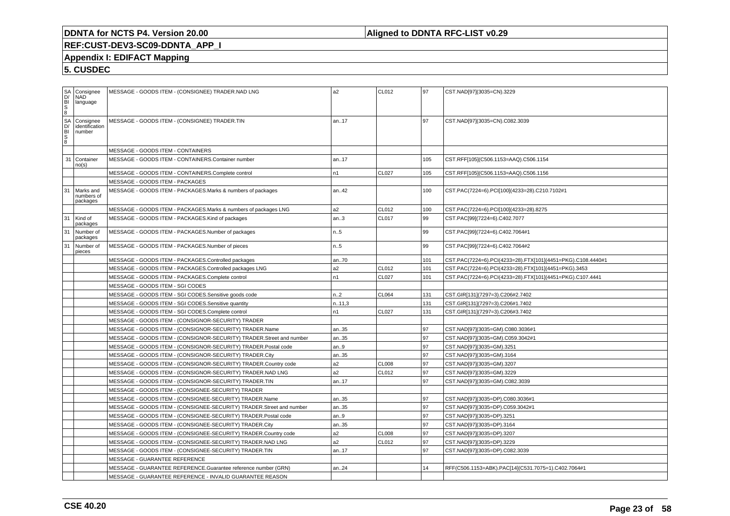# DDNTA for NCTS P4. Version 20.00

**Aligned to DDNTA RFC-LIST v0.29**

## REF:CUST-DEV3-SC09-DDNTA_APP_I

## Appendix I: EDIFACT Mapping

## 5. CUSDEC

| | | | | | | |
|---|---|---|---|---|---|---|
| SAD/BIS 8 | Consignee NAD language | MESSAGE - GOODS ITEM - (CONSIGNEE) TRADER.NAD LNG | a2 | CL012 | 97 | CST.NAD[97](3035=CN).3229 |
| SAD/BIS 8 | Consignee identification number | MESSAGE - GOODS ITEM - (CONSIGNEE) TRADER.TIN | an..17 | | 97 | CST.NAD[97](3035=CN).C082.3039 |
| | | MESSAGE - GOODS ITEM - CONTAINERS | | | | |
| 31 | Container no(s) | MESSAGE - GOODS ITEM - CONTAINERS.Container number | an..17 | | 105 | CST.RFF[105](C506.1153=AAQ).C506.1154 |
| | | MESSAGE - GOODS ITEM - CONTAINERS.Complete control | n1 | CL027 | 105 | CST.RFF[105](C506.1153=AAQ).C506.1156 |
| | | MESSAGE - GOODS ITEM - PACKAGES | | | | |
| 31 | Marks and numbers of packages | MESSAGE - GOODS ITEM - PACKAGES.Marks & numbers of packages | an..42 | | 100 | CST.PAC(7224=6).PCI[100](4233=28).C210.7102#1 |
| | | MESSAGE - GOODS ITEM - PACKAGES.Marks & numbers of packages LNG | a2 | CL012 | 100 | CST.PAC(7224=6).PCI[100](4233=28).8275 |
| 31 | Kind of packages | MESSAGE - GOODS ITEM - PACKAGES.Kind of packages | an..3 | CL017 | 99 | CST.PAC[99](7224=6).C402.7077 |
| 31 | Number of packages | MESSAGE - GOODS ITEM - PACKAGES.Number of packages | n..5 | | 99 | CST.PAC[99](7224=6).C402.7064#1 |
| 31 | Number of pieces | MESSAGE - GOODS ITEM - PACKAGES.Number of pieces | n..5 | | 99 | CST.PAC[99](7224=6).C402.7064#2 |
| | | MESSAGE - GOODS ITEM - PACKAGES.Controlled packages | an..70 | | 101 | CST.PAC(7224=6).PCI(4233=28).FTX[101](4451=PKG).C108.4440#1 |
| | | MESSAGE - GOODS ITEM - PACKAGES.Controlled packages LNG | a2 | CL012 | 101 | CST.PAC(7224=6).PCI(4233=28).FTX[101](4451=PKG).3453 |
| | | MESSAGE - GOODS ITEM - PACKAGES.Complete control | n1 | CL027 | 101 | CST.PAC(7224=6).PCI(4233=28).FTX[101](4451=PKG).C107.4441 |
| | | MESSAGE - GOODS ITEM - SGI CODES | | | | |
| | | MESSAGE - GOODS ITEM - SGI CODES.Sensitive goods code | n..2 | CL064 | 131 | CST.GIR[131](7297=3).C206#2.7402 |
| | | MESSAGE - GOODS ITEM - SGI CODES.Sensitive quantity | n..11,3 | | 131 | CST.GIR[131](7297=3).C206#1.7402 |
| | | MESSAGE - GOODS ITEM - SGI CODES.Complete control | n1 | CL027 | 131 | CST.GIR[131](7297=3).C206#3.7402 |
| | | MESSAGE - GOODS ITEM - (CONSIGNOR-SECURITY) TRADER | | | | |
| | | MESSAGE - GOODS ITEM - (CONSIGNOR-SECURITY) TRADER.Name | an..35 | | 97 | CST.NAD[97](3035=GM).C080.3036#1 |
| | | MESSAGE - GOODS ITEM - (CONSIGNOR-SECURITY) TRADER.Street and number | an..35 | | 97 | CST.NAD[97](3035=GM).C059.3042#1 |
| | | MESSAGE - GOODS ITEM - (CONSIGNOR-SECURITY) TRADER.Postal code | an..9 | | 97 | CST.NAD[97](3035=GM).3251 |
| | | MESSAGE - GOODS ITEM - (CONSIGNOR-SECURITY) TRADER.City | an..35 | | 97 | CST.NAD[97](3035=GM).3164 |
| | | MESSAGE - GOODS ITEM - (CONSIGNOR-SECURITY) TRADER.Country code | a2 | CL008 | 97 | CST.NAD[97](3035=GM).3207 |
| | | MESSAGE - GOODS ITEM - (CONSIGNOR-SECURITY) TRADER.NAD LNG | a2 | CL012 | 97 | CST.NAD[97](3035=GM).3229 |
| | | MESSAGE - GOODS ITEM - (CONSIGNOR-SECURITY) TRADER.TIN | an..17 | | 97 | CST.NAD[97](3035=GM).C082.3039 |
| | | MESSAGE - GOODS ITEM - (CONSIGNEE-SECURITY) TRADER | | | | |
| | | MESSAGE - GOODS ITEM - (CONSIGNEE-SECURITY) TRADER.Name | an..35 | | 97 | CST.NAD[97](3035=DP).C080.3036#1 |
| | | MESSAGE - GOODS ITEM - (CONSIGNEE-SECURITY) TRADER.Street and number | an..35 | | 97 | CST.NAD[97](3035=DP).C059.3042#1 |
| | | MESSAGE - GOODS ITEM - (CONSIGNEE-SECURITY) TRADER.Postal code | an..9 | | 97 | CST.NAD[97](3035=DP).3251 |
| | | MESSAGE - GOODS ITEM - (CONSIGNEE-SECURITY) TRADER.City | an..35 | | 97 | CST.NAD[97](3035=DP).3164 |
| | | MESSAGE - GOODS ITEM - (CONSIGNEE-SECURITY) TRADER.Country code | a2 | CL008 | 97 | CST.NAD[97](3035=DP).3207 |
| | | MESSAGE - GOODS ITEM - (CONSIGNEE-SECURITY) TRADER.NAD LNG | a2 | CL012 | 97 | CST.NAD[97](3035=DP).3229 |
| | | MESSAGE - GOODS ITEM - (CONSIGNEE-SECURITY) TRADER.TIN | an..17 | | 97 | CST.NAD[97](3035=DP).C082.3039 |
| | | MESSAGE - GUARANTEE REFERENCE | | | | |
| | | MESSAGE - GUARANTEE REFERENCE.Guarantee reference number (GRN) | an..24 | | 14 | RFF(C506.1153=ABK).PAC[14](C531.7075=1).C402.7064#1 |
| | | MESSAGE - GUARANTEE REFERENCE - INVALID GUARANTEE REASON | | | | |

**CSE 40.20**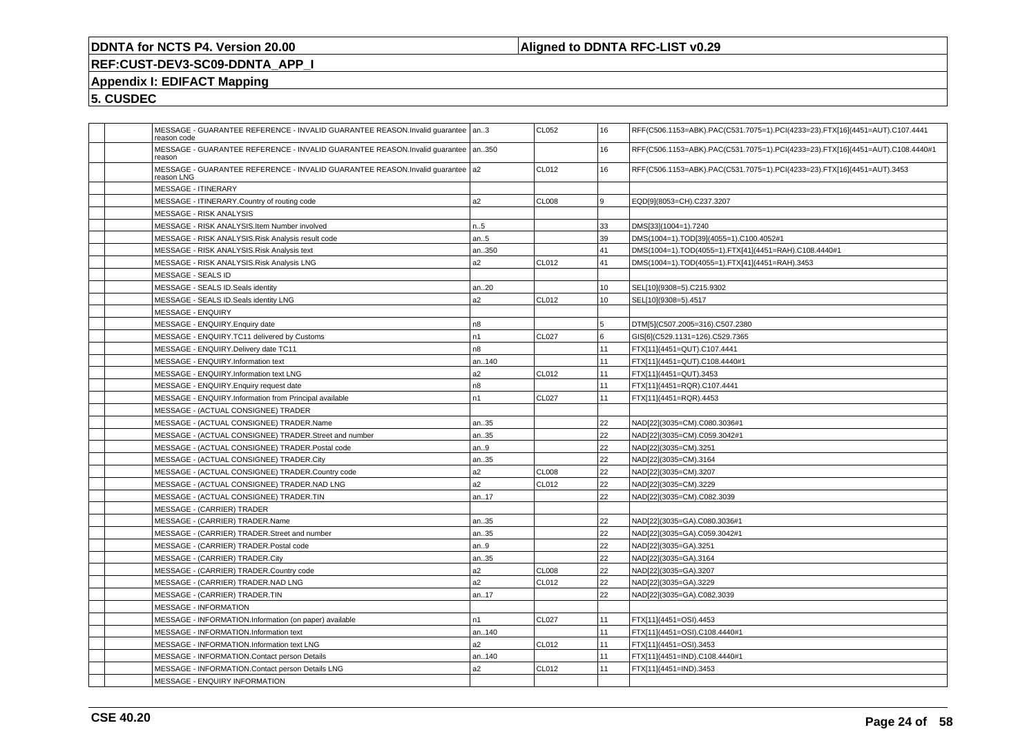| | | | | | | |
|---|---|---|---|---|---|---|
| | | MESSAGE - GUARANTEE REFERENCE - INVALID GUARANTEE REASON.Invalid guarantee reason code | an..3 | CL052 | 16 | RFF(C506.1153=ABK).PAC(C531.7075=1).PCI(4233=23).FTX[16](4451=AUT).C107.4441 |
| | | MESSAGE - GUARANTEE REFERENCE - INVALID GUARANTEE REASON.Invalid guarantee reason | an..350 | | 16 | RFF(C506.1153=ABK).PAC(C531.7075=1).PCI(4233=23).FTX[16](4451=AUT).C108.4440#1 |
| | | MESSAGE - GUARANTEE REFERENCE - INVALID GUARANTEE REASON.Invalid guarantee reason LNG | a2 | CL012 | 16 | RFF(C506.1153=ABK).PAC(C531.7075=1).PCI(4233=23).FTX[16](4451=AUT).3453 |
| | | MESSAGE - ITINERARY | | | | |
| | | MESSAGE - ITINERARY.Country of routing code | a2 | CL008 | 9 | EQD[9](8053=CH).C237.3207 |
| | | MESSAGE - RISK ANALYSIS | | | | |
| | | MESSAGE - RISK ANALYSIS.Item Number involved | n..5 | | 33 | DMS[33](1004=1).7240 |
| | | MESSAGE - RISK ANALYSIS.Risk Analysis result code | an..5 | | 39 | DMS(1004=1).TOD[39](4055=1).C100.4052#1 |
| | | MESSAGE - RISK ANALYSIS.Risk Analysis text | an..350 | | 41 | DMS(1004=1).TOD(4055=1).FTX[41](4451=RAH).C108.4440#1 |
| | | MESSAGE - RISK ANALYSIS.Risk Analysis LNG | a2 | CL012 | 41 | DMS(1004=1).TOD(4055=1).FTX[41](4451=RAH).3453 |
| | | MESSAGE - SEALS ID | | | | |
| | | MESSAGE - SEALS ID.Seals identity | an..20 | | 10 | SEL[10](9308=5).C215.9302 |
| | | MESSAGE - SEALS ID.Seals identity LNG | a2 | CL012 | 10 | SEL[10](9308=5).4517 |
| | | MESSAGE - ENQUIRY | | | | |
| | | MESSAGE - ENQUIRY.Enquiry date | n8 | | 5 | DTM[5](C507.2005=316).C507.2380 |
| | | MESSAGE - ENQUIRY.TC11 delivered by Customs | n1 | CL027 | 6 | GIS[6](C529.1131=126).C529.7365 |
| | | MESSAGE - ENQUIRY.Delivery date TC11 | n8 | | 11 | FTX[11](4451=QUT).C107.4441 |
| | | MESSAGE - ENQUIRY.Information text | an..140 | | 11 | FTX[11](4451=QUT).C108.4440#1 |
| | | MESSAGE - ENQUIRY.Information text LNG | a2 | CL012 | 11 | FTX[11](4451=QUT).3453 |
| | | MESSAGE - ENQUIRY.Enquiry request date | n8 | | 11 | FTX[11](4451=RQR).C107.4441 |
| | | MESSAGE - ENQUIRY.Information from Principal available | n1 | CL027 | 11 | FTX[11](4451=RQR).4453 |
| | | MESSAGE - (ACTUAL CONSIGNEE) TRADER | | | | |
| | | MESSAGE - (ACTUAL CONSIGNEE) TRADER.Name | an..35 | | 22 | NAD[22](3035=CM).C080.3036#1 |
| | | MESSAGE - (ACTUAL CONSIGNEE) TRADER.Street and number | an..35 | | 22 | NAD[22](3035=CM).C059.3042#1 |
| | | MESSAGE - (ACTUAL CONSIGNEE) TRADER.Postal code | an..9 | | 22 | NAD[22](3035=CM).3251 |
| | | MESSAGE - (ACTUAL CONSIGNEE) TRADER.City | an..35 | | 22 | NAD[22](3035=CM).3164 |
| | | MESSAGE - (ACTUAL CONSIGNEE) TRADER.Country code | a2 | CL008 | 22 | NAD[22](3035=CM).3207 |
| | | MESSAGE - (ACTUAL CONSIGNEE) TRADER.NAD LNG | a2 | CL012 | 22 | NAD[22](3035=CM).3229 |
| | | MESSAGE - (ACTUAL CONSIGNEE) TRADER.TIN | an..17 | | 22 | NAD[22](3035=CM).C082.3039 |
| | | MESSAGE - (CARRIER) TRADER | | | | |
| | | MESSAGE - (CARRIER) TRADER.Name | an..35 | | 22 | NAD[22](3035=GA).C080.3036#1 |
| | | MESSAGE - (CARRIER) TRADER.Street and number | an..35 | | 22 | NAD[22](3035=GA).C059.3042#1 |
| | | MESSAGE - (CARRIER) TRADER.Postal code | an..9 | | 22 | NAD[22](3035=GA).3251 |
| | | MESSAGE - (CARRIER) TRADER.City | an..35 | | 22 | NAD[22](3035=GA).3164 |
| | | MESSAGE - (CARRIER) TRADER.Country code | a2 | CL008 | 22 | NAD[22](3035=GA).3207 |
| | | MESSAGE - (CARRIER) TRADER.NAD LNG | a2 | CL012 | 22 | NAD[22](3035=GA).3229 |
| | | MESSAGE - (CARRIER) TRADER.TIN | an..17 | | 22 | NAD[22](3035=GA).C082.3039 |
| | | MESSAGE - INFORMATION | | | | |
| | | MESSAGE - INFORMATION.Information (on paper) available | n1 | CL027 | 11 | FTX[11](4451=OSI).4453 |
| | | MESSAGE - INFORMATION.Information text | an..140 | | 11 | FTX[11](4451=OSI).C108.4440#1 |
| | | MESSAGE - INFORMATION.Information text LNG | a2 | CL012 | 11 | FTX[11](4451=OSI).3453 |
| | | MESSAGE - INFORMATION.Contact person Details | an..140 | | 11 | FTX[11](4451=IND).C108.4440#1 |
| | | MESSAGE - INFORMATION.Contact person Details LNG | a2 | CL012 | 11 | FTX[11](4451=IND).3453 |
| | | MESSAGE - ENQUIRY INFORMATION | | | | |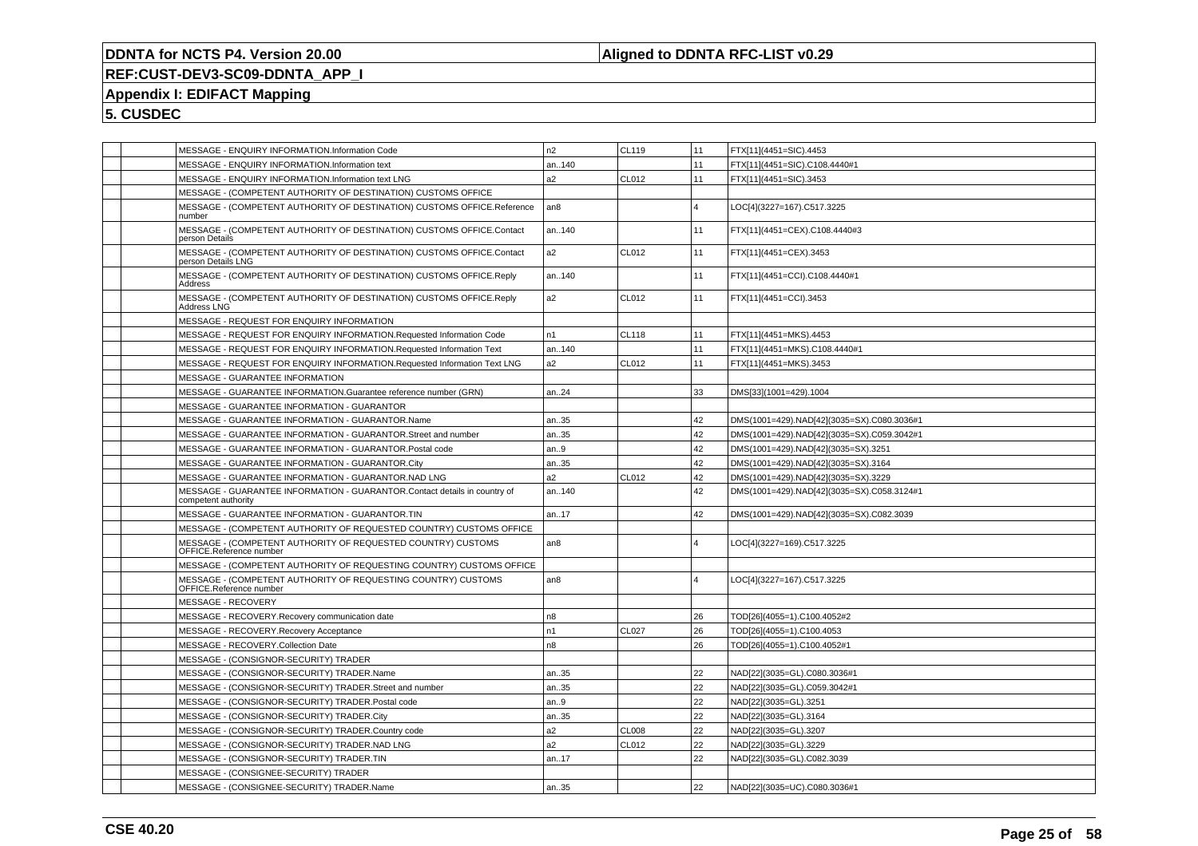| | | | | | | |
|---|---|---|---|---|---|---|
| | | MESSAGE - ENQUIRY INFORMATION.Information Code | n2 | CL119 | 11 | FTX[11](4451=SIC).4453 |
| | | MESSAGE - ENQUIRY INFORMATION.Information text | an..140 | | 11 | FTX[11](4451=SIC).C108.4440#1 |
| | | MESSAGE - ENQUIRY INFORMATION.Information text LNG | a2 | CL012 | 11 | FTX[11](4451=SIC).3453 |
| | | MESSAGE - (COMPETENT AUTHORITY OF DESTINATION) CUSTOMS OFFICE | | | | |
| | | MESSAGE - (COMPETENT AUTHORITY OF DESTINATION) CUSTOMS OFFICE.Reference number | an8 | | 4 | LOC[4](3227=167).C517.3225 |
| | | MESSAGE - (COMPETENT AUTHORITY OF DESTINATION) CUSTOMS OFFICE.Contact person Details | an..140 | | 11 | FTX[11](4451=CEX).C108.4440#3 |
| | | MESSAGE - (COMPETENT AUTHORITY OF DESTINATION) CUSTOMS OFFICE.Contact person Details LNG | a2 | CL012 | 11 | FTX[11](4451=CEX).3453 |
| | | MESSAGE - (COMPETENT AUTHORITY OF DESTINATION) CUSTOMS OFFICE.Reply Address | an..140 | | 11 | FTX[11](4451=CCI).C108.4440#1 |
| | | MESSAGE - (COMPETENT AUTHORITY OF DESTINATION) CUSTOMS OFFICE.Reply Address LNG | a2 | CL012 | 11 | FTX[11](4451=CCI).3453 |
| | | MESSAGE - REQUEST FOR ENQUIRY INFORMATION | | | | |
| | | MESSAGE - REQUEST FOR ENQUIRY INFORMATION.Requested Information Code | n1 | CL118 | 11 | FTX[11](4451=MKS).4453 |
| | | MESSAGE - REQUEST FOR ENQUIRY INFORMATION.Requested Information Text | an..140 | | 11 | FTX[11](4451=MKS).C108.4440#1 |
| | | MESSAGE - REQUEST FOR ENQUIRY INFORMATION.Requested Information Text LNG | a2 | CL012 | 11 | FTX[11](4451=MKS).3453 |
| | | MESSAGE - GUARANTEE INFORMATION | | | | |
| | | MESSAGE - GUARANTEE INFORMATION.Guarantee reference number (GRN) | an..24 | | 33 | DMS[33](1001=429).1004 |
| | | MESSAGE - GUARANTEE INFORMATION - GUARANTOR | | | | |
| | | MESSAGE - GUARANTEE INFORMATION - GUARANTOR.Name | an..35 | | 42 | DMS(1001=429).NAD[42](3035=SX).C080.3036#1 |
| | | MESSAGE - GUARANTEE INFORMATION - GUARANTOR.Street and number | an..35 | | 42 | DMS(1001=429).NAD[42](3035=SX).C059.3042#1 |
| | | MESSAGE - GUARANTEE INFORMATION - GUARANTOR.Postal code | an..9 | | 42 | DMS(1001=429).NAD[42](3035=SX).3251 |
| | | MESSAGE - GUARANTEE INFORMATION - GUARANTOR.City | an..35 | | 42 | DMS(1001=429).NAD[42](3035=SX).3164 |
| | | MESSAGE - GUARANTEE INFORMATION - GUARANTOR.NAD LNG | a2 | CL012 | 42 | DMS(1001=429).NAD[42](3035=SX).3229 |
| | | MESSAGE - GUARANTEE INFORMATION - GUARANTOR.Contact details in country of competent authority | an..140 | | 42 | DMS(1001=429).NAD[42](3035=SX).C058.3124#1 |
| | | MESSAGE - GUARANTEE INFORMATION - GUARANTOR.TIN | an..17 | | 42 | DMS(1001=429).NAD[42](3035=SX).C082.3039 |
| | | MESSAGE - (COMPETENT AUTHORITY OF REQUESTED COUNTRY) CUSTOMS OFFICE | | | | |
| | | MESSAGE - (COMPETENT AUTHORITY OF REQUESTED COUNTRY) CUSTOMS OFFICE.Reference number | an8 | | 4 | LOC[4](3227=169).C517.3225 |
| | | MESSAGE - (COMPETENT AUTHORITY OF REQUESTING COUNTRY) CUSTOMS OFFICE | | | | |
| | | MESSAGE - (COMPETENT AUTHORITY OF REQUESTING COUNTRY) CUSTOMS OFFICE.Reference number | an8 | | 4 | LOC[4](3227=167).C517.3225 |
| | | MESSAGE - RECOVERY | | | | |
| | | MESSAGE - RECOVERY.Recovery communication date | n8 | | 26 | TOD[26](4055=1).C100.4052#2 |
| | | MESSAGE - RECOVERY.Recovery Acceptance | n1 | CL027 | 26 | TOD[26](4055=1).C100.4053 |
| | | MESSAGE - RECOVERY.Collection Date | n8 | | 26 | TOD[26](4055=1).C100.4052#1 |
| | | MESSAGE - (CONSIGNOR-SECURITY) TRADER | | | | |
| | | MESSAGE - (CONSIGNOR-SECURITY) TRADER.Name | an..35 | | 22 | NAD[22](3035=GL).C080.3036#1 |
| | | MESSAGE - (CONSIGNOR-SECURITY) TRADER.Street and number | an..35 | | 22 | NAD[22](3035=GL).C059.3042#1 |
| | | MESSAGE - (CONSIGNOR-SECURITY) TRADER.Postal code | an..9 | | 22 | NAD[22](3035=GL).3251 |
| | | MESSAGE - (CONSIGNOR-SECURITY) TRADER.City | an..35 | | 22 | NAD[22](3035=GL).3164 |
| | | MESSAGE - (CONSIGNOR-SECURITY) TRADER.Country code | a2 | CL008 | 22 | NAD[22](3035=GL).3207 |
| | | MESSAGE - (CONSIGNOR-SECURITY) TRADER.NAD LNG | a2 | CL012 | 22 | NAD[22](3035=GL).3229 |
| | | MESSAGE - (CONSIGNOR-SECURITY) TRADER.TIN | an..17 | | 22 | NAD[22](3035=GL).C082.3039 |
| | | MESSAGE - (CONSIGNEE-SECURITY) TRADER | | | | |
| | | MESSAGE - (CONSIGNEE-SECURITY) TRADER.Name | an..35 | | 22 | NAD[22](3035=UC).C080.3036#1 |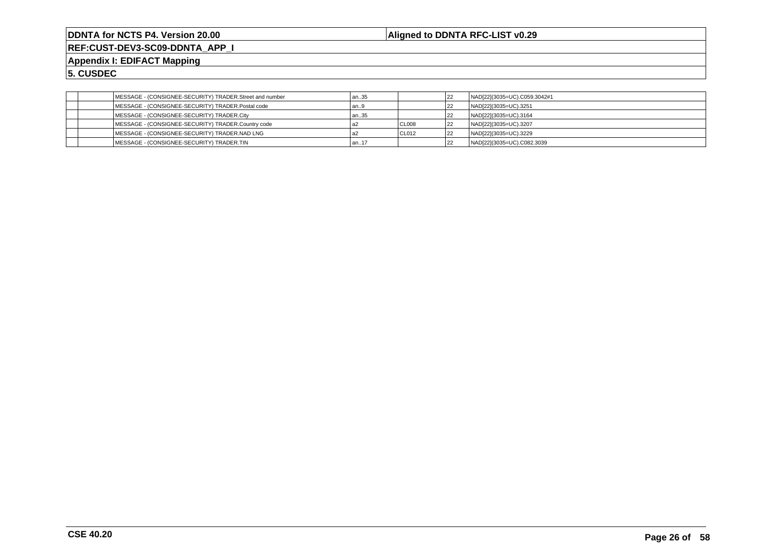| | | | | | | |
|---|---|---|---|---|---|---|
| | | MESSAGE - (CONSIGNEE-SECURITY) TRADER.Street and number | an..35 | | 22 | NAD[22](3035=UC).C059.3042#1 |
| | | MESSAGE - (CONSIGNEE-SECURITY) TRADER.Postal code | an..9 | | 22 | NAD[22](3035=UC).3251 |
| | | MESSAGE - (CONSIGNEE-SECURITY) TRADER.City | an..35 | | 22 | NAD[22](3035=UC).3164 |
| | | MESSAGE - (CONSIGNEE-SECURITY) TRADER.Country code | a2 | CL008 | 22 | NAD[22](3035=UC).3207 |
| | | MESSAGE - (CONSIGNEE-SECURITY) TRADER.NAD LNG | a2 | CL012 | 22 | NAD[22](3035=UC).3229 |
| | | MESSAGE - (CONSIGNEE-SECURITY) TRADER.TIN | an..17 | | 22 | NAD[22](3035=UC).C082.3039 |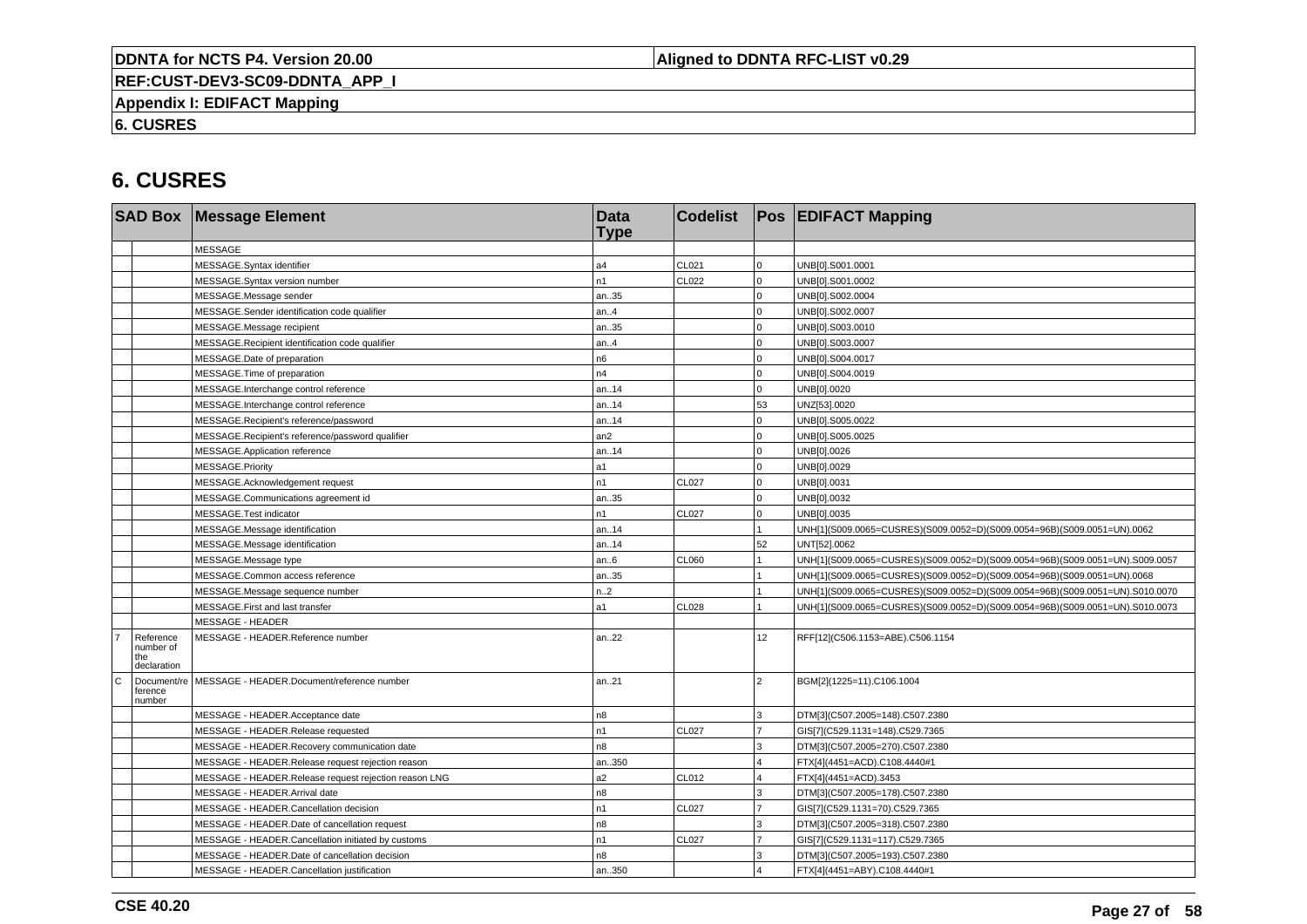# 6. CUSRES

| SAD Box | | Message Element | Data Type | Codelist | Pos | EDIFACT Mapping |
|---|---|---|---|---|---|---|
| | | MESSAGE | | | | |
| | | MESSAGE.Syntax identifier | a4 | CL021 | 0 | UNB[0].S001.0001 |
| | | MESSAGE.Syntax version number | n1 | CL022 | 0 | UNB[0].S001.0002 |
| | | MESSAGE.Message sender | an..35 | | 0 | UNB[0].S002.0004 |
| | | MESSAGE.Sender identification code qualifier | an..4 | | 0 | UNB[0].S002.0007 |
| | | MESSAGE.Message recipient | an..35 | | 0 | UNB[0].S003.0010 |
| | | MESSAGE.Recipient identification code qualifier | an..4 | | 0 | UNB[0].S003.0007 |
| | | MESSAGE.Date of preparation | n6 | | 0 | UNB[0].S004.0017 |
| | | MESSAGE.Time of preparation | n4 | | 0 | UNB[0].S004.0019 |
| | | MESSAGE.Interchange control reference | an..14 | | 0 | UNB[0].0020 |
| | | MESSAGE.Interchange control reference | an..14 | | 53 | UNZ[53].0020 |
| | | MESSAGE.Recipient's reference/password | an..14 | | 0 | UNB[0].S005.0022 |
| | | MESSAGE.Recipient's reference/password qualifier | an2 | | 0 | UNB[0].S005.0025 |
| | | MESSAGE.Application reference | an..14 | | 0 | UNB[0].0026 |
| | | MESSAGE.Priority | a1 | | 0 | UNB[0].0029 |
| | | MESSAGE.Acknowledgement request | n1 | CL027 | 0 | UNB[0].0031 |
| | | MESSAGE.Communications agreement id | an..35 | | 0 | UNB[0].0032 |
| | | MESSAGE.Test indicator | n1 | CL027 | 0 | UNB[0].0035 |
| | | MESSAGE.Message identification | an..14 | | 1 | UNH[1](S009.0065=CUSRES)(S009.0052=D)(S009.0054=96B)(S009.0051=UN).0062 |
| | | MESSAGE.Message identification | an..14 | | 52 | UNT[52].0062 |
| | | MESSAGE.Message type | an..6 | CL060 | 1 | UNH[1](S009.0065=CUSRES)(S009.0052=D)(S009.0054=96B)(S009.0051=UN).S009.0057 |
| | | MESSAGE.Common access reference | an..35 | | 1 | UNH[1](S009.0065=CUSRES)(S009.0052=D)(S009.0054=96B)(S009.0051=UN).0068 |
| | | MESSAGE.Message sequence number | n..2 | | 1 | UNH[1](S009.0065=CUSRES)(S009.0052=D)(S009.0054=96B)(S009.0051=UN).S010.0070 |
| | | MESSAGE.First and last transfer | a1 | CL028 | 1 | UNH[1](S009.0065=CUSRES)(S009.0052=D)(S009.0054=96B)(S009.0051=UN).S010.0073 |
| | | MESSAGE - HEADER | | | | |
| 7 | Reference number of the declaration | MESSAGE - HEADER.Reference number | an..22 | | 12 | RFF[12](C506.1153=ABE).C506.1154 |
| C | Document/reference number | MESSAGE - HEADER.Document/reference number | an..21 | | 2 | BGM[2](1225=11).C106.1004 |
| | | MESSAGE - HEADER.Acceptance date | n8 | | 3 | DTM[3](C507.2005=148).C507.2380 |
| | | MESSAGE - HEADER.Release requested | n1 | CL027 | 7 | GIS[7](C529.1131=148).C529.7365 |
| | | MESSAGE - HEADER.Recovery communication date | n8 | | 3 | DTM[3](C507.2005=270).C507.2380 |
| | | MESSAGE - HEADER.Release request rejection reason | an..350 | | 4 | FTX[4](4451=ACD).C108.4440#1 |
| | | MESSAGE - HEADER.Release request rejection reason LNG | a2 | CL012 | 4 | FTX[4](4451=ACD).3453 |
| | | MESSAGE - HEADER.Arrival date | n8 | | 3 | DTM[3](C507.2005=178).C507.2380 |
| | | MESSAGE - HEADER.Cancellation decision | n1 | CL027 | 7 | GIS[7](C529.1131=70).C529.7365 |
| | | MESSAGE - HEADER.Date of cancellation request | n8 | | 3 | DTM[3](C507.2005=318).C507.2380 |
| | | MESSAGE - HEADER.Cancellation initiated by customs | n1 | CL027 | 7 | GIS[7](C529.1131=117).C529.7365 |
| | | MESSAGE - HEADER.Date of cancellation decision | n8 | | 3 | DTM[3](C507.2005=193).C507.2380 |
| | | MESSAGE - HEADER.Cancellation justification | an..350 | | 4 | FTX[4](4451=ABY).C108.4440#1 |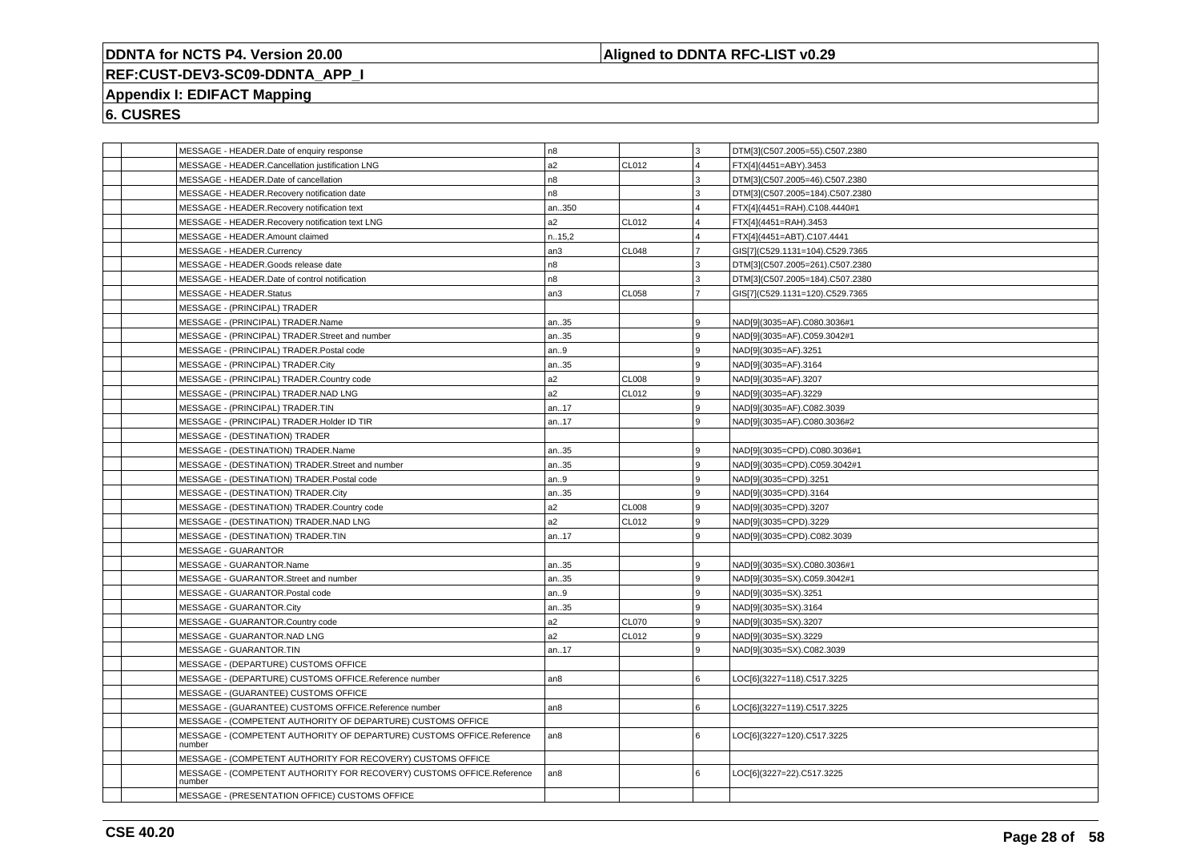## DDNTA for NCTS P4. Version 20.00

**Aligned to DDNTA RFC-LIST v0.29**

**REF:CUST-DEV3-SC09-DDNTA_APP_I**

**Appendix I: EDIFACT Mapping**

**6. CUSRES**

| | | | | | | |
|---|---|---|---|---|---|---|
| | | MESSAGE - HEADER.Date of enquiry response | n8 | | 3 | DTM[3](C507.2005=55).C507.2380 |
| | | MESSAGE - HEADER.Cancellation justification LNG | a2 | CL012 | 4 | FTX[4](4451=ABY).3453 |
| | | MESSAGE - HEADER.Date of cancellation | n8 | | 3 | DTM[3](C507.2005=46).C507.2380 |
| | | MESSAGE - HEADER.Recovery notification date | n8 | | 3 | DTM[3](C507.2005=184).C507.2380 |
| | | MESSAGE - HEADER.Recovery notification text | an..350 | | 4 | FTX[4](4451=RAH).C108.4440#1 |
| | | MESSAGE - HEADER.Recovery notification text LNG | a2 | CL012 | 4 | FTX[4](4451=RAH).3453 |
| | | MESSAGE - HEADER.Amount claimed | n..15,2 | | 4 | FTX[4](4451=ABT).C107.4441 |
| | | MESSAGE - HEADER.Currency | an3 | CL048 | 7 | GIS[7](C529.1131=104).C529.7365 |
| | | MESSAGE - HEADER.Goods release date | n8 | | 3 | DTM[3](C507.2005=261).C507.2380 |
| | | MESSAGE - HEADER.Date of control notification | n8 | | 3 | DTM[3](C507.2005=184).C507.2380 |
| | | MESSAGE - HEADER.Status | an3 | CL058 | 7 | GIS[7](C529.1131=120).C529.7365 |
| | | MESSAGE - (PRINCIPAL) TRADER | | | | |
| | | MESSAGE - (PRINCIPAL) TRADER.Name | an..35 | | 9 | NAD[9](3035=AF).C080.3036#1 |
| | | MESSAGE - (PRINCIPAL) TRADER.Street and number | an..35 | | 9 | NAD[9](3035=AF).C059.3042#1 |
| | | MESSAGE - (PRINCIPAL) TRADER.Postal code | an..9 | | 9 | NAD[9](3035=AF).3251 |
| | | MESSAGE - (PRINCIPAL) TRADER.City | an..35 | | 9 | NAD[9](3035=AF).3164 |
| | | MESSAGE - (PRINCIPAL) TRADER.Country code | a2 | CL008 | 9 | NAD[9](3035=AF).3207 |
| | | MESSAGE - (PRINCIPAL) TRADER.NAD LNG | a2 | CL012 | 9 | NAD[9](3035=AF).3229 |
| | | MESSAGE - (PRINCIPAL) TRADER.TIN | an..17 | | 9 | NAD[9](3035=AF).C082.3039 |
| | | MESSAGE - (PRINCIPAL) TRADER.Holder ID TIR | an..17 | | 9 | NAD[9](3035=AF).C080.3036#2 |
| | | MESSAGE - (DESTINATION) TRADER | | | | |
| | | MESSAGE - (DESTINATION) TRADER.Name | an..35 | | 9 | NAD[9](3035=CPD).C080.3036#1 |
| | | MESSAGE - (DESTINATION) TRADER.Street and number | an..35 | | 9 | NAD[9](3035=CPD).C059.3042#1 |
| | | MESSAGE - (DESTINATION) TRADER.Postal code | an..9 | | 9 | NAD[9](3035=CPD).3251 |
| | | MESSAGE - (DESTINATION) TRADER.City | an..35 | | 9 | NAD[9](3035=CPD).3164 |
| | | MESSAGE - (DESTINATION) TRADER.Country code | a2 | CL008 | 9 | NAD[9](3035=CPD).3207 |
| | | MESSAGE - (DESTINATION) TRADER.NAD LNG | a2 | CL012 | 9 | NAD[9](3035=CPD).3229 |
| | | MESSAGE - (DESTINATION) TRADER.TIN | an..17 | | 9 | NAD[9](3035=CPD).C082.3039 |
| | | MESSAGE - GUARANTOR | | | | |
| | | MESSAGE - GUARANTOR.Name | an..35 | | 9 | NAD[9](3035=SX).C080.3036#1 |
| | | MESSAGE - GUARANTOR.Street and number | an..35 | | 9 | NAD[9](3035=SX).C059.3042#1 |
| | | MESSAGE - GUARANTOR.Postal code | an..9 | | 9 | NAD[9](3035=SX).3251 |
| | | MESSAGE - GUARANTOR.City | an..35 | | 9 | NAD[9](3035=SX).3164 |
| | | MESSAGE - GUARANTOR.Country code | a2 | CL070 | 9 | NAD[9](3035=SX).3207 |
| | | MESSAGE - GUARANTOR.NAD LNG | a2 | CL012 | 9 | NAD[9](3035=SX).3229 |
| | | MESSAGE - GUARANTOR.TIN | an..17 | | 9 | NAD[9](3035=SX).C082.3039 |
| | | MESSAGE - (DEPARTURE) CUSTOMS OFFICE | | | | |
| | | MESSAGE - (DEPARTURE) CUSTOMS OFFICE.Reference number | an8 | | 6 | LOC[6](3227=118).C517.3225 |
| | | MESSAGE - (GUARANTEE) CUSTOMS OFFICE | | | | |
| | | MESSAGE - (GUARANTEE) CUSTOMS OFFICE.Reference number | an8 | | 6 | LOC[6](3227=119).C517.3225 |
| | | MESSAGE - (COMPETENT AUTHORITY OF DEPARTURE) CUSTOMS OFFICE | | | | |
| | | MESSAGE - (COMPETENT AUTHORITY OF DEPARTURE) CUSTOMS OFFICE.Reference number | an8 | | 6 | LOC[6](3227=120).C517.3225 |
| | | MESSAGE - (COMPETENT AUTHORITY FOR RECOVERY) CUSTOMS OFFICE | | | | |
| | | MESSAGE - (COMPETENT AUTHORITY FOR RECOVERY) CUSTOMS OFFICE.Reference number | an8 | | 6 | LOC[6](3227=22).C517.3225 |
| | | MESSAGE - (PRESENTATION OFFICE) CUSTOMS OFFICE | | | | |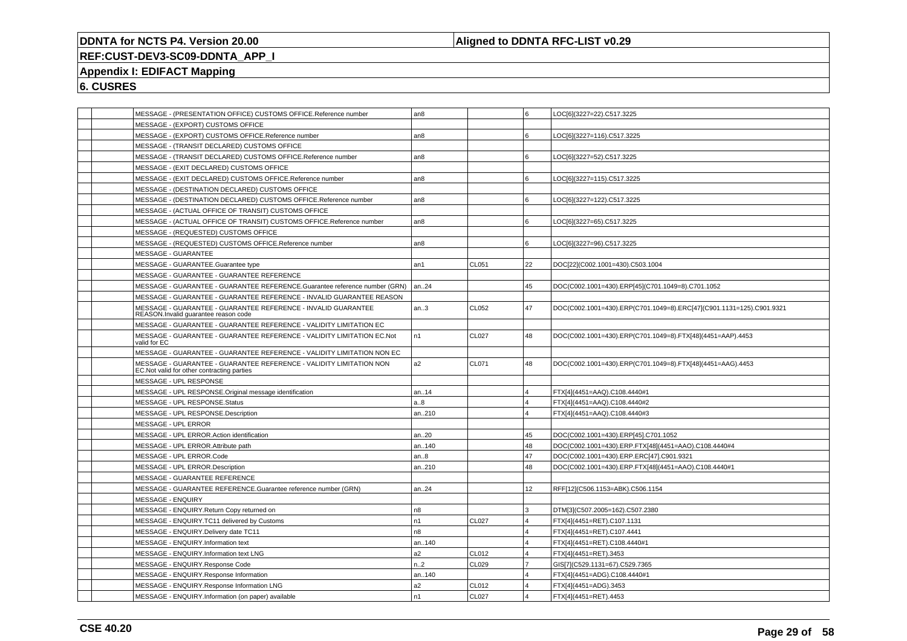# DDNTA for NCTS P4. Version 20.00

**Aligned to DDNTA RFC-LIST v0.29**

**REF:CUST-DEV3-SC09-DDNTA_APP_I**

## Appendix I: EDIFACT Mapping

## 6. CUSRES

| | | | | | | |
|---|---|---|---|---|---|---|
| | | MESSAGE - (PRESENTATION OFFICE) CUSTOMS OFFICE.Reference number | an8 | | 6 | LOC[6](3227=22).C517.3225 |
| | | MESSAGE - (EXPORT) CUSTOMS OFFICE | | | | |
| | | MESSAGE - (EXPORT) CUSTOMS OFFICE.Reference number | an8 | | 6 | LOC[6](3227=116).C517.3225 |
| | | MESSAGE - (TRANSIT DECLARED) CUSTOMS OFFICE | | | | |
| | | MESSAGE - (TRANSIT DECLARED) CUSTOMS OFFICE.Reference number | an8 | | 6 | LOC[6](3227=52).C517.3225 |
| | | MESSAGE - (EXIT DECLARED) CUSTOMS OFFICE | | | | |
| | | MESSAGE - (EXIT DECLARED) CUSTOMS OFFICE.Reference number | an8 | | 6 | LOC[6](3227=115).C517.3225 |
| | | MESSAGE - (DESTINATION DECLARED) CUSTOMS OFFICE | | | | |
| | | MESSAGE - (DESTINATION DECLARED) CUSTOMS OFFICE.Reference number | an8 | | 6 | LOC[6](3227=122).C517.3225 |
| | | MESSAGE - (ACTUAL OFFICE OF TRANSIT) CUSTOMS OFFICE | | | | |
| | | MESSAGE - (ACTUAL OFFICE OF TRANSIT) CUSTOMS OFFICE.Reference number | an8 | | 6 | LOC[6](3227=65).C517.3225 |
| | | MESSAGE - (REQUESTED) CUSTOMS OFFICE | | | | |
| | | MESSAGE - (REQUESTED) CUSTOMS OFFICE.Reference number | an8 | | 6 | LOC[6](3227=96).C517.3225 |
| | | MESSAGE - GUARANTEE | | | | |
| | | MESSAGE - GUARANTEE.Guarantee type | an1 | CL051 | 22 | DOC[22](C002.1001=430).C503.1004 |
| | | MESSAGE - GUARANTEE - GUARANTEE REFERENCE | | | | |
| | | MESSAGE - GUARANTEE - GUARANTEE REFERENCE.Guarantee reference number (GRN) | an..24 | | 45 | DOC(C002.1001=430).ERP[45](C701.1049=8).C701.1052 |
| | | MESSAGE - GUARANTEE - GUARANTEE REFERENCE - INVALID GUARANTEE REASON | | | | |
| | | MESSAGE - GUARANTEE - GUARANTEE REFERENCE - INVALID GUARANTEE REASON.Invalid guarantee reason code | an..3 | CL052 | 47 | DOC(C002.1001=430).ERP(C701.1049=8).ERC[47](C901.1131=125).C901.9321 |
| | | MESSAGE - GUARANTEE - GUARANTEE REFERENCE - VALIDITY LIMITATION EC | | | | |
| | | MESSAGE - GUARANTEE - GUARANTEE REFERENCE - VALIDITY LIMITATION EC.Not valid for EC | n1 | CL027 | 48 | DOC(C002.1001=430).ERP(C701.1049=8).FTX[48](4451=AAP).4453 |
| | | MESSAGE - GUARANTEE - GUARANTEE REFERENCE - VALIDITY LIMITATION NON EC | | | | |
| | | MESSAGE - GUARANTEE - GUARANTEE REFERENCE - VALIDITY LIMITATION NON EC.Not valid for other contracting parties | a2 | CL071 | 48 | DOC(C002.1001=430).ERP(C701.1049=8).FTX[48](4451=AAG).4453 |
| | | MESSAGE - UPL RESPONSE | | | | |
| | | MESSAGE - UPL RESPONSE.Original message identification | an..14 | | 4 | FTX[4](4451=AAQ).C108.4440#1 |
| | | MESSAGE - UPL RESPONSE.Status | a..8 | | 4 | FTX[4](4451=AAQ).C108.4440#2 |
| | | MESSAGE - UPL RESPONSE.Description | an..210 | | 4 | FTX[4](4451=AAQ).C108.4440#3 |
| | | MESSAGE - UPL ERROR | | | | |
| | | MESSAGE - UPL ERROR.Action identification | an..20 | | 45 | DOC(C002.1001=430).ERP[45].C701.1052 |
| | | MESSAGE - UPL ERROR.Attribute path | an..140 | | 48 | DOC(C002.1001=430).ERP.FTX[48](4451=AAO).C108.4440#4 |
| | | MESSAGE - UPL ERROR.Code | an..8 | | 47 | DOC(C002.1001=430).ERP.ERC[47].C901.9321 |
| | | MESSAGE - UPL ERROR.Description | an..210 | | 48 | DOC(C002.1001=430).ERP.FTX[48](4451=AAO).C108.4440#1 |
| | | MESSAGE - GUARANTEE REFERENCE | | | | |
| | | MESSAGE - GUARANTEE REFERENCE.Guarantee reference number (GRN) | an..24 | | 12 | RFF[12](C506.1153=ABK).C506.1154 |
| | | MESSAGE - ENQUIRY | | | | |
| | | MESSAGE - ENQUIRY.Return Copy returned on | n8 | | 3 | DTM[3](C507.2005=162).C507.2380 |
| | | MESSAGE - ENQUIRY.TC11 delivered by Customs | n1 | CL027 | 4 | FTX[4](4451=RET).C107.1131 |
| | | MESSAGE - ENQUIRY.Delivery date TC11 | n8 | | 4 | FTX[4](4451=RET).C107.4441 |
| | | MESSAGE - ENQUIRY.Information text | an..140 | | 4 | FTX[4](4451=RET).C108.4440#1 |
| | | MESSAGE - ENQUIRY.Information text LNG | a2 | CL012 | 4 | FTX[4](4451=RET).3453 |
| | | MESSAGE - ENQUIRY.Response Code | n..2 | CL029 | 7 | GIS[7](C529.1131=67).C529.7365 |
| | | MESSAGE - ENQUIRY.Response Information | an..140 | | 4 | FTX[4](4451=ADG).C108.4440#1 |
| | | MESSAGE - ENQUIRY.Response Information LNG | a2 | CL012 | 4 | FTX[4](4451=ADG).3453 |
| | | MESSAGE - ENQUIRY.Information (on paper) available | n1 | CL027 | 4 | FTX[4](4451=RET).4453 |

**CSE 40.20**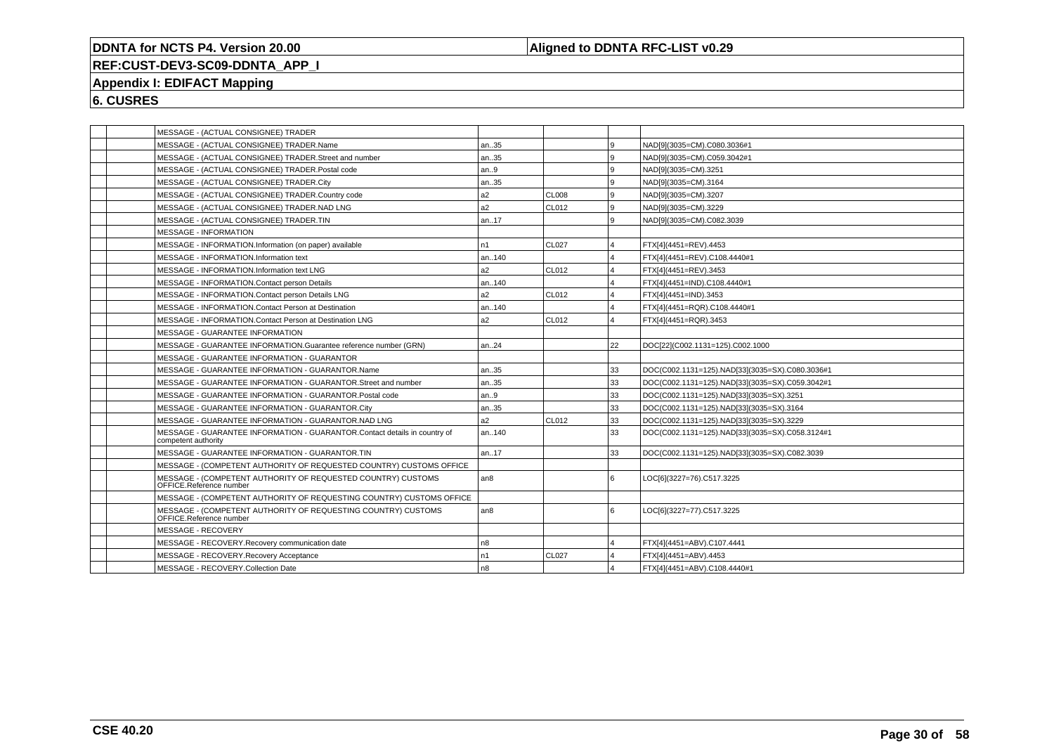# 6. CUSRES

| | | | | | | |
|---|---|---|---|---|---|---|
| | | MESSAGE - (ACTUAL CONSIGNEE) TRADER | | | | |
| | | MESSAGE - (ACTUAL CONSIGNEE) TRADER.Name | an..35 | | 9 | NAD[9](3035=CM).C080.3036#1 |
| | | MESSAGE - (ACTUAL CONSIGNEE) TRADER.Street and number | an..35 | | 9 | NAD[9](3035=CM).C059.3042#1 |
| | | MESSAGE - (ACTUAL CONSIGNEE) TRADER.Postal code | an..9 | | 9 | NAD[9](3035=CM).3251 |
| | | MESSAGE - (ACTUAL CONSIGNEE) TRADER.City | an..35 | | 9 | NAD[9](3035=CM).3164 |
| | | MESSAGE - (ACTUAL CONSIGNEE) TRADER.Country code | a2 | CL008 | 9 | NAD[9](3035=CM).3207 |
| | | MESSAGE - (ACTUAL CONSIGNEE) TRADER.NAD LNG | a2 | CL012 | 9 | NAD[9](3035=CM).3229 |
| | | MESSAGE - (ACTUAL CONSIGNEE) TRADER.TIN | an..17 | | 9 | NAD[9](3035=CM).C082.3039 |
| | | MESSAGE - INFORMATION | | | | |
| | | MESSAGE - INFORMATION.Information (on paper) available | n1 | CL027 | 4 | FTX[4](4451=REV).4453 |
| | | MESSAGE - INFORMATION.Information text | an..140 | | 4 | FTX[4](4451=REV).C108.4440#1 |
| | | MESSAGE - INFORMATION.Information text LNG | a2 | CL012 | 4 | FTX[4](4451=REV).3453 |
| | | MESSAGE - INFORMATION.Contact person Details | an..140 | | 4 | FTX[4](4451=IND).C108.4440#1 |
| | | MESSAGE - INFORMATION.Contact person Details LNG | a2 | CL012 | 4 | FTX[4](4451=IND).3453 |
| | | MESSAGE - INFORMATION.Contact Person at Destination | an..140 | | 4 | FTX[4](4451=RQR).C108.4440#1 |
| | | MESSAGE - INFORMATION.Contact Person at Destination LNG | a2 | CL012 | 4 | FTX[4](4451=RQR).3453 |
| | | MESSAGE - GUARANTEE INFORMATION | | | | |
| | | MESSAGE - GUARANTEE INFORMATION.Guarantee reference number (GRN) | an..24 | | 22 | DOC[22](C002.1131=125).C002.1000 |
| | | MESSAGE - GUARANTEE INFORMATION - GUARANTOR | | | | |
| | | MESSAGE - GUARANTEE INFORMATION - GUARANTOR.Name | an..35 | | 33 | DOC(C002.1131=125).NAD[33](3035=SX).C080.3036#1 |
| | | MESSAGE - GUARANTEE INFORMATION - GUARANTOR.Street and number | an..35 | | 33 | DOC(C002.1131=125).NAD[33](3035=SX).C059.3042#1 |
| | | MESSAGE - GUARANTEE INFORMATION - GUARANTOR.Postal code | an..9 | | 33 | DOC(C002.1131=125).NAD[33](3035=SX).3251 |
| | | MESSAGE - GUARANTEE INFORMATION - GUARANTOR.City | an..35 | | 33 | DOC(C002.1131=125).NAD[33](3035=SX).3164 |
| | | MESSAGE - GUARANTEE INFORMATION - GUARANTOR.NAD LNG | a2 | CL012 | 33 | DOC(C002.1131=125).NAD[33](3035=SX).3229 |
| | | MESSAGE - GUARANTEE INFORMATION - GUARANTOR.Contact details in country of competent authority | an..140 | | 33 | DOC(C002.1131=125).NAD[33](3035=SX).C058.3124#1 |
| | | MESSAGE - GUARANTEE INFORMATION - GUARANTOR.TIN | an..17 | | 33 | DOC(C002.1131=125).NAD[33](3035=SX).C082.3039 |
| | | MESSAGE - (COMPETENT AUTHORITY OF REQUESTED COUNTRY) CUSTOMS OFFICE | | | | |
| | | MESSAGE - (COMPETENT AUTHORITY OF REQUESTED COUNTRY) CUSTOMS OFFICE.Reference number | an8 | | 6 | LOC[6](3227=76).C517.3225 |
| | | MESSAGE - (COMPETENT AUTHORITY OF REQUESTING COUNTRY) CUSTOMS OFFICE | | | | |
| | | MESSAGE - (COMPETENT AUTHORITY OF REQUESTING COUNTRY) CUSTOMS OFFICE.Reference number | an8 | | 6 | LOC[6](3227=77).C517.3225 |
| | | MESSAGE - RECOVERY | | | | |
| | | MESSAGE - RECOVERY.Recovery communication date | n8 | | 4 | FTX[4](4451=ABV).C107.4441 |
| | | MESSAGE - RECOVERY.Recovery Acceptance | n1 | CL027 | 4 | FTX[4](4451=ABV).4453 |
| | | MESSAGE - RECOVERY.Collection Date | n8 | | 4 | FTX[4](4451=ABV).C108.4440#1 |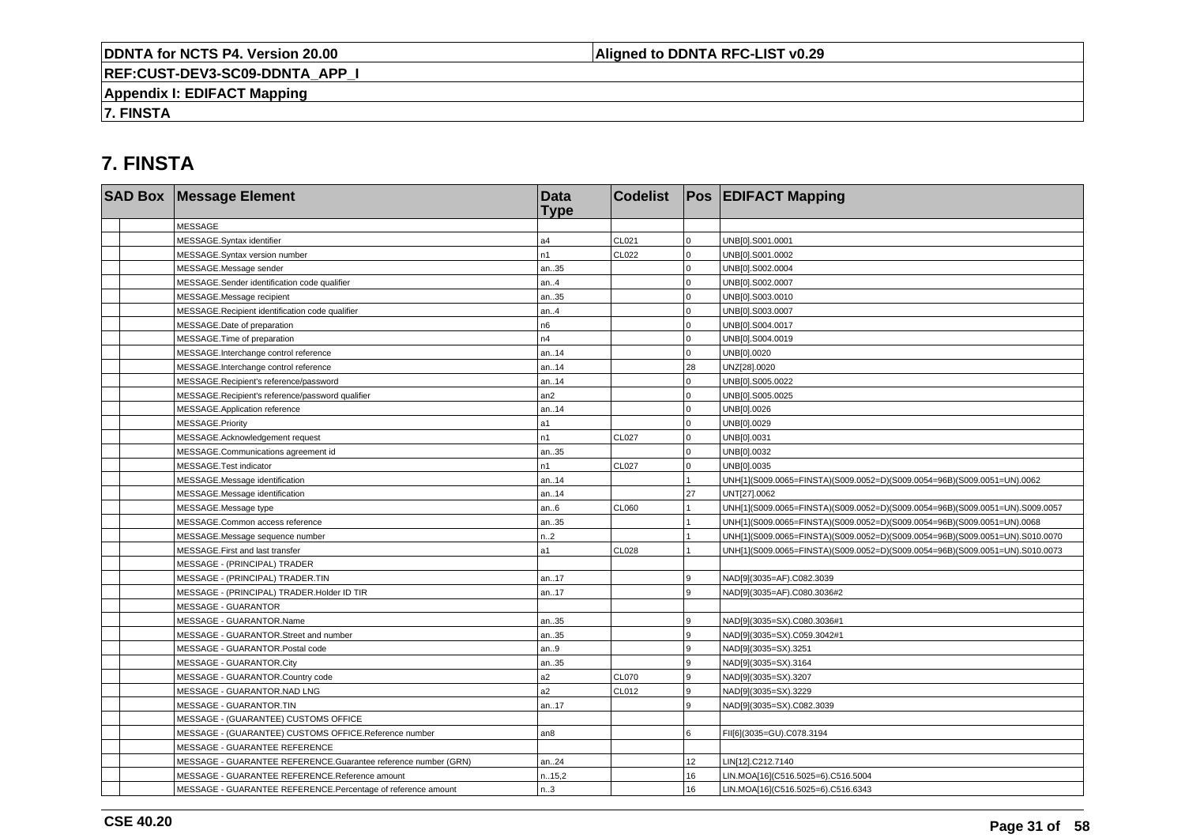# 7. FINSTA

| SAD Box | | Message Element | Data Type | Codelist | Pos | EDIFACT Mapping |
|---|---|---|---|---|---|---|
| | | MESSAGE | | | | |
| | | MESSAGE.Syntax identifier | a4 | CL021 | 0 | UNB[0].S001.0001 |
| | | MESSAGE.Syntax version number | n1 | CL022 | 0 | UNB[0].S001.0002 |
| | | MESSAGE.Message sender | an..35 | | 0 | UNB[0].S002.0004 |
| | | MESSAGE.Sender identification code qualifier | an..4 | | 0 | UNB[0].S002.0007 |
| | | MESSAGE.Message recipient | an..35 | | 0 | UNB[0].S003.0010 |
| | | MESSAGE.Recipient identification code qualifier | an..4 | | 0 | UNB[0].S003.0007 |
| | | MESSAGE.Date of preparation | n6 | | 0 | UNB[0].S004.0017 |
| | | MESSAGE.Time of preparation | n4 | | 0 | UNB[0].S004.0019 |
| | | MESSAGE.Interchange control reference | an..14 | | 0 | UNB[0].0020 |
| | | MESSAGE.Interchange control reference | an..14 | | 28 | UNZ[28].0020 |
| | | MESSAGE.Recipient's reference/password | an..14 | | 0 | UNB[0].S005.0022 |
| | | MESSAGE.Recipient's reference/password qualifier | an2 | | 0 | UNB[0].S005.0025 |
| | | MESSAGE.Application reference | an..14 | | 0 | UNB[0].0026 |
| | | MESSAGE.Priority | a1 | | 0 | UNB[0].0029 |
| | | MESSAGE.Acknowledgement request | n1 | CL027 | 0 | UNB[0].0031 |
| | | MESSAGE.Communications agreement id | an..35 | | 0 | UNB[0].0032 |
| | | MESSAGE.Test indicator | n1 | CL027 | 0 | UNB[0].0035 |
| | | MESSAGE.Message identification | an..14 | | 1 | UNH[1](S009.0065=FINSTA)(S009.0052=D)(S009.0054=96B)(S009.0051=UN).0062 |
| | | MESSAGE.Message identification | an..14 | | 27 | UNT[27].0062 |
| | | MESSAGE.Message type | an..6 | CL060 | 1 | UNH[1](S009.0065=FINSTA)(S009.0052=D)(S009.0054=96B)(S009.0051=UN).S009.0057 |
| | | MESSAGE.Common access reference | an..35 | | 1 | UNH[1](S009.0065=FINSTA)(S009.0052=D)(S009.0054=96B)(S009.0051=UN).0068 |
| | | MESSAGE.Message sequence number | n..2 | | 1 | UNH[1](S009.0065=FINSTA)(S009.0052=D)(S009.0054=96B)(S009.0051=UN).S010.0070 |
| | | MESSAGE.First and last transfer | a1 | CL028 | 1 | UNH[1](S009.0065=FINSTA)(S009.0052=D)(S009.0054=96B)(S009.0051=UN).S010.0073 |
| | | MESSAGE - (PRINCIPAL) TRADER | | | | |
| | | MESSAGE - (PRINCIPAL) TRADER.TIN | an..17 | | 9 | NAD[9](3035=AF).C082.3039 |
| | | MESSAGE - (PRINCIPAL) TRADER.Holder ID TIR | an..17 | | 9 | NAD[9](3035=AF).C080.3036#2 |
| | | MESSAGE - GUARANTOR | | | | |
| | | MESSAGE - GUARANTOR.Name | an..35 | | 9 | NAD[9](3035=SX).C080.3036#1 |
| | | MESSAGE - GUARANTOR.Street and number | an..35 | | 9 | NAD[9](3035=SX).C059.3042#1 |
| | | MESSAGE - GUARANTOR.Postal code | an..9 | | 9 | NAD[9](3035=SX).3251 |
| | | MESSAGE - GUARANTOR.City | an..35 | | 9 | NAD[9](3035=SX).3164 |
| | | MESSAGE - GUARANTOR.Country code | a2 | CL070 | 9 | NAD[9](3035=SX).3207 |
| | | MESSAGE - GUARANTOR.NAD LNG | a2 | CL012 | 9 | NAD[9](3035=SX).3229 |
| | | MESSAGE - GUARANTOR.TIN | an..17 | | 9 | NAD[9](3035=SX).C082.3039 |
| | | MESSAGE - (GUARANTEE) CUSTOMS OFFICE | | | | |
| | | MESSAGE - (GUARANTEE) CUSTOMS OFFICE.Reference number | an8 | | 6 | FII[6](3035=GU).C078.3194 |
| | | MESSAGE - GUARANTEE REFERENCE | | | | |
| | | MESSAGE - GUARANTEE REFERENCE.Guarantee reference number (GRN) | an..24 | | 12 | LIN[12].C212.7140 |
| | | MESSAGE - GUARANTEE REFERENCE.Reference amount | n..15,2 | | 16 | LIN.MOA[16](C516.5025=6).C516.5004 |
| | | MESSAGE - GUARANTEE REFERENCE.Percentage of reference amount | n..3 | | 16 | LIN.MOA[16](C516.5025=6).C516.6343 |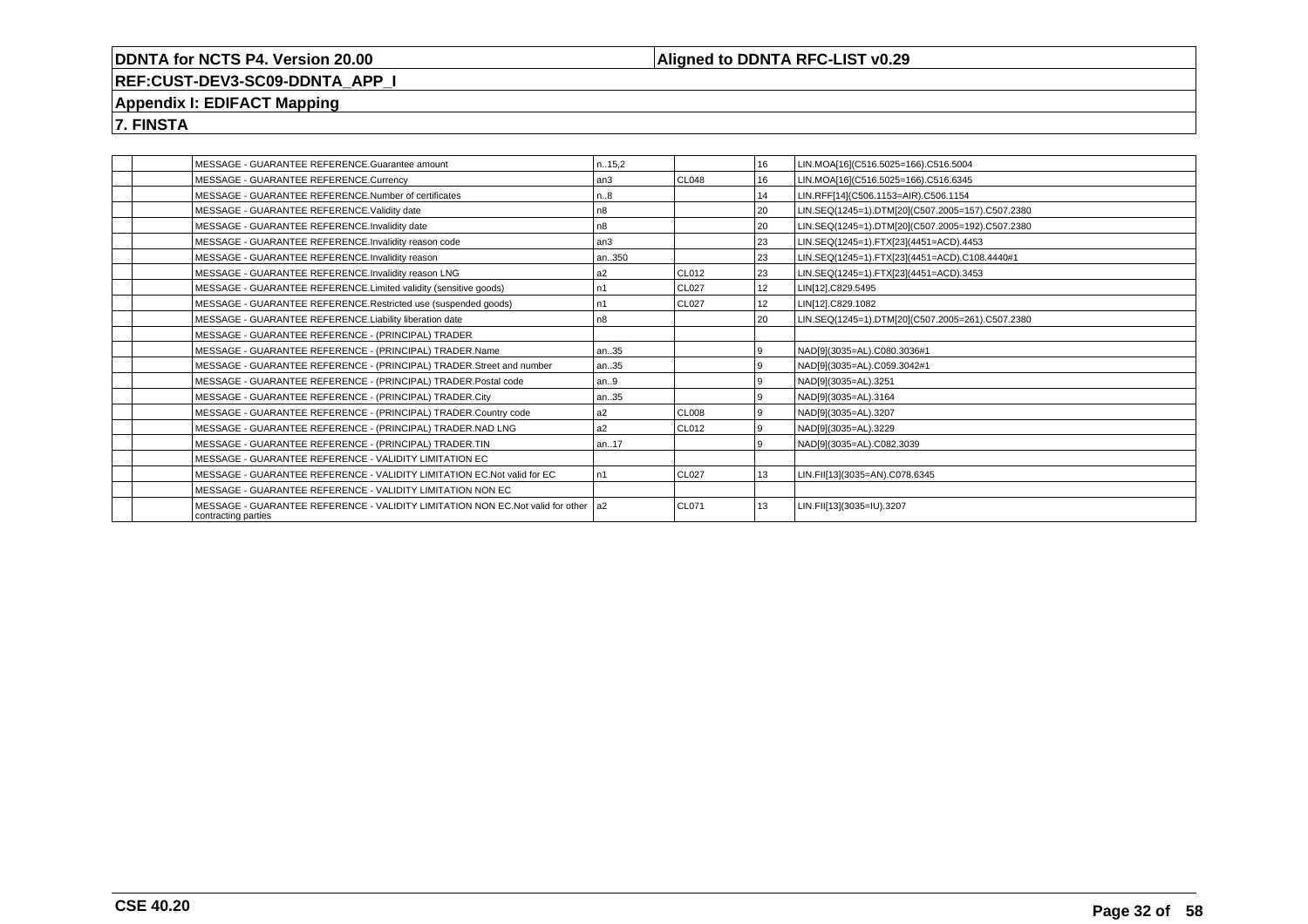**DDNTA for NCTS P4. Version 20.00** | **Aligned to DDNTA RFC-LIST v0.29**

**REF:CUST-DEV3-SC09-DDNTA_APP_I**

**Appendix I: EDIFACT Mapping**

**7. FINSTA**

| | | | | | | |
|---|---|---|---|---|---|---|
| | | MESSAGE - GUARANTEE REFERENCE.Guarantee amount | n..15,2 | | 16 | LIN.MOA[16](C516.5025=166).C516.5004 |
| | | MESSAGE - GUARANTEE REFERENCE.Currency | an3 | CL048 | 16 | LIN.MOA[16](C516.5025=166).C516.6345 |
| | | MESSAGE - GUARANTEE REFERENCE.Number of certificates | n..8 | | 14 | LIN.RFF[14](C506.1153=AIR).C506.1154 |
| | | MESSAGE - GUARANTEE REFERENCE.Validity date | n8 | | 20 | LIN.SEQ(1245=1).DTM[20](C507.2005=157).C507.2380 |
| | | MESSAGE - GUARANTEE REFERENCE.Invalidity date | n8 | | 20 | LIN.SEQ(1245=1).DTM[20](C507.2005=192).C507.2380 |
| | | MESSAGE - GUARANTEE REFERENCE.Invalidity reason code | an3 | | 23 | LIN.SEQ(1245=1).FTX[23](4451=ACD).4453 |
| | | MESSAGE - GUARANTEE REFERENCE.Invalidity reason | an..350 | | 23 | LIN.SEQ(1245=1).FTX[23](4451=ACD).C108.4440#1 |
| | | MESSAGE - GUARANTEE REFERENCE.Invalidity reason LNG | a2 | CL012 | 23 | LIN.SEQ(1245=1).FTX[23](4451=ACD).3453 |
| | | MESSAGE - GUARANTEE REFERENCE.Limited validity (sensitive goods) | n1 | CL027 | 12 | LIN[12].C829.5495 |
| | | MESSAGE - GUARANTEE REFERENCE.Restricted use (suspended goods) | n1 | CL027 | 12 | LIN[12].C829.1082 |
| | | MESSAGE - GUARANTEE REFERENCE.Liability liberation date | n8 | | 20 | LIN.SEQ(1245=1).DTM[20](C507.2005=261).C507.2380 |
| | | MESSAGE - GUARANTEE REFERENCE - (PRINCIPAL) TRADER | | | | |
| | | MESSAGE - GUARANTEE REFERENCE - (PRINCIPAL) TRADER.Name | an..35 | | 9 | NAD[9](3035=AL).C080.3036#1 |
| | | MESSAGE - GUARANTEE REFERENCE - (PRINCIPAL) TRADER.Street and number | an..35 | | 9 | NAD[9](3035=AL).C059.3042#1 |
| | | MESSAGE - GUARANTEE REFERENCE - (PRINCIPAL) TRADER.Postal code | an..9 | | 9 | NAD[9](3035=AL).3251 |
| | | MESSAGE - GUARANTEE REFERENCE - (PRINCIPAL) TRADER.City | an..35 | | 9 | NAD[9](3035=AL).3164 |
| | | MESSAGE - GUARANTEE REFERENCE - (PRINCIPAL) TRADER.Country code | a2 | CL008 | 9 | NAD[9](3035=AL).3207 |
| | | MESSAGE - GUARANTEE REFERENCE - (PRINCIPAL) TRADER.NAD LNG | a2 | CL012 | 9 | NAD[9](3035=AL).3229 |
| | | MESSAGE - GUARANTEE REFERENCE - (PRINCIPAL) TRADER.TIN | an..17 | | 9 | NAD[9](3035=AL).C082.3039 |
| | | MESSAGE - GUARANTEE REFERENCE - VALIDITY LIMITATION EC | | | | |
| | | MESSAGE - GUARANTEE REFERENCE - VALIDITY LIMITATION EC.Not valid for EC | n1 | CL027 | 13 | LIN.FII[13](3035=AN).C078.6345 |
| | | MESSAGE - GUARANTEE REFERENCE - VALIDITY LIMITATION NON EC | | | | |
| | | MESSAGE - GUARANTEE REFERENCE - VALIDITY LIMITATION NON EC.Not valid for other contracting parties | a2 | CL071 | 13 | LIN.FII[13](3035=IU).3207 |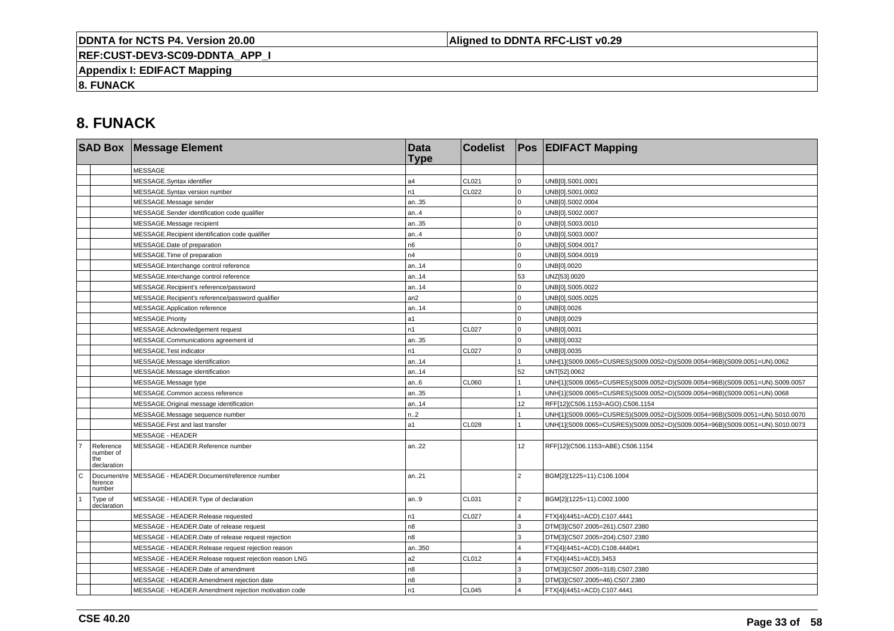# 8. FUNACK

| SAD Box | | Message Element | Data Type | Codelist | Pos | EDIFACT Mapping |
|---|---|---|---|---|---|---|
| | | MESSAGE | | | | |
| | | MESSAGE.Syntax identifier | a4 | CL021 | 0 | UNB[0].S001.0001 |
| | | MESSAGE.Syntax version number | n1 | CL022 | 0 | UNB[0].S001.0002 |
| | | MESSAGE.Message sender | an..35 | | 0 | UNB[0].S002.0004 |
| | | MESSAGE.Sender identification code qualifier | an..4 | | 0 | UNB[0].S002.0007 |
| | | MESSAGE.Message recipient | an..35 | | 0 | UNB[0].S003.0010 |
| | | MESSAGE.Recipient identification code qualifier | an..4 | | 0 | UNB[0].S003.0007 |
| | | MESSAGE.Date of preparation | n6 | | 0 | UNB[0].S004.0017 |
| | | MESSAGE.Time of preparation | n4 | | 0 | UNB[0].S004.0019 |
| | | MESSAGE.Interchange control reference | an..14 | | 0 | UNB[0].0020 |
| | | MESSAGE.Interchange control reference | an..14 | | 53 | UNZ[53].0020 |
| | | MESSAGE.Recipient's reference/password | an..14 | | 0 | UNB[0].S005.0022 |
| | | MESSAGE.Recipient's reference/password qualifier | an2 | | 0 | UNB[0].S005.0025 |
| | | MESSAGE.Application reference | an..14 | | 0 | UNB[0].0026 |
| | | MESSAGE.Priority | a1 | | 0 | UNB[0].0029 |
| | | MESSAGE.Acknowledgement request | n1 | CL027 | 0 | UNB[0].0031 |
| | | MESSAGE.Communications agreement id | an..35 | | 0 | UNB[0].0032 |
| | | MESSAGE.Test indicator | n1 | CL027 | 0 | UNB[0].0035 |
| | | MESSAGE.Message identification | an..14 | | 1 | UNH[1](S009.0065=CUSRES)(S009.0052=D)(S009.0054=96B)(S009.0051=UN).0062 |
| | | MESSAGE.Message identification | an..14 | | 52 | UNT[52].0062 |
| | | MESSAGE.Message type | an..6 | CL060 | 1 | UNH[1](S009.0065=CUSRES)(S009.0052=D)(S009.0054=96B)(S009.0051=UN).S009.0057 |
| | | MESSAGE.Common access reference | an..35 | | 1 | UNH[1](S009.0065=CUSRES)(S009.0052=D)(S009.0054=96B)(S009.0051=UN).0068 |
| | | MESSAGE.Original message identification | an..14 | | 12 | RFF[12](C506.1153=AGO).C506.1154 |
| | | MESSAGE.Message sequence number | n..2 | | 1 | UNH[1](S009.0065=CUSRES)(S009.0052=D)(S009.0054=96B)(S009.0051=UN).S010.0070 |
| | | MESSAGE.First and last transfer | a1 | CL028 | 1 | UNH[1](S009.0065=CUSRES)(S009.0052=D)(S009.0054=96B)(S009.0051=UN).S010.0073 |
| | | MESSAGE - HEADER | | | | |
| 7 | Reference number of the declaration | MESSAGE - HEADER.Reference number | an..22 | | 12 | RFF[12](C506.1153=ABE).C506.1154 |
| C | Document/reference number | MESSAGE - HEADER.Document/reference number | an..21 | | 2 | BGM[2](1225=11).C106.1004 |
| 1 | Type of declaration | MESSAGE - HEADER.Type of declaration | an..9 | CL031 | 2 | BGM[2](1225=11).C002.1000 |
| | | MESSAGE - HEADER.Release requested | n1 | CL027 | 4 | FTX[4](4451=ACD).C107.4441 |
| | | MESSAGE - HEADER.Date of release request | n8 | | 3 | DTM[3](C507.2005=261).C507.2380 |
| | | MESSAGE - HEADER.Date of release request rejection | n8 | | 3 | DTM[3](C507.2005=204).C507.2380 |
| | | MESSAGE - HEADER.Release request rejection reason | an..350 | | 4 | FTX[4](4451=ACD).C108.4440#1 |
| | | MESSAGE - HEADER.Release request rejection reason LNG | a2 | CL012 | 4 | FTX[4](4451=ACD).3453 |
| | | MESSAGE - HEADER.Date of amendment | n8 | | 3 | DTM[3](C507.2005=318).C507.2380 |
| | | MESSAGE - HEADER.Amendment rejection date | n8 | | 3 | DTM[3](C507.2005=46).C507.2380 |
| | | MESSAGE - HEADER.Amendment rejection motivation code | n1 | CL045 | 4 | FTX[4](4451=ACD).C107.4441 |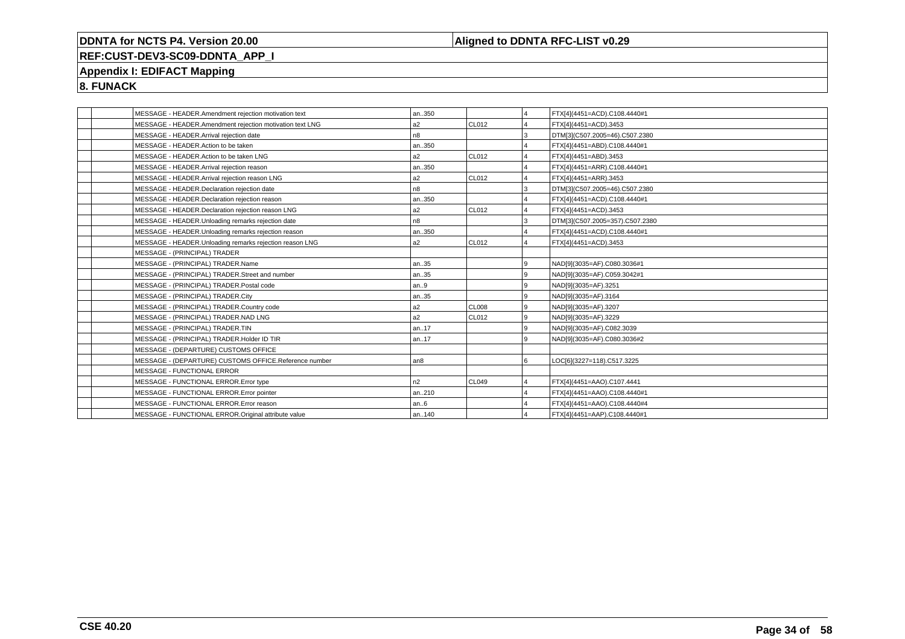**DDNTA for NCTS P4. Version 20.00** | **Aligned to DDNTA RFC-LIST v0.29**

**REF:CUST-DEV3-SC09-DDNTA_APP_I**

**Appendix I: EDIFACT Mapping**

**8. FUNACK**

| | | | | | | |
|---|---|---|---|---|---|---|
| | | MESSAGE - HEADER.Amendment rejection motivation text | an..350 | | 4 | FTX[4](4451=ACD).C108.4440#1 |
| | | MESSAGE - HEADER.Amendment rejection motivation text LNG | a2 | CL012 | 4 | FTX[4](4451=ACD).3453 |
| | | MESSAGE - HEADER.Arrival rejection date | n8 | | 3 | DTM[3](C507.2005=46).C507.2380 |
| | | MESSAGE - HEADER.Action to be taken | an..350 | | 4 | FTX[4](4451=ABD).C108.4440#1 |
| | | MESSAGE - HEADER.Action to be taken LNG | a2 | CL012 | 4 | FTX[4](4451=ABD).3453 |
| | | MESSAGE - HEADER.Arrival rejection reason | an..350 | | 4 | FTX[4](4451=ARR).C108.4440#1 |
| | | MESSAGE - HEADER.Arrival rejection reason LNG | a2 | CL012 | 4 | FTX[4](4451=ARR).3453 |
| | | MESSAGE - HEADER.Declaration rejection date | n8 | | 3 | DTM[3](C507.2005=46).C507.2380 |
| | | MESSAGE - HEADER.Declaration rejection reason | an..350 | | 4 | FTX[4](4451=ACD).C108.4440#1 |
| | | MESSAGE - HEADER.Declaration rejection reason LNG | a2 | CL012 | 4 | FTX[4](4451=ACD).3453 |
| | | MESSAGE - HEADER.Unloading remarks rejection date | n8 | | 3 | DTM[3](C507.2005=357).C507.2380 |
| | | MESSAGE - HEADER.Unloading remarks rejection reason | an..350 | | 4 | FTX[4](4451=ACD).C108.4440#1 |
| | | MESSAGE - HEADER.Unloading remarks rejection reason LNG | a2 | CL012 | 4 | FTX[4](4451=ACD).3453 |
| | | MESSAGE - (PRINCIPAL) TRADER | | | | |
| | | MESSAGE - (PRINCIPAL) TRADER.Name | an..35 | | 9 | NAD[9](3035=AF).C080.3036#1 |
| | | MESSAGE - (PRINCIPAL) TRADER.Street and number | an..35 | | 9 | NAD[9](3035=AF).C059.3042#1 |
| | | MESSAGE - (PRINCIPAL) TRADER.Postal code | an..9 | | 9 | NAD[9](3035=AF).3251 |
| | | MESSAGE - (PRINCIPAL) TRADER.City | an..35 | | 9 | NAD[9](3035=AF).3164 |
| | | MESSAGE - (PRINCIPAL) TRADER.Country code | a2 | CL008 | 9 | NAD[9](3035=AF).3207 |
| | | MESSAGE - (PRINCIPAL) TRADER.NAD LNG | a2 | CL012 | 9 | NAD[9](3035=AF).3229 |
| | | MESSAGE - (PRINCIPAL) TRADER.TIN | an..17 | | 9 | NAD[9](3035=AF).C082.3039 |
| | | MESSAGE - (PRINCIPAL) TRADER.Holder ID TIR | an..17 | | 9 | NAD[9](3035=AF).C080.3036#2 |
| | | MESSAGE - (DEPARTURE) CUSTOMS OFFICE | | | | |
| | | MESSAGE - (DEPARTURE) CUSTOMS OFFICE.Reference number | an8 | | 6 | LOC[6](3227=118).C517.3225 |
| | | MESSAGE - FUNCTIONAL ERROR | | | | |
| | | MESSAGE - FUNCTIONAL ERROR.Error type | n2 | CL049 | 4 | FTX[4](4451=AAO).C107.4441 |
| | | MESSAGE - FUNCTIONAL ERROR.Error pointer | an..210 | | 4 | FTX[4](4451=AAO).C108.4440#1 |
| | | MESSAGE - FUNCTIONAL ERROR.Error reason | an..6 | | 4 | FTX[4](4451=AAO).C108.4440#4 |
| | | MESSAGE - FUNCTIONAL ERROR.Original attribute value | an..140 | | 4 | FTX[4](4451=AAP).C108.4440#1 |

**CSE 40.20**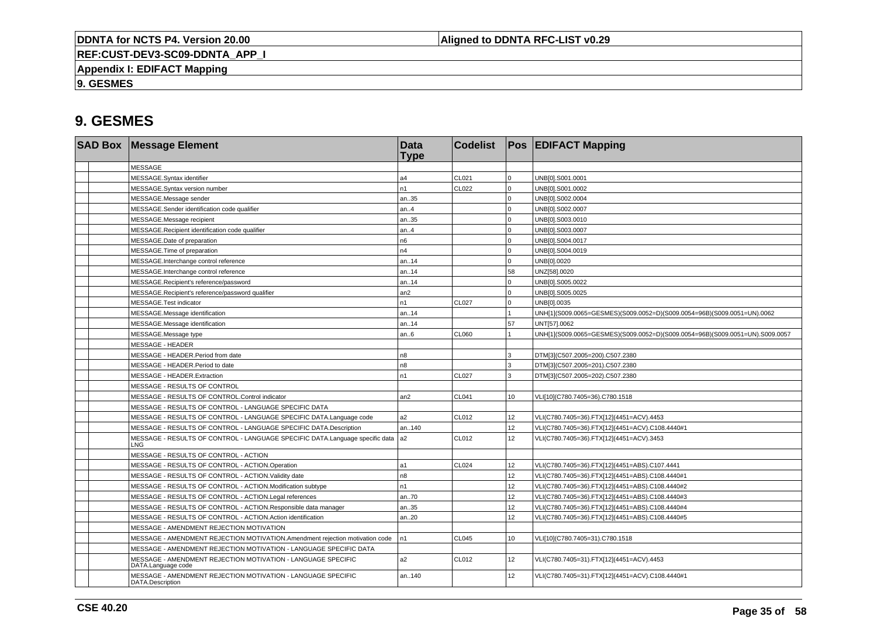# 9. GESMES

| SAD Box | | Message Element | Data Type | Codelist | Pos | EDIFACT Mapping |
|---|---|---|---|---|---|---|
| | | MESSAGE | | | | |
| | | MESSAGE.Syntax identifier | a4 | CL021 | 0 | UNB[0].S001.0001 |
| | | MESSAGE.Syntax version number | n1 | CL022 | 0 | UNB[0].S001.0002 |
| | | MESSAGE.Message sender | an..35 | | 0 | UNB[0].S002.0004 |
| | | MESSAGE.Sender identification code qualifier | an..4 | | 0 | UNB[0].S002.0007 |
| | | MESSAGE.Message recipient | an..35 | | 0 | UNB[0].S003.0010 |
| | | MESSAGE.Recipient identification code qualifier | an..4 | | 0 | UNB[0].S003.0007 |
| | | MESSAGE.Date of preparation | n6 | | 0 | UNB[0].S004.0017 |
| | | MESSAGE.Time of preparation | n4 | | 0 | UNB[0].S004.0019 |
| | | MESSAGE.Interchange control reference | an..14 | | 0 | UNB[0].0020 |
| | | MESSAGE.Interchange control reference | an..14 | | 58 | UNZ[58].0020 |
| | | MESSAGE.Recipient's reference/password | an..14 | | 0 | UNB[0].S005.0022 |
| | | MESSAGE.Recipient's reference/password qualifier | an2 | | 0 | UNB[0].S005.0025 |
| | | MESSAGE.Test indicator | n1 | CL027 | 0 | UNB[0].0035 |
| | | MESSAGE.Message identification | an..14 | | 1 | UNH[1](S009.0065=GESMES)(S009.0052=D)(S009.0054=96B)(S009.0051=UN).0062 |
| | | MESSAGE.Message identification | an..14 | | 57 | UNT[57].0062 |
| | | MESSAGE.Message type | an..6 | CL060 | 1 | UNH[1](S009.0065=GESMES)(S009.0052=D)(S009.0054=96B)(S009.0051=UN).S009.0057 |
| | | MESSAGE - HEADER | | | | |
| | | MESSAGE - HEADER.Period from date | n8 | | 3 | DTM[3](C507.2005=200).C507.2380 |
| | | MESSAGE - HEADER.Period to date | n8 | | 3 | DTM[3](C507.2005=201).C507.2380 |
| | | MESSAGE - HEADER.Extraction | n1 | CL027 | 3 | DTM[3](C507.2005=202).C507.2380 |
| | | MESSAGE - RESULTS OF CONTROL | | | | |
| | | MESSAGE - RESULTS OF CONTROL.Control indicator | an2 | CL041 | 10 | VLI[10](C780.7405=36).C780.1518 |
| | | MESSAGE - RESULTS OF CONTROL - LANGUAGE SPECIFIC DATA | | | | |
| | | MESSAGE - RESULTS OF CONTROL - LANGUAGE SPECIFIC DATA.Language code | a2 | CL012 | 12 | VLI(C780.7405=36).FTX[12](4451=ACV).4453 |
| | | MESSAGE - RESULTS OF CONTROL - LANGUAGE SPECIFIC DATA.Description | an..140 | | 12 | VLI(C780.7405=36).FTX[12](4451=ACV).C108.4440#1 |
| | | MESSAGE - RESULTS OF CONTROL - LANGUAGE SPECIFIC DATA.Language specific data LNG | a2 | CL012 | 12 | VLI(C780.7405=36).FTX[12](4451=ACV).3453 |
| | | MESSAGE - RESULTS OF CONTROL - ACTION | | | | |
| | | MESSAGE - RESULTS OF CONTROL - ACTION.Operation | a1 | CL024 | 12 | VLI(C780.7405=36).FTX[12](4451=ABS).C107.4441 |
| | | MESSAGE - RESULTS OF CONTROL - ACTION.Validity date | n8 | | 12 | VLI(C780.7405=36).FTX[12](4451=ABS).C108.4440#1 |
| | | MESSAGE - RESULTS OF CONTROL - ACTION.Modification subtype | n1 | | 12 | VLI(C780.7405=36).FTX[12](4451=ABS).C108.4440#2 |
| | | MESSAGE - RESULTS OF CONTROL - ACTION.Legal references | an..70 | | 12 | VLI(C780.7405=36).FTX[12](4451=ABS).C108.4440#3 |
| | | MESSAGE - RESULTS OF CONTROL - ACTION.Responsible data manager | an..35 | | 12 | VLI(C780.7405=36).FTX[12](4451=ABS).C108.4440#4 |
| | | MESSAGE - RESULTS OF CONTROL - ACTION.Action identification | an..20 | | 12 | VLI(C780.7405=36).FTX[12](4451=ABS).C108.4440#5 |
| | | MESSAGE - AMENDMENT REJECTION MOTIVATION | | | | |
| | | MESSAGE - AMENDMENT REJECTION MOTIVATION.Amendment rejection motivation code | n1 | CL045 | 10 | VLI[10](C780.7405=31).C780.1518 |
| | | MESSAGE - AMENDMENT REJECTION MOTIVATION - LANGUAGE SPECIFIC DATA | | | | |
| | | MESSAGE - AMENDMENT REJECTION MOTIVATION - LANGUAGE SPECIFIC DATA.Language code | a2 | CL012 | 12 | VLI(C780.7405=31).FTX[12](4451=ACV).4453 |
| | | MESSAGE - AMENDMENT REJECTION MOTIVATION - LANGUAGE SPECIFIC DATA.Description | an..140 | | 12 | VLI(C780.7405=31).FTX[12](4451=ACV).C108.4440#1 |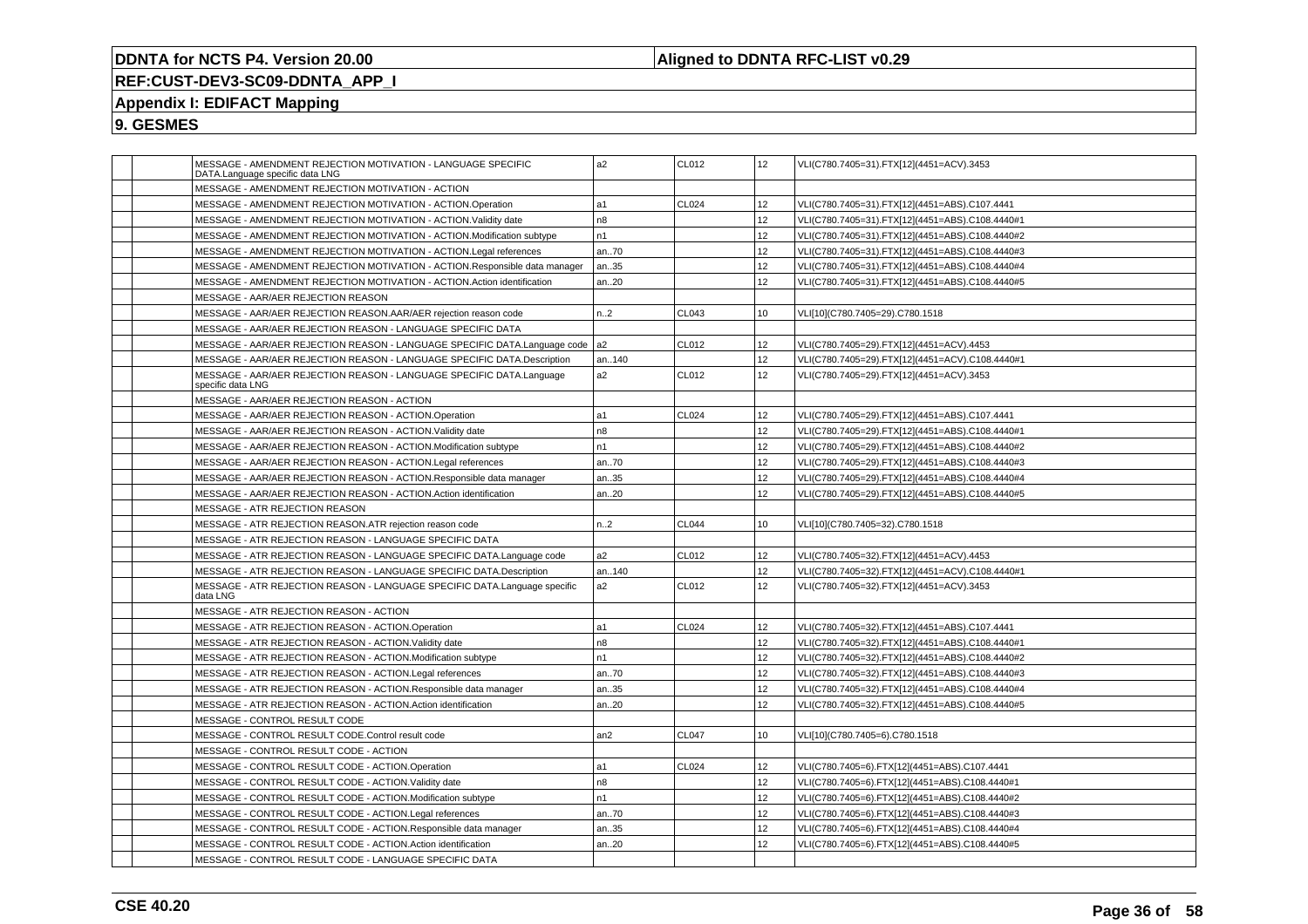# DDNTA for NCTS P4. Version 20.00

**Aligned to DDNTA RFC-LIST v0.29**

## REF:CUST-DEV3-SC09-DDNTA_APP_I

## Appendix I: EDIFACT Mapping

## 9. GESMES

| | | | | | | |
|---|---|---|---|---|---|---|
| | | MESSAGE - AMENDMENT REJECTION MOTIVATION - LANGUAGE SPECIFIC DATA.Language specific data LNG | a2 | CL012 | 12 | VLI(C780.7405=31).FTX[12](4451=ACV).3453 |
| | | MESSAGE - AMENDMENT REJECTION MOTIVATION - ACTION | | | | |
| | | MESSAGE - AMENDMENT REJECTION MOTIVATION - ACTION.Operation | a1 | CL024 | 12 | VLI(C780.7405=31).FTX[12](4451=ABS).C107.4441 |
| | | MESSAGE - AMENDMENT REJECTION MOTIVATION - ACTION.Validity date | n8 | | 12 | VLI(C780.7405=31).FTX[12](4451=ABS).C108.4440#1 |
| | | MESSAGE - AMENDMENT REJECTION MOTIVATION - ACTION.Modification subtype | n1 | | 12 | VLI(C780.7405=31).FTX[12](4451=ABS).C108.4440#2 |
| | | MESSAGE - AMENDMENT REJECTION MOTIVATION - ACTION.Legal references | an..70 | | 12 | VLI(C780.7405=31).FTX[12](4451=ABS).C108.4440#3 |
| | | MESSAGE - AMENDMENT REJECTION MOTIVATION - ACTION.Responsible data manager | an..35 | | 12 | VLI(C780.7405=31).FTX[12](4451=ABS).C108.4440#4 |
| | | MESSAGE - AMENDMENT REJECTION MOTIVATION - ACTION.Action identification | an..20 | | 12 | VLI(C780.7405=31).FTX[12](4451=ABS).C108.4440#5 |
| | | MESSAGE - AAR/AER REJECTION REASON | | | | |
| | | MESSAGE - AAR/AER REJECTION REASON.AAR/AER rejection reason code | n..2 | CL043 | 10 | VLI[10](C780.7405=29).C780.1518 |
| | | MESSAGE - AAR/AER REJECTION REASON - LANGUAGE SPECIFIC DATA | | | | |
| | | MESSAGE - AAR/AER REJECTION REASON - LANGUAGE SPECIFIC DATA.Language code | a2 | CL012 | 12 | VLI(C780.7405=29).FTX[12](4451=ACV).4453 |
| | | MESSAGE - AAR/AER REJECTION REASON - LANGUAGE SPECIFIC DATA.Description | an..140 | | 12 | VLI(C780.7405=29).FTX[12](4451=ACV).C108.4440#1 |
| | | MESSAGE - AAR/AER REJECTION REASON - LANGUAGE SPECIFIC DATA.Language specific data LNG | a2 | CL012 | 12 | VLI(C780.7405=29).FTX[12](4451=ACV).3453 |
| | | MESSAGE - AAR/AER REJECTION REASON - ACTION | | | | |
| | | MESSAGE - AAR/AER REJECTION REASON - ACTION.Operation | a1 | CL024 | 12 | VLI(C780.7405=29).FTX[12](4451=ABS).C107.4441 |
| | | MESSAGE - AAR/AER REJECTION REASON - ACTION.Validity date | n8 | | 12 | VLI(C780.7405=29).FTX[12](4451=ABS).C108.4440#1 |
| | | MESSAGE - AAR/AER REJECTION REASON - ACTION.Modification subtype | n1 | | 12 | VLI(C780.7405=29).FTX[12](4451=ABS).C108.4440#2 |
| | | MESSAGE - AAR/AER REJECTION REASON - ACTION.Legal references | an..70 | | 12 | VLI(C780.7405=29).FTX[12](4451=ABS).C108.4440#3 |
| | | MESSAGE - AAR/AER REJECTION REASON - ACTION.Responsible data manager | an..35 | | 12 | VLI(C780.7405=29).FTX[12](4451=ABS).C108.4440#4 |
| | | MESSAGE - AAR/AER REJECTION REASON - ACTION.Action identification | an..20 | | 12 | VLI(C780.7405=29).FTX[12](4451=ABS).C108.4440#5 |
| | | MESSAGE - ATR REJECTION REASON | | | | |
| | | MESSAGE - ATR REJECTION REASON.ATR rejection reason code | n..2 | CL044 | 10 | VLI[10](C780.7405=32).C780.1518 |
| | | MESSAGE - ATR REJECTION REASON - LANGUAGE SPECIFIC DATA | | | | |
| | | MESSAGE - ATR REJECTION REASON - LANGUAGE SPECIFIC DATA.Language code | a2 | CL012 | 12 | VLI(C780.7405=32).FTX[12](4451=ACV).4453 |
| | | MESSAGE - ATR REJECTION REASON - LANGUAGE SPECIFIC DATA.Description | an..140 | | 12 | VLI(C780.7405=32).FTX[12](4451=ACV).C108.4440#1 |
| | | MESSAGE - ATR REJECTION REASON - LANGUAGE SPECIFIC DATA.Language specific data LNG | a2 | CL012 | 12 | VLI(C780.7405=32).FTX[12](4451=ACV).3453 |
| | | MESSAGE - ATR REJECTION REASON - ACTION | | | | |
| | | MESSAGE - ATR REJECTION REASON - ACTION.Operation | a1 | CL024 | 12 | VLI(C780.7405=32).FTX[12](4451=ABS).C107.4441 |
| | | MESSAGE - ATR REJECTION REASON - ACTION.Validity date | n8 | | 12 | VLI(C780.7405=32).FTX[12](4451=ABS).C108.4440#1 |
| | | MESSAGE - ATR REJECTION REASON - ACTION.Modification subtype | n1 | | 12 | VLI(C780.7405=32).FTX[12](4451=ABS).C108.4440#2 |
| | | MESSAGE - ATR REJECTION REASON - ACTION.Legal references | an..70 | | 12 | VLI(C780.7405=32).FTX[12](4451=ABS).C108.4440#3 |
| | | MESSAGE - ATR REJECTION REASON - ACTION.Responsible data manager | an..35 | | 12 | VLI(C780.7405=32).FTX[12](4451=ABS).C108.4440#4 |
| | | MESSAGE - ATR REJECTION REASON - ACTION.Action identification | an..20 | | 12 | VLI(C780.7405=32).FTX[12](4451=ABS).C108.4440#5 |
| | | MESSAGE - CONTROL RESULT CODE | | | | |
| | | MESSAGE - CONTROL RESULT CODE.Control result code | an2 | CL047 | 10 | VLI[10](C780.7405=6).C780.1518 |
| | | MESSAGE - CONTROL RESULT CODE - ACTION | | | | |
| | | MESSAGE - CONTROL RESULT CODE - ACTION.Operation | a1 | CL024 | 12 | VLI(C780.7405=6).FTX[12](4451=ABS).C107.4441 |
| | | MESSAGE - CONTROL RESULT CODE - ACTION.Validity date | n8 | | 12 | VLI(C780.7405=6).FTX[12](4451=ABS).C108.4440#1 |
| | | MESSAGE - CONTROL RESULT CODE - ACTION.Modification subtype | n1 | | 12 | VLI(C780.7405=6).FTX[12](4451=ABS).C108.4440#2 |
| | | MESSAGE - CONTROL RESULT CODE - ACTION.Legal references | an..70 | | 12 | VLI(C780.7405=6).FTX[12](4451=ABS).C108.4440#3 |
| | | MESSAGE - CONTROL RESULT CODE - ACTION.Responsible data manager | an..35 | | 12 | VLI(C780.7405=6).FTX[12](4451=ABS).C108.4440#4 |
| | | MESSAGE - CONTROL RESULT CODE - ACTION.Action identification | an..20 | | 12 | VLI(C780.7405=6).FTX[12](4451=ABS).C108.4440#5 |
| | | MESSAGE - CONTROL RESULT CODE - LANGUAGE SPECIFIC DATA | | | | |

**CSE 40.20**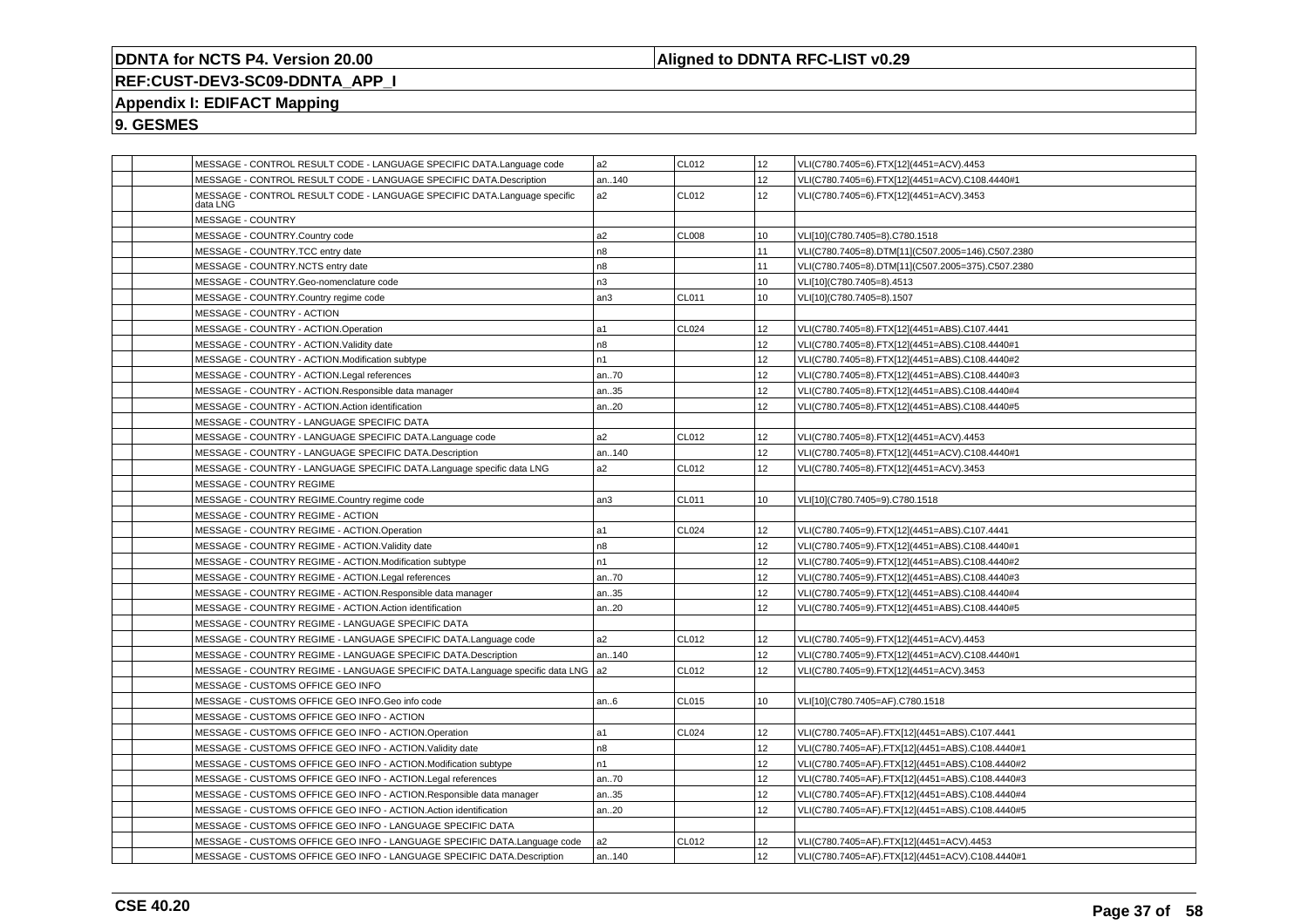# DDNTA for NCTS P4. Version 20.00

**Aligned to DDNTA RFC-LIST v0.29**

**REF:CUST-DEV3-SC09-DDNTA_APP_I**

## Appendix I: EDIFACT Mapping

## 9. GESMES

| | | | | | | |
|---|---|---|---|---|---|---|
| | | MESSAGE - CONTROL RESULT CODE - LANGUAGE SPECIFIC DATA.Language code | a2 | CL012 | 12 | VLI(C780.7405=6).FTX[12](4451=ACV).4453 |
| | | MESSAGE - CONTROL RESULT CODE - LANGUAGE SPECIFIC DATA.Description | an..140 | | 12 | VLI(C780.7405=6).FTX[12](4451=ACV).C108.4440#1 |
| | | MESSAGE - CONTROL RESULT CODE - LANGUAGE SPECIFIC DATA.Language specific data LNG | a2 | CL012 | 12 | VLI(C780.7405=6).FTX[12](4451=ACV).3453 |
| | | MESSAGE - COUNTRY | | | | |
| | | MESSAGE - COUNTRY.Country code | a2 | CL008 | 10 | VLI[10](C780.7405=8).C780.1518 |
| | | MESSAGE - COUNTRY.TCC entry date | n8 | | 11 | VLI(C780.7405=8).DTM[11](C507.2005=146).C507.2380 |
| | | MESSAGE - COUNTRY.NCTS entry date | n8 | | 11 | VLI(C780.7405=8).DTM[11](C507.2005=375).C507.2380 |
| | | MESSAGE - COUNTRY.Geo-nomenclature code | n3 | | 10 | VLI[10](C780.7405=8).4513 |
| | | MESSAGE - COUNTRY.Country regime code | an3 | CL011 | 10 | VLI[10](C780.7405=8).1507 |
| | | MESSAGE - COUNTRY - ACTION | | | | |
| | | MESSAGE - COUNTRY - ACTION.Operation | a1 | CL024 | 12 | VLI(C780.7405=8).FTX[12](4451=ABS).C107.4441 |
| | | MESSAGE - COUNTRY - ACTION.Validity date | n8 | | 12 | VLI(C780.7405=8).FTX[12](4451=ABS).C108.4440#1 |
| | | MESSAGE - COUNTRY - ACTION.Modification subtype | n1 | | 12 | VLI(C780.7405=8).FTX[12](4451=ABS).C108.4440#2 |
| | | MESSAGE - COUNTRY - ACTION.Legal references | an..70 | | 12 | VLI(C780.7405=8).FTX[12](4451=ABS).C108.4440#3 |
| | | MESSAGE - COUNTRY - ACTION.Responsible data manager | an..35 | | 12 | VLI(C780.7405=8).FTX[12](4451=ABS).C108.4440#4 |
| | | MESSAGE - COUNTRY - ACTION.Action identification | an..20 | | 12 | VLI(C780.7405=8).FTX[12](4451=ABS).C108.4440#5 |
| | | MESSAGE - COUNTRY - LANGUAGE SPECIFIC DATA | | | | |
| | | MESSAGE - COUNTRY - LANGUAGE SPECIFIC DATA.Language code | a2 | CL012 | 12 | VLI(C780.7405=8).FTX[12](4451=ACV).4453 |
| | | MESSAGE - COUNTRY - LANGUAGE SPECIFIC DATA.Description | an..140 | | 12 | VLI(C780.7405=8).FTX[12](4451=ACV).C108.4440#1 |
| | | MESSAGE - COUNTRY - LANGUAGE SPECIFIC DATA.Language specific data LNG | a2 | CL012 | 12 | VLI(C780.7405=8).FTX[12](4451=ACV).3453 |
| | | MESSAGE - COUNTRY REGIME | | | | |
| | | MESSAGE - COUNTRY REGIME.Country regime code | an3 | CL011 | 10 | VLI[10](C780.7405=9).C780.1518 |
| | | MESSAGE - COUNTRY REGIME - ACTION | | | | |
| | | MESSAGE - COUNTRY REGIME - ACTION.Operation | a1 | CL024 | 12 | VLI(C780.7405=9).FTX[12](4451=ABS).C107.4441 |
| | | MESSAGE - COUNTRY REGIME - ACTION.Validity date | n8 | | 12 | VLI(C780.7405=9).FTX[12](4451=ABS).C108.4440#1 |
| | | MESSAGE - COUNTRY REGIME - ACTION.Modification subtype | n1 | | 12 | VLI(C780.7405=9).FTX[12](4451=ABS).C108.4440#2 |
| | | MESSAGE - COUNTRY REGIME - ACTION.Legal references | an..70 | | 12 | VLI(C780.7405=9).FTX[12](4451=ABS).C108.4440#3 |
| | | MESSAGE - COUNTRY REGIME - ACTION.Responsible data manager | an..35 | | 12 | VLI(C780.7405=9).FTX[12](4451=ABS).C108.4440#4 |
| | | MESSAGE - COUNTRY REGIME - ACTION.Action identification | an..20 | | 12 | VLI(C780.7405=9).FTX[12](4451=ABS).C108.4440#5 |
| | | MESSAGE - COUNTRY REGIME - LANGUAGE SPECIFIC DATA | | | | |
| | | MESSAGE - COUNTRY REGIME - LANGUAGE SPECIFIC DATA.Language code | a2 | CL012 | 12 | VLI(C780.7405=9).FTX[12](4451=ACV).4453 |
| | | MESSAGE - COUNTRY REGIME - LANGUAGE SPECIFIC DATA.Description | an..140 | | 12 | VLI(C780.7405=9).FTX[12](4451=ACV).C108.4440#1 |
| | | MESSAGE - COUNTRY REGIME - LANGUAGE SPECIFIC DATA.Language specific data LNG | a2 | CL012 | 12 | VLI(C780.7405=9).FTX[12](4451=ACV).3453 |
| | | MESSAGE - CUSTOMS OFFICE GEO INFO | | | | |
| | | MESSAGE - CUSTOMS OFFICE GEO INFO.Geo info code | an..6 | CL015 | 10 | VLI[10](C780.7405=AF).C780.1518 |
| | | MESSAGE - CUSTOMS OFFICE GEO INFO - ACTION | | | | |
| | | MESSAGE - CUSTOMS OFFICE GEO INFO - ACTION.Operation | a1 | CL024 | 12 | VLI(C780.7405=AF).FTX[12](4451=ABS).C107.4441 |
| | | MESSAGE - CUSTOMS OFFICE GEO INFO - ACTION.Validity date | n8 | | 12 | VLI(C780.7405=AF).FTX[12](4451=ABS).C108.4440#1 |
| | | MESSAGE - CUSTOMS OFFICE GEO INFO - ACTION.Modification subtype | n1 | | 12 | VLI(C780.7405=AF).FTX[12](4451=ABS).C108.4440#2 |
| | | MESSAGE - CUSTOMS OFFICE GEO INFO - ACTION.Legal references | an..70 | | 12 | VLI(C780.7405=AF).FTX[12](4451=ABS).C108.4440#3 |
| | | MESSAGE - CUSTOMS OFFICE GEO INFO - ACTION.Responsible data manager | an..35 | | 12 | VLI(C780.7405=AF).FTX[12](4451=ABS).C108.4440#4 |
| | | MESSAGE - CUSTOMS OFFICE GEO INFO - ACTION.Action identification | an..20 | | 12 | VLI(C780.7405=AF).FTX[12](4451=ABS).C108.4440#5 |
| | | MESSAGE - CUSTOMS OFFICE GEO INFO - LANGUAGE SPECIFIC DATA | | | | |
| | | MESSAGE - CUSTOMS OFFICE GEO INFO - LANGUAGE SPECIFIC DATA.Language code | a2 | CL012 | 12 | VLI(C780.7405=AF).FTX[12](4451=ACV).4453 |
| | | MESSAGE - CUSTOMS OFFICE GEO INFO - LANGUAGE SPECIFIC DATA.Description | an..140 | | 12 | VLI(C780.7405=AF).FTX[12](4451=ACV).C108.4440#1 |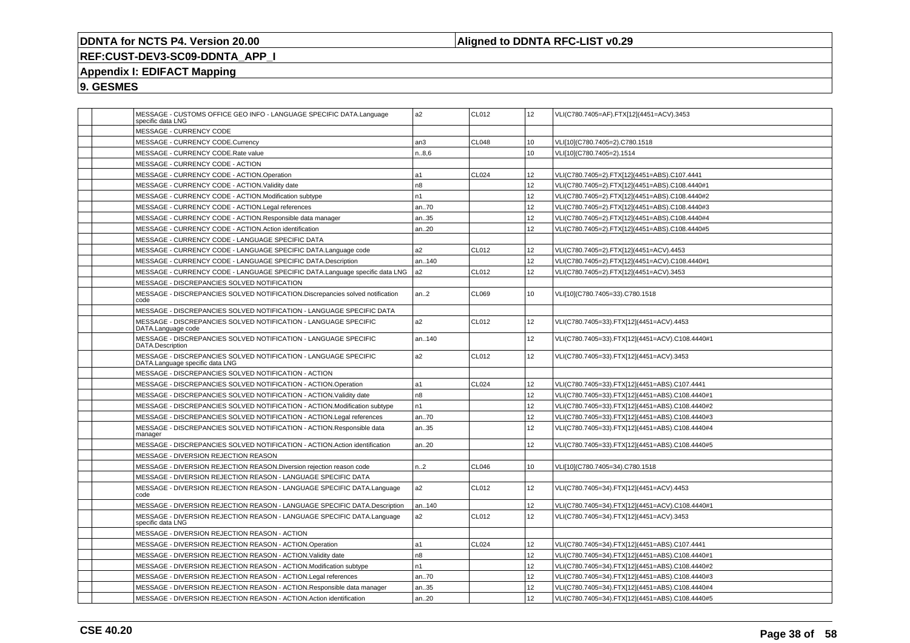**DDNTA for NCTS P4. Version 20.00** | **Aligned to DDNTA RFC-LIST v0.29**

**REF:CUST-DEV3-SC09-DDNTA_APP_I**

**Appendix I: EDIFACT Mapping**

**9. GESMES**

| | | | | | | |
|---|---|---|---|---|---|---|
| | | MESSAGE - CUSTOMS OFFICE GEO INFO - LANGUAGE SPECIFIC DATA.Language specific data LNG | a2 | CL012 | 12 | VLI(C780.7405=AF).FTX[12](4451=ACV).3453 |
| | | MESSAGE - CURRENCY CODE | | | | |
| | | MESSAGE - CURRENCY CODE.Currency | an3 | CL048 | 10 | VLI[10](C780.7405=2).C780.1518 |
| | | MESSAGE - CURRENCY CODE.Rate value | n..8,6 | | 10 | VLI[10](C780.7405=2).1514 |
| | | MESSAGE - CURRENCY CODE - ACTION | | | | |
| | | MESSAGE - CURRENCY CODE - ACTION.Operation | a1 | CL024 | 12 | VLI(C780.7405=2).FTX[12](4451=ABS).C107.4441 |
| | | MESSAGE - CURRENCY CODE - ACTION.Validity date | n8 | | 12 | VLI(C780.7405=2).FTX[12](4451=ABS).C108.4440#1 |
| | | MESSAGE - CURRENCY CODE - ACTION.Modification subtype | n1 | | 12 | VLI(C780.7405=2).FTX[12](4451=ABS).C108.4440#2 |
| | | MESSAGE - CURRENCY CODE - ACTION.Legal references | an..70 | | 12 | VLI(C780.7405=2).FTX[12](4451=ABS).C108.4440#3 |
| | | MESSAGE - CURRENCY CODE - ACTION.Responsible data manager | an..35 | | 12 | VLI(C780.7405=2).FTX[12](4451=ABS).C108.4440#4 |
| | | MESSAGE - CURRENCY CODE - ACTION.Action identification | an..20 | | 12 | VLI(C780.7405=2).FTX[12](4451=ABS).C108.4440#5 |
| | | MESSAGE - CURRENCY CODE - LANGUAGE SPECIFIC DATA | | | | |
| | | MESSAGE - CURRENCY CODE - LANGUAGE SPECIFIC DATA.Language code | a2 | CL012 | 12 | VLI(C780.7405=2).FTX[12](4451=ACV).4453 |
| | | MESSAGE - CURRENCY CODE - LANGUAGE SPECIFIC DATA.Description | an..140 | | 12 | VLI(C780.7405=2).FTX[12](4451=ACV).C108.4440#1 |
| | | MESSAGE - CURRENCY CODE - LANGUAGE SPECIFIC DATA.Language specific data LNG | a2 | CL012 | 12 | VLI(C780.7405=2).FTX[12](4451=ACV).3453 |
| | | MESSAGE - DISCREPANCIES SOLVED NOTIFICATION | | | | |
| | | MESSAGE - DISCREPANCIES SOLVED NOTIFICATION.Discrepancies solved notification code | an..2 | CL069 | 10 | VLI[10](C780.7405=33).C780.1518 |
| | | MESSAGE - DISCREPANCIES SOLVED NOTIFICATION - LANGUAGE SPECIFIC DATA | | | | |
| | | MESSAGE - DISCREPANCIES SOLVED NOTIFICATION - LANGUAGE SPECIFIC DATA.Language code | a2 | CL012 | 12 | VLI(C780.7405=33).FTX[12](4451=ACV).4453 |
| | | MESSAGE - DISCREPANCIES SOLVED NOTIFICATION - LANGUAGE SPECIFIC DATA.Description | an..140 | | 12 | VLI(C780.7405=33).FTX[12](4451=ACV).C108.4440#1 |
| | | MESSAGE - DISCREPANCIES SOLVED NOTIFICATION - LANGUAGE SPECIFIC DATA.Language specific data LNG | a2 | CL012 | 12 | VLI(C780.7405=33).FTX[12](4451=ACV).3453 |
| | | MESSAGE - DISCREPANCIES SOLVED NOTIFICATION - ACTION | | | | |
| | | MESSAGE - DISCREPANCIES SOLVED NOTIFICATION - ACTION.Operation | a1 | CL024 | 12 | VLI(C780.7405=33).FTX[12](4451=ABS).C107.4441 |
| | | MESSAGE - DISCREPANCIES SOLVED NOTIFICATION - ACTION.Validity date | n8 | | 12 | VLI(C780.7405=33).FTX[12](4451=ABS).C108.4440#1 |
| | | MESSAGE - DISCREPANCIES SOLVED NOTIFICATION - ACTION.Modification subtype | n1 | | 12 | VLI(C780.7405=33).FTX[12](4451=ABS).C108.4440#2 |
| | | MESSAGE - DISCREPANCIES SOLVED NOTIFICATION - ACTION.Legal references | an..70 | | 12 | VLI(C780.7405=33).FTX[12](4451=ABS).C108.4440#3 |
| | | MESSAGE - DISCREPANCIES SOLVED NOTIFICATION - ACTION.Responsible data manager | an..35 | | 12 | VLI(C780.7405=33).FTX[12](4451=ABS).C108.4440#4 |
| | | MESSAGE - DISCREPANCIES SOLVED NOTIFICATION - ACTION.Action identification | an..20 | | 12 | VLI(C780.7405=33).FTX[12](4451=ABS).C108.4440#5 |
| | | MESSAGE - DIVERSION REJECTION REASON | | | | |
| | | MESSAGE - DIVERSION REJECTION REASON.Diversion rejection reason code | n..2 | CL046 | 10 | VLI[10](C780.7405=34).C780.1518 |
| | | MESSAGE - DIVERSION REJECTION REASON - LANGUAGE SPECIFIC DATA | | | | |
| | | MESSAGE - DIVERSION REJECTION REASON - LANGUAGE SPECIFIC DATA.Language code | a2 | CL012 | 12 | VLI(C780.7405=34).FTX[12](4451=ACV).4453 |
| | | MESSAGE - DIVERSION REJECTION REASON - LANGUAGE SPECIFIC DATA.Description | an..140 | | 12 | VLI(C780.7405=34).FTX[12](4451=ACV).C108.4440#1 |
| | | MESSAGE - DIVERSION REJECTION REASON - LANGUAGE SPECIFIC DATA.Language specific data LNG | a2 | CL012 | 12 | VLI(C780.7405=34).FTX[12](4451=ACV).3453 |
| | | MESSAGE - DIVERSION REJECTION REASON - ACTION | | | | |
| | | MESSAGE - DIVERSION REJECTION REASON - ACTION.Operation | a1 | CL024 | 12 | VLI(C780.7405=34).FTX[12](4451=ABS).C107.4441 |
| | | MESSAGE - DIVERSION REJECTION REASON - ACTION.Validity date | n8 | | 12 | VLI(C780.7405=34).FTX[12](4451=ABS).C108.4440#1 |
| | | MESSAGE - DIVERSION REJECTION REASON - ACTION.Modification subtype | n1 | | 12 | VLI(C780.7405=34).FTX[12](4451=ABS).C108.4440#2 |
| | | MESSAGE - DIVERSION REJECTION REASON - ACTION.Legal references | an..70 | | 12 | VLI(C780.7405=34).FTX[12](4451=ABS).C108.4440#3 |
| | | MESSAGE - DIVERSION REJECTION REASON - ACTION.Responsible data manager | an..35 | | 12 | VLI(C780.7405=34).FTX[12](4451=ABS).C108.4440#4 |
| | | MESSAGE - DIVERSION REJECTION REASON - ACTION.Action identification | an..20 | | 12 | VLI(C780.7405=34).FTX[12](4451=ABS).C108.4440#5 |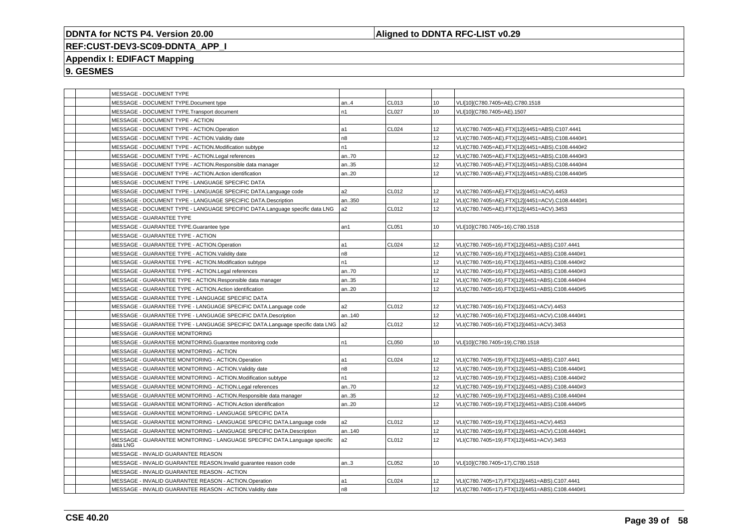**DDNTA for NCTS P4. Version 20.00** | **Aligned to DDNTA RFC-LIST v0.29**

**REF:CUST-DEV3-SC09-DDNTA_APP_I**

**Appendix I: EDIFACT Mapping**

**9. GESMES**

| | | | | | | |
|---|---|---|---|---|---|---|
| | | MESSAGE - DOCUMENT TYPE | | | | |
| | | MESSAGE - DOCUMENT TYPE.Document type | an..4 | CL013 | 10 | VLI[10](C780.7405=AE).C780.1518 |
| | | MESSAGE - DOCUMENT TYPE.Transport document | n1 | CL027 | 10 | VLI[10](C780.7405=AE).1507 |
| | | MESSAGE - DOCUMENT TYPE - ACTION | | | | |
| | | MESSAGE - DOCUMENT TYPE - ACTION.Operation | a1 | CL024 | 12 | VLI(C780.7405=AE).FTX[12](4451=ABS).C107.4441 |
| | | MESSAGE - DOCUMENT TYPE - ACTION.Validity date | n8 | | 12 | VLI(C780.7405=AE).FTX[12](4451=ABS).C108.4440#1 |
| | | MESSAGE - DOCUMENT TYPE - ACTION.Modification subtype | n1 | | 12 | VLI(C780.7405=AE).FTX[12](4451=ABS).C108.4440#2 |
| | | MESSAGE - DOCUMENT TYPE - ACTION.Legal references | an..70 | | 12 | VLI(C780.7405=AE).FTX[12](4451=ABS).C108.4440#3 |
| | | MESSAGE - DOCUMENT TYPE - ACTION.Responsible data manager | an..35 | | 12 | VLI(C780.7405=AE).FTX[12](4451=ABS).C108.4440#4 |
| | | MESSAGE - DOCUMENT TYPE - ACTION.Action identification | an..20 | | 12 | VLI(C780.7405=AE).FTX[12](4451=ABS).C108.4440#5 |
| | | MESSAGE - DOCUMENT TYPE - LANGUAGE SPECIFIC DATA | | | | |
| | | MESSAGE - DOCUMENT TYPE - LANGUAGE SPECIFIC DATA.Language code | a2 | CL012 | 12 | VLI(C780.7405=AE).FTX[12](4451=ACV).4453 |
| | | MESSAGE - DOCUMENT TYPE - LANGUAGE SPECIFIC DATA.Description | an..350 | | 12 | VLI(C780.7405=AE).FTX[12](4451=ACV).C108.4440#1 |
| | | MESSAGE - DOCUMENT TYPE - LANGUAGE SPECIFIC DATA.Language specific data LNG | a2 | CL012 | 12 | VLI(C780.7405=AE).FTX[12](4451=ACV).3453 |
| | | MESSAGE - GUARANTEE TYPE | | | | |
| | | MESSAGE - GUARANTEE TYPE.Guarantee type | an1 | CL051 | 10 | VLI[10](C780.7405=16).C780.1518 |
| | | MESSAGE - GUARANTEE TYPE - ACTION | | | | |
| | | MESSAGE - GUARANTEE TYPE - ACTION.Operation | a1 | CL024 | 12 | VLI(C780.7405=16).FTX[12](4451=ABS).C107.4441 |
| | | MESSAGE - GUARANTEE TYPE - ACTION.Validity date | n8 | | 12 | VLI(C780.7405=16).FTX[12](4451=ABS).C108.4440#1 |
| | | MESSAGE - GUARANTEE TYPE - ACTION.Modification subtype | n1 | | 12 | VLI(C780.7405=16).FTX[12](4451=ABS).C108.4440#2 |
| | | MESSAGE - GUARANTEE TYPE - ACTION.Legal references | an..70 | | 12 | VLI(C780.7405=16).FTX[12](4451=ABS).C108.4440#3 |
| | | MESSAGE - GUARANTEE TYPE - ACTION.Responsible data manager | an..35 | | 12 | VLI(C780.7405=16).FTX[12](4451=ABS).C108.4440#4 |
| | | MESSAGE - GUARANTEE TYPE - ACTION.Action identification | an..20 | | 12 | VLI(C780.7405=16).FTX[12](4451=ABS).C108.4440#5 |
| | | MESSAGE - GUARANTEE TYPE - LANGUAGE SPECIFIC DATA | | | | |
| | | MESSAGE - GUARANTEE TYPE - LANGUAGE SPECIFIC DATA.Language code | a2 | CL012 | 12 | VLI(C780.7405=16).FTX[12](4451=ACV).4453 |
| | | MESSAGE - GUARANTEE TYPE - LANGUAGE SPECIFIC DATA.Description | an..140 | | 12 | VLI(C780.7405=16).FTX[12](4451=ACV).C108.4440#1 |
| | | MESSAGE - GUARANTEE TYPE - LANGUAGE SPECIFIC DATA.Language specific data LNG | a2 | CL012 | 12 | VLI(C780.7405=16).FTX[12](4451=ACV).3453 |
| | | MESSAGE - GUARANTEE MONITORING | | | | |
| | | MESSAGE - GUARANTEE MONITORING.Guarantee monitoring code | n1 | CL050 | 10 | VLI[10](C780.7405=19).C780.1518 |
| | | MESSAGE - GUARANTEE MONITORING - ACTION | | | | |
| | | MESSAGE - GUARANTEE MONITORING - ACTION.Operation | a1 | CL024 | 12 | VLI(C780.7405=19).FTX[12](4451=ABS).C107.4441 |
| | | MESSAGE - GUARANTEE MONITORING - ACTION.Validity date | n8 | | 12 | VLI(C780.7405=19).FTX[12](4451=ABS).C108.4440#1 |
| | | MESSAGE - GUARANTEE MONITORING - ACTION.Modification subtype | n1 | | 12 | VLI(C780.7405=19).FTX[12](4451=ABS).C108.4440#2 |
| | | MESSAGE - GUARANTEE MONITORING - ACTION.Legal references | an..70 | | 12 | VLI(C780.7405=19).FTX[12](4451=ABS).C108.4440#3 |
| | | MESSAGE - GUARANTEE MONITORING - ACTION.Responsible data manager | an..35 | | 12 | VLI(C780.7405=19).FTX[12](4451=ABS).C108.4440#4 |
| | | MESSAGE - GUARANTEE MONITORING - ACTION.Action identification | an..20 | | 12 | VLI(C780.7405=19).FTX[12](4451=ABS).C108.4440#5 |
| | | MESSAGE - GUARANTEE MONITORING - LANGUAGE SPECIFIC DATA | | | | |
| | | MESSAGE - GUARANTEE MONITORING - LANGUAGE SPECIFIC DATA.Language code | a2 | CL012 | 12 | VLI(C780.7405=19).FTX[12](4451=ACV).4453 |
| | | MESSAGE - GUARANTEE MONITORING - LANGUAGE SPECIFIC DATA.Description | an..140 | | 12 | VLI(C780.7405=19).FTX[12](4451=ACV).C108.4440#1 |
| | | MESSAGE - GUARANTEE MONITORING - LANGUAGE SPECIFIC DATA.Language specific data LNG | a2 | CL012 | 12 | VLI(C780.7405=19).FTX[12](4451=ACV).3453 |
| | | MESSAGE - INVALID GUARANTEE REASON | | | | |
| | | MESSAGE - INVALID GUARANTEE REASON.Invalid guarantee reason code | an..3 | CL052 | 10 | VLI[10](C780.7405=17).C780.1518 |
| | | MESSAGE - INVALID GUARANTEE REASON - ACTION | | | | |
| | | MESSAGE - INVALID GUARANTEE REASON - ACTION.Operation | a1 | CL024 | 12 | VLI(C780.7405=17).FTX[12](4451=ABS).C107.4441 |
| | | MESSAGE - INVALID GUARANTEE REASON - ACTION.Validity date | n8 | | 12 | VLI(C780.7405=17).FTX[12](4451=ABS).C108.4440#1 |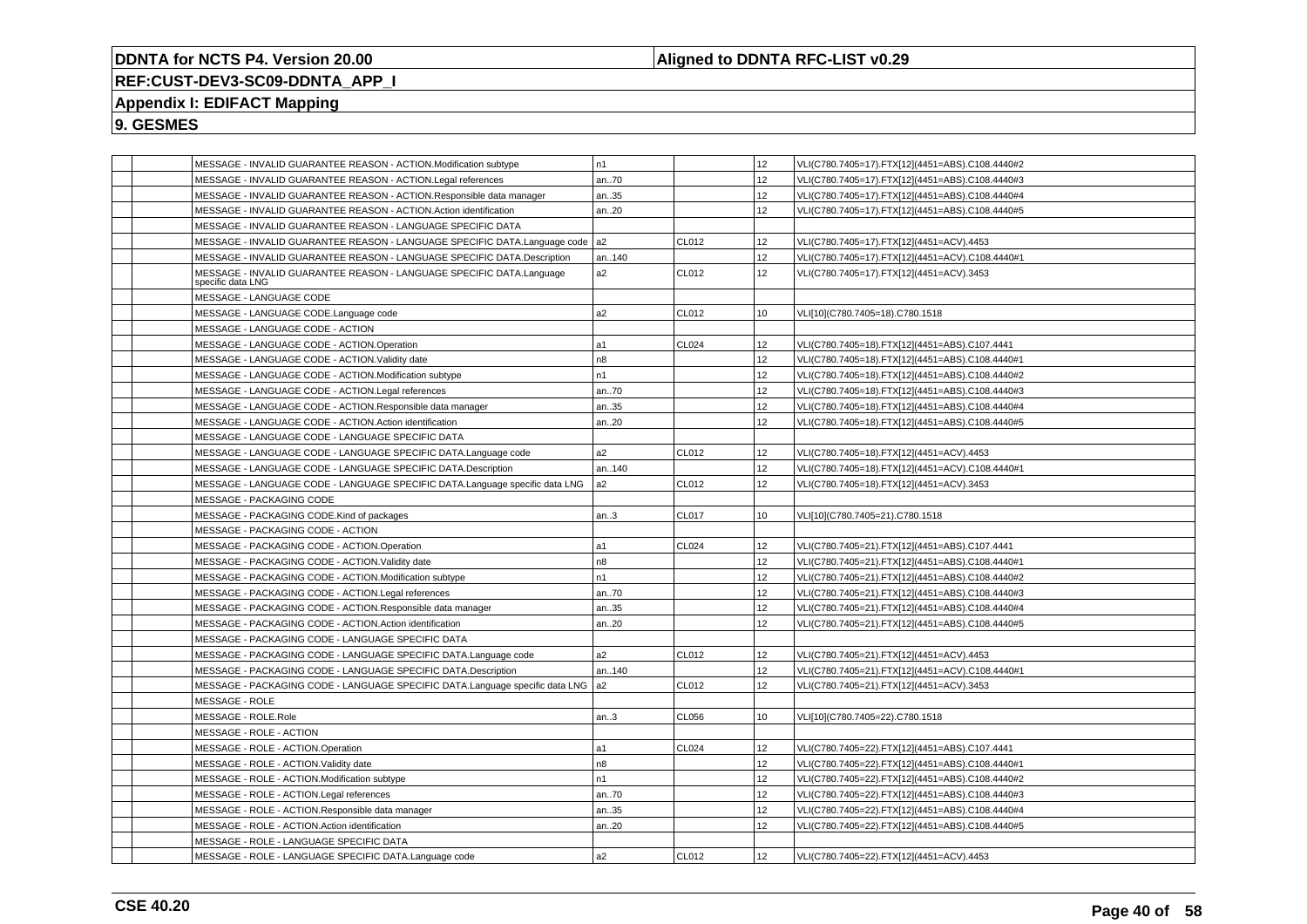**DDNTA for NCTS P4. Version 20.00** | **Aligned to DDNTA RFC-LIST v0.29**

**REF:CUST-DEV3-SC09-DDNTA_APP_I**

**Appendix I: EDIFACT Mapping**

**9. GESMES**

| | | | | | | |
|---|---|---|---|---|---|---|
| | | MESSAGE - INVALID GUARANTEE REASON - ACTION.Modification subtype | n1 | | 12 | VLI(C780.7405=17).FTX[12](4451=ABS).C108.4440#2 |
| | | MESSAGE - INVALID GUARANTEE REASON - ACTION.Legal references | an..70 | | 12 | VLI(C780.7405=17).FTX[12](4451=ABS).C108.4440#3 |
| | | MESSAGE - INVALID GUARANTEE REASON - ACTION.Responsible data manager | an..35 | | 12 | VLI(C780.7405=17).FTX[12](4451=ABS).C108.4440#4 |
| | | MESSAGE - INVALID GUARANTEE REASON - ACTION.Action identification | an..20 | | 12 | VLI(C780.7405=17).FTX[12](4451=ABS).C108.4440#5 |
| | | MESSAGE - INVALID GUARANTEE REASON - LANGUAGE SPECIFIC DATA | | | | |
| | | MESSAGE - INVALID GUARANTEE REASON - LANGUAGE SPECIFIC DATA.Language code | a2 | CL012 | 12 | VLI(C780.7405=17).FTX[12](4451=ACV).4453 |
| | | MESSAGE - INVALID GUARANTEE REASON - LANGUAGE SPECIFIC DATA.Description | an..140 | | 12 | VLI(C780.7405=17).FTX[12](4451=ACV).C108.4440#1 |
| | | MESSAGE - INVALID GUARANTEE REASON - LANGUAGE SPECIFIC DATA.Language specific data LNG | a2 | CL012 | 12 | VLI(C780.7405=17).FTX[12](4451=ACV).3453 |
| | | MESSAGE - LANGUAGE CODE | | | | |
| | | MESSAGE - LANGUAGE CODE.Language code | a2 | CL012 | 10 | VLI[10](C780.7405=18).C780.1518 |
| | | MESSAGE - LANGUAGE CODE - ACTION | | | | |
| | | MESSAGE - LANGUAGE CODE - ACTION.Operation | a1 | CL024 | 12 | VLI(C780.7405=18).FTX[12](4451=ABS).C107.4441 |
| | | MESSAGE - LANGUAGE CODE - ACTION.Validity date | n8 | | 12 | VLI(C780.7405=18).FTX[12](4451=ABS).C108.4440#1 |
| | | MESSAGE - LANGUAGE CODE - ACTION.Modification subtype | n1 | | 12 | VLI(C780.7405=18).FTX[12](4451=ABS).C108.4440#2 |
| | | MESSAGE - LANGUAGE CODE - ACTION.Legal references | an..70 | | 12 | VLI(C780.7405=18).FTX[12](4451=ABS).C108.4440#3 |
| | | MESSAGE - LANGUAGE CODE - ACTION.Responsible data manager | an..35 | | 12 | VLI(C780.7405=18).FTX[12](4451=ABS).C108.4440#4 |
| | | MESSAGE - LANGUAGE CODE - ACTION.Action identification | an..20 | | 12 | VLI(C780.7405=18).FTX[12](4451=ABS).C108.4440#5 |
| | | MESSAGE - LANGUAGE CODE - LANGUAGE SPECIFIC DATA | | | | |
| | | MESSAGE - LANGUAGE CODE - LANGUAGE SPECIFIC DATA.Language code | a2 | CL012 | 12 | VLI(C780.7405=18).FTX[12](4451=ACV).4453 |
| | | MESSAGE - LANGUAGE CODE - LANGUAGE SPECIFIC DATA.Description | an..140 | | 12 | VLI(C780.7405=18).FTX[12](4451=ACV).C108.4440#1 |
| | | MESSAGE - LANGUAGE CODE - LANGUAGE SPECIFIC DATA.Language specific data LNG | a2 | CL012 | 12 | VLI(C780.7405=18).FTX[12](4451=ACV).3453 |
| | | MESSAGE - PACKAGING CODE | | | | |
| | | MESSAGE - PACKAGING CODE.Kind of packages | an..3 | CL017 | 10 | VLI[10](C780.7405=21).C780.1518 |
| | | MESSAGE - PACKAGING CODE - ACTION | | | | |
| | | MESSAGE - PACKAGING CODE - ACTION.Operation | a1 | CL024 | 12 | VLI(C780.7405=21).FTX[12](4451=ABS).C107.4441 |
| | | MESSAGE - PACKAGING CODE - ACTION.Validity date | n8 | | 12 | VLI(C780.7405=21).FTX[12](4451=ABS).C108.4440#1 |
| | | MESSAGE - PACKAGING CODE - ACTION.Modification subtype | n1 | | 12 | VLI(C780.7405=21).FTX[12](4451=ABS).C108.4440#2 |
| | | MESSAGE - PACKAGING CODE - ACTION.Legal references | an..70 | | 12 | VLI(C780.7405=21).FTX[12](4451=ABS).C108.4440#3 |
| | | MESSAGE - PACKAGING CODE - ACTION.Responsible data manager | an..35 | | 12 | VLI(C780.7405=21).FTX[12](4451=ABS).C108.4440#4 |
| | | MESSAGE - PACKAGING CODE - ACTION.Action identification | an..20 | | 12 | VLI(C780.7405=21).FTX[12](4451=ABS).C108.4440#5 |
| | | MESSAGE - PACKAGING CODE - LANGUAGE SPECIFIC DATA | | | | |
| | | MESSAGE - PACKAGING CODE - LANGUAGE SPECIFIC DATA.Language code | a2 | CL012 | 12 | VLI(C780.7405=21).FTX[12](4451=ACV).4453 |
| | | MESSAGE - PACKAGING CODE - LANGUAGE SPECIFIC DATA.Description | an..140 | | 12 | VLI(C780.7405=21).FTX[12](4451=ACV).C108.4440#1 |
| | | MESSAGE - PACKAGING CODE - LANGUAGE SPECIFIC DATA.Language specific data LNG | a2 | CL012 | 12 | VLI(C780.7405=21).FTX[12](4451=ACV).3453 |
| | | MESSAGE - ROLE | | | | |
| | | MESSAGE - ROLE.Role | an..3 | CL056 | 10 | VLI[10](C780.7405=22).C780.1518 |
| | | MESSAGE - ROLE - ACTION | | | | |
| | | MESSAGE - ROLE - ACTION.Operation | a1 | CL024 | 12 | VLI(C780.7405=22).FTX[12](4451=ABS).C107.4441 |
| | | MESSAGE - ROLE - ACTION.Validity date | n8 | | 12 | VLI(C780.7405=22).FTX[12](4451=ABS).C108.4440#1 |
| | | MESSAGE - ROLE - ACTION.Modification subtype | n1 | | 12 | VLI(C780.7405=22).FTX[12](4451=ABS).C108.4440#2 |
| | | MESSAGE - ROLE - ACTION.Legal references | an..70 | | 12 | VLI(C780.7405=22).FTX[12](4451=ABS).C108.4440#3 |
| | | MESSAGE - ROLE - ACTION.Responsible data manager | an..35 | | 12 | VLI(C780.7405=22).FTX[12](4451=ABS).C108.4440#4 |
| | | MESSAGE - ROLE - ACTION.Action identification | an..20 | | 12 | VLI(C780.7405=22).FTX[12](4451=ABS).C108.4440#5 |
| | | MESSAGE - ROLE - LANGUAGE SPECIFIC DATA | | | | |
| | | MESSAGE - ROLE - LANGUAGE SPECIFIC DATA.Language code | a2 | CL012 | 12 | VLI(C780.7405=22).FTX[12](4451=ACV).4453 |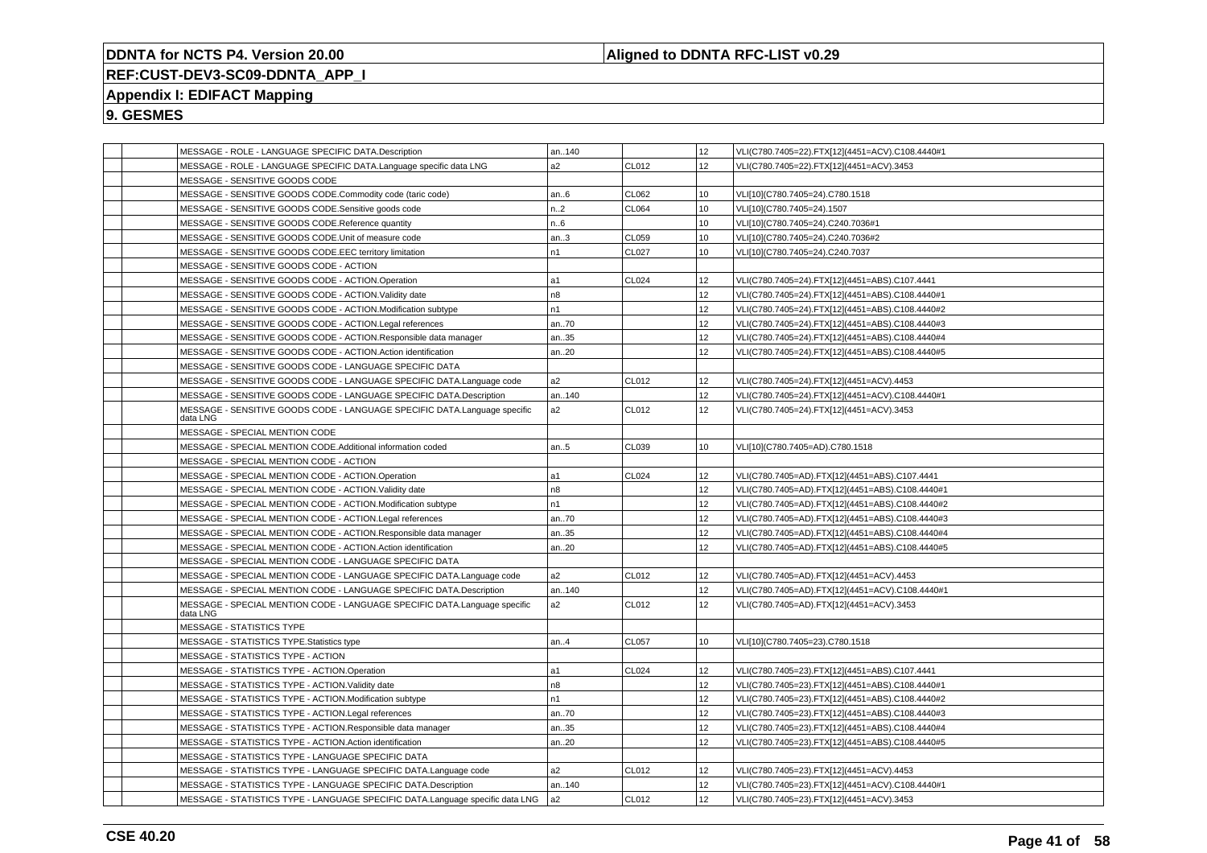**DDNTA for NCTS P4. Version 20.00** | **Aligned to DDNTA RFC-LIST v0.29**

**REF:CUST-DEV3-SC09-DDNTA_APP_I**

**Appendix I: EDIFACT Mapping**

**9. GESMES**

| | | | | | | |
|---|---|---|---|---|---|---|
| | | MESSAGE - ROLE - LANGUAGE SPECIFIC DATA.Description | an..140 | | 12 | VLI(C780.7405=22).FTX[12](4451=ACV).C108.4440#1 |
| | | MESSAGE - ROLE - LANGUAGE SPECIFIC DATA.Language specific data LNG | a2 | CL012 | 12 | VLI(C780.7405=22).FTX[12](4451=ACV).3453 |
| | | MESSAGE - SENSITIVE GOODS CODE | | | | |
| | | MESSAGE - SENSITIVE GOODS CODE.Commodity code (taric code) | an..6 | CL062 | 10 | VLI[10](C780.7405=24).C780.1518 |
| | | MESSAGE - SENSITIVE GOODS CODE.Sensitive goods code | n..2 | CL064 | 10 | VLI[10](C780.7405=24).1507 |
| | | MESSAGE - SENSITIVE GOODS CODE.Reference quantity | n..6 | | 10 | VLI[10](C780.7405=24).C240.7036#1 |
| | | MESSAGE - SENSITIVE GOODS CODE.Unit of measure code | an..3 | CL059 | 10 | VLI[10](C780.7405=24).C240.7036#2 |
| | | MESSAGE - SENSITIVE GOODS CODE.EEC territory limitation | n1 | CL027 | 10 | VLI[10](C780.7405=24).C240.7037 |
| | | MESSAGE - SENSITIVE GOODS CODE - ACTION | | | | |
| | | MESSAGE - SENSITIVE GOODS CODE - ACTION.Operation | a1 | CL024 | 12 | VLI(C780.7405=24).FTX[12](4451=ABS).C107.4441 |
| | | MESSAGE - SENSITIVE GOODS CODE - ACTION.Validity date | n8 | | 12 | VLI(C780.7405=24).FTX[12](4451=ABS).C108.4440#1 |
| | | MESSAGE - SENSITIVE GOODS CODE - ACTION.Modification subtype | n1 | | 12 | VLI(C780.7405=24).FTX[12](4451=ABS).C108.4440#2 |
| | | MESSAGE - SENSITIVE GOODS CODE - ACTION.Legal references | an..70 | | 12 | VLI(C780.7405=24).FTX[12](4451=ABS).C108.4440#3 |
| | | MESSAGE - SENSITIVE GOODS CODE - ACTION.Responsible data manager | an..35 | | 12 | VLI(C780.7405=24).FTX[12](4451=ABS).C108.4440#4 |
| | | MESSAGE - SENSITIVE GOODS CODE - ACTION.Action identification | an..20 | | 12 | VLI(C780.7405=24).FTX[12](4451=ABS).C108.4440#5 |
| | | MESSAGE - SENSITIVE GOODS CODE - LANGUAGE SPECIFIC DATA | | | | |
| | | MESSAGE - SENSITIVE GOODS CODE - LANGUAGE SPECIFIC DATA.Language code | a2 | CL012 | 12 | VLI(C780.7405=24).FTX[12](4451=ACV).4453 |
| | | MESSAGE - SENSITIVE GOODS CODE - LANGUAGE SPECIFIC DATA.Description | an..140 | | 12 | VLI(C780.7405=24).FTX[12](4451=ACV).C108.4440#1 |
| | | MESSAGE - SENSITIVE GOODS CODE - LANGUAGE SPECIFIC DATA.Language specific data LNG | a2 | CL012 | 12 | VLI(C780.7405=24).FTX[12](4451=ACV).3453 |
| | | MESSAGE - SPECIAL MENTION CODE | | | | |
| | | MESSAGE - SPECIAL MENTION CODE.Additional information coded | an..5 | CL039 | 10 | VLI[10](C780.7405=AD).C780.1518 |
| | | MESSAGE - SPECIAL MENTION CODE - ACTION | | | | |
| | | MESSAGE - SPECIAL MENTION CODE - ACTION.Operation | a1 | CL024 | 12 | VLI(C780.7405=AD).FTX[12](4451=ABS).C107.4441 |
| | | MESSAGE - SPECIAL MENTION CODE - ACTION.Validity date | n8 | | 12 | VLI(C780.7405=AD).FTX[12](4451=ABS).C108.4440#1 |
| | | MESSAGE - SPECIAL MENTION CODE - ACTION.Modification subtype | n1 | | 12 | VLI(C780.7405=AD).FTX[12](4451=ABS).C108.4440#2 |
| | | MESSAGE - SPECIAL MENTION CODE - ACTION.Legal references | an..70 | | 12 | VLI(C780.7405=AD).FTX[12](4451=ABS).C108.4440#3 |
| | | MESSAGE - SPECIAL MENTION CODE - ACTION.Responsible data manager | an..35 | | 12 | VLI(C780.7405=AD).FTX[12](4451=ABS).C108.4440#4 |
| | | MESSAGE - SPECIAL MENTION CODE - ACTION.Action identification | an..20 | | 12 | VLI(C780.7405=AD).FTX[12](4451=ABS).C108.4440#5 |
| | | MESSAGE - SPECIAL MENTION CODE - LANGUAGE SPECIFIC DATA | | | | |
| | | MESSAGE - SPECIAL MENTION CODE - LANGUAGE SPECIFIC DATA.Language code | a2 | CL012 | 12 | VLI(C780.7405=AD).FTX[12](4451=ACV).4453 |
| | | MESSAGE - SPECIAL MENTION CODE - LANGUAGE SPECIFIC DATA.Description | an..140 | | 12 | VLI(C780.7405=AD).FTX[12](4451=ACV).C108.4440#1 |
| | | MESSAGE - SPECIAL MENTION CODE - LANGUAGE SPECIFIC DATA.Language specific data LNG | a2 | CL012 | 12 | VLI(C780.7405=AD).FTX[12](4451=ACV).3453 |
| | | MESSAGE - STATISTICS TYPE | | | | |
| | | MESSAGE - STATISTICS TYPE.Statistics type | an..4 | CL057 | 10 | VLI[10](C780.7405=23).C780.1518 |
| | | MESSAGE - STATISTICS TYPE - ACTION | | | | |
| | | MESSAGE - STATISTICS TYPE - ACTION.Operation | a1 | CL024 | 12 | VLI(C780.7405=23).FTX[12](4451=ABS).C107.4441 |
| | | MESSAGE - STATISTICS TYPE - ACTION.Validity date | n8 | | 12 | VLI(C780.7405=23).FTX[12](4451=ABS).C108.4440#1 |
| | | MESSAGE - STATISTICS TYPE - ACTION.Modification subtype | n1 | | 12 | VLI(C780.7405=23).FTX[12](4451=ABS).C108.4440#2 |
| | | MESSAGE - STATISTICS TYPE - ACTION.Legal references | an..70 | | 12 | VLI(C780.7405=23).FTX[12](4451=ABS).C108.4440#3 |
| | | MESSAGE - STATISTICS TYPE - ACTION.Responsible data manager | an..35 | | 12 | VLI(C780.7405=23).FTX[12](4451=ABS).C108.4440#4 |
| | | MESSAGE - STATISTICS TYPE - ACTION.Action identification | an..20 | | 12 | VLI(C780.7405=23).FTX[12](4451=ABS).C108.4440#5 |
| | | MESSAGE - STATISTICS TYPE - LANGUAGE SPECIFIC DATA | | | | |
| | | MESSAGE - STATISTICS TYPE - LANGUAGE SPECIFIC DATA.Language code | a2 | CL012 | 12 | VLI(C780.7405=23).FTX[12](4451=ACV).4453 |
| | | MESSAGE - STATISTICS TYPE - LANGUAGE SPECIFIC DATA.Description | an..140 | | 12 | VLI(C780.7405=23).FTX[12](4451=ACV).C108.4440#1 |
| | | MESSAGE - STATISTICS TYPE - LANGUAGE SPECIFIC DATA.Language specific data LNG | a2 | CL012 | 12 | VLI(C780.7405=23).FTX[12](4451=ACV).3453 |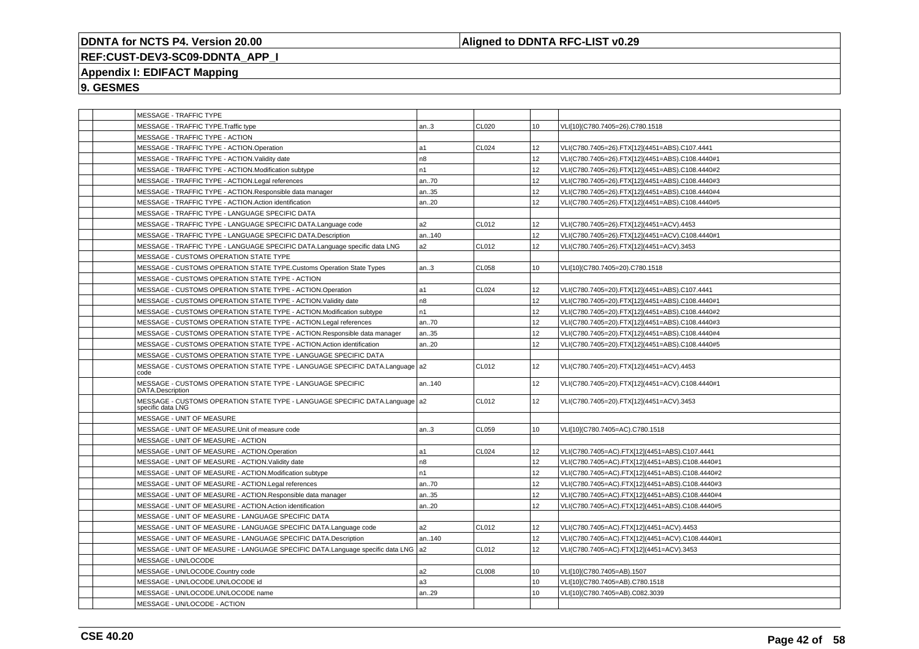| | | | | | | |
|---|---|---|---|---|---|---|
| | | MESSAGE - TRAFFIC TYPE | | | | |
| | | MESSAGE - TRAFFIC TYPE.Traffic type | an..3 | CL020 | 10 | VLI[10](C780.7405=26).C780.1518 |
| | | MESSAGE - TRAFFIC TYPE - ACTION | | | | |
| | | MESSAGE - TRAFFIC TYPE - ACTION.Operation | a1 | CL024 | 12 | VLI(C780.7405=26).FTX[12](4451=ABS).C107.4441 |
| | | MESSAGE - TRAFFIC TYPE - ACTION.Validity date | n8 | | 12 | VLI(C780.7405=26).FTX[12](4451=ABS).C108.4440#1 |
| | | MESSAGE - TRAFFIC TYPE - ACTION.Modification subtype | n1 | | 12 | VLI(C780.7405=26).FTX[12](4451=ABS).C108.4440#2 |
| | | MESSAGE - TRAFFIC TYPE - ACTION.Legal references | an..70 | | 12 | VLI(C780.7405=26).FTX[12](4451=ABS).C108.4440#3 |
| | | MESSAGE - TRAFFIC TYPE - ACTION.Responsible data manager | an..35 | | 12 | VLI(C780.7405=26).FTX[12](4451=ABS).C108.4440#4 |
| | | MESSAGE - TRAFFIC TYPE - ACTION.Action identification | an..20 | | 12 | VLI(C780.7405=26).FTX[12](4451=ABS).C108.4440#5 |
| | | MESSAGE - TRAFFIC TYPE - LANGUAGE SPECIFIC DATA | | | | |
| | | MESSAGE - TRAFFIC TYPE - LANGUAGE SPECIFIC DATA.Language code | a2 | CL012 | 12 | VLI(C780.7405=26).FTX[12](4451=ACV).4453 |
| | | MESSAGE - TRAFFIC TYPE - LANGUAGE SPECIFIC DATA.Description | an..140 | | 12 | VLI(C780.7405=26).FTX[12](4451=ACV).C108.4440#1 |
| | | MESSAGE - TRAFFIC TYPE - LANGUAGE SPECIFIC DATA.Language specific data LNG | a2 | CL012 | 12 | VLI(C780.7405=26).FTX[12](4451=ACV).3453 |
| | | MESSAGE - CUSTOMS OPERATION STATE TYPE | | | | |
| | | MESSAGE - CUSTOMS OPERATION STATE TYPE.Customs Operation State Types | an..3 | CL058 | 10 | VLI[10](C780.7405=20).C780.1518 |
| | | MESSAGE - CUSTOMS OPERATION STATE TYPE - ACTION | | | | |
| | | MESSAGE - CUSTOMS OPERATION STATE TYPE - ACTION.Operation | a1 | CL024 | 12 | VLI(C780.7405=20).FTX[12](4451=ABS).C107.4441 |
| | | MESSAGE - CUSTOMS OPERATION STATE TYPE - ACTION.Validity date | n8 | | 12 | VLI(C780.7405=20).FTX[12](4451=ABS).C108.4440#1 |
| | | MESSAGE - CUSTOMS OPERATION STATE TYPE - ACTION.Modification subtype | n1 | | 12 | VLI(C780.7405=20).FTX[12](4451=ABS).C108.4440#2 |
| | | MESSAGE - CUSTOMS OPERATION STATE TYPE - ACTION.Legal references | an..70 | | 12 | VLI(C780.7405=20).FTX[12](4451=ABS).C108.4440#3 |
| | | MESSAGE - CUSTOMS OPERATION STATE TYPE - ACTION.Responsible data manager | an..35 | | 12 | VLI(C780.7405=20).FTX[12](4451=ABS).C108.4440#4 |
| | | MESSAGE - CUSTOMS OPERATION STATE TYPE - ACTION.Action identification | an..20 | | 12 | VLI(C780.7405=20).FTX[12](4451=ABS).C108.4440#5 |
| | | MESSAGE - CUSTOMS OPERATION STATE TYPE - LANGUAGE SPECIFIC DATA | | | | |
| | | MESSAGE - CUSTOMS OPERATION STATE TYPE - LANGUAGE SPECIFIC DATA.Language code | a2 | CL012 | 12 | VLI(C780.7405=20).FTX[12](4451=ACV).4453 |
| | | MESSAGE - CUSTOMS OPERATION STATE TYPE - LANGUAGE SPECIFIC DATA.Description | an..140 | | 12 | VLI(C780.7405=20).FTX[12](4451=ACV).C108.4440#1 |
| | | MESSAGE - CUSTOMS OPERATION STATE TYPE - LANGUAGE SPECIFIC DATA.Language specific data LNG | a2 | CL012 | 12 | VLI(C780.7405=20).FTX[12](4451=ACV).3453 |
| | | MESSAGE - UNIT OF MEASURE | | | | |
| | | MESSAGE - UNIT OF MEASURE.Unit of measure code | an..3 | CL059 | 10 | VLI[10](C780.7405=AC).C780.1518 |
| | | MESSAGE - UNIT OF MEASURE - ACTION | | | | |
| | | MESSAGE - UNIT OF MEASURE - ACTION.Operation | a1 | CL024 | 12 | VLI(C780.7405=AC).FTX[12](4451=ABS).C107.4441 |
| | | MESSAGE - UNIT OF MEASURE - ACTION.Validity date | n8 | | 12 | VLI(C780.7405=AC).FTX[12](4451=ABS).C108.4440#1 |
| | | MESSAGE - UNIT OF MEASURE - ACTION.Modification subtype | n1 | | 12 | VLI(C780.7405=AC).FTX[12](4451=ABS).C108.4440#2 |
| | | MESSAGE - UNIT OF MEASURE - ACTION.Legal references | an..70 | | 12 | VLI(C780.7405=AC).FTX[12](4451=ABS).C108.4440#3 |
| | | MESSAGE - UNIT OF MEASURE - ACTION.Responsible data manager | an..35 | | 12 | VLI(C780.7405=AC).FTX[12](4451=ABS).C108.4440#4 |
| | | MESSAGE - UNIT OF MEASURE - ACTION.Action identification | an..20 | | 12 | VLI(C780.7405=AC).FTX[12](4451=ABS).C108.4440#5 |
| | | MESSAGE - UNIT OF MEASURE - LANGUAGE SPECIFIC DATA | | | | |
| | | MESSAGE - UNIT OF MEASURE - LANGUAGE SPECIFIC DATA.Language code | a2 | CL012 | 12 | VLI(C780.7405=AC).FTX[12](4451=ACV).4453 |
| | | MESSAGE - UNIT OF MEASURE - LANGUAGE SPECIFIC DATA.Description | an..140 | | 12 | VLI(C780.7405=AC).FTX[12](4451=ACV).C108.4440#1 |
| | | MESSAGE - UNIT OF MEASURE - LANGUAGE SPECIFIC DATA.Language specific data LNG | a2 | CL012 | 12 | VLI(C780.7405=AC).FTX[12](4451=ACV).3453 |
| | | MESSAGE - UN/LOCODE | | | | |
| | | MESSAGE - UN/LOCODE.Country code | a2 | CL008 | 10 | VLI[10](C780.7405=AB).1507 |
| | | MESSAGE - UN/LOCODE.UN/LOCODE id | a3 | | 10 | VLI[10](C780.7405=AB).C780.1518 |
| | | MESSAGE - UN/LOCODE.UN/LOCODE name | an..29 | | 10 | VLI[10](C780.7405=AB).C082.3039 |
| | | MESSAGE - UN/LOCODE - ACTION | | | | |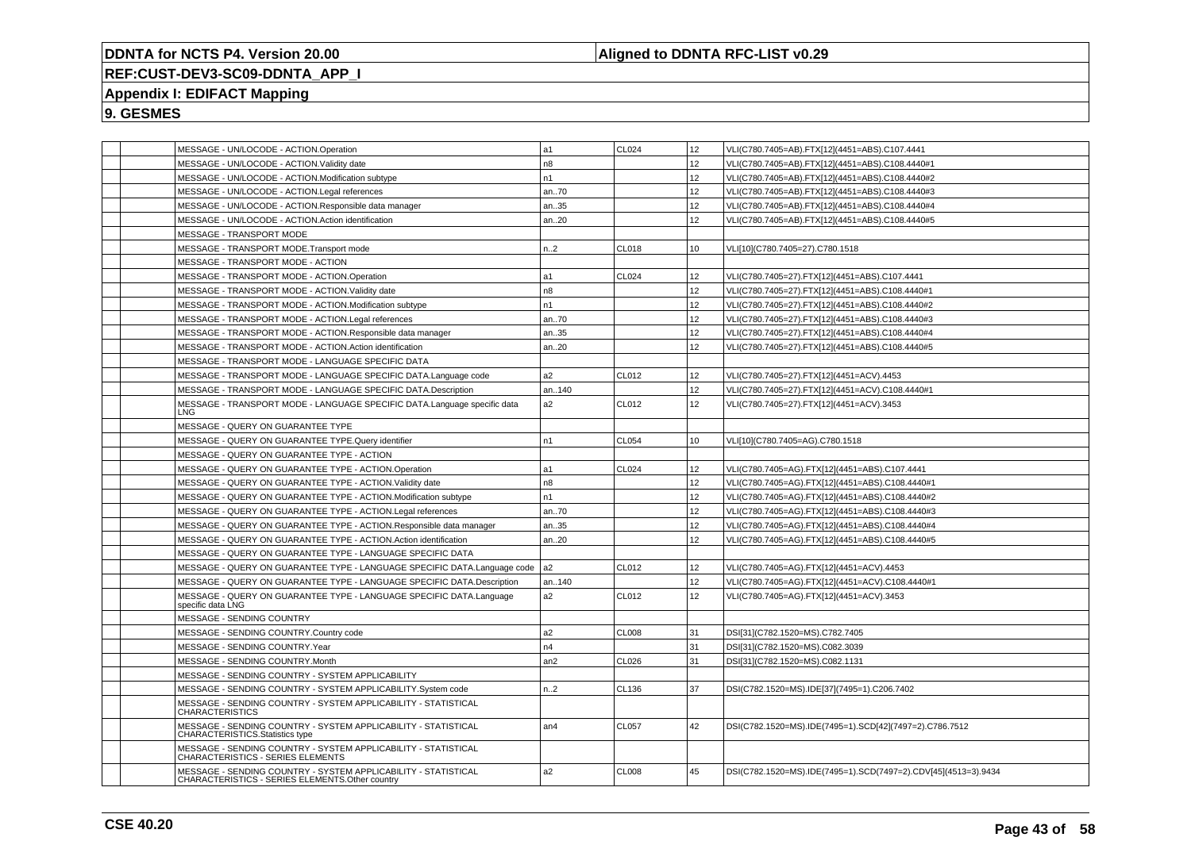| | | | | | | |
|---|---|---|---|---|---|---|
| | | MESSAGE - UN/LOCODE - ACTION.Operation | a1 | CL024 | 12 | VLI(C780.7405=AB).FTX[12](4451=ABS).C107.4441 |
| | | MESSAGE - UN/LOCODE - ACTION.Validity date | n8 | | 12 | VLI(C780.7405=AB).FTX[12](4451=ABS).C108.4440#1 |
| | | MESSAGE - UN/LOCODE - ACTION.Modification subtype | n1 | | 12 | VLI(C780.7405=AB).FTX[12](4451=ABS).C108.4440#2 |
| | | MESSAGE - UN/LOCODE - ACTION.Legal references | an..70 | | 12 | VLI(C780.7405=AB).FTX[12](4451=ABS).C108.4440#3 |
| | | MESSAGE - UN/LOCODE - ACTION.Responsible data manager | an..35 | | 12 | VLI(C780.7405=AB).FTX[12](4451=ABS).C108.4440#4 |
| | | MESSAGE - UN/LOCODE - ACTION.Action identification | an..20 | | 12 | VLI(C780.7405=AB).FTX[12](4451=ABS).C108.4440#5 |
| | | MESSAGE - TRANSPORT MODE | | | | |
| | | MESSAGE - TRANSPORT MODE.Transport mode | n..2 | CL018 | 10 | VLI[10](C780.7405=27).C780.1518 |
| | | MESSAGE - TRANSPORT MODE - ACTION | | | | |
| | | MESSAGE - TRANSPORT MODE - ACTION.Operation | a1 | CL024 | 12 | VLI(C780.7405=27).FTX[12](4451=ABS).C107.4441 |
| | | MESSAGE - TRANSPORT MODE - ACTION.Validity date | n8 | | 12 | VLI(C780.7405=27).FTX[12](4451=ABS).C108.4440#1 |
| | | MESSAGE - TRANSPORT MODE - ACTION.Modification subtype | n1 | | 12 | VLI(C780.7405=27).FTX[12](4451=ABS).C108.4440#2 |
| | | MESSAGE - TRANSPORT MODE - ACTION.Legal references | an..70 | | 12 | VLI(C780.7405=27).FTX[12](4451=ABS).C108.4440#3 |
| | | MESSAGE - TRANSPORT MODE - ACTION.Responsible data manager | an..35 | | 12 | VLI(C780.7405=27).FTX[12](4451=ABS).C108.4440#4 |
| | | MESSAGE - TRANSPORT MODE - ACTION.Action identification | an..20 | | 12 | VLI(C780.7405=27).FTX[12](4451=ABS).C108.4440#5 |
| | | MESSAGE - TRANSPORT MODE - LANGUAGE SPECIFIC DATA | | | | |
| | | MESSAGE - TRANSPORT MODE - LANGUAGE SPECIFIC DATA.Language code | a2 | CL012 | 12 | VLI(C780.7405=27).FTX[12](4451=ACV).4453 |
| | | MESSAGE - TRANSPORT MODE - LANGUAGE SPECIFIC DATA.Description | an..140 | | 12 | VLI(C780.7405=27).FTX[12](4451=ACV).C108.4440#1 |
| | | MESSAGE - TRANSPORT MODE - LANGUAGE SPECIFIC DATA.Language specific data LNG | a2 | CL012 | 12 | VLI(C780.7405=27).FTX[12](4451=ACV).3453 |
| | | MESSAGE - QUERY ON GUARANTEE TYPE | | | | |
| | | MESSAGE - QUERY ON GUARANTEE TYPE.Query identifier | n1 | CL054 | 10 | VLI[10](C780.7405=AG).C780.1518 |
| | | MESSAGE - QUERY ON GUARANTEE TYPE - ACTION | | | | |
| | | MESSAGE - QUERY ON GUARANTEE TYPE - ACTION.Operation | a1 | CL024 | 12 | VLI(C780.7405=AG).FTX[12](4451=ABS).C107.4441 |
| | | MESSAGE - QUERY ON GUARANTEE TYPE - ACTION.Validity date | n8 | | 12 | VLI(C780.7405=AG).FTX[12](4451=ABS).C108.4440#1 |
| | | MESSAGE - QUERY ON GUARANTEE TYPE - ACTION.Modification subtype | n1 | | 12 | VLI(C780.7405=AG).FTX[12](4451=ABS).C108.4440#2 |
| | | MESSAGE - QUERY ON GUARANTEE TYPE - ACTION.Legal references | an..70 | | 12 | VLI(C780.7405=AG).FTX[12](4451=ABS).C108.4440#3 |
| | | MESSAGE - QUERY ON GUARANTEE TYPE - ACTION.Responsible data manager | an..35 | | 12 | VLI(C780.7405=AG).FTX[12](4451=ABS).C108.4440#4 |
| | | MESSAGE - QUERY ON GUARANTEE TYPE - ACTION.Action identification | an..20 | | 12 | VLI(C780.7405=AG).FTX[12](4451=ABS).C108.4440#5 |
| | | MESSAGE - QUERY ON GUARANTEE TYPE - LANGUAGE SPECIFIC DATA | | | | |
| | | MESSAGE - QUERY ON GUARANTEE TYPE - LANGUAGE SPECIFIC DATA.Language code | a2 | CL012 | 12 | VLI(C780.7405=AG).FTX[12](4451=ACV).4453 |
| | | MESSAGE - QUERY ON GUARANTEE TYPE - LANGUAGE SPECIFIC DATA.Description | an..140 | | 12 | VLI(C780.7405=AG).FTX[12](4451=ACV).C108.4440#1 |
| | | MESSAGE - QUERY ON GUARANTEE TYPE - LANGUAGE SPECIFIC DATA.Language specific data LNG | a2 | CL012 | 12 | VLI(C780.7405=AG).FTX[12](4451=ACV).3453 |
| | | MESSAGE - SENDING COUNTRY | | | | |
| | | MESSAGE - SENDING COUNTRY.Country code | a2 | CL008 | 31 | DSI[31](C782.1520=MS).C782.7405 |
| | | MESSAGE - SENDING COUNTRY.Year | n4 | | 31 | DSI[31](C782.1520=MS).C082.3039 |
| | | MESSAGE - SENDING COUNTRY.Month | an2 | CL026 | 31 | DSI[31](C782.1520=MS).C082.1131 |
| | | MESSAGE - SENDING COUNTRY - SYSTEM APPLICABILITY | | | | |
| | | MESSAGE - SENDING COUNTRY - SYSTEM APPLICABILITY.System code | n..2 | CL136 | 37 | DSI(C782.1520=MS).IDE[37](7495=1).C206.7402 |
| | | MESSAGE - SENDING COUNTRY - SYSTEM APPLICABILITY - STATISTICAL CHARACTERISTICS | | | | |
| | | MESSAGE - SENDING COUNTRY - SYSTEM APPLICABILITY - STATISTICAL CHARACTERISTICS.Statistics type | an4 | CL057 | 42 | DSI(C782.1520=MS).IDE(7495=1).SCD[42](7497=2).C786.7512 |
| | | MESSAGE - SENDING COUNTRY - SYSTEM APPLICABILITY - STATISTICAL CHARACTERISTICS - SERIES ELEMENTS | | | | |
| | | MESSAGE - SENDING COUNTRY - SYSTEM APPLICABILITY - STATISTICAL CHARACTERISTICS - SERIES ELEMENTS.Other country | a2 | CL008 | 45 | DSI(C782.1520=MS).IDE(7495=1).SCD(7497=2).CDV[45](4513=3).9434 |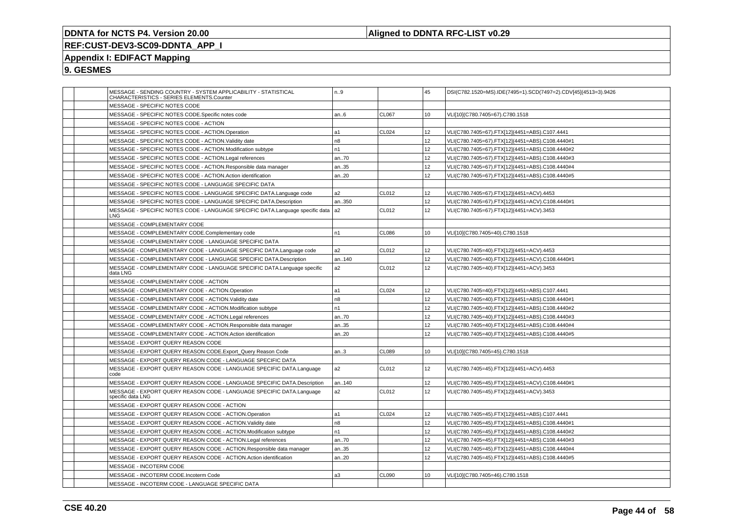## 9. GESMES

| | | | | | | |
|---|---|---|---|---|---|---|
| | | MESSAGE - SENDING COUNTRY - SYSTEM APPLICABILITY - STATISTICAL CHARACTERISTICS - SERIES ELEMENTS.Counter | n..9 | | 45 | DSI(C782.1520=MS).IDE(7495=1).SCD(7497=2).CDV[45](4513=3).9426 |
| | | MESSAGE - SPECIFIC NOTES CODE | | | | |
| | | MESSAGE - SPECIFIC NOTES CODE.Specific notes code | an..6 | CL067 | 10 | VLI[10](C780.7405=67).C780.1518 |
| | | MESSAGE - SPECIFIC NOTES CODE - ACTION | | | | |
| | | MESSAGE - SPECIFIC NOTES CODE - ACTION.Operation | a1 | CL024 | 12 | VLI(C780.7405=67).FTX[12](4451=ABS).C107.4441 |
| | | MESSAGE - SPECIFIC NOTES CODE - ACTION.Validity date | n8 | | 12 | VLI(C780.7405=67).FTX[12](4451=ABS).C108.4440#1 |
| | | MESSAGE - SPECIFIC NOTES CODE - ACTION.Modification subtype | n1 | | 12 | VLI(C780.7405=67).FTX[12](4451=ABS).C108.4440#2 |
| | | MESSAGE - SPECIFIC NOTES CODE - ACTION.Legal references | an..70 | | 12 | VLI(C780.7405=67).FTX[12](4451=ABS).C108.4440#3 |
| | | MESSAGE - SPECIFIC NOTES CODE - ACTION.Responsible data manager | an..35 | | 12 | VLI(C780.7405=67).FTX[12](4451=ABS).C108.4440#4 |
| | | MESSAGE - SPECIFIC NOTES CODE - ACTION.Action identification | an..20 | | 12 | VLI(C780.7405=67).FTX[12](4451=ABS).C108.4440#5 |
| | | MESSAGE - SPECIFIC NOTES CODE - LANGUAGE SPECIFIC DATA | | | | |
| | | MESSAGE - SPECIFIC NOTES CODE - LANGUAGE SPECIFIC DATA.Language code | a2 | CL012 | 12 | VLI(C780.7405=67).FTX[12](4451=ACV).4453 |
| | | MESSAGE - SPECIFIC NOTES CODE - LANGUAGE SPECIFIC DATA.Description | an..350 | | 12 | VLI(C780.7405=67).FTX[12](4451=ACV).C108.4440#1 |
| | | MESSAGE - SPECIFIC NOTES CODE - LANGUAGE SPECIFIC DATA.Language specific data LNG | a2 | CL012 | 12 | VLI(C780.7405=67).FTX[12](4451=ACV).3453 |
| | | MESSAGE - COMPLEMENTARY CODE | | | | |
| | | MESSAGE - COMPLEMENTARY CODE.Complementary code | n1 | CL086 | 10 | VLI[10](C780.7405=40).C780.1518 |
| | | MESSAGE - COMPLEMENTARY CODE - LANGUAGE SPECIFIC DATA | | | | |
| | | MESSAGE - COMPLEMENTARY CODE - LANGUAGE SPECIFIC DATA.Language code | a2 | CL012 | 12 | VLI(C780.7405=40).FTX[12](4451=ACV).4453 |
| | | MESSAGE - COMPLEMENTARY CODE - LANGUAGE SPECIFIC DATA.Description | an..140 | | 12 | VLI(C780.7405=40).FTX[12](4451=ACV).C108.4440#1 |
| | | MESSAGE - COMPLEMENTARY CODE - LANGUAGE SPECIFIC DATA.Language specific data LNG | a2 | CL012 | 12 | VLI(C780.7405=40).FTX[12](4451=ACV).3453 |
| | | MESSAGE - COMPLEMENTARY CODE - ACTION | | | | |
| | | MESSAGE - COMPLEMENTARY CODE - ACTION.Operation | a1 | CL024 | 12 | VLI(C780.7405=40).FTX[12](4451=ABS).C107.4441 |
| | | MESSAGE - COMPLEMENTARY CODE - ACTION.Validity date | n8 | | 12 | VLI(C780.7405=40).FTX[12](4451=ABS).C108.4440#1 |
| | | MESSAGE - COMPLEMENTARY CODE - ACTION.Modification subtype | n1 | | 12 | VLI(C780.7405=40).FTX[12](4451=ABS).C108.4440#2 |
| | | MESSAGE - COMPLEMENTARY CODE - ACTION.Legal references | an..70 | | 12 | VLI(C780.7405=40).FTX[12](4451=ABS).C108.4440#3 |
| | | MESSAGE - COMPLEMENTARY CODE - ACTION.Responsible data manager | an..35 | | 12 | VLI(C780.7405=40).FTX[12](4451=ABS).C108.4440#4 |
| | | MESSAGE - COMPLEMENTARY CODE - ACTION.Action identification | an..20 | | 12 | VLI(C780.7405=40).FTX[12](4451=ABS).C108.4440#5 |
| | | MESSAGE - EXPORT QUERY REASON CODE | | | | |
| | | MESSAGE - EXPORT QUERY REASON CODE.Export_Query Reason Code | an..3 | CL089 | 10 | VLI[10](C780.7405=45).C780.1518 |
| | | MESSAGE - EXPORT QUERY REASON CODE - LANGUAGE SPECIFIC DATA | | | | |
| | | MESSAGE - EXPORT QUERY REASON CODE - LANGUAGE SPECIFIC DATA.Language code | a2 | CL012 | 12 | VLI(C780.7405=45).FTX[12](4451=ACV).4453 |
| | | MESSAGE - EXPORT QUERY REASON CODE - LANGUAGE SPECIFIC DATA.Description | an..140 | | 12 | VLI(C780.7405=45).FTX[12](4451=ACV).C108.4440#1 |
| | | MESSAGE - EXPORT QUERY REASON CODE - LANGUAGE SPECIFIC DATA.Language specific data LNG | a2 | CL012 | 12 | VLI(C780.7405=45).FTX[12](4451=ACV).3453 |
| | | MESSAGE - EXPORT QUERY REASON CODE - ACTION | | | | |
| | | MESSAGE - EXPORT QUERY REASON CODE - ACTION.Operation | a1 | CL024 | 12 | VLI(C780.7405=45).FTX[12](4451=ABS).C107.4441 |
| | | MESSAGE - EXPORT QUERY REASON CODE - ACTION.Validity date | n8 | | 12 | VLI(C780.7405=45).FTX[12](4451=ABS).C108.4440#1 |
| | | MESSAGE - EXPORT QUERY REASON CODE - ACTION.Modification subtype | n1 | | 12 | VLI(C780.7405=45).FTX[12](4451=ABS).C108.4440#2 |
| | | MESSAGE - EXPORT QUERY REASON CODE - ACTION.Legal references | an..70 | | 12 | VLI(C780.7405=45).FTX[12](4451=ABS).C108.4440#3 |
| | | MESSAGE - EXPORT QUERY REASON CODE - ACTION.Responsible data manager | an..35 | | 12 | VLI(C780.7405=45).FTX[12](4451=ABS).C108.4440#4 |
| | | MESSAGE - EXPORT QUERY REASON CODE - ACTION.Action identification | an..20 | | 12 | VLI(C780.7405=45).FTX[12](4451=ABS).C108.4440#5 |
| | | MESSAGE - INCOTERM CODE | | | | |
| | | MESSAGE - INCOTERM CODE.Incoterm Code | a3 | CL090 | 10 | VLI[10](C780.7405=46).C780.1518 |
| | | MESSAGE - INCOTERM CODE - LANGUAGE SPECIFIC DATA | | | | |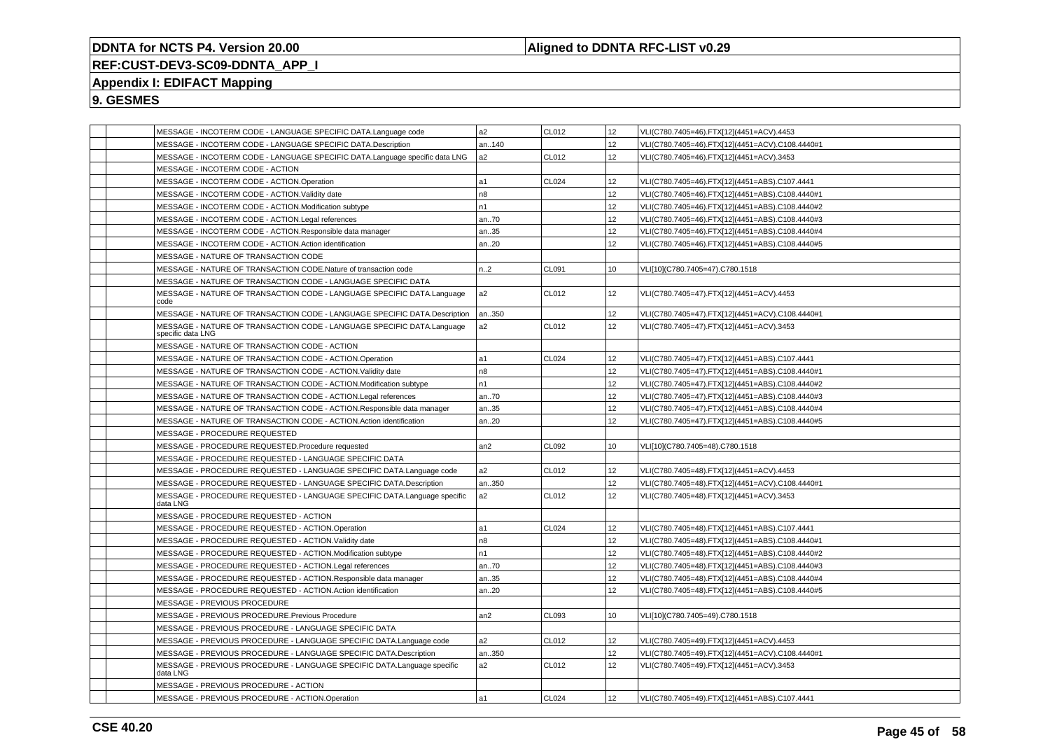# DDNTA for NCTS P4. Version 20.00

**Aligned to DDNTA RFC-LIST v0.29**

**REF:CUST-DEV3-SC09-DDNTA_APP_I**

## Appendix I: EDIFACT Mapping

## 9. GESMES

| | | | | | | |
|---|---|---|---|---|---|---|
| | | MESSAGE - INCOTERM CODE - LANGUAGE SPECIFIC DATA.Language code | a2 | CL012 | 12 | VLI(C780.7405=46).FTX[12](4451=ACV).4453 |
| | | MESSAGE - INCOTERM CODE - LANGUAGE SPECIFIC DATA.Description | an..140 | | 12 | VLI(C780.7405=46).FTX[12](4451=ACV).C108.4440#1 |
| | | MESSAGE - INCOTERM CODE - LANGUAGE SPECIFIC DATA.Language specific data LNG | a2 | CL012 | 12 | VLI(C780.7405=46).FTX[12](4451=ACV).3453 |
| | | MESSAGE - INCOTERM CODE - ACTION | | | | |
| | | MESSAGE - INCOTERM CODE - ACTION.Operation | a1 | CL024 | 12 | VLI(C780.7405=46).FTX[12](4451=ABS).C107.4441 |
| | | MESSAGE - INCOTERM CODE - ACTION.Validity date | n8 | | 12 | VLI(C780.7405=46).FTX[12](4451=ABS).C108.4440#1 |
| | | MESSAGE - INCOTERM CODE - ACTION.Modification subtype | n1 | | 12 | VLI(C780.7405=46).FTX[12](4451=ABS).C108.4440#2 |
| | | MESSAGE - INCOTERM CODE - ACTION.Legal references | an..70 | | 12 | VLI(C780.7405=46).FTX[12](4451=ABS).C108.4440#3 |
| | | MESSAGE - INCOTERM CODE - ACTION.Responsible data manager | an..35 | | 12 | VLI(C780.7405=46).FTX[12](4451=ABS).C108.4440#4 |
| | | MESSAGE - INCOTERM CODE - ACTION.Action identification | an..20 | | 12 | VLI(C780.7405=46).FTX[12](4451=ABS).C108.4440#5 |
| | | MESSAGE - NATURE OF TRANSACTION CODE | | | | |
| | | MESSAGE - NATURE OF TRANSACTION CODE.Nature of transaction code | n..2 | CL091 | 10 | VLI[10](C780.7405=47).C780.1518 |
| | | MESSAGE - NATURE OF TRANSACTION CODE - LANGUAGE SPECIFIC DATA | | | | |
| | | MESSAGE - NATURE OF TRANSACTION CODE - LANGUAGE SPECIFIC DATA.Language code | a2 | CL012 | 12 | VLI(C780.7405=47).FTX[12](4451=ACV).4453 |
| | | MESSAGE - NATURE OF TRANSACTION CODE - LANGUAGE SPECIFIC DATA.Description | an..350 | | 12 | VLI(C780.7405=47).FTX[12](4451=ACV).C108.4440#1 |
| | | MESSAGE - NATURE OF TRANSACTION CODE - LANGUAGE SPECIFIC DATA.Language specific data LNG | a2 | CL012 | 12 | VLI(C780.7405=47).FTX[12](4451=ACV).3453 |
| | | MESSAGE - NATURE OF TRANSACTION CODE - ACTION | | | | |
| | | MESSAGE - NATURE OF TRANSACTION CODE - ACTION.Operation | a1 | CL024 | 12 | VLI(C780.7405=47).FTX[12](4451=ABS).C107.4441 |
| | | MESSAGE - NATURE OF TRANSACTION CODE - ACTION.Validity date | n8 | | 12 | VLI(C780.7405=47).FTX[12](4451=ABS).C108.4440#1 |
| | | MESSAGE - NATURE OF TRANSACTION CODE - ACTION.Modification subtype | n1 | | 12 | VLI(C780.7405=47).FTX[12](4451=ABS).C108.4440#2 |
| | | MESSAGE - NATURE OF TRANSACTION CODE - ACTION.Legal references | an..70 | | 12 | VLI(C780.7405=47).FTX[12](4451=ABS).C108.4440#3 |
| | | MESSAGE - NATURE OF TRANSACTION CODE - ACTION.Responsible data manager | an..35 | | 12 | VLI(C780.7405=47).FTX[12](4451=ABS).C108.4440#4 |
| | | MESSAGE - NATURE OF TRANSACTION CODE - ACTION.Action identification | an..20 | | 12 | VLI(C780.7405=47).FTX[12](4451=ABS).C108.4440#5 |
| | | MESSAGE - PROCEDURE REQUESTED | | | | |
| | | MESSAGE - PROCEDURE REQUESTED.Procedure requested | an2 | CL092 | 10 | VLI[10](C780.7405=48).C780.1518 |
| | | MESSAGE - PROCEDURE REQUESTED - LANGUAGE SPECIFIC DATA | | | | |
| | | MESSAGE - PROCEDURE REQUESTED - LANGUAGE SPECIFIC DATA.Language code | a2 | CL012 | 12 | VLI(C780.7405=48).FTX[12](4451=ACV).4453 |
| | | MESSAGE - PROCEDURE REQUESTED - LANGUAGE SPECIFIC DATA.Description | an..350 | | 12 | VLI(C780.7405=48).FTX[12](4451=ACV).C108.4440#1 |
| | | MESSAGE - PROCEDURE REQUESTED - LANGUAGE SPECIFIC DATA.Language specific data LNG | a2 | CL012 | 12 | VLI(C780.7405=48).FTX[12](4451=ACV).3453 |
| | | MESSAGE - PROCEDURE REQUESTED - ACTION | | | | |
| | | MESSAGE - PROCEDURE REQUESTED - ACTION.Operation | a1 | CL024 | 12 | VLI(C780.7405=48).FTX[12](4451=ABS).C107.4441 |
| | | MESSAGE - PROCEDURE REQUESTED - ACTION.Validity date | n8 | | 12 | VLI(C780.7405=48).FTX[12](4451=ABS).C108.4440#1 |
| | | MESSAGE - PROCEDURE REQUESTED - ACTION.Modification subtype | n1 | | 12 | VLI(C780.7405=48).FTX[12](4451=ABS).C108.4440#2 |
| | | MESSAGE - PROCEDURE REQUESTED - ACTION.Legal references | an..70 | | 12 | VLI(C780.7405=48).FTX[12](4451=ABS).C108.4440#3 |
| | | MESSAGE - PROCEDURE REQUESTED - ACTION.Responsible data manager | an..35 | | 12 | VLI(C780.7405=48).FTX[12](4451=ABS).C108.4440#4 |
| | | MESSAGE - PROCEDURE REQUESTED - ACTION.Action identification | an..20 | | 12 | VLI(C780.7405=48).FTX[12](4451=ABS).C108.4440#5 |
| | | MESSAGE - PREVIOUS PROCEDURE | | | | |
| | | MESSAGE - PREVIOUS PROCEDURE.Previous Procedure | an2 | CL093 | 10 | VLI[10](C780.7405=49).C780.1518 |
| | | MESSAGE - PREVIOUS PROCEDURE - LANGUAGE SPECIFIC DATA | | | | |
| | | MESSAGE - PREVIOUS PROCEDURE - LANGUAGE SPECIFIC DATA.Language code | a2 | CL012 | 12 | VLI(C780.7405=49).FTX[12](4451=ACV).4453 |
| | | MESSAGE - PREVIOUS PROCEDURE - LANGUAGE SPECIFIC DATA.Description | an..350 | | 12 | VLI(C780.7405=49).FTX[12](4451=ACV).C108.4440#1 |
| | | MESSAGE - PREVIOUS PROCEDURE - LANGUAGE SPECIFIC DATA.Language specific data LNG | a2 | CL012 | 12 | VLI(C780.7405=49).FTX[12](4451=ACV).3453 |
| | | MESSAGE - PREVIOUS PROCEDURE - ACTION | | | | |
| | | MESSAGE - PREVIOUS PROCEDURE - ACTION.Operation | a1 | CL024 | 12 | VLI(C780.7405=49).FTX[12](4451=ABS).C107.4441 |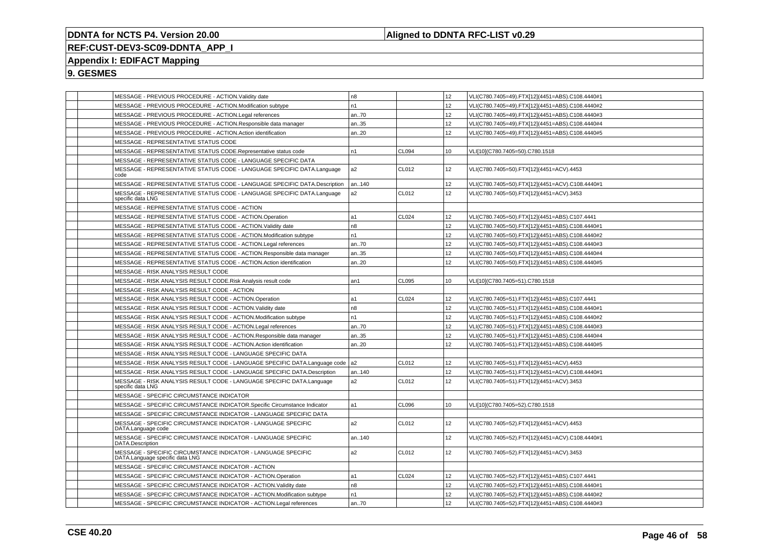| | | | | | | |
|---|---|---|---|---|---|---|
| | | MESSAGE - PREVIOUS PROCEDURE - ACTION.Validity date | n8 | | 12 | VLI(C780.7405=49).FTX[12](4451=ABS).C108.4440#1 |
| | | MESSAGE - PREVIOUS PROCEDURE - ACTION.Modification subtype | n1 | | 12 | VLI(C780.7405=49).FTX[12](4451=ABS).C108.4440#2 |
| | | MESSAGE - PREVIOUS PROCEDURE - ACTION.Legal references | an..70 | | 12 | VLI(C780.7405=49).FTX[12](4451=ABS).C108.4440#3 |
| | | MESSAGE - PREVIOUS PROCEDURE - ACTION.Responsible data manager | an..35 | | 12 | VLI(C780.7405=49).FTX[12](4451=ABS).C108.4440#4 |
| | | MESSAGE - PREVIOUS PROCEDURE - ACTION.Action identification | an..20 | | 12 | VLI(C780.7405=49).FTX[12](4451=ABS).C108.4440#5 |
| | | MESSAGE - REPRESENTATIVE STATUS CODE | | | | |
| | | MESSAGE - REPRESENTATIVE STATUS CODE.Representative status code | n1 | CL094 | 10 | VLI[10](C780.7405=50).C780.1518 |
| | | MESSAGE - REPRESENTATIVE STATUS CODE - LANGUAGE SPECIFIC DATA | | | | |
| | | MESSAGE - REPRESENTATIVE STATUS CODE - LANGUAGE SPECIFIC DATA.Language code | a2 | CL012 | 12 | VLI(C780.7405=50).FTX[12](4451=ACV).4453 |
| | | MESSAGE - REPRESENTATIVE STATUS CODE - LANGUAGE SPECIFIC DATA.Description | an..140 | | 12 | VLI(C780.7405=50).FTX[12](4451=ACV).C108.4440#1 |
| | | MESSAGE - REPRESENTATIVE STATUS CODE - LANGUAGE SPECIFIC DATA.Language specific data LNG | a2 | CL012 | 12 | VLI(C780.7405=50).FTX[12](4451=ACV).3453 |
| | | MESSAGE - REPRESENTATIVE STATUS CODE - ACTION | | | | |
| | | MESSAGE - REPRESENTATIVE STATUS CODE - ACTION.Operation | a1 | CL024 | 12 | VLI(C780.7405=50).FTX[12](4451=ABS).C107.4441 |
| | | MESSAGE - REPRESENTATIVE STATUS CODE - ACTION.Validity date | n8 | | 12 | VLI(C780.7405=50).FTX[12](4451=ABS).C108.4440#1 |
| | | MESSAGE - REPRESENTATIVE STATUS CODE - ACTION.Modification subtype | n1 | | 12 | VLI(C780.7405=50).FTX[12](4451=ABS).C108.4440#2 |
| | | MESSAGE - REPRESENTATIVE STATUS CODE - ACTION.Legal references | an..70 | | 12 | VLI(C780.7405=50).FTX[12](4451=ABS).C108.4440#3 |
| | | MESSAGE - REPRESENTATIVE STATUS CODE - ACTION.Responsible data manager | an..35 | | 12 | VLI(C780.7405=50).FTX[12](4451=ABS).C108.4440#4 |
| | | MESSAGE - REPRESENTATIVE STATUS CODE - ACTION.Action identification | an..20 | | 12 | VLI(C780.7405=50).FTX[12](4451=ABS).C108.4440#5 |
| | | MESSAGE - RISK ANALYSIS RESULT CODE | | | | |
| | | MESSAGE - RISK ANALYSIS RESULT CODE.Risk Analysis result code | an1 | CL095 | 10 | VLI[10](C780.7405=51).C780.1518 |
| | | MESSAGE - RISK ANALYSIS RESULT CODE - ACTION | | | | |
| | | MESSAGE - RISK ANALYSIS RESULT CODE - ACTION.Operation | a1 | CL024 | 12 | VLI(C780.7405=51).FTX[12](4451=ABS).C107.4441 |
| | | MESSAGE - RISK ANALYSIS RESULT CODE - ACTION.Validity date | n8 | | 12 | VLI(C780.7405=51).FTX[12](4451=ABS).C108.4440#1 |
| | | MESSAGE - RISK ANALYSIS RESULT CODE - ACTION.Modification subtype | n1 | | 12 | VLI(C780.7405=51).FTX[12](4451=ABS).C108.4440#2 |
| | | MESSAGE - RISK ANALYSIS RESULT CODE - ACTION.Legal references | an..70 | | 12 | VLI(C780.7405=51).FTX[12](4451=ABS).C108.4440#3 |
| | | MESSAGE - RISK ANALYSIS RESULT CODE - ACTION.Responsible data manager | an..35 | | 12 | VLI(C780.7405=51).FTX[12](4451=ABS).C108.4440#4 |
| | | MESSAGE - RISK ANALYSIS RESULT CODE - ACTION.Action identification | an..20 | | 12 | VLI(C780.7405=51).FTX[12](4451=ABS).C108.4440#5 |
| | | MESSAGE - RISK ANALYSIS RESULT CODE - LANGUAGE SPECIFIC DATA | | | | |
| | | MESSAGE - RISK ANALYSIS RESULT CODE - LANGUAGE SPECIFIC DATA.Language code | a2 | CL012 | 12 | VLI(C780.7405=51).FTX[12](4451=ACV).4453 |
| | | MESSAGE - RISK ANALYSIS RESULT CODE - LANGUAGE SPECIFIC DATA.Description | an..140 | | 12 | VLI(C780.7405=51).FTX[12](4451=ACV).C108.4440#1 |
| | | MESSAGE - RISK ANALYSIS RESULT CODE - LANGUAGE SPECIFIC DATA.Language specific data LNG | a2 | CL012 | 12 | VLI(C780.7405=51).FTX[12](4451=ACV).3453 |
| | | MESSAGE - SPECIFIC CIRCUMSTANCE INDICATOR | | | | |
| | | MESSAGE - SPECIFIC CIRCUMSTANCE INDICATOR.Specific Circumstance Indicator | a1 | CL096 | 10 | VLI[10](C780.7405=52).C780.1518 |
| | | MESSAGE - SPECIFIC CIRCUMSTANCE INDICATOR - LANGUAGE SPECIFIC DATA | | | | |
| | | MESSAGE - SPECIFIC CIRCUMSTANCE INDICATOR - LANGUAGE SPECIFIC DATA.Language code | a2 | CL012 | 12 | VLI(C780.7405=52).FTX[12](4451=ACV).4453 |
| | | MESSAGE - SPECIFIC CIRCUMSTANCE INDICATOR - LANGUAGE SPECIFIC DATA.Description | an..140 | | 12 | VLI(C780.7405=52).FTX[12](4451=ACV).C108.4440#1 |
| | | MESSAGE - SPECIFIC CIRCUMSTANCE INDICATOR - LANGUAGE SPECIFIC DATA.Language specific data LNG | a2 | CL012 | 12 | VLI(C780.7405=52).FTX[12](4451=ACV).3453 |
| | | MESSAGE - SPECIFIC CIRCUMSTANCE INDICATOR - ACTION | | | | |
| | | MESSAGE - SPECIFIC CIRCUMSTANCE INDICATOR - ACTION.Operation | a1 | CL024 | 12 | VLI(C780.7405=52).FTX[12](4451=ABS).C107.4441 |
| | | MESSAGE - SPECIFIC CIRCUMSTANCE INDICATOR - ACTION.Validity date | n8 | | 12 | VLI(C780.7405=52).FTX[12](4451=ABS).C108.4440#1 |
| | | MESSAGE - SPECIFIC CIRCUMSTANCE INDICATOR - ACTION.Modification subtype | n1 | | 12 | VLI(C780.7405=52).FTX[12](4451=ABS).C108.4440#2 |
| | | MESSAGE - SPECIFIC CIRCUMSTANCE INDICATOR - ACTION.Legal references | an..70 | | 12 | VLI(C780.7405=52).FTX[12](4451=ABS).C108.4440#3 |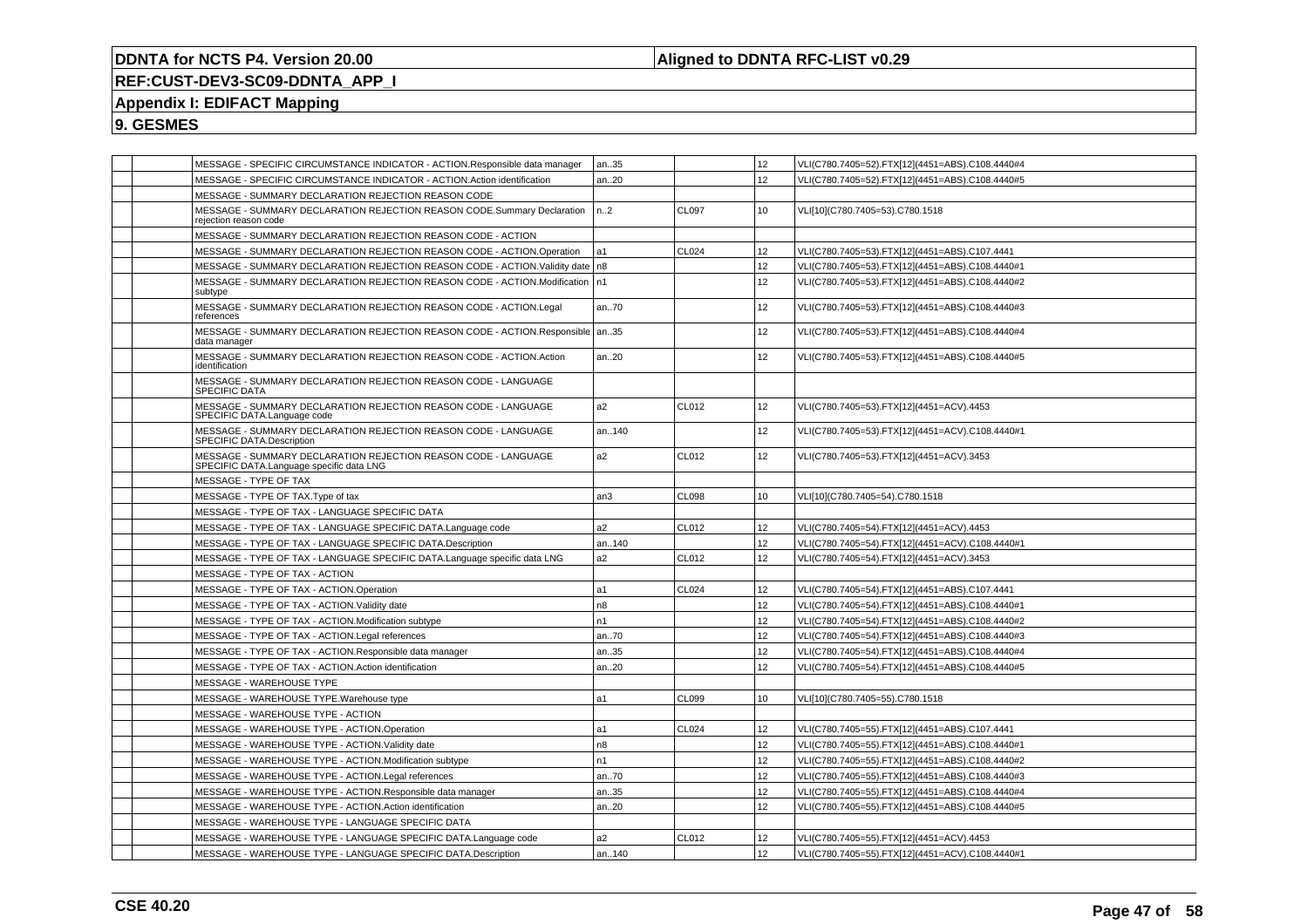# DDNTA for NCTS P4. Version 20.00

**Aligned to DDNTA RFC-LIST v0.29**

**REF:CUST-DEV3-SC09-DDNTA_APP_I**

## Appendix I: EDIFACT Mapping

## 9. GESMES

| | | | | | | |
|---|---|---|---|---|---|---|
| | | MESSAGE - SPECIFIC CIRCUMSTANCE INDICATOR - ACTION.Responsible data manager | an..35 | | 12 | VLI(C780.7405=52).FTX[12](4451=ABS).C108.4440#4 |
| | | MESSAGE - SPECIFIC CIRCUMSTANCE INDICATOR - ACTION.Action identification | an..20 | | 12 | VLI(C780.7405=52).FTX[12](4451=ABS).C108.4440#5 |
| | | MESSAGE - SUMMARY DECLARATION REJECTION REASON CODE | | | | |
| | | MESSAGE - SUMMARY DECLARATION REJECTION REASON CODE.Summary Declaration rejection reason code | n..2 | CL097 | 10 | VLI[10](C780.7405=53).C780.1518 |
| | | MESSAGE - SUMMARY DECLARATION REJECTION REASON CODE - ACTION | | | | |
| | | MESSAGE - SUMMARY DECLARATION REJECTION REASON CODE - ACTION.Operation | a1 | CL024 | 12 | VLI(C780.7405=53).FTX[12](4451=ABS).C107.4441 |
| | | MESSAGE - SUMMARY DECLARATION REJECTION REASON CODE - ACTION.Validity date | n8 | | 12 | VLI(C780.7405=53).FTX[12](4451=ABS).C108.4440#1 |
| | | MESSAGE - SUMMARY DECLARATION REJECTION REASON CODE - ACTION.Modification subtype | n1 | | 12 | VLI(C780.7405=53).FTX[12](4451=ABS).C108.4440#2 |
| | | MESSAGE - SUMMARY DECLARATION REJECTION REASON CODE - ACTION.Legal references | an..70 | | 12 | VLI(C780.7405=53).FTX[12](4451=ABS).C108.4440#3 |
| | | MESSAGE - SUMMARY DECLARATION REJECTION REASON CODE - ACTION.Responsible data manager | an..35 | | 12 | VLI(C780.7405=53).FTX[12](4451=ABS).C108.4440#4 |
| | | MESSAGE - SUMMARY DECLARATION REJECTION REASON CODE - ACTION.Action identification | an..20 | | 12 | VLI(C780.7405=53).FTX[12](4451=ABS).C108.4440#5 |
| | | MESSAGE - SUMMARY DECLARATION REJECTION REASON CODE - LANGUAGE SPECIFIC DATA | | | | |
| | | MESSAGE - SUMMARY DECLARATION REJECTION REASON CODE - LANGUAGE SPECIFIC DATA.Language code | a2 | CL012 | 12 | VLI(C780.7405=53).FTX[12](4451=ACV).4453 |
| | | MESSAGE - SUMMARY DECLARATION REJECTION REASON CODE - LANGUAGE SPECIFIC DATA.Description | an..140 | | 12 | VLI(C780.7405=53).FTX[12](4451=ACV).C108.4440#1 |
| | | MESSAGE - SUMMARY DECLARATION REJECTION REASON CODE - LANGUAGE SPECIFIC DATA.Language specific data LNG | a2 | CL012 | 12 | VLI(C780.7405=53).FTX[12](4451=ACV).3453 |
| | | MESSAGE - TYPE OF TAX | | | | |
| | | MESSAGE - TYPE OF TAX.Type of tax | an3 | CL098 | 10 | VLI[10](C780.7405=54).C780.1518 |
| | | MESSAGE - TYPE OF TAX - LANGUAGE SPECIFIC DATA | | | | |
| | | MESSAGE - TYPE OF TAX - LANGUAGE SPECIFIC DATA.Language code | a2 | CL012 | 12 | VLI(C780.7405=54).FTX[12](4451=ACV).4453 |
| | | MESSAGE - TYPE OF TAX - LANGUAGE SPECIFIC DATA.Description | an..140 | | 12 | VLI(C780.7405=54).FTX[12](4451=ACV).C108.4440#1 |
| | | MESSAGE - TYPE OF TAX - LANGUAGE SPECIFIC DATA.Language specific data LNG | a2 | CL012 | 12 | VLI(C780.7405=54).FTX[12](4451=ACV).3453 |
| | | MESSAGE - TYPE OF TAX - ACTION | | | | |
| | | MESSAGE - TYPE OF TAX - ACTION.Operation | a1 | CL024 | 12 | VLI(C780.7405=54).FTX[12](4451=ABS).C107.4441 |
| | | MESSAGE - TYPE OF TAX - ACTION.Validity date | n8 | | 12 | VLI(C780.7405=54).FTX[12](4451=ABS).C108.4440#1 |
| | | MESSAGE - TYPE OF TAX - ACTION.Modification subtype | n1 | | 12 | VLI(C780.7405=54).FTX[12](4451=ABS).C108.4440#2 |
| | | MESSAGE - TYPE OF TAX - ACTION.Legal references | an..70 | | 12 | VLI(C780.7405=54).FTX[12](4451=ABS).C108.4440#3 |
| | | MESSAGE - TYPE OF TAX - ACTION.Responsible data manager | an..35 | | 12 | VLI(C780.7405=54).FTX[12](4451=ABS).C108.4440#4 |
| | | MESSAGE - TYPE OF TAX - ACTION.Action identification | an..20 | | 12 | VLI(C780.7405=54).FTX[12](4451=ABS).C108.4440#5 |
| | | MESSAGE - WAREHOUSE TYPE | | | | |
| | | MESSAGE - WAREHOUSE TYPE.Warehouse type | a1 | CL099 | 10 | VLI[10](C780.7405=55).C780.1518 |
| | | MESSAGE - WAREHOUSE TYPE - ACTION | | | | |
| | | MESSAGE - WAREHOUSE TYPE - ACTION.Operation | a1 | CL024 | 12 | VLI(C780.7405=55).FTX[12](4451=ABS).C107.4441 |
| | | MESSAGE - WAREHOUSE TYPE - ACTION.Validity date | n8 | | 12 | VLI(C780.7405=55).FTX[12](4451=ABS).C108.4440#1 |
| | | MESSAGE - WAREHOUSE TYPE - ACTION.Modification subtype | n1 | | 12 | VLI(C780.7405=55).FTX[12](4451=ABS).C108.4440#2 |
| | | MESSAGE - WAREHOUSE TYPE - ACTION.Legal references | an..70 | | 12 | VLI(C780.7405=55).FTX[12](4451=ABS).C108.4440#3 |
| | | MESSAGE - WAREHOUSE TYPE - ACTION.Responsible data manager | an..35 | | 12 | VLI(C780.7405=55).FTX[12](4451=ABS).C108.4440#4 |
| | | MESSAGE - WAREHOUSE TYPE - ACTION.Action identification | an..20 | | 12 | VLI(C780.7405=55).FTX[12](4451=ABS).C108.4440#5 |
| | | MESSAGE - WAREHOUSE TYPE - LANGUAGE SPECIFIC DATA | | | | |
| | | MESSAGE - WAREHOUSE TYPE - LANGUAGE SPECIFIC DATA.Language code | a2 | CL012 | 12 | VLI(C780.7405=55).FTX[12](4451=ACV).4453 |
| | | MESSAGE - WAREHOUSE TYPE - LANGUAGE SPECIFIC DATA.Description | an..140 | | 12 | VLI(C780.7405=55).FTX[12](4451=ACV).C108.4440#1 |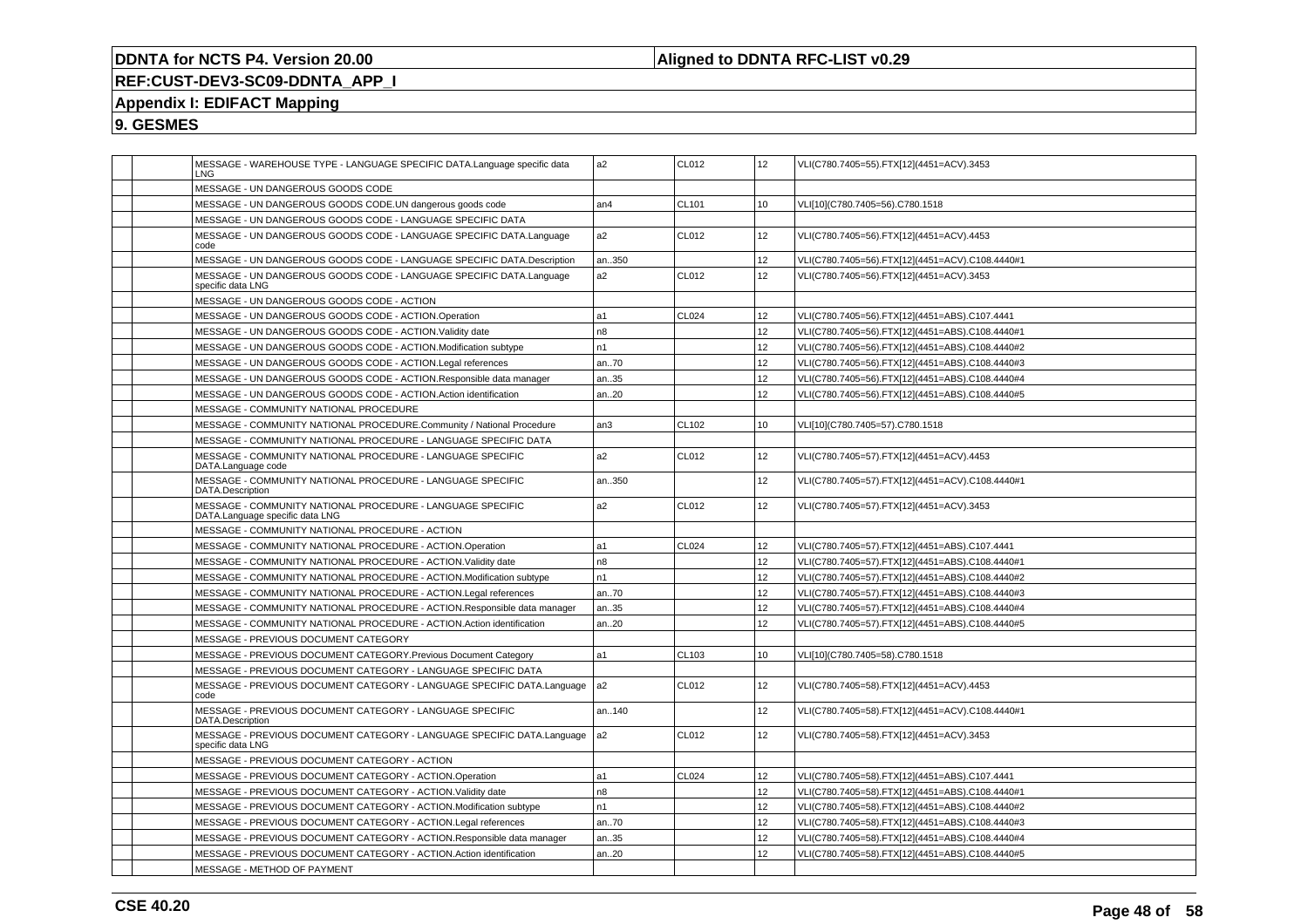| | | | | | | |
|---|---|---|---|---|---|---|
| | | MESSAGE - WAREHOUSE TYPE - LANGUAGE SPECIFIC DATA.Language specific data LNG | a2 | CL012 | 12 | VLI(C780.7405=55).FTX[12](4451=ACV).3453 |
| | | MESSAGE - UN DANGEROUS GOODS CODE | | | | |
| | | MESSAGE - UN DANGEROUS GOODS CODE.UN dangerous goods code | an4 | CL101 | 10 | VLI[10](C780.7405=56).C780.1518 |
| | | MESSAGE - UN DANGEROUS GOODS CODE - LANGUAGE SPECIFIC DATA | | | | |
| | | MESSAGE - UN DANGEROUS GOODS CODE - LANGUAGE SPECIFIC DATA.Language code | a2 | CL012 | 12 | VLI(C780.7405=56).FTX[12](4451=ACV).4453 |
| | | MESSAGE - UN DANGEROUS GOODS CODE - LANGUAGE SPECIFIC DATA.Description | an..350 | | 12 | VLI(C780.7405=56).FTX[12](4451=ACV).C108.4440#1 |
| | | MESSAGE - UN DANGEROUS GOODS CODE - LANGUAGE SPECIFIC DATA.Language specific data LNG | a2 | CL012 | 12 | VLI(C780.7405=56).FTX[12](4451=ACV).3453 |
| | | MESSAGE - UN DANGEROUS GOODS CODE - ACTION | | | | |
| | | MESSAGE - UN DANGEROUS GOODS CODE - ACTION.Operation | a1 | CL024 | 12 | VLI(C780.7405=56).FTX[12](4451=ABS).C107.4441 |
| | | MESSAGE - UN DANGEROUS GOODS CODE - ACTION.Validity date | n8 | | 12 | VLI(C780.7405=56).FTX[12](4451=ABS).C108.4440#1 |
| | | MESSAGE - UN DANGEROUS GOODS CODE - ACTION.Modification subtype | n1 | | 12 | VLI(C780.7405=56).FTX[12](4451=ABS).C108.4440#2 |
| | | MESSAGE - UN DANGEROUS GOODS CODE - ACTION.Legal references | an..70 | | 12 | VLI(C780.7405=56).FTX[12](4451=ABS).C108.4440#3 |
| | | MESSAGE - UN DANGEROUS GOODS CODE - ACTION.Responsible data manager | an..35 | | 12 | VLI(C780.7405=56).FTX[12](4451=ABS).C108.4440#4 |
| | | MESSAGE - UN DANGEROUS GOODS CODE - ACTION.Action identification | an..20 | | 12 | VLI(C780.7405=56).FTX[12](4451=ABS).C108.4440#5 |
| | | MESSAGE - COMMUNITY NATIONAL PROCEDURE | | | | |
| | | MESSAGE - COMMUNITY NATIONAL PROCEDURE.Community / National Procedure | an3 | CL102 | 10 | VLI[10](C780.7405=57).C780.1518 |
| | | MESSAGE - COMMUNITY NATIONAL PROCEDURE - LANGUAGE SPECIFIC DATA | | | | |
| | | MESSAGE - COMMUNITY NATIONAL PROCEDURE - LANGUAGE SPECIFIC DATA.Language code | a2 | CL012 | 12 | VLI(C780.7405=57).FTX[12](4451=ACV).4453 |
| | | MESSAGE - COMMUNITY NATIONAL PROCEDURE - LANGUAGE SPECIFIC DATA.Description | an..350 | | 12 | VLI(C780.7405=57).FTX[12](4451=ACV).C108.4440#1 |
| | | MESSAGE - COMMUNITY NATIONAL PROCEDURE - LANGUAGE SPECIFIC DATA.Language specific data LNG | a2 | CL012 | 12 | VLI(C780.7405=57).FTX[12](4451=ACV).3453 |
| | | MESSAGE - COMMUNITY NATIONAL PROCEDURE - ACTION | | | | |
| | | MESSAGE - COMMUNITY NATIONAL PROCEDURE - ACTION.Operation | a1 | CL024 | 12 | VLI(C780.7405=57).FTX[12](4451=ABS).C107.4441 |
| | | MESSAGE - COMMUNITY NATIONAL PROCEDURE - ACTION.Validity date | n8 | | 12 | VLI(C780.7405=57).FTX[12](4451=ABS).C108.4440#1 |
| | | MESSAGE - COMMUNITY NATIONAL PROCEDURE - ACTION.Modification subtype | n1 | | 12 | VLI(C780.7405=57).FTX[12](4451=ABS).C108.4440#2 |
| | | MESSAGE - COMMUNITY NATIONAL PROCEDURE - ACTION.Legal references | an..70 | | 12 | VLI(C780.7405=57).FTX[12](4451=ABS).C108.4440#3 |
| | | MESSAGE - COMMUNITY NATIONAL PROCEDURE - ACTION.Responsible data manager | an..35 | | 12 | VLI(C780.7405=57).FTX[12](4451=ABS).C108.4440#4 |
| | | MESSAGE - COMMUNITY NATIONAL PROCEDURE - ACTION.Action identification | an..20 | | 12 | VLI(C780.7405=57).FTX[12](4451=ABS).C108.4440#5 |
| | | MESSAGE - PREVIOUS DOCUMENT CATEGORY | | | | |
| | | MESSAGE - PREVIOUS DOCUMENT CATEGORY.Previous Document Category | a1 | CL103 | 10 | VLI[10](C780.7405=58).C780.1518 |
| | | MESSAGE - PREVIOUS DOCUMENT CATEGORY - LANGUAGE SPECIFIC DATA | | | | |
| | | MESSAGE - PREVIOUS DOCUMENT CATEGORY - LANGUAGE SPECIFIC DATA.Language code | a2 | CL012 | 12 | VLI(C780.7405=58).FTX[12](4451=ACV).4453 |
| | | MESSAGE - PREVIOUS DOCUMENT CATEGORY - LANGUAGE SPECIFIC DATA.Description | an..140 | | 12 | VLI(C780.7405=58).FTX[12](4451=ACV).C108.4440#1 |
| | | MESSAGE - PREVIOUS DOCUMENT CATEGORY - LANGUAGE SPECIFIC DATA.Language specific data LNG | a2 | CL012 | 12 | VLI(C780.7405=58).FTX[12](4451=ACV).3453 |
| | | MESSAGE - PREVIOUS DOCUMENT CATEGORY - ACTION | | | | |
| | | MESSAGE - PREVIOUS DOCUMENT CATEGORY - ACTION.Operation | a1 | CL024 | 12 | VLI(C780.7405=58).FTX[12](4451=ABS).C107.4441 |
| | | MESSAGE - PREVIOUS DOCUMENT CATEGORY - ACTION.Validity date | n8 | | 12 | VLI(C780.7405=58).FTX[12](4451=ABS).C108.4440#1 |
| | | MESSAGE - PREVIOUS DOCUMENT CATEGORY - ACTION.Modification subtype | n1 | | 12 | VLI(C780.7405=58).FTX[12](4451=ABS).C108.4440#2 |
| | | MESSAGE - PREVIOUS DOCUMENT CATEGORY - ACTION.Legal references | an..70 | | 12 | VLI(C780.7405=58).FTX[12](4451=ABS).C108.4440#3 |
| | | MESSAGE - PREVIOUS DOCUMENT CATEGORY - ACTION.Responsible data manager | an..35 | | 12 | VLI(C780.7405=58).FTX[12](4451=ABS).C108.4440#4 |
| | | MESSAGE - PREVIOUS DOCUMENT CATEGORY - ACTION.Action identification | an..20 | | 12 | VLI(C780.7405=58).FTX[12](4451=ABS).C108.4440#5 |
| | | MESSAGE - METHOD OF PAYMENT | | | | |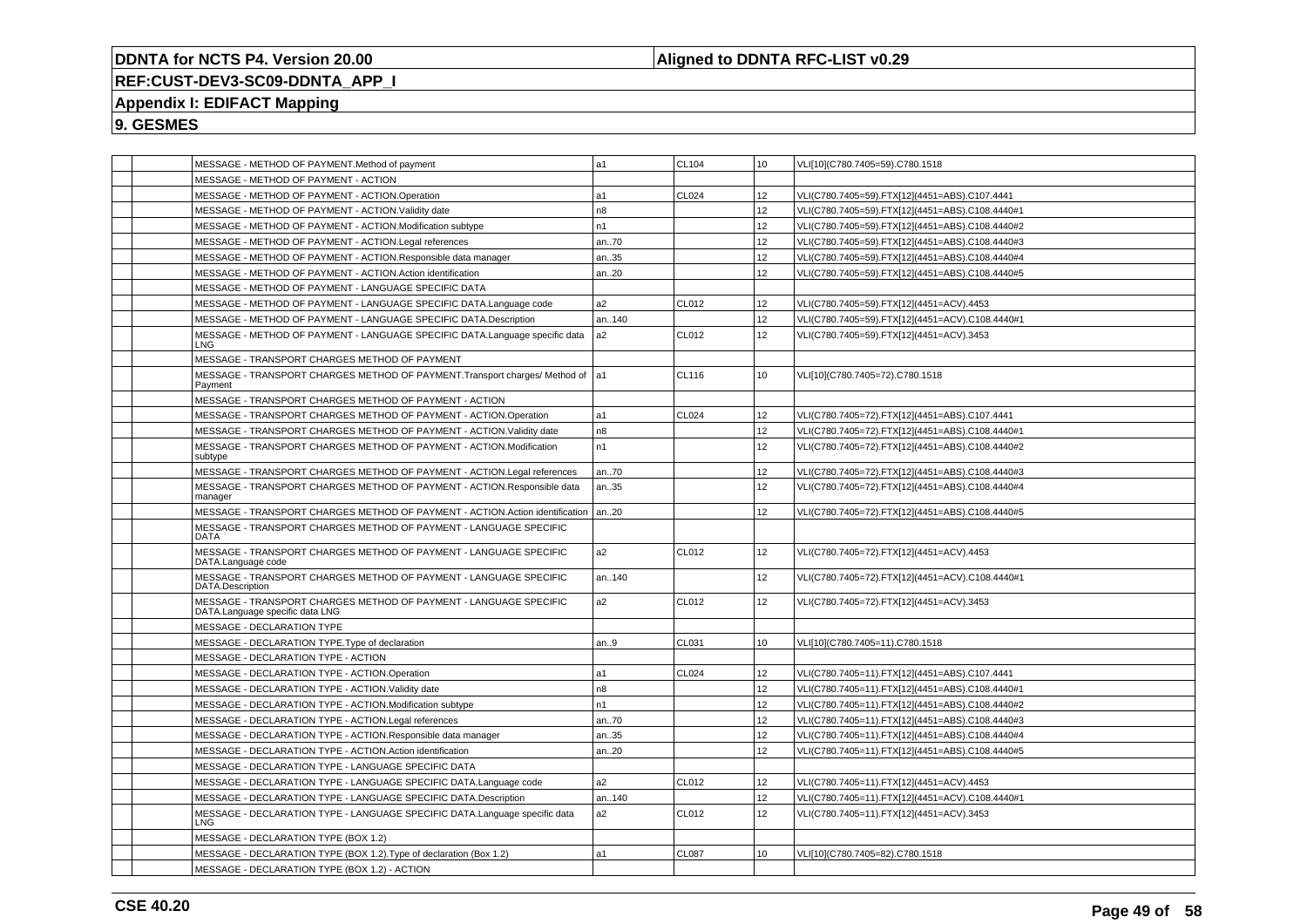**DDNTA for NCTS P4. Version 20.00** | **Aligned to DDNTA RFC-LIST v0.29**

**REF:CUST-DEV3-SC09-DDNTA_APP_I**

**Appendix I: EDIFACT Mapping**

**9. GESMES**

| | | | | | | |
|---|---|---|---|---|---|---|
| | | MESSAGE - METHOD OF PAYMENT.Method of payment | a1 | CL104 | 10 | VLI[10](C780.7405=59).C780.1518 |
| | | MESSAGE - METHOD OF PAYMENT - ACTION | | | | |
| | | MESSAGE - METHOD OF PAYMENT - ACTION.Operation | a1 | CL024 | 12 | VLI(C780.7405=59).FTX[12](4451=ABS).C107.4441 |
| | | MESSAGE - METHOD OF PAYMENT - ACTION.Validity date | n8 | | 12 | VLI(C780.7405=59).FTX[12](4451=ABS).C108.4440#1 |
| | | MESSAGE - METHOD OF PAYMENT - ACTION.Modification subtype | n1 | | 12 | VLI(C780.7405=59).FTX[12](4451=ABS).C108.4440#2 |
| | | MESSAGE - METHOD OF PAYMENT - ACTION.Legal references | an..70 | | 12 | VLI(C780.7405=59).FTX[12](4451=ABS).C108.4440#3 |
| | | MESSAGE - METHOD OF PAYMENT - ACTION.Responsible data manager | an..35 | | 12 | VLI(C780.7405=59).FTX[12](4451=ABS).C108.4440#4 |
| | | MESSAGE - METHOD OF PAYMENT - ACTION.Action identification | an..20 | | 12 | VLI(C780.7405=59).FTX[12](4451=ABS).C108.4440#5 |
| | | MESSAGE - METHOD OF PAYMENT - LANGUAGE SPECIFIC DATA | | | | |
| | | MESSAGE - METHOD OF PAYMENT - LANGUAGE SPECIFIC DATA.Language code | a2 | CL012 | 12 | VLI(C780.7405=59).FTX[12](4451=ACV).4453 |
| | | MESSAGE - METHOD OF PAYMENT - LANGUAGE SPECIFIC DATA.Description | an..140 | | 12 | VLI(C780.7405=59).FTX[12](4451=ACV).C108.4440#1 |
| | | MESSAGE - METHOD OF PAYMENT - LANGUAGE SPECIFIC DATA.Language specific data LNG | a2 | CL012 | 12 | VLI(C780.7405=59).FTX[12](4451=ACV).3453 |
| | | MESSAGE - TRANSPORT CHARGES METHOD OF PAYMENT | | | | |
| | | MESSAGE - TRANSPORT CHARGES METHOD OF PAYMENT.Transport charges/ Method of Payment | a1 | CL116 | 10 | VLI[10](C780.7405=72).C780.1518 |
| | | MESSAGE - TRANSPORT CHARGES METHOD OF PAYMENT - ACTION | | | | |
| | | MESSAGE - TRANSPORT CHARGES METHOD OF PAYMENT - ACTION.Operation | a1 | CL024 | 12 | VLI(C780.7405=72).FTX[12](4451=ABS).C107.4441 |
| | | MESSAGE - TRANSPORT CHARGES METHOD OF PAYMENT - ACTION.Validity date | n8 | | 12 | VLI(C780.7405=72).FTX[12](4451=ABS).C108.4440#1 |
| | | MESSAGE - TRANSPORT CHARGES METHOD OF PAYMENT - ACTION.Modification subtype | n1 | | 12 | VLI(C780.7405=72).FTX[12](4451=ABS).C108.4440#2 |
| | | MESSAGE - TRANSPORT CHARGES METHOD OF PAYMENT - ACTION.Legal references | an..70 | | 12 | VLI(C780.7405=72).FTX[12](4451=ABS).C108.4440#3 |
| | | MESSAGE - TRANSPORT CHARGES METHOD OF PAYMENT - ACTION.Responsible data manager | an..35 | | 12 | VLI(C780.7405=72).FTX[12](4451=ABS).C108.4440#4 |
| | | MESSAGE - TRANSPORT CHARGES METHOD OF PAYMENT - ACTION.Action identification | an..20 | | 12 | VLI(C780.7405=72).FTX[12](4451=ABS).C108.4440#5 |
| | | MESSAGE - TRANSPORT CHARGES METHOD OF PAYMENT - LANGUAGE SPECIFIC DATA | | | | |
| | | MESSAGE - TRANSPORT CHARGES METHOD OF PAYMENT - LANGUAGE SPECIFIC DATA.Language code | a2 | CL012 | 12 | VLI(C780.7405=72).FTX[12](4451=ACV).4453 |
| | | MESSAGE - TRANSPORT CHARGES METHOD OF PAYMENT - LANGUAGE SPECIFIC DATA.Description | an..140 | | 12 | VLI(C780.7405=72).FTX[12](4451=ACV).C108.4440#1 |
| | | MESSAGE - TRANSPORT CHARGES METHOD OF PAYMENT - LANGUAGE SPECIFIC DATA.Language specific data LNG | a2 | CL012 | 12 | VLI(C780.7405=72).FTX[12](4451=ACV).3453 |
| | | MESSAGE - DECLARATION TYPE | | | | |
| | | MESSAGE - DECLARATION TYPE.Type of declaration | an..9 | CL031 | 10 | VLI[10](C780.7405=11).C780.1518 |
| | | MESSAGE - DECLARATION TYPE - ACTION | | | | |
| | | MESSAGE - DECLARATION TYPE - ACTION.Operation | a1 | CL024 | 12 | VLI(C780.7405=11).FTX[12](4451=ABS).C107.4441 |
| | | MESSAGE - DECLARATION TYPE - ACTION.Validity date | n8 | | 12 | VLI(C780.7405=11).FTX[12](4451=ABS).C108.4440#1 |
| | | MESSAGE - DECLARATION TYPE - ACTION.Modification subtype | n1 | | 12 | VLI(C780.7405=11).FTX[12](4451=ABS).C108.4440#2 |
| | | MESSAGE - DECLARATION TYPE - ACTION.Legal references | an..70 | | 12 | VLI(C780.7405=11).FTX[12](4451=ABS).C108.4440#3 |
| | | MESSAGE - DECLARATION TYPE - ACTION.Responsible data manager | an..35 | | 12 | VLI(C780.7405=11).FTX[12](4451=ABS).C108.4440#4 |
| | | MESSAGE - DECLARATION TYPE - ACTION.Action identification | an..20 | | 12 | VLI(C780.7405=11).FTX[12](4451=ABS).C108.4440#5 |
| | | MESSAGE - DECLARATION TYPE - LANGUAGE SPECIFIC DATA | | | | |
| | | MESSAGE - DECLARATION TYPE - LANGUAGE SPECIFIC DATA.Language code | a2 | CL012 | 12 | VLI(C780.7405=11).FTX[12](4451=ACV).4453 |
| | | MESSAGE - DECLARATION TYPE - LANGUAGE SPECIFIC DATA.Description | an..140 | | 12 | VLI(C780.7405=11).FTX[12](4451=ACV).C108.4440#1 |
| | | MESSAGE - DECLARATION TYPE - LANGUAGE SPECIFIC DATA.Language specific data LNG | a2 | CL012 | 12 | VLI(C780.7405=11).FTX[12](4451=ACV).3453 |
| | | MESSAGE - DECLARATION TYPE (BOX 1.2) | | | | |
| | | MESSAGE - DECLARATION TYPE (BOX 1.2).Type of declaration (Box 1.2) | a1 | CL087 | 10 | VLI[10](C780.7405=82).C780.1518 |
| | | MESSAGE - DECLARATION TYPE (BOX 1.2) - ACTION | | | | |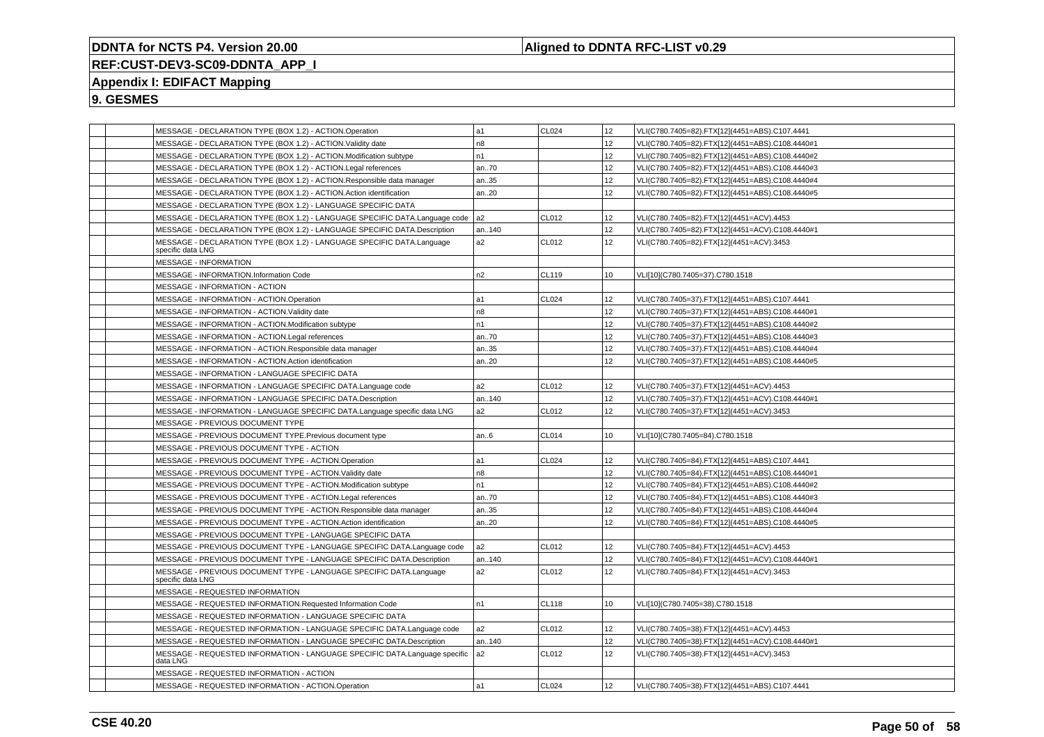**DDNTA for NCTS P4. Version 20.00**

**Aligned to DDNTA RFC-LIST v0.29**

**REF:CUST-DEV3-SC09-DDNTA_APP_I**

**Appendix I: EDIFACT Mapping**

**9. GESMES**

| | | | | | | |
|---|---|---|---|---|---|---|
| | | MESSAGE - DECLARATION TYPE (BOX 1.2) - ACTION.Operation | a1 | CL024 | 12 | VLI(C780.7405=82).FTX[12](4451=ABS).C107.4441 |
| | | MESSAGE - DECLARATION TYPE (BOX 1.2) - ACTION.Validity date | n8 | | 12 | VLI(C780.7405=82).FTX[12](4451=ABS).C108.4440#1 |
| | | MESSAGE - DECLARATION TYPE (BOX 1.2) - ACTION.Modification subtype | n1 | | 12 | VLI(C780.7405=82).FTX[12](4451=ABS).C108.4440#2 |
| | | MESSAGE - DECLARATION TYPE (BOX 1.2) - ACTION.Legal references | an..70 | | 12 | VLI(C780.7405=82).FTX[12](4451=ABS).C108.4440#3 |
| | | MESSAGE - DECLARATION TYPE (BOX 1.2) - ACTION.Responsible data manager | an..35 | | 12 | VLI(C780.7405=82).FTX[12](4451=ABS).C108.4440#4 |
| | | MESSAGE - DECLARATION TYPE (BOX 1.2) - ACTION.Action identification | an..20 | | 12 | VLI(C780.7405=82).FTX[12](4451=ABS).C108.4440#5 |
| | | MESSAGE - DECLARATION TYPE (BOX 1.2) - LANGUAGE SPECIFIC DATA | | | | |
| | | MESSAGE - DECLARATION TYPE (BOX 1.2) - LANGUAGE SPECIFIC DATA.Language code | a2 | CL012 | 12 | VLI(C780.7405=82).FTX[12](4451=ACV).4453 |
| | | MESSAGE - DECLARATION TYPE (BOX 1.2) - LANGUAGE SPECIFIC DATA.Description | an..140 | | 12 | VLI(C780.7405=82).FTX[12](4451=ACV).C108.4440#1 |
| | | MESSAGE - DECLARATION TYPE (BOX 1.2) - LANGUAGE SPECIFIC DATA.Language specific data LNG | a2 | CL012 | 12 | VLI(C780.7405=82).FTX[12](4451=ACV).3453 |
| | | MESSAGE - INFORMATION | | | | |
| | | MESSAGE - INFORMATION.Information Code | n2 | CL119 | 10 | VLI[10](C780.7405=37).C780.1518 |
| | | MESSAGE - INFORMATION - ACTION | | | | |
| | | MESSAGE - INFORMATION - ACTION.Operation | a1 | CL024 | 12 | VLI(C780.7405=37).FTX[12](4451=ABS).C107.4441 |
| | | MESSAGE - INFORMATION - ACTION.Validity date | n8 | | 12 | VLI(C780.7405=37).FTX[12](4451=ABS).C108.4440#1 |
| | | MESSAGE - INFORMATION - ACTION.Modification subtype | n1 | | 12 | VLI(C780.7405=37).FTX[12](4451=ABS).C108.4440#2 |
| | | MESSAGE - INFORMATION - ACTION.Legal references | an..70 | | 12 | VLI(C780.7405=37).FTX[12](4451=ABS).C108.4440#3 |
| | | MESSAGE - INFORMATION - ACTION.Responsible data manager | an..35 | | 12 | VLI(C780.7405=37).FTX[12](4451=ABS).C108.4440#4 |
| | | MESSAGE - INFORMATION - ACTION.Action identification | an..20 | | 12 | VLI(C780.7405=37).FTX[12](4451=ABS).C108.4440#5 |
| | | MESSAGE - INFORMATION - LANGUAGE SPECIFIC DATA | | | | |
| | | MESSAGE - INFORMATION - LANGUAGE SPECIFIC DATA.Language code | a2 | CL012 | 12 | VLI(C780.7405=37).FTX[12](4451=ACV).4453 |
| | | MESSAGE - INFORMATION - LANGUAGE SPECIFIC DATA.Description | an..140 | | 12 | VLI(C780.7405=37).FTX[12](4451=ACV).C108.4440#1 |
| | | MESSAGE - INFORMATION - LANGUAGE SPECIFIC DATA.Language specific data LNG | a2 | CL012 | 12 | VLI(C780.7405=37).FTX[12](4451=ACV).3453 |
| | | MESSAGE - PREVIOUS DOCUMENT TYPE | | | | |
| | | MESSAGE - PREVIOUS DOCUMENT TYPE.Previous document type | an..6 | CL014 | 10 | VLI[10](C780.7405=84).C780.1518 |
| | | MESSAGE - PREVIOUS DOCUMENT TYPE - ACTION | | | | |
| | | MESSAGE - PREVIOUS DOCUMENT TYPE - ACTION.Operation | a1 | CL024 | 12 | VLI(C780.7405=84).FTX[12](4451=ABS).C107.4441 |
| | | MESSAGE - PREVIOUS DOCUMENT TYPE - ACTION.Validity date | n8 | | 12 | VLI(C780.7405=84).FTX[12](4451=ABS).C108.4440#1 |
| | | MESSAGE - PREVIOUS DOCUMENT TYPE - ACTION.Modification subtype | n1 | | 12 | VLI(C780.7405=84).FTX[12](4451=ABS).C108.4440#2 |
| | | MESSAGE - PREVIOUS DOCUMENT TYPE - ACTION.Legal references | an..70 | | 12 | VLI(C780.7405=84).FTX[12](4451=ABS).C108.4440#3 |
| | | MESSAGE - PREVIOUS DOCUMENT TYPE - ACTION.Responsible data manager | an..35 | | 12 | VLI(C780.7405=84).FTX[12](4451=ABS).C108.4440#4 |
| | | MESSAGE - PREVIOUS DOCUMENT TYPE - ACTION.Action identification | an..20 | | 12 | VLI(C780.7405=84).FTX[12](4451=ABS).C108.4440#5 |
| | | MESSAGE - PREVIOUS DOCUMENT TYPE - LANGUAGE SPECIFIC DATA | | | | |
| | | MESSAGE - PREVIOUS DOCUMENT TYPE - LANGUAGE SPECIFIC DATA.Language code | a2 | CL012 | 12 | VLI(C780.7405=84).FTX[12](4451=ACV).4453 |
| | | MESSAGE - PREVIOUS DOCUMENT TYPE - LANGUAGE SPECIFIC DATA.Description | an..140 | | 12 | VLI(C780.7405=84).FTX[12](4451=ACV).C108.4440#1 |
| | | MESSAGE - PREVIOUS DOCUMENT TYPE - LANGUAGE SPECIFIC DATA.Language specific data LNG | a2 | CL012 | 12 | VLI(C780.7405=84).FTX[12](4451=ACV).3453 |
| | | MESSAGE - REQUESTED INFORMATION | | | | |
| | | MESSAGE - REQUESTED INFORMATION.Requested Information Code | n1 | CL118 | 10 | VLI[10](C780.7405=38).C780.1518 |
| | | MESSAGE - REQUESTED INFORMATION - LANGUAGE SPECIFIC DATA | | | | |
| | | MESSAGE - REQUESTED INFORMATION - LANGUAGE SPECIFIC DATA.Language code | a2 | CL012 | 12 | VLI(C780.7405=38).FTX[12](4451=ACV).4453 |
| | | MESSAGE - REQUESTED INFORMATION - LANGUAGE SPECIFIC DATA.Description | an..140 | | 12 | VLI(C780.7405=38).FTX[12](4451=ACV).C108.4440#1 |
| | | MESSAGE - REQUESTED INFORMATION - LANGUAGE SPECIFIC DATA.Language specific data LNG | a2 | CL012 | 12 | VLI(C780.7405=38).FTX[12](4451=ACV).3453 |
| | | MESSAGE - REQUESTED INFORMATION - ACTION | | | | |
| | | MESSAGE - REQUESTED INFORMATION - ACTION.Operation | a1 | CL024 | 12 | VLI(C780.7405=38).FTX[12](4451=ABS).C107.4441 |

**CSE 40.20**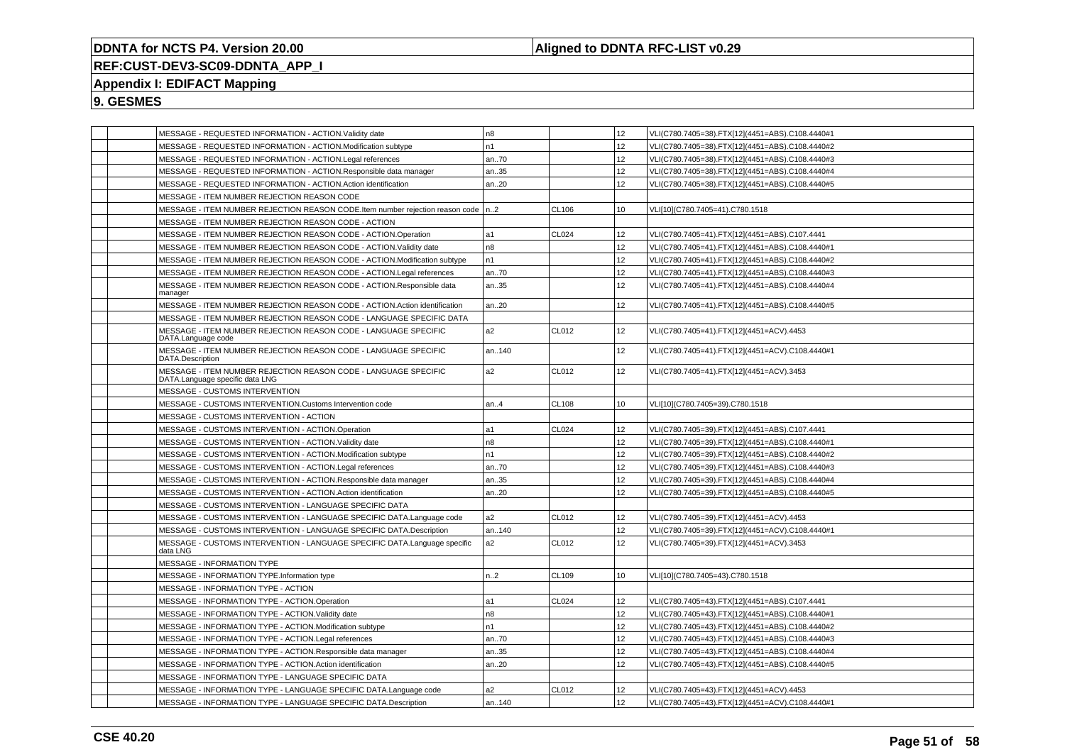| | | | | | | |
|---|---|---|---|---|---|---|
| | | MESSAGE - REQUESTED INFORMATION - ACTION.Validity date | n8 | | 12 | VLI(C780.7405=38).FTX[12](4451=ABS).C108.4440#1 |
| | | MESSAGE - REQUESTED INFORMATION - ACTION.Modification subtype | n1 | | 12 | VLI(C780.7405=38).FTX[12](4451=ABS).C108.4440#2 |
| | | MESSAGE - REQUESTED INFORMATION - ACTION.Legal references | an..70 | | 12 | VLI(C780.7405=38).FTX[12](4451=ABS).C108.4440#3 |
| | | MESSAGE - REQUESTED INFORMATION - ACTION.Responsible data manager | an..35 | | 12 | VLI(C780.7405=38).FTX[12](4451=ABS).C108.4440#4 |
| | | MESSAGE - REQUESTED INFORMATION - ACTION.Action identification | an..20 | | 12 | VLI(C780.7405=38).FTX[12](4451=ABS).C108.4440#5 |
| | | MESSAGE - ITEM NUMBER REJECTION REASON CODE | | | | |
| | | MESSAGE - ITEM NUMBER REJECTION REASON CODE.Item number rejection reason code | n..2 | CL106 | 10 | VLI[10](C780.7405=41).C780.1518 |
| | | MESSAGE - ITEM NUMBER REJECTION REASON CODE - ACTION | | | | |
| | | MESSAGE - ITEM NUMBER REJECTION REASON CODE - ACTION.Operation | a1 | CL024 | 12 | VLI(C780.7405=41).FTX[12](4451=ABS).C107.4441 |
| | | MESSAGE - ITEM NUMBER REJECTION REASON CODE - ACTION.Validity date | n8 | | 12 | VLI(C780.7405=41).FTX[12](4451=ABS).C108.4440#1 |
| | | MESSAGE - ITEM NUMBER REJECTION REASON CODE - ACTION.Modification subtype | n1 | | 12 | VLI(C780.7405=41).FTX[12](4451=ABS).C108.4440#2 |
| | | MESSAGE - ITEM NUMBER REJECTION REASON CODE - ACTION.Legal references | an..70 | | 12 | VLI(C780.7405=41).FTX[12](4451=ABS).C108.4440#3 |
| | | MESSAGE - ITEM NUMBER REJECTION REASON CODE - ACTION.Responsible data manager | an..35 | | 12 | VLI(C780.7405=41).FTX[12](4451=ABS).C108.4440#4 |
| | | MESSAGE - ITEM NUMBER REJECTION REASON CODE - ACTION.Action identification | an..20 | | 12 | VLI(C780.7405=41).FTX[12](4451=ABS).C108.4440#5 |
| | | MESSAGE - ITEM NUMBER REJECTION REASON CODE - LANGUAGE SPECIFIC DATA | | | | |
| | | MESSAGE - ITEM NUMBER REJECTION REASON CODE - LANGUAGE SPECIFIC DATA.Language code | a2 | CL012 | 12 | VLI(C780.7405=41).FTX[12](4451=ACV).4453 |
| | | MESSAGE - ITEM NUMBER REJECTION REASON CODE - LANGUAGE SPECIFIC DATA.Description | an..140 | | 12 | VLI(C780.7405=41).FTX[12](4451=ACV).C108.4440#1 |
| | | MESSAGE - ITEM NUMBER REJECTION REASON CODE - LANGUAGE SPECIFIC DATA.Language specific data LNG | a2 | CL012 | 12 | VLI(C780.7405=41).FTX[12](4451=ACV).3453 |
| | | MESSAGE - CUSTOMS INTERVENTION | | | | |
| | | MESSAGE - CUSTOMS INTERVENTION.Customs Intervention code | an..4 | CL108 | 10 | VLI[10](C780.7405=39).C780.1518 |
| | | MESSAGE - CUSTOMS INTERVENTION - ACTION | | | | |
| | | MESSAGE - CUSTOMS INTERVENTION - ACTION.Operation | a1 | CL024 | 12 | VLI(C780.7405=39).FTX[12](4451=ABS).C107.4441 |
| | | MESSAGE - CUSTOMS INTERVENTION - ACTION.Validity date | n8 | | 12 | VLI(C780.7405=39).FTX[12](4451=ABS).C108.4440#1 |
| | | MESSAGE - CUSTOMS INTERVENTION - ACTION.Modification subtype | n1 | | 12 | VLI(C780.7405=39).FTX[12](4451=ABS).C108.4440#2 |
| | | MESSAGE - CUSTOMS INTERVENTION - ACTION.Legal references | an..70 | | 12 | VLI(C780.7405=39).FTX[12](4451=ABS).C108.4440#3 |
| | | MESSAGE - CUSTOMS INTERVENTION - ACTION.Responsible data manager | an..35 | | 12 | VLI(C780.7405=39).FTX[12](4451=ABS).C108.4440#4 |
| | | MESSAGE - CUSTOMS INTERVENTION - ACTION.Action identification | an..20 | | 12 | VLI(C780.7405=39).FTX[12](4451=ABS).C108.4440#5 |
| | | MESSAGE - CUSTOMS INTERVENTION - LANGUAGE SPECIFIC DATA | | | | |
| | | MESSAGE - CUSTOMS INTERVENTION - LANGUAGE SPECIFIC DATA.Language code | a2 | CL012 | 12 | VLI(C780.7405=39).FTX[12](4451=ACV).4453 |
| | | MESSAGE - CUSTOMS INTERVENTION - LANGUAGE SPECIFIC DATA.Description | an..140 | | 12 | VLI(C780.7405=39).FTX[12](4451=ACV).C108.4440#1 |
| | | MESSAGE - CUSTOMS INTERVENTION - LANGUAGE SPECIFIC DATA.Language specific data LNG | a2 | CL012 | 12 | VLI(C780.7405=39).FTX[12](4451=ACV).3453 |
| | | MESSAGE - INFORMATION TYPE | | | | |
| | | MESSAGE - INFORMATION TYPE.Information type | n..2 | CL109 | 10 | VLI[10](C780.7405=43).C780.1518 |
| | | MESSAGE - INFORMATION TYPE - ACTION | | | | |
| | | MESSAGE - INFORMATION TYPE - ACTION.Operation | a1 | CL024 | 12 | VLI(C780.7405=43).FTX[12](4451=ABS).C107.4441 |
| | | MESSAGE - INFORMATION TYPE - ACTION.Validity date | n8 | | 12 | VLI(C780.7405=43).FTX[12](4451=ABS).C108.4440#1 |
| | | MESSAGE - INFORMATION TYPE - ACTION.Modification subtype | n1 | | 12 | VLI(C780.7405=43).FTX[12](4451=ABS).C108.4440#2 |
| | | MESSAGE - INFORMATION TYPE - ACTION.Legal references | an..70 | | 12 | VLI(C780.7405=43).FTX[12](4451=ABS).C108.4440#3 |
| | | MESSAGE - INFORMATION TYPE - ACTION.Responsible data manager | an..35 | | 12 | VLI(C780.7405=43).FTX[12](4451=ABS).C108.4440#4 |
| | | MESSAGE - INFORMATION TYPE - ACTION.Action identification | an..20 | | 12 | VLI(C780.7405=43).FTX[12](4451=ABS).C108.4440#5 |
| | | MESSAGE - INFORMATION TYPE - LANGUAGE SPECIFIC DATA | | | | |
| | | MESSAGE - INFORMATION TYPE - LANGUAGE SPECIFIC DATA.Language code | a2 | CL012 | 12 | VLI(C780.7405=43).FTX[12](4451=ACV).4453 |
| | | MESSAGE - INFORMATION TYPE - LANGUAGE SPECIFIC DATA.Description | an..140 | | 12 | VLI(C780.7405=43).FTX[12](4451=ACV).C108.4440#1 |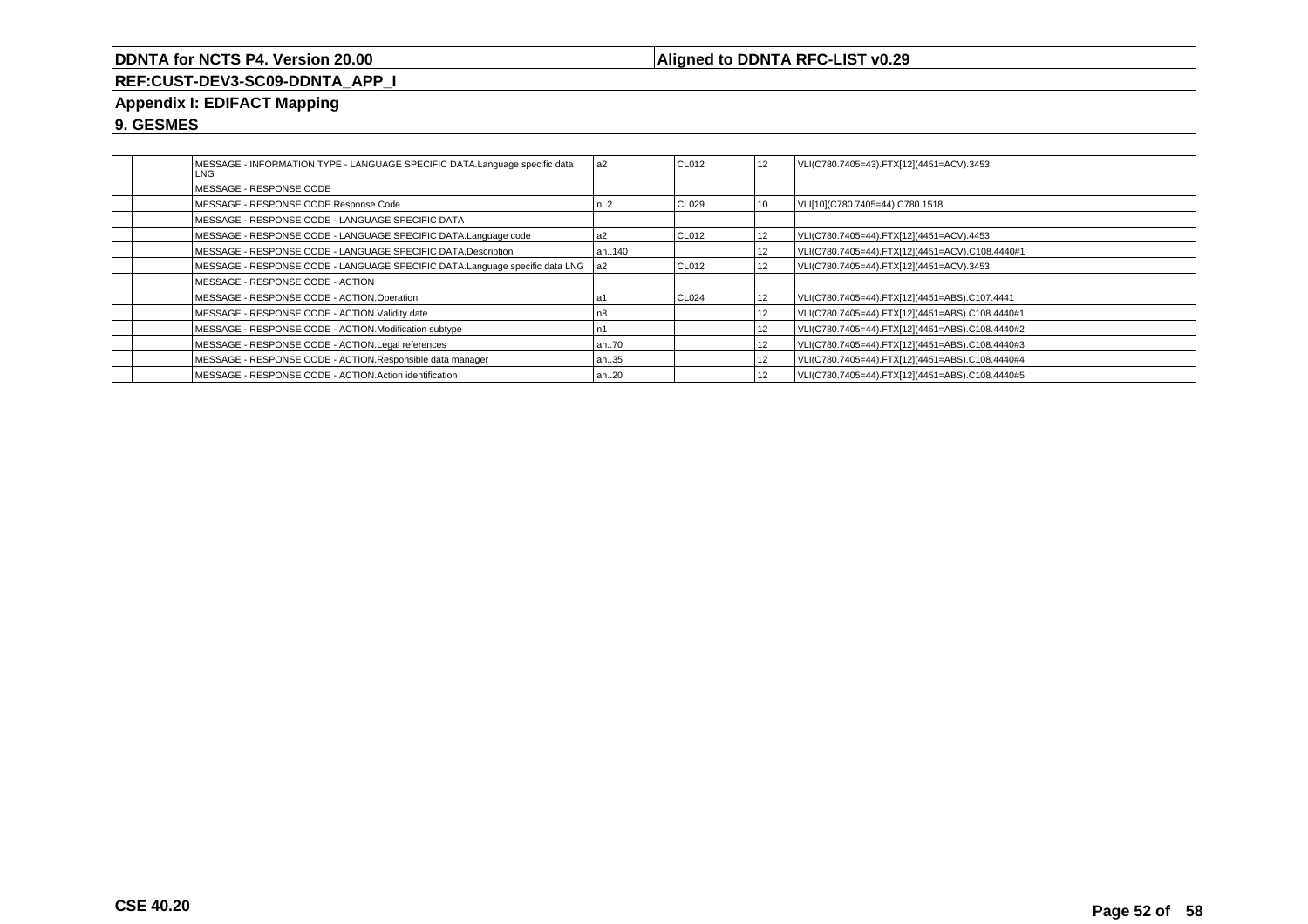# DDNTA for NCTS P4. Version 20.00

**Aligned to DDNTA RFC-LIST v0.29**

**REF:CUST-DEV3-SC09-DDNTA_APP_I**

**Appendix I: EDIFACT Mapping**

**9. GESMES**

| | | | | | | |
|---|---|---|---|---|---|---|
| | | MESSAGE - INFORMATION TYPE - LANGUAGE SPECIFIC DATA.Language specific data LNG | a2 | CL012 | 12 | VLI(C780.7405=43).FTX[12](4451=ACV).3453 |
| | | MESSAGE - RESPONSE CODE | | | | |
| | | MESSAGE - RESPONSE CODE.Response Code | n..2 | CL029 | 10 | VLI[10](C780.7405=44).C780.1518 |
| | | MESSAGE - RESPONSE CODE - LANGUAGE SPECIFIC DATA | | | | |
| | | MESSAGE - RESPONSE CODE - LANGUAGE SPECIFIC DATA.Language code | a2 | CL012 | 12 | VLI(C780.7405=44).FTX[12](4451=ACV).4453 |
| | | MESSAGE - RESPONSE CODE - LANGUAGE SPECIFIC DATA.Description | an..140 | | 12 | VLI(C780.7405=44).FTX[12](4451=ACV).C108.4440#1 |
| | | MESSAGE - RESPONSE CODE - LANGUAGE SPECIFIC DATA.Language specific data LNG | a2 | CL012 | 12 | VLI(C780.7405=44).FTX[12](4451=ACV).3453 |
| | | MESSAGE - RESPONSE CODE - ACTION | | | | |
| | | MESSAGE - RESPONSE CODE - ACTION.Operation | a1 | CL024 | 12 | VLI(C780.7405=44).FTX[12](4451=ABS).C107.4441 |
| | | MESSAGE - RESPONSE CODE - ACTION.Validity date | n8 | | 12 | VLI(C780.7405=44).FTX[12](4451=ABS).C108.4440#1 |
| | | MESSAGE - RESPONSE CODE - ACTION.Modification subtype | n1 | | 12 | VLI(C780.7405=44).FTX[12](4451=ABS).C108.4440#2 |
| | | MESSAGE - RESPONSE CODE - ACTION.Legal references | an..70 | | 12 | VLI(C780.7405=44).FTX[12](4451=ABS).C108.4440#3 |
| | | MESSAGE - RESPONSE CODE - ACTION.Responsible data manager | an..35 | | 12 | VLI(C780.7405=44).FTX[12](4451=ABS).C108.4440#4 |
| | | MESSAGE - RESPONSE CODE - ACTION.Action identification | an..20 | | 12 | VLI(C780.7405=44).FTX[12](4451=ABS).C108.4440#5 |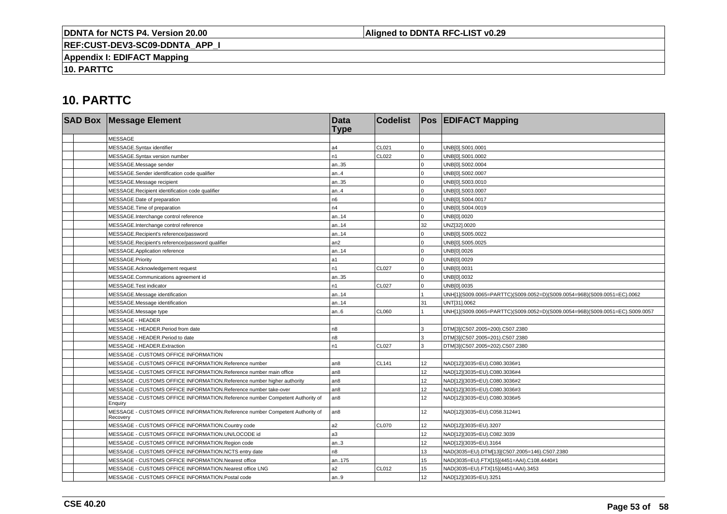# 10. PARTTC

| SAD Box | | Message Element | Data Type | Codelist | Pos | EDIFACT Mapping |
|---|---|---|---|---|---|---|
| | | MESSAGE | | | | |
| | | MESSAGE.Syntax identifier | a4 | CL021 | 0 | UNB[0].S001.0001 |
| | | MESSAGE.Syntax version number | n1 | CL022 | 0 | UNB[0].S001.0002 |
| | | MESSAGE.Message sender | an..35 | | 0 | UNB[0].S002.0004 |
| | | MESSAGE.Sender identification code qualifier | an..4 | | 0 | UNB[0].S002.0007 |
| | | MESSAGE.Message recipient | an..35 | | 0 | UNB[0].S003.0010 |
| | | MESSAGE.Recipient identification code qualifier | an..4 | | 0 | UNB[0].S003.0007 |
| | | MESSAGE.Date of preparation | n6 | | 0 | UNB[0].S004.0017 |
| | | MESSAGE.Time of preparation | n4 | | 0 | UNB[0].S004.0019 |
| | | MESSAGE.Interchange control reference | an..14 | | 0 | UNB[0].0020 |
| | | MESSAGE.Interchange control reference | an..14 | | 32 | UNZ[32].0020 |
| | | MESSAGE.Recipient's reference/password | an..14 | | 0 | UNB[0].S005.0022 |
| | | MESSAGE.Recipient's reference/password qualifier | an2 | | 0 | UNB[0].S005.0025 |
| | | MESSAGE.Application reference | an..14 | | 0 | UNB[0].0026 |
| | | MESSAGE.Priority | a1 | | 0 | UNB[0].0029 |
| | | MESSAGE.Acknowledgement request | n1 | CL027 | 0 | UNB[0].0031 |
| | | MESSAGE.Communications agreement id | an..35 | | 0 | UNB[0].0032 |
| | | MESSAGE.Test indicator | n1 | CL027 | 0 | UNB[0].0035 |
| | | MESSAGE.Message identification | an..14 | | 1 | UNH[1](S009.0065=PARTTC)(S009.0052=D)(S009.0054=96B)(S009.0051=EC).0062 |
| | | MESSAGE.Message identification | an..14 | | 31 | UNT[31].0062 |
| | | MESSAGE.Message type | an..6 | CL060 | 1 | UNH[1](S009.0065=PARTTC)(S009.0052=D)(S009.0054=96B)(S009.0051=EC).S009.0057 |
| | | MESSAGE - HEADER | | | | |
| | | MESSAGE - HEADER.Period from date | n8 | | 3 | DTM[3](C507.2005=200).C507.2380 |
| | | MESSAGE - HEADER.Period to date | n8 | | 3 | DTM[3](C507.2005=201).C507.2380 |
| | | MESSAGE - HEADER.Extraction | n1 | CL027 | 3 | DTM[3](C507.2005=202).C507.2380 |
| | | MESSAGE - CUSTOMS OFFICE INFORMATION | | | | |
| | | MESSAGE - CUSTOMS OFFICE INFORMATION.Reference number | an8 | CL141 | 12 | NAD[12](3035=EU).C080.3036#1 |
| | | MESSAGE - CUSTOMS OFFICE INFORMATION.Reference number main office | an8 | | 12 | NAD[12](3035=EU).C080.3036#4 |
| | | MESSAGE - CUSTOMS OFFICE INFORMATION.Reference number higher authority | an8 | | 12 | NAD[12](3035=EU).C080.3036#2 |
| | | MESSAGE - CUSTOMS OFFICE INFORMATION.Reference number take-over | an8 | | 12 | NAD[12](3035=EU).C080.3036#3 |
| | | MESSAGE - CUSTOMS OFFICE INFORMATION.Reference number Competent Authority of Enquiry | an8 | | 12 | NAD[12](3035=EU).C080.3036#5 |
| | | MESSAGE - CUSTOMS OFFICE INFORMATION.Reference number Competent Authority of Recovery | an8 | | 12 | NAD[12](3035=EU).C058.3124#1 |
| | | MESSAGE - CUSTOMS OFFICE INFORMATION.Country code | a2 | CL070 | 12 | NAD[12](3035=EU).3207 |
| | | MESSAGE - CUSTOMS OFFICE INFORMATION.UN/LOCODE id | a3 | | 12 | NAD[12](3035=EU).C082.3039 |
| | | MESSAGE - CUSTOMS OFFICE INFORMATION.Region code | an..3 | | 12 | NAD[12](3035=EU).3164 |
| | | MESSAGE - CUSTOMS OFFICE INFORMATION.NCTS entry date | n8 | | 13 | NAD(3035=EU).DTM[13](C507.2005=146).C507.2380 |
| | | MESSAGE - CUSTOMS OFFICE INFORMATION.Nearest office | an..175 | | 15 | NAD(3035=EU).FTX[15](4451=AAI).C108.4440#1 |
| | | MESSAGE - CUSTOMS OFFICE INFORMATION.Nearest office LNG | a2 | CL012 | 15 | NAD(3035=EU).FTX[15](4451=AAI).3453 |
| | | MESSAGE - CUSTOMS OFFICE INFORMATION.Postal code | an..9 | | 12 | NAD[12](3035=EU).3251 |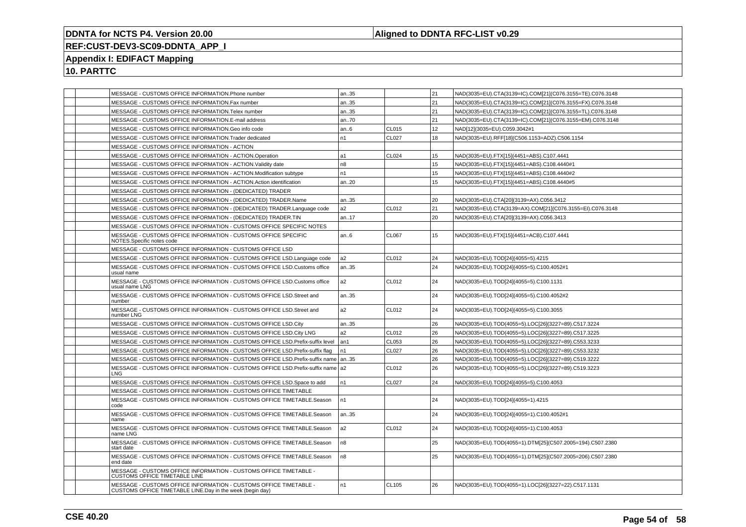**DDNTA for NCTS P4. Version 20.00** | **Aligned to DDNTA RFC-LIST v0.29**

**REF:CUST-DEV3-SC09-DDNTA_APP_I**

**Appendix I: EDIFACT Mapping**

**10. PARTTC**

| | | | | | | |
|---|---|---|---|---|---|---|
| | | MESSAGE - CUSTOMS OFFICE INFORMATION.Phone number | an..35 | | 21 | NAD(3035=EU).CTA(3139=IC).COM[21](C076.3155=TE).C076.3148 |
| | | MESSAGE - CUSTOMS OFFICE INFORMATION.Fax number | an..35 | | 21 | NAD(3035=EU).CTA(3139=IC).COM[21](C076.3155=FX).C076.3148 |
| | | MESSAGE - CUSTOMS OFFICE INFORMATION.Telex number | an..35 | | 21 | NAD(3035=EU).CTA(3139=IC).COM[21](C076.3155=TL).C076.3148 |
| | | MESSAGE - CUSTOMS OFFICE INFORMATION.E-mail address | an..70 | | 21 | NAD(3035=EU).CTA(3139=IC).COM[21](C076.3155=EM).C076.3148 |
| | | MESSAGE - CUSTOMS OFFICE INFORMATION.Geo info code | an..6 | CL015 | 12 | NAD[12](3035=EU).C059.3042#1 |
| | | MESSAGE - CUSTOMS OFFICE INFORMATION.Trader dedicated | n1 | CL027 | 18 | NAD(3035=EU).RFF[18](C506.1153=ADZ).C506.1154 |
| | | MESSAGE - CUSTOMS OFFICE INFORMATION - ACTION | | | | |
| | | MESSAGE - CUSTOMS OFFICE INFORMATION - ACTION.Operation | a1 | CL024 | 15 | NAD(3035=EU).FTX[15](4451=ABS).C107.4441 |
| | | MESSAGE - CUSTOMS OFFICE INFORMATION - ACTION.Validity date | n8 | | 15 | NAD(3035=EU).FTX[15](4451=ABS).C108.4440#1 |
| | | MESSAGE - CUSTOMS OFFICE INFORMATION - ACTION.Modification subtype | n1 | | 15 | NAD(3035=EU).FTX[15](4451=ABS).C108.4440#2 |
| | | MESSAGE - CUSTOMS OFFICE INFORMATION - ACTION.Action identification | an..20 | | 15 | NAD(3035=EU).FTX[15](4451=ABS).C108.4440#5 |
| | | MESSAGE - CUSTOMS OFFICE INFORMATION - (DEDICATED) TRADER | | | | |
| | | MESSAGE - CUSTOMS OFFICE INFORMATION - (DEDICATED) TRADER.Name | an..35 | | 20 | NAD(3035=EU).CTA[20](3139=AX).C056.3412 |
| | | MESSAGE - CUSTOMS OFFICE INFORMATION - (DEDICATED) TRADER.Language code | a2 | CL012 | 21 | NAD(3035=EU).CTA(3139=AX).COM[21](C076.3155=EI).C076.3148 |
| | | MESSAGE - CUSTOMS OFFICE INFORMATION - (DEDICATED) TRADER.TIN | an..17 | | 20 | NAD(3035=EU).CTA[20](3139=AX).C056.3413 |
| | | MESSAGE - CUSTOMS OFFICE INFORMATION - CUSTOMS OFFICE SPECIFIC NOTES | | | | |
| | | MESSAGE - CUSTOMS OFFICE INFORMATION - CUSTOMS OFFICE SPECIFIC NOTES.Specific notes code | an..6 | CL067 | 15 | NAD(3035=EU).FTX[15](4451=ACB).C107.4441 |
| | | MESSAGE - CUSTOMS OFFICE INFORMATION - CUSTOMS OFFICE LSD | | | | |
| | | MESSAGE - CUSTOMS OFFICE INFORMATION - CUSTOMS OFFICE LSD.Language code | a2 | CL012 | 24 | NAD(3035=EU).TOD[24](4055=5).4215 |
| | | MESSAGE - CUSTOMS OFFICE INFORMATION - CUSTOMS OFFICE LSD.Customs office usual name | an..35 | | 24 | NAD(3035=EU).TOD[24](4055=5).C100.4052#1 |
| | | MESSAGE - CUSTOMS OFFICE INFORMATION - CUSTOMS OFFICE LSD.Customs office usual name LNG | a2 | CL012 | 24 | NAD(3035=EU).TOD[24](4055=5).C100.1131 |
| | | MESSAGE - CUSTOMS OFFICE INFORMATION - CUSTOMS OFFICE LSD.Street and number | an..35 | | 24 | NAD(3035=EU).TOD[24](4055=5).C100.4052#2 |
| | | MESSAGE - CUSTOMS OFFICE INFORMATION - CUSTOMS OFFICE LSD.Street and number LNG | a2 | CL012 | 24 | NAD(3035=EU).TOD[24](4055=5).C100.3055 |
| | | MESSAGE - CUSTOMS OFFICE INFORMATION - CUSTOMS OFFICE LSD.City | an..35 | | 26 | NAD(3035=EU).TOD(4055=5).LOC[26](3227=89).C517.3224 |
| | | MESSAGE - CUSTOMS OFFICE INFORMATION - CUSTOMS OFFICE LSD.City LNG | a2 | CL012 | 26 | NAD(3035=EU).TOD(4055=5).LOC[26](3227=89).C517.3225 |
| | | MESSAGE - CUSTOMS OFFICE INFORMATION - CUSTOMS OFFICE LSD.Prefix-suffix level | an1 | CL053 | 26 | NAD(3035=EU).TOD(4055=5).LOC[26](3227=89).C553.3233 |
| | | MESSAGE - CUSTOMS OFFICE INFORMATION - CUSTOMS OFFICE LSD.Prefix-suffix flag | n1 | CL027 | 26 | NAD(3035=EU).TOD(4055=5).LOC[26](3227=89).C553.3232 |
| | | MESSAGE - CUSTOMS OFFICE INFORMATION - CUSTOMS OFFICE LSD.Prefix-suffix name | an..35 | | 26 | NAD(3035=EU).TOD(4055=5).LOC[26](3227=89).C519.3222 |
| | | MESSAGE - CUSTOMS OFFICE INFORMATION - CUSTOMS OFFICE LSD.Prefix-suffix name LNG | a2 | CL012 | 26 | NAD(3035=EU).TOD(4055=5).LOC[26](3227=89).C519.3223 |
| | | MESSAGE - CUSTOMS OFFICE INFORMATION - CUSTOMS OFFICE LSD.Space to add | n1 | CL027 | 24 | NAD(3035=EU).TOD[24](4055=5).C100.4053 |
| | | MESSAGE - CUSTOMS OFFICE INFORMATION - CUSTOMS OFFICE TIMETABLE | | | | |
| | | MESSAGE - CUSTOMS OFFICE INFORMATION - CUSTOMS OFFICE TIMETABLE.Season code | n1 | | 24 | NAD(3035=EU).TOD[24](4055=1).4215 |
| | | MESSAGE - CUSTOMS OFFICE INFORMATION - CUSTOMS OFFICE TIMETABLE.Season name | an..35 | | 24 | NAD(3035=EU).TOD[24](4055=1).C100.4052#1 |
| | | MESSAGE - CUSTOMS OFFICE INFORMATION - CUSTOMS OFFICE TIMETABLE.Season name LNG | a2 | CL012 | 24 | NAD(3035=EU).TOD[24](4055=1).C100.4053 |
| | | MESSAGE - CUSTOMS OFFICE INFORMATION - CUSTOMS OFFICE TIMETABLE.Season start date | n8 | | 25 | NAD(3035=EU).TOD(4055=1).DTM[25](C507.2005=194).C507.2380 |
| | | MESSAGE - CUSTOMS OFFICE INFORMATION - CUSTOMS OFFICE TIMETABLE.Season end date | n8 | | 25 | NAD(3035=EU).TOD(4055=1).DTM[25](C507.2005=206).C507.2380 |
| | | MESSAGE - CUSTOMS OFFICE INFORMATION - CUSTOMS OFFICE TIMETABLE - CUSTOMS OFFICE TIMETABLE LINE | | | | |
| | | MESSAGE - CUSTOMS OFFICE INFORMATION - CUSTOMS OFFICE TIMETABLE - CUSTOMS OFFICE TIMETABLE LINE.Day in the week (begin day) | n1 | CL105 | 26 | NAD(3035=EU).TOD(4055=1).LOC[26](3227=22).C517.1131 |

**CSE 40.20**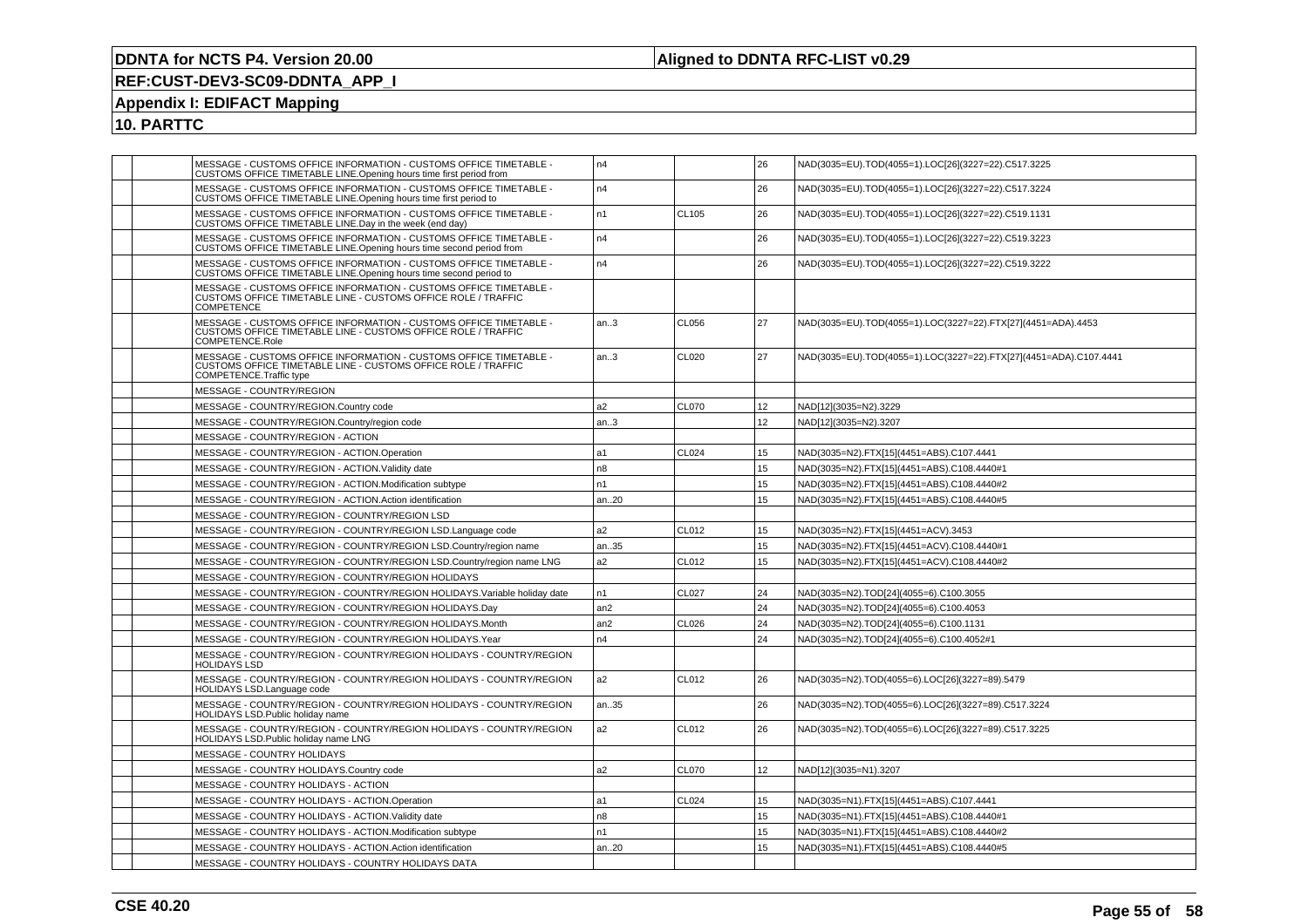# DDNTA for NCTS P4. Version 20.00

**Aligned to DDNTA RFC-LIST v0.29**

**REF:CUST-DEV3-SC09-DDNTA_APP_I**

**Appendix I: EDIFACT Mapping**

**10. PARTTC**

| | | | | | | |
|---|---|---|---|---|---|---|
| | | MESSAGE - CUSTOMS OFFICE INFORMATION - CUSTOMS OFFICE TIMETABLE - CUSTOMS OFFICE TIMETABLE LINE.Opening hours time first period from | n4 | | 26 | NAD(3035=EU).TOD(4055=1).LOC[26](3227=22).C517.3225 |
| | | MESSAGE - CUSTOMS OFFICE INFORMATION - CUSTOMS OFFICE TIMETABLE - CUSTOMS OFFICE TIMETABLE LINE.Opening hours time first period to | n4 | | 26 | NAD(3035=EU).TOD(4055=1).LOC[26](3227=22).C517.3224 |
| | | MESSAGE - CUSTOMS OFFICE INFORMATION - CUSTOMS OFFICE TIMETABLE - CUSTOMS OFFICE TIMETABLE LINE.Day in the week (end day) | n1 | CL105 | 26 | NAD(3035=EU).TOD(4055=1).LOC[26](3227=22).C519.1131 |
| | | MESSAGE - CUSTOMS OFFICE INFORMATION - CUSTOMS OFFICE TIMETABLE - CUSTOMS OFFICE TIMETABLE LINE.Opening hours time second period from | n4 | | 26 | NAD(3035=EU).TOD(4055=1).LOC[26](3227=22).C519.3223 |
| | | MESSAGE - CUSTOMS OFFICE INFORMATION - CUSTOMS OFFICE TIMETABLE - CUSTOMS OFFICE TIMETABLE LINE.Opening hours time second period to | n4 | | 26 | NAD(3035=EU).TOD(4055=1).LOC[26](3227=22).C519.3222 |
| | | MESSAGE - CUSTOMS OFFICE INFORMATION - CUSTOMS OFFICE TIMETABLE - CUSTOMS OFFICE TIMETABLE LINE - CUSTOMS OFFICE ROLE / TRAFFIC COMPETENCE | | | | |
| | | MESSAGE - CUSTOMS OFFICE INFORMATION - CUSTOMS OFFICE TIMETABLE - CUSTOMS OFFICE TIMETABLE LINE - CUSTOMS OFFICE ROLE / TRAFFIC COMPETENCE.Role | an..3 | CL056 | 27 | NAD(3035=EU).TOD(4055=1).LOC(3227=22).FTX[27](4451=ADA).4453 |
| | | MESSAGE - CUSTOMS OFFICE INFORMATION - CUSTOMS OFFICE TIMETABLE - CUSTOMS OFFICE TIMETABLE LINE - CUSTOMS OFFICE ROLE / TRAFFIC COMPETENCE.Traffic type | an..3 | CL020 | 27 | NAD(3035=EU).TOD(4055=1).LOC(3227=22).FTX[27](4451=ADA).C107.4441 |
| | | MESSAGE - COUNTRY/REGION | | | | |
| | | MESSAGE - COUNTRY/REGION.Country code | a2 | CL070 | 12 | NAD[12](3035=N2).3229 |
| | | MESSAGE - COUNTRY/REGION.Country/region code | an..3 | | 12 | NAD[12](3035=N2).3207 |
| | | MESSAGE - COUNTRY/REGION - ACTION | | | | |
| | | MESSAGE - COUNTRY/REGION - ACTION.Operation | a1 | CL024 | 15 | NAD(3035=N2).FTX[15](4451=ABS).C107.4441 |
| | | MESSAGE - COUNTRY/REGION - ACTION.Validity date | n8 | | 15 | NAD(3035=N2).FTX[15](4451=ABS).C108.4440#1 |
| | | MESSAGE - COUNTRY/REGION - ACTION.Modification subtype | n1 | | 15 | NAD(3035=N2).FTX[15](4451=ABS).C108.4440#2 |
| | | MESSAGE - COUNTRY/REGION - ACTION.Action identification | an..20 | | 15 | NAD(3035=N2).FTX[15](4451=ABS).C108.4440#5 |
| | | MESSAGE - COUNTRY/REGION - COUNTRY/REGION LSD | | | | |
| | | MESSAGE - COUNTRY/REGION - COUNTRY/REGION LSD.Language code | a2 | CL012 | 15 | NAD(3035=N2).FTX[15](4451=ACV).3453 |
| | | MESSAGE - COUNTRY/REGION - COUNTRY/REGION LSD.Country/region name | an..35 | | 15 | NAD(3035=N2).FTX[15](4451=ACV).C108.4440#1 |
| | | MESSAGE - COUNTRY/REGION - COUNTRY/REGION LSD.Country/region name LNG | a2 | CL012 | 15 | NAD(3035=N2).FTX[15](4451=ACV).C108.4440#2 |
| | | MESSAGE - COUNTRY/REGION - COUNTRY/REGION HOLIDAYS | | | | |
| | | MESSAGE - COUNTRY/REGION - COUNTRY/REGION HOLIDAYS.Variable holiday date | n1 | CL027 | 24 | NAD(3035=N2).TOD[24](4055=6).C100.3055 |
| | | MESSAGE - COUNTRY/REGION - COUNTRY/REGION HOLIDAYS.Day | an2 | | 24 | NAD(3035=N2).TOD[24](4055=6).C100.4053 |
| | | MESSAGE - COUNTRY/REGION - COUNTRY/REGION HOLIDAYS.Month | an2 | CL026 | 24 | NAD(3035=N2).TOD[24](4055=6).C100.1131 |
| | | MESSAGE - COUNTRY/REGION - COUNTRY/REGION HOLIDAYS.Year | n4 | | 24 | NAD(3035=N2).TOD[24](4055=6).C100.4052#1 |
| | | MESSAGE - COUNTRY/REGION - COUNTRY/REGION HOLIDAYS - COUNTRY/REGION HOLIDAYS LSD | | | | |
| | | MESSAGE - COUNTRY/REGION - COUNTRY/REGION HOLIDAYS - COUNTRY/REGION HOLIDAYS LSD.Language code | a2 | CL012 | 26 | NAD(3035=N2).TOD(4055=6).LOC[26](3227=89).5479 |
| | | MESSAGE - COUNTRY/REGION - COUNTRY/REGION HOLIDAYS - COUNTRY/REGION HOLIDAYS LSD.Public holiday name | an..35 | | 26 | NAD(3035=N2).TOD(4055=6).LOC[26](3227=89).C517.3224 |
| | | MESSAGE - COUNTRY/REGION - COUNTRY/REGION HOLIDAYS - COUNTRY/REGION HOLIDAYS LSD.Public holiday name LNG | a2 | CL012 | 26 | NAD(3035=N2).TOD(4055=6).LOC[26](3227=89).C517.3225 |
| | | MESSAGE - COUNTRY HOLIDAYS | | | | |
| | | MESSAGE - COUNTRY HOLIDAYS.Country code | a2 | CL070 | 12 | NAD[12](3035=N1).3207 |
| | | MESSAGE - COUNTRY HOLIDAYS - ACTION | | | | |
| | | MESSAGE - COUNTRY HOLIDAYS - ACTION.Operation | a1 | CL024 | 15 | NAD(3035=N1).FTX[15](4451=ABS).C107.4441 |
| | | MESSAGE - COUNTRY HOLIDAYS - ACTION.Validity date | n8 | | 15 | NAD(3035=N1).FTX[15](4451=ABS).C108.4440#1 |
| | | MESSAGE - COUNTRY HOLIDAYS - ACTION.Modification subtype | n1 | | 15 | NAD(3035=N1).FTX[15](4451=ABS).C108.4440#2 |
| | | MESSAGE - COUNTRY HOLIDAYS - ACTION.Action identification | an..20 | | 15 | NAD(3035=N1).FTX[15](4451=ABS).C108.4440#5 |
| | | MESSAGE - COUNTRY HOLIDAYS - COUNTRY HOLIDAYS DATA | | | | |

**CSE 40.20**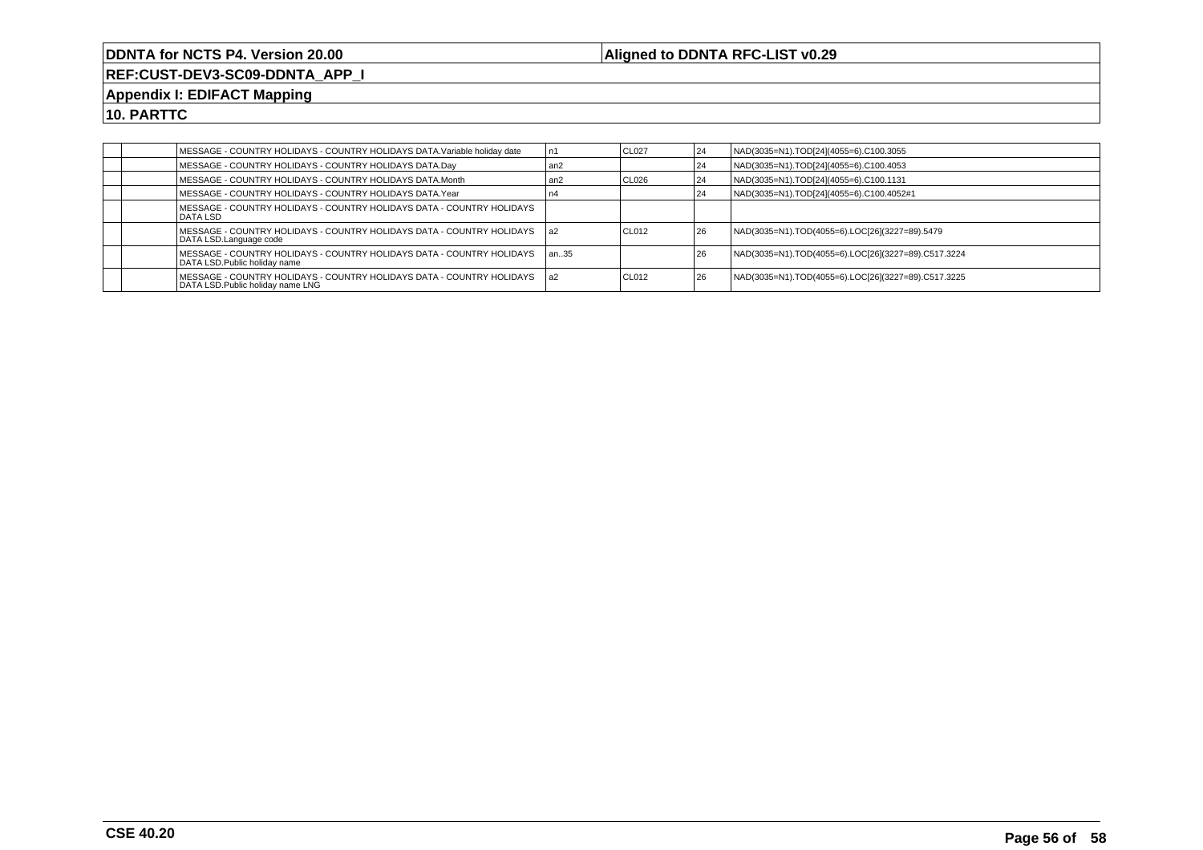## DDNTA for NCTS P4. Version 20.00

**Aligned to DDNTA RFC-LIST v0.29**

**REF:CUST-DEV3-SC09-DDNTA_APP_I**

**Appendix I: EDIFACT Mapping**

**10. PARTTC**

| | | | | | | |
|---|---|---|---|---|---|---|
| | | MESSAGE - COUNTRY HOLIDAYS - COUNTRY HOLIDAYS DATA.Variable holiday date | n1 | CL027 | 24 | NAD(3035=N1).TOD[24](4055=6).C100.3055 |
| | | MESSAGE - COUNTRY HOLIDAYS - COUNTRY HOLIDAYS DATA.Day | an2 | | 24 | NAD(3035=N1).TOD[24](4055=6).C100.4053 |
| | | MESSAGE - COUNTRY HOLIDAYS - COUNTRY HOLIDAYS DATA.Month | an2 | CL026 | 24 | NAD(3035=N1).TOD[24](4055=6).C100.1131 |
| | | MESSAGE - COUNTRY HOLIDAYS - COUNTRY HOLIDAYS DATA.Year | n4 | | 24 | NAD(3035=N1).TOD[24](4055=6).C100.4052#1 |
| | | MESSAGE - COUNTRY HOLIDAYS - COUNTRY HOLIDAYS DATA - COUNTRY HOLIDAYS DATA LSD | | | | |
| | | MESSAGE - COUNTRY HOLIDAYS - COUNTRY HOLIDAYS DATA - COUNTRY HOLIDAYS DATA LSD.Language code | a2 | CL012 | 26 | NAD(3035=N1).TOD(4055=6).LOC[26](3227=89).5479 |
| | | MESSAGE - COUNTRY HOLIDAYS - COUNTRY HOLIDAYS DATA - COUNTRY HOLIDAYS DATA LSD.Public holiday name | an..35 | | 26 | NAD(3035=N1).TOD(4055=6).LOC[26](3227=89).C517.3224 |
| | | MESSAGE - COUNTRY HOLIDAYS - COUNTRY HOLIDAYS DATA - COUNTRY HOLIDAYS DATA LSD.Public holiday name LNG | a2 | CL012 | 26 | NAD(3035=N1).TOD(4055=6).LOC[26](3227=89).C517.3225 |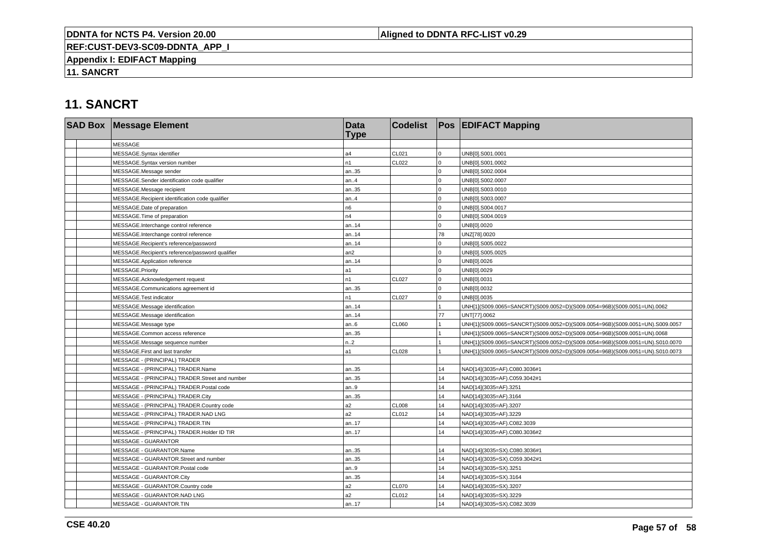# 11. SANCRT

| SAD Box | | Message Element | Data Type | Codelist | Pos | EDIFACT Mapping |
|---|---|---|---|---|---|---|
| | | MESSAGE | | | | |
| | | MESSAGE.Syntax identifier | a4 | CL021 | 0 | UNB[0].S001.0001 |
| | | MESSAGE.Syntax version number | n1 | CL022 | 0 | UNB[0].S001.0002 |
| | | MESSAGE.Message sender | an..35 | | 0 | UNB[0].S002.0004 |
| | | MESSAGE.Sender identification code qualifier | an..4 | | 0 | UNB[0].S002.0007 |
| | | MESSAGE.Message recipient | an..35 | | 0 | UNB[0].S003.0010 |
| | | MESSAGE.Recipient identification code qualifier | an..4 | | 0 | UNB[0].S003.0007 |
| | | MESSAGE.Date of preparation | n6 | | 0 | UNB[0].S004.0017 |
| | | MESSAGE.Time of preparation | n4 | | 0 | UNB[0].S004.0019 |
| | | MESSAGE.Interchange control reference | an..14 | | 0 | UNB[0].0020 |
| | | MESSAGE.Interchange control reference | an..14 | | 78 | UNZ[78].0020 |
| | | MESSAGE.Recipient's reference/password | an..14 | | 0 | UNB[0].S005.0022 |
| | | MESSAGE.Recipient's reference/password qualifier | an2 | | 0 | UNB[0].S005.0025 |
| | | MESSAGE.Application reference | an..14 | | 0 | UNB[0].0026 |
| | | MESSAGE.Priority | a1 | | 0 | UNB[0].0029 |
| | | MESSAGE.Acknowledgement request | n1 | CL027 | 0 | UNB[0].0031 |
| | | MESSAGE.Communications agreement id | an..35 | | 0 | UNB[0].0032 |
| | | MESSAGE.Test indicator | n1 | CL027 | 0 | UNB[0].0035 |
| | | MESSAGE.Message identification | an..14 | | 1 | UNH[1](S009.0065=SANCRT)(S009.0052=D)(S009.0054=96B)(S009.0051=UN).0062 |
| | | MESSAGE.Message identification | an..14 | | 77 | UNT[77].0062 |
| | | MESSAGE.Message type | an..6 | CL060 | 1 | UNH[1](S009.0065=SANCRT)(S009.0052=D)(S009.0054=96B)(S009.0051=UN).S009.0057 |
| | | MESSAGE.Common access reference | an..35 | | 1 | UNH[1](S009.0065=SANCRT)(S009.0052=D)(S009.0054=96B)(S009.0051=UN).0068 |
| | | MESSAGE.Message sequence number | n..2 | | 1 | UNH[1](S009.0065=SANCRT)(S009.0052=D)(S009.0054=96B)(S009.0051=UN).S010.0070 |
| | | MESSAGE.First and last transfer | a1 | CL028 | 1 | UNH[1](S009.0065=SANCRT)(S009.0052=D)(S009.0054=96B)(S009.0051=UN).S010.0073 |
| | | MESSAGE - (PRINCIPAL) TRADER | | | | |
| | | MESSAGE - (PRINCIPAL) TRADER.Name | an..35 | | 14 | NAD[14](3035=AF).C080.3036#1 |
| | | MESSAGE - (PRINCIPAL) TRADER.Street and number | an..35 | | 14 | NAD[14](3035=AF).C059.3042#1 |
| | | MESSAGE - (PRINCIPAL) TRADER.Postal code | an..9 | | 14 | NAD[14](3035=AF).3251 |
| | | MESSAGE - (PRINCIPAL) TRADER.City | an..35 | | 14 | NAD[14](3035=AF).3164 |
| | | MESSAGE - (PRINCIPAL) TRADER.Country code | a2 | CL008 | 14 | NAD[14](3035=AF).3207 |
| | | MESSAGE - (PRINCIPAL) TRADER.NAD LNG | a2 | CL012 | 14 | NAD[14](3035=AF).3229 |
| | | MESSAGE - (PRINCIPAL) TRADER.TIN | an..17 | | 14 | NAD[14](3035=AF).C082.3039 |
| | | MESSAGE - (PRINCIPAL) TRADER.Holder ID TIR | an..17 | | 14 | NAD[14](3035=AF).C080.3036#2 |
| | | MESSAGE - GUARANTOR | | | | |
| | | MESSAGE - GUARANTOR.Name | an..35 | | 14 | NAD[14](3035=SX).C080.3036#1 |
| | | MESSAGE - GUARANTOR.Street and number | an..35 | | 14 | NAD[14](3035=SX).C059.3042#1 |
| | | MESSAGE - GUARANTOR.Postal code | an..9 | | 14 | NAD[14](3035=SX).3251 |
| | | MESSAGE - GUARANTOR.City | an..35 | | 14 | NAD[14](3035=SX).3164 |
| | | MESSAGE - GUARANTOR.Country code | a2 | CL070 | 14 | NAD[14](3035=SX).3207 |
| | | MESSAGE - GUARANTOR.NAD LNG | a2 | CL012 | 14 | NAD[14](3035=SX).3229 |
| | | MESSAGE - GUARANTOR.TIN | an..17 | | 14 | NAD[14](3035=SX).C082.3039 |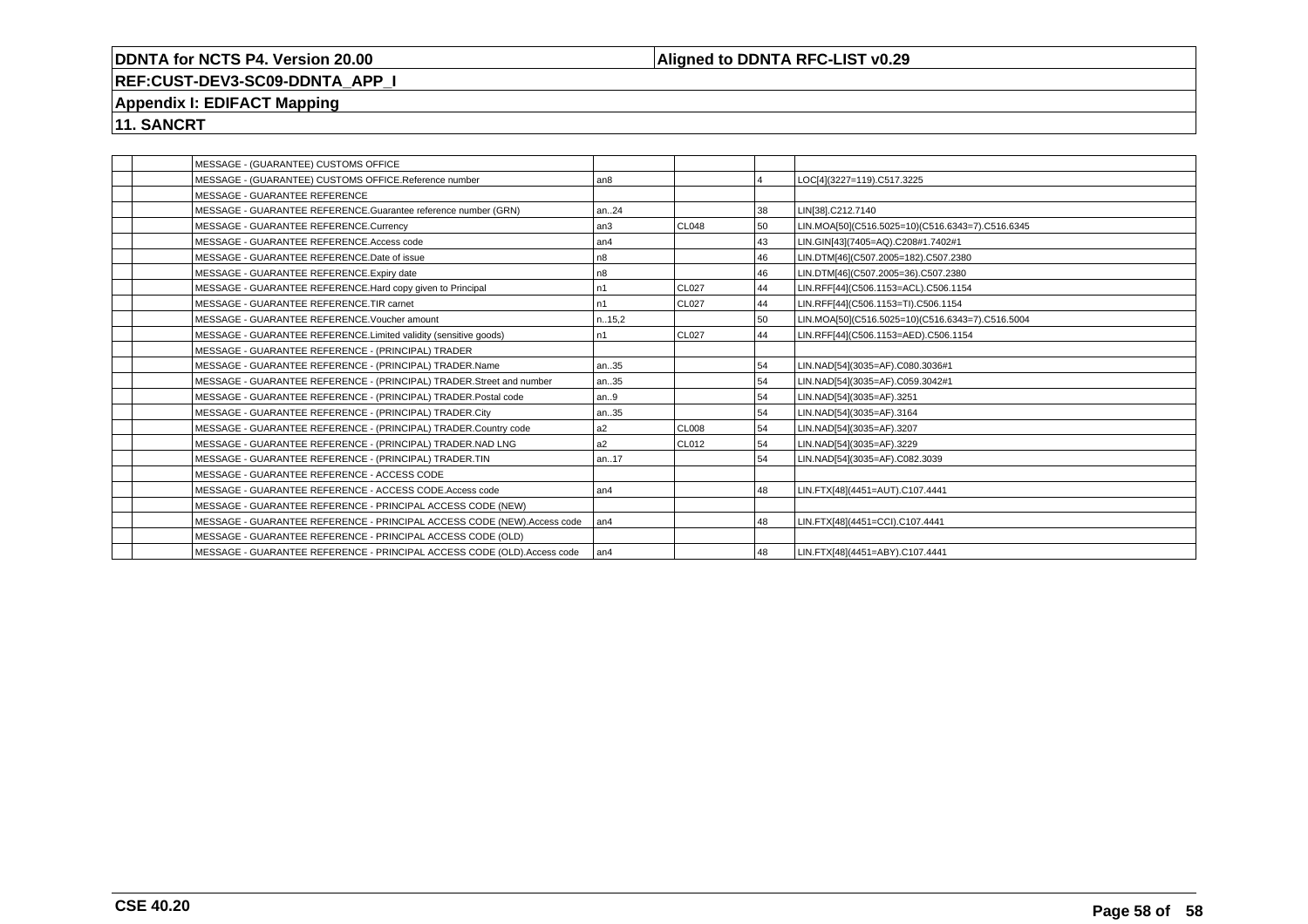## 11. SANCRT

| | | | | | | |
|---|---|---|---|---|---|---|
| | | MESSAGE - (GUARANTEE) CUSTOMS OFFICE | | | | |
| | | MESSAGE - (GUARANTEE) CUSTOMS OFFICE.Reference number | an8 | | 4 | LOC[4](3227=119).C517.3225 |
| | | MESSAGE - GUARANTEE REFERENCE | | | | |
| | | MESSAGE - GUARANTEE REFERENCE.Guarantee reference number (GRN) | an..24 | | 38 | LIN[38].C212.7140 |
| | | MESSAGE - GUARANTEE REFERENCE.Currency | an3 | CL048 | 50 | LIN.MOA[50](C516.5025=10)(C516.6343=7).C516.6345 |
| | | MESSAGE - GUARANTEE REFERENCE.Access code | an4 | | 43 | LIN.GIN[43](7405=AQ).C208#1.7402#1 |
| | | MESSAGE - GUARANTEE REFERENCE.Date of issue | n8 | | 46 | LIN.DTM[46](C507.2005=182).C507.2380 |
| | | MESSAGE - GUARANTEE REFERENCE.Expiry date | n8 | | 46 | LIN.DTM[46](C507.2005=36).C507.2380 |
| | | MESSAGE - GUARANTEE REFERENCE.Hard copy given to Principal | n1 | CL027 | 44 | LIN.RFF[44](C506.1153=ACL).C506.1154 |
| | | MESSAGE - GUARANTEE REFERENCE.TIR carnet | n1 | CL027 | 44 | LIN.RFF[44](C506.1153=TI).C506.1154 |
| | | MESSAGE - GUARANTEE REFERENCE.Voucher amount | n..15,2 | | 50 | LIN.MOA[50](C516.5025=10)(C516.6343=7).C516.5004 |
| | | MESSAGE - GUARANTEE REFERENCE.Limited validity (sensitive goods) | n1 | CL027 | 44 | LIN.RFF[44](C506.1153=AED).C506.1154 |
| | | MESSAGE - GUARANTEE REFERENCE - (PRINCIPAL) TRADER | | | | |
| | | MESSAGE - GUARANTEE REFERENCE - (PRINCIPAL) TRADER.Name | an..35 | | 54 | LIN.NAD[54](3035=AF).C080.3036#1 |
| | | MESSAGE - GUARANTEE REFERENCE - (PRINCIPAL) TRADER.Street and number | an..35 | | 54 | LIN.NAD[54](3035=AF).C059.3042#1 |
| | | MESSAGE - GUARANTEE REFERENCE - (PRINCIPAL) TRADER.Postal code | an..9 | | 54 | LIN.NAD[54](3035=AF).3251 |
| | | MESSAGE - GUARANTEE REFERENCE - (PRINCIPAL) TRADER.City | an..35 | | 54 | LIN.NAD[54](3035=AF).3164 |
| | | MESSAGE - GUARANTEE REFERENCE - (PRINCIPAL) TRADER.Country code | a2 | CL008 | 54 | LIN.NAD[54](3035=AF).3207 |
| | | MESSAGE - GUARANTEE REFERENCE - (PRINCIPAL) TRADER.NAD LNG | a2 | CL012 | 54 | LIN.NAD[54](3035=AF).3229 |
| | | MESSAGE - GUARANTEE REFERENCE - (PRINCIPAL) TRADER.TIN | an..17 | | 54 | LIN.NAD[54](3035=AF).C082.3039 |
| | | MESSAGE - GUARANTEE REFERENCE - ACCESS CODE | | | | |
| | | MESSAGE - GUARANTEE REFERENCE - ACCESS CODE.Access code | an4 | | 48 | LIN.FTX[48](4451=AUT).C107.4441 |
| | | MESSAGE - GUARANTEE REFERENCE - PRINCIPAL ACCESS CODE (NEW) | | | | |
| | | MESSAGE - GUARANTEE REFERENCE - PRINCIPAL ACCESS CODE (NEW).Access code | an4 | | 48 | LIN.FTX[48](4451=CCI).C107.4441 |
| | | MESSAGE - GUARANTEE REFERENCE - PRINCIPAL ACCESS CODE (OLD) | | | | |
| | | MESSAGE - GUARANTEE REFERENCE - PRINCIPAL ACCESS CODE (OLD).Access code | an4 | | 48 | LIN.FTX[48](4451=ABY).C107.4441 |